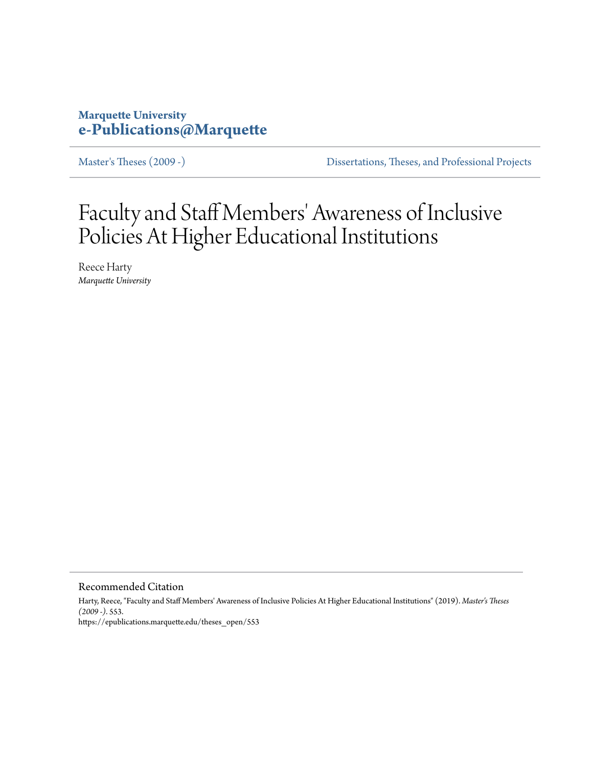**Marquette University**
**e-Publications@Marquette**

Master's Theses (2009 -) | Dissertations, Theses, and Professional Projects

# Faculty and Staff Members' Awareness of Inclusive Policies At Higher Educational Institutions

Reece Harty
*Marquette University*

## Recommended Citation

Harty, Reece, "Faculty and Staff Members' Awareness of Inclusive Policies At Higher Educational Institutions" (2019). *Master's Theses (2009 -)*. 553.
https://epublications.marquette.edu/theses_open/553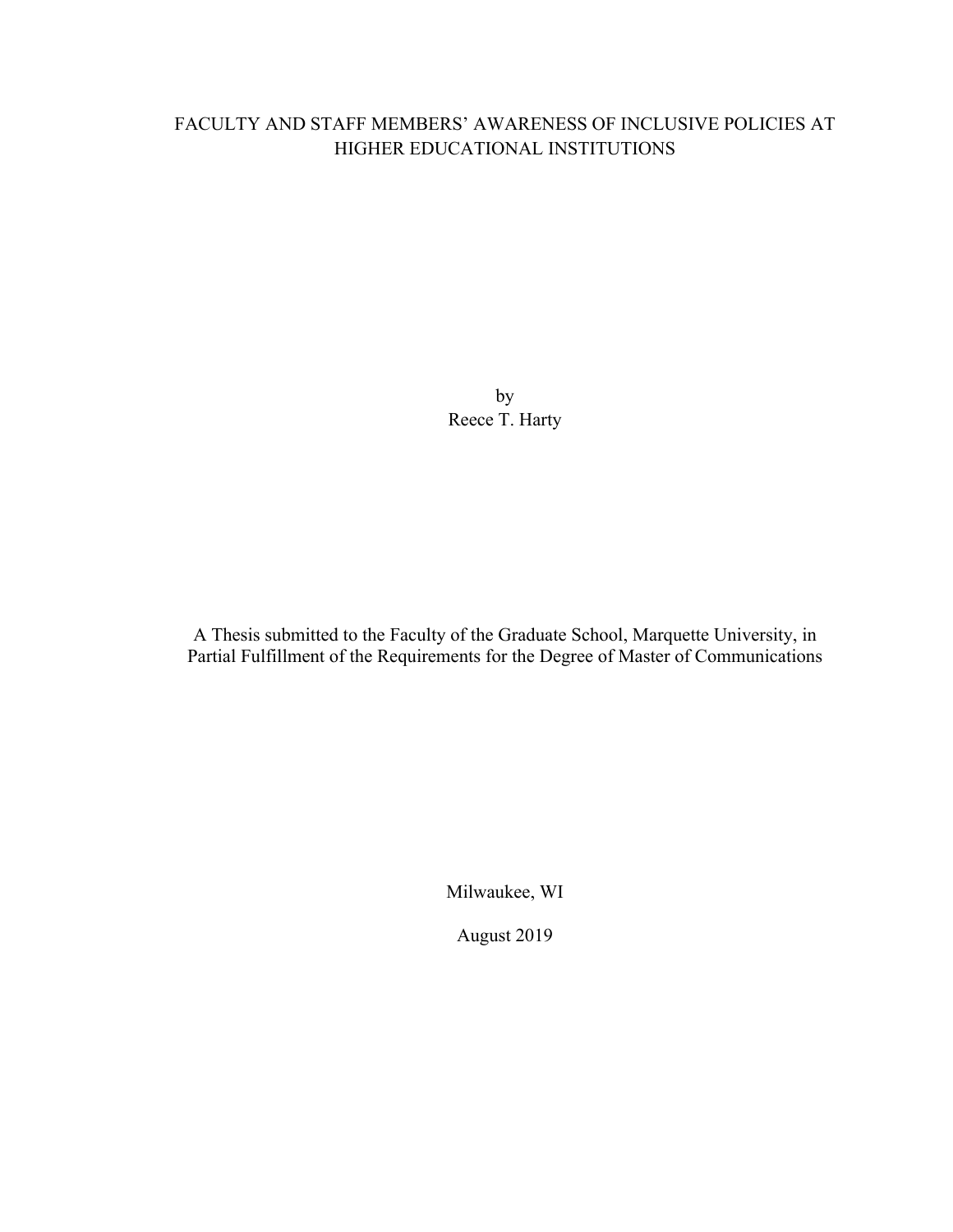# FACULTY AND STAFF MEMBERS' AWARENESS OF INCLUSIVE POLICIES AT HIGHER EDUCATIONAL INSTITUTIONS

by

Reece T. Harty

A Thesis submitted to the Faculty of the Graduate School, Marquette University, in Partial Fulfillment of the Requirements for the Degree of Master of Communications

Milwaukee, WI

August 2019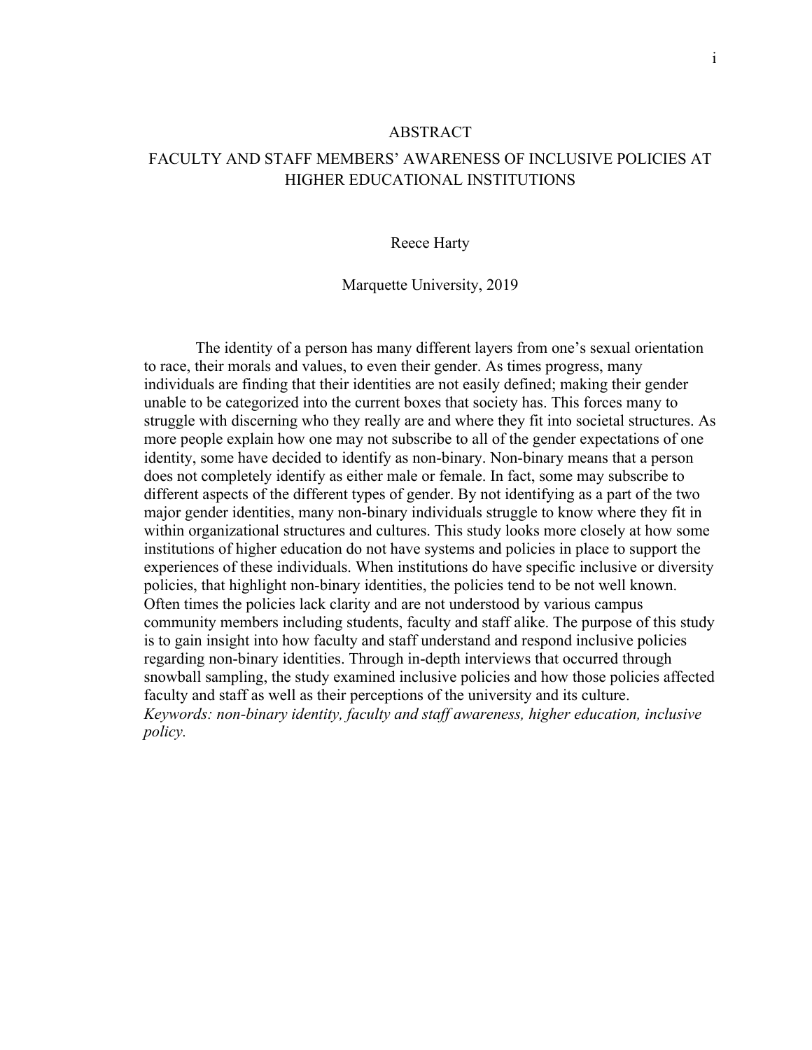# ABSTRACT

## FACULTY AND STAFF MEMBERS' AWARENESS OF INCLUSIVE POLICIES AT HIGHER EDUCATIONAL INSTITUTIONS

Reece Harty

Marquette University, 2019

The identity of a person has many different layers from one's sexual orientation to race, their morals and values, to even their gender. As times progress, many individuals are finding that their identities are not easily defined; making their gender unable to be categorized into the current boxes that society has. This forces many to struggle with discerning who they really are and where they fit into societal structures. As more people explain how one may not subscribe to all of the gender expectations of one identity, some have decided to identify as non-binary. Non-binary means that a person does not completely identify as either male or female. In fact, some may subscribe to different aspects of the different types of gender. By not identifying as a part of the two major gender identities, many non-binary individuals struggle to know where they fit in within organizational structures and cultures. This study looks more closely at how some institutions of higher education do not have systems and policies in place to support the experiences of these individuals. When institutions do have specific inclusive or diversity policies, that highlight non-binary identities, the policies tend to be not well known. Often times the policies lack clarity and are not understood by various campus community members including students, faculty and staff alike. The purpose of this study is to gain insight into how faculty and staff understand and respond inclusive policies regarding non-binary identities. Through in-depth interviews that occurred through snowball sampling, the study examined inclusive policies and how those policies affected faculty and staff as well as their perceptions of the university and its culture.

*Keywords: non-binary identity, faculty and staff awareness, higher education, inclusive policy.*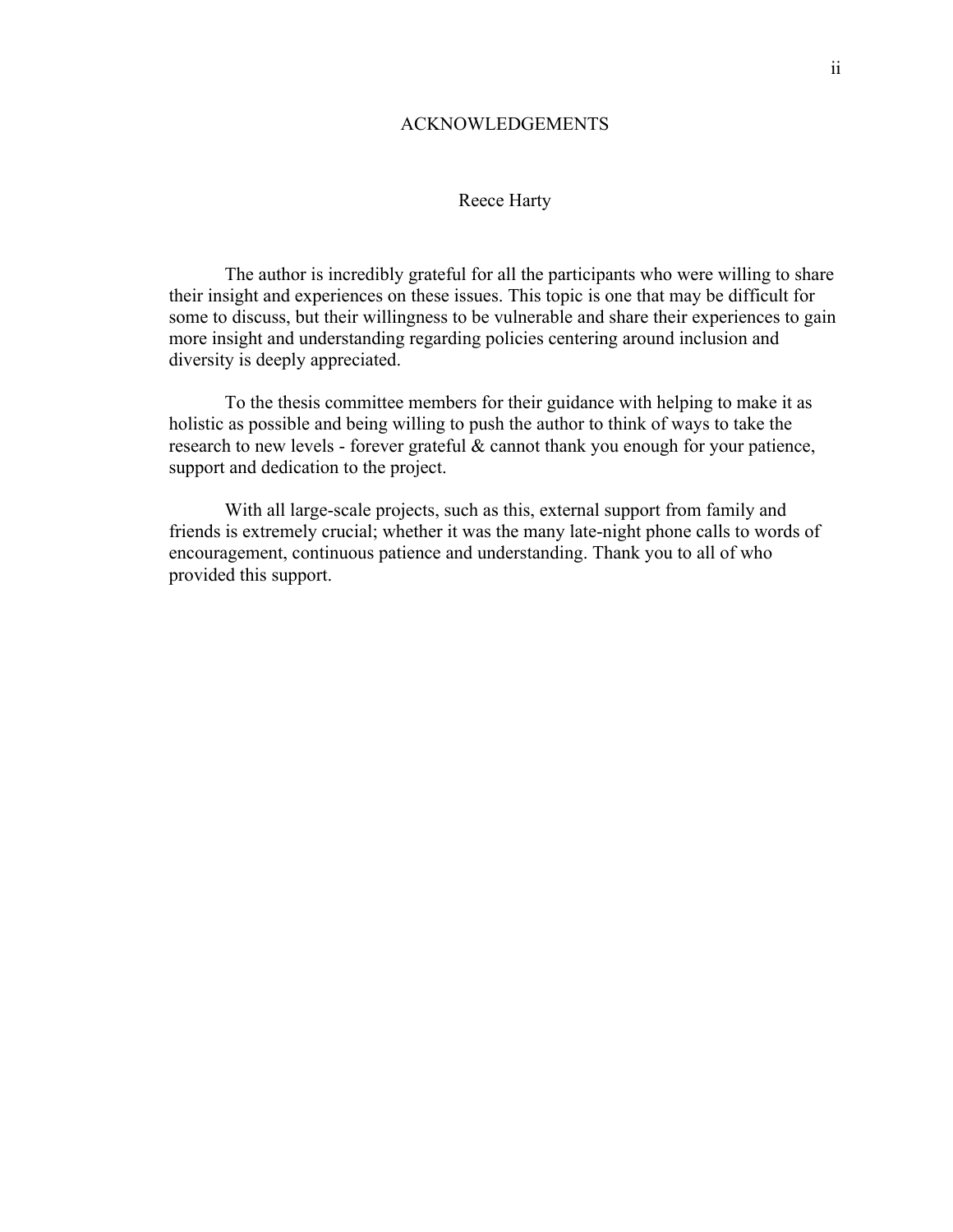# ACKNOWLEDGEMENTS

Reece Harty

The author is incredibly grateful for all the participants who were willing to share their insight and experiences on these issues. This topic is one that may be difficult for some to discuss, but their willingness to be vulnerable and share their experiences to gain more insight and understanding regarding policies centering around inclusion and diversity is deeply appreciated.

To the thesis committee members for their guidance with helping to make it as holistic as possible and being willing to push the author to think of ways to take the research to new levels - forever grateful & cannot thank you enough for your patience, support and dedication to the project.

With all large-scale projects, such as this, external support from family and friends is extremely crucial; whether it was the many late-night phone calls to words of encouragement, continuous patience and understanding. Thank you to all of who provided this support.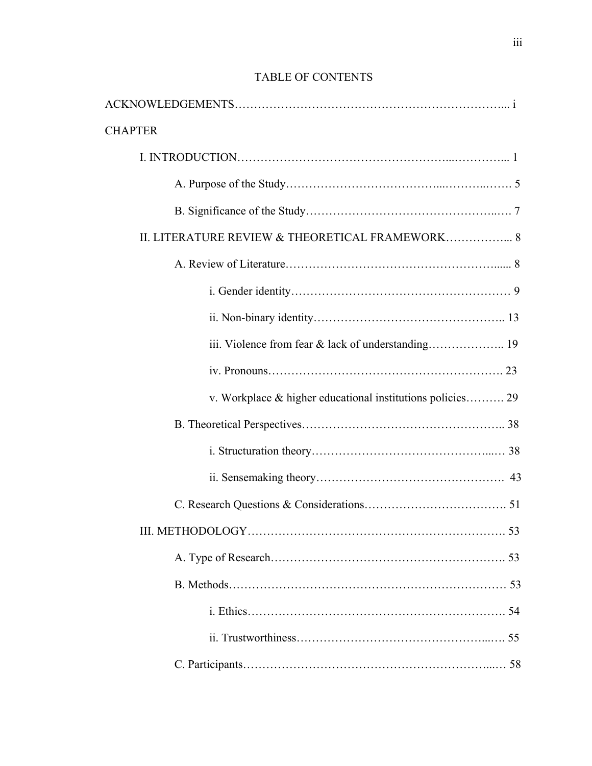# TABLE OF CONTENTS

ACKNOWLEDGEMENTS ... i

CHAPTER

I. INTRODUCTION ... 1

- A. Purpose of the Study ... 5
- B. Significance of the Study ... 7

II. LITERATURE REVIEW & THEORETICAL FRAMEWORK ... 8

- A. Review of Literature ... 8
  - i. Gender identity ... 9
  - ii. Non-binary identity ... 13
  - iii. Violence from fear & lack of understanding ... 19
  - iv. Pronouns ... 23
  - v. Workplace & higher educational institutions policies ... 29
- B. Theoretical Perspectives ... 38
  - i. Structuration theory ... 38
  - ii. Sensemaking theory ... 43
- C. Research Questions & Considerations ... 51

III. METHODOLOGY ... 53

- A. Type of Research ... 53
- B. Methods ... 53
  - i. Ethics ... 54
  - ii. Trustworthiness ... 55
- C. Participants ... 58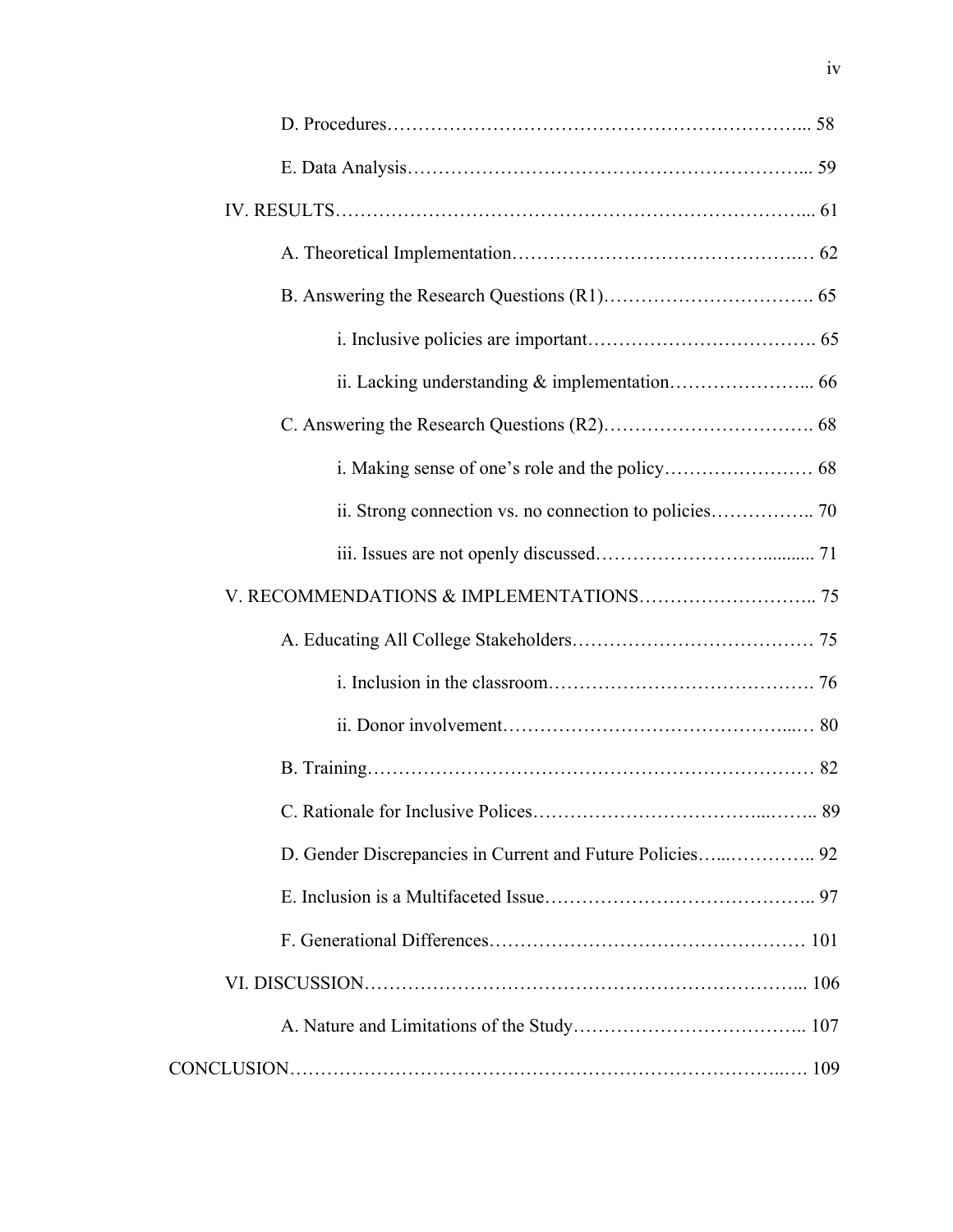D. Procedures………………………………………………………….. 58

E. Data Analysis……………………………………………………... 59

IV. RESULTS…………………………………………………………………... 61

A. Theoretical Implementation……………………………………… 62

B. Answering the Research Questions (R1)……………………………. 65

i. Inclusive policies are important………………………………. 65

ii. Lacking understanding & implementation…………………... 66

C. Answering the Research Questions (R2)……………………………. 68

i. Making sense of one's role and the policy…………………… 68

ii. Strong connection vs. no connection to policies…………….. 70

iii. Issues are not openly discussed……………………........... 71

V. RECOMMENDATIONS & IMPLEMENTATIONS……………………….. 75

A. Educating All College Stakeholders………………………………… 75

i. Inclusion in the classroom……………………………………. 76

ii. Donor involvement……………………………………...… 80

B. Training……………………………………………………………… 82

C. Rationale for Inclusive Polices……………………………...…….. 89

D. Gender Discrepancies in Current and Future Policies…...………….. 92

E. Inclusion is a Multifaceted Issue…………………………………….. 97

F. Generational Differences…………………………………………… 101

VI. DISCUSSION……………………………………………………………... 106

A. Nature and Limitations of the Study……………………………... 107

CONCLUSION……………………………………………………………….…. 109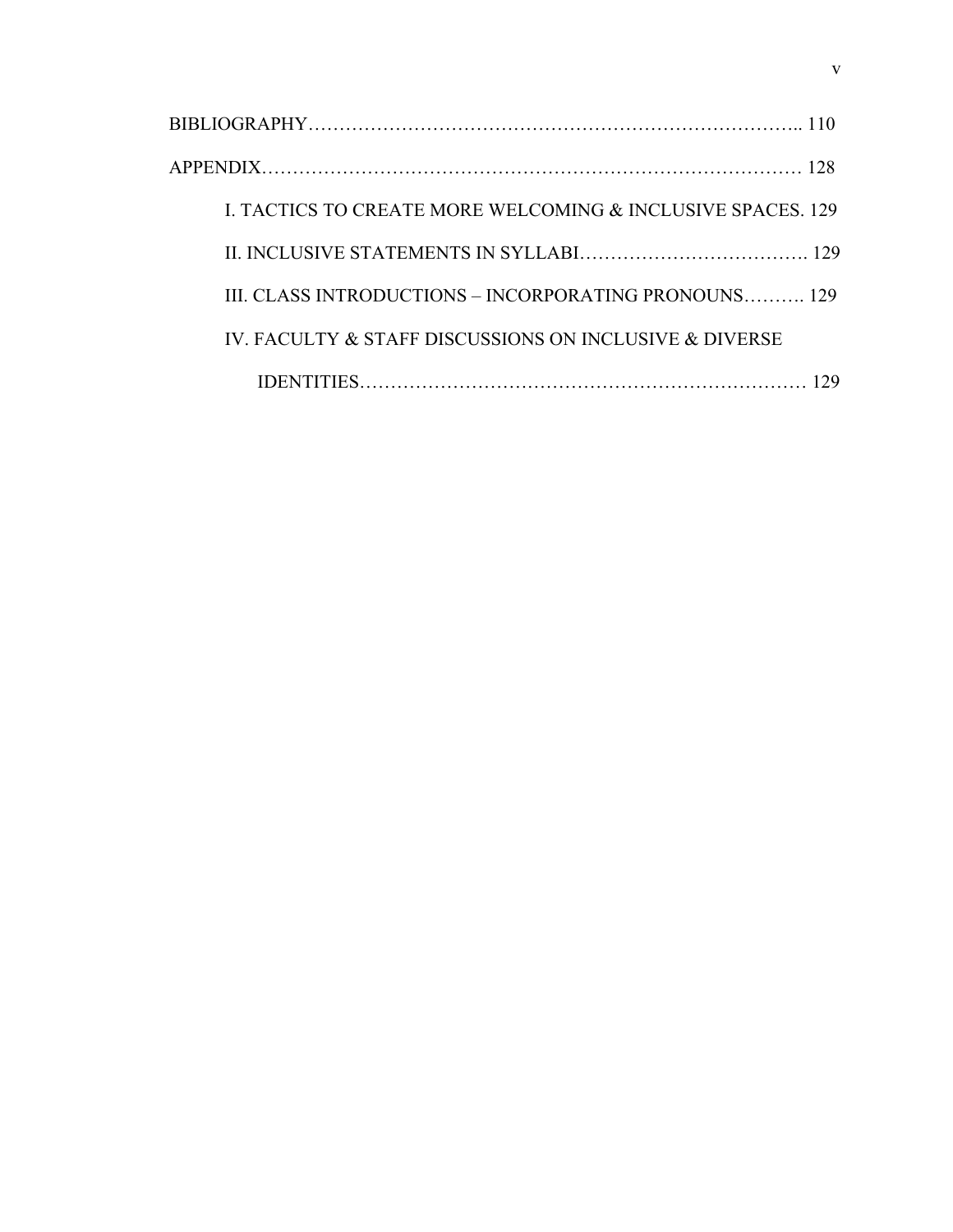BIBLIOGRAPHY…………………………………………………………………….. 110

APPENDIX………………………………………………………………………… 128

- I. TACTICS TO CREATE MORE WELCOMING & INCLUSIVE SPACES. 129
- II. INCLUSIVE STATEMENTS IN SYLLABI………………………………. 129
- III. CLASS INTRODUCTIONS – INCORPORATING PRONOUNS………. 129
- IV. FACULTY & STAFF DISCUSSIONS ON INCLUSIVE & DIVERSE IDENTITIES…………………………………………………………… 129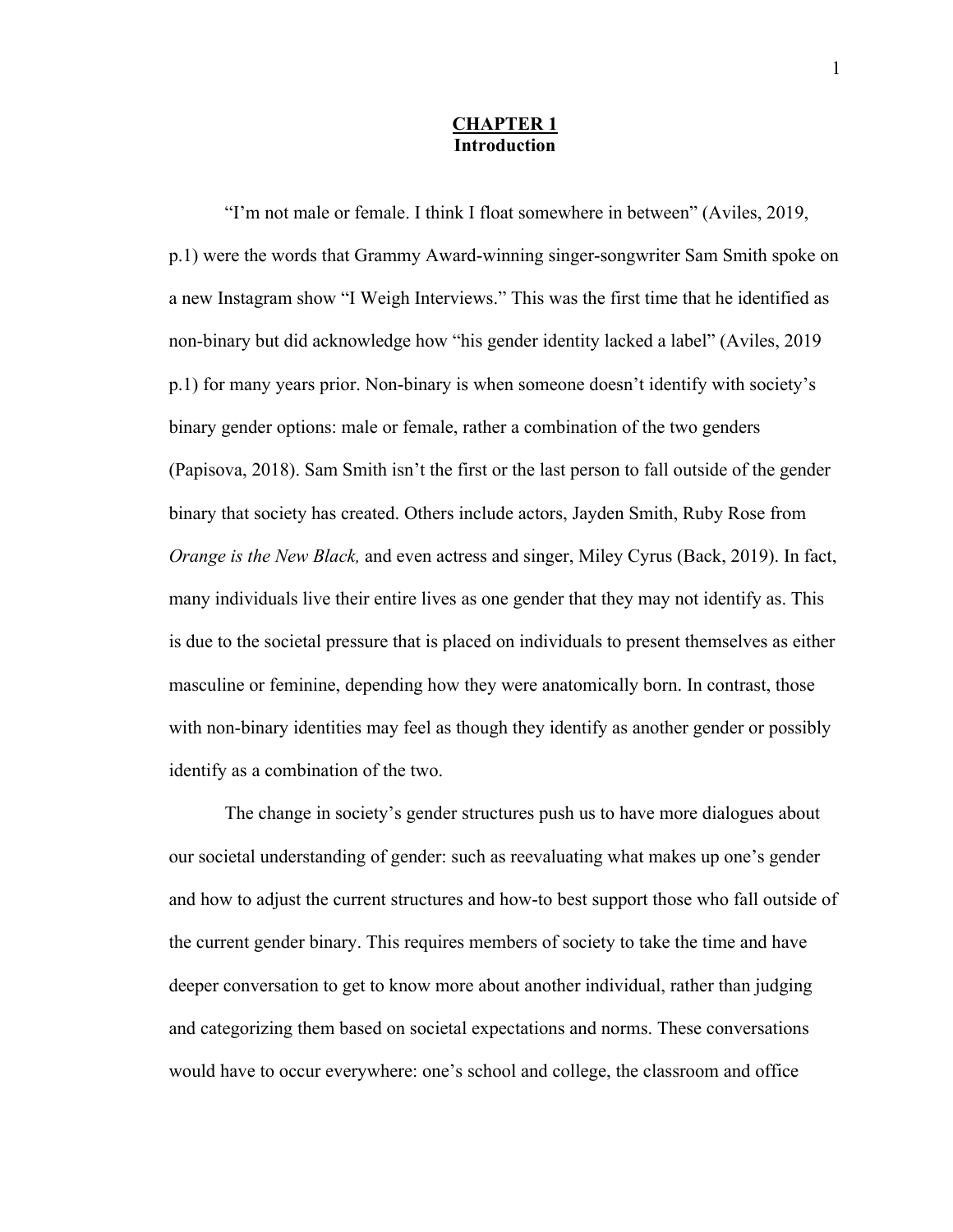# CHAPTER 1
## Introduction

"I'm not male or female. I think I float somewhere in between" (Aviles, 2019, p.1) were the words that Grammy Award-winning singer-songwriter Sam Smith spoke on a new Instagram show "I Weigh Interviews." This was the first time that he identified as non-binary but did acknowledge how "his gender identity lacked a label" (Aviles, 2019 p.1) for many years prior. Non-binary is when someone doesn't identify with society's binary gender options: male or female, rather a combination of the two genders (Papisova, 2018). Sam Smith isn't the first or the last person to fall outside of the gender binary that society has created. Others include actors, Jayden Smith, Ruby Rose from *Orange is the New Black,* and even actress and singer, Miley Cyrus (Back, 2019). In fact, many individuals live their entire lives as one gender that they may not identify as. This is due to the societal pressure that is placed on individuals to present themselves as either masculine or feminine, depending how they were anatomically born. In contrast, those with non-binary identities may feel as though they identify as another gender or possibly identify as a combination of the two.

The change in society's gender structures push us to have more dialogues about our societal understanding of gender: such as reevaluating what makes up one's gender and how to adjust the current structures and how-to best support those who fall outside of the current gender binary. This requires members of society to take the time and have deeper conversation to get to know more about another individual, rather than judging and categorizing them based on societal expectations and norms. These conversations would have to occur everywhere: one's school and college, the classroom and office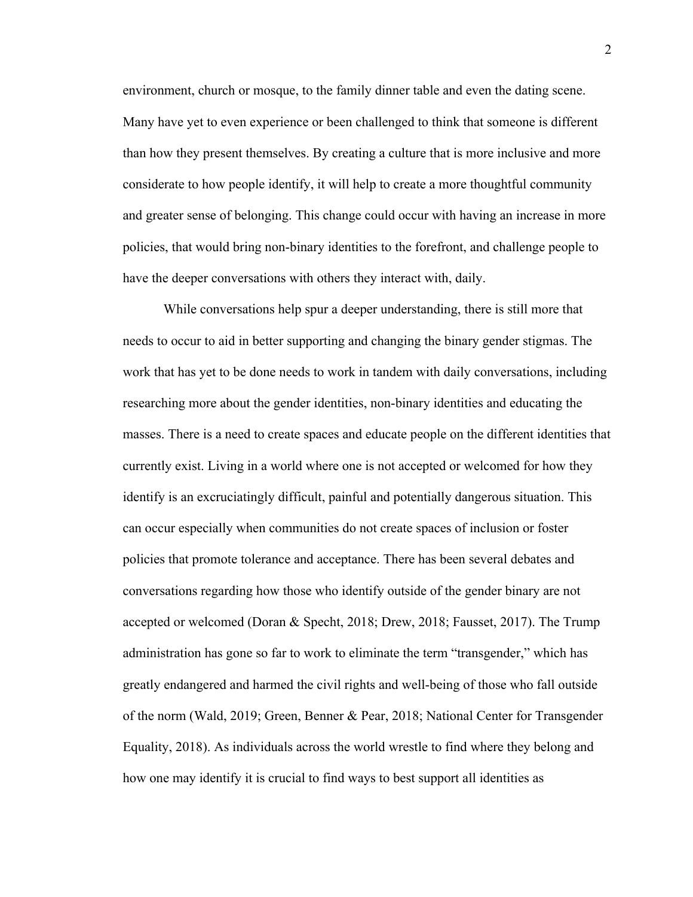environment, church or mosque, to the family dinner table and even the dating scene. Many have yet to even experience or been challenged to think that someone is different than how they present themselves. By creating a culture that is more inclusive and more considerate to how people identify, it will help to create a more thoughtful community and greater sense of belonging. This change could occur with having an increase in more policies, that would bring non-binary identities to the forefront, and challenge people to have the deeper conversations with others they interact with, daily.

While conversations help spur a deeper understanding, there is still more that needs to occur to aid in better supporting and changing the binary gender stigmas. The work that has yet to be done needs to work in tandem with daily conversations, including researching more about the gender identities, non-binary identities and educating the masses. There is a need to create spaces and educate people on the different identities that currently exist. Living in a world where one is not accepted or welcomed for how they identify is an excruciatingly difficult, painful and potentially dangerous situation. This can occur especially when communities do not create spaces of inclusion or foster policies that promote tolerance and acceptance. There has been several debates and conversations regarding how those who identify outside of the gender binary are not accepted or welcomed (Doran & Specht, 2018; Drew, 2018; Fausset, 2017). The Trump administration has gone so far to work to eliminate the term "transgender," which has greatly endangered and harmed the civil rights and well-being of those who fall outside of the norm (Wald, 2019; Green, Benner & Pear, 2018; National Center for Transgender Equality, 2018). As individuals across the world wrestle to find where they belong and how one may identify it is crucial to find ways to best support all identities as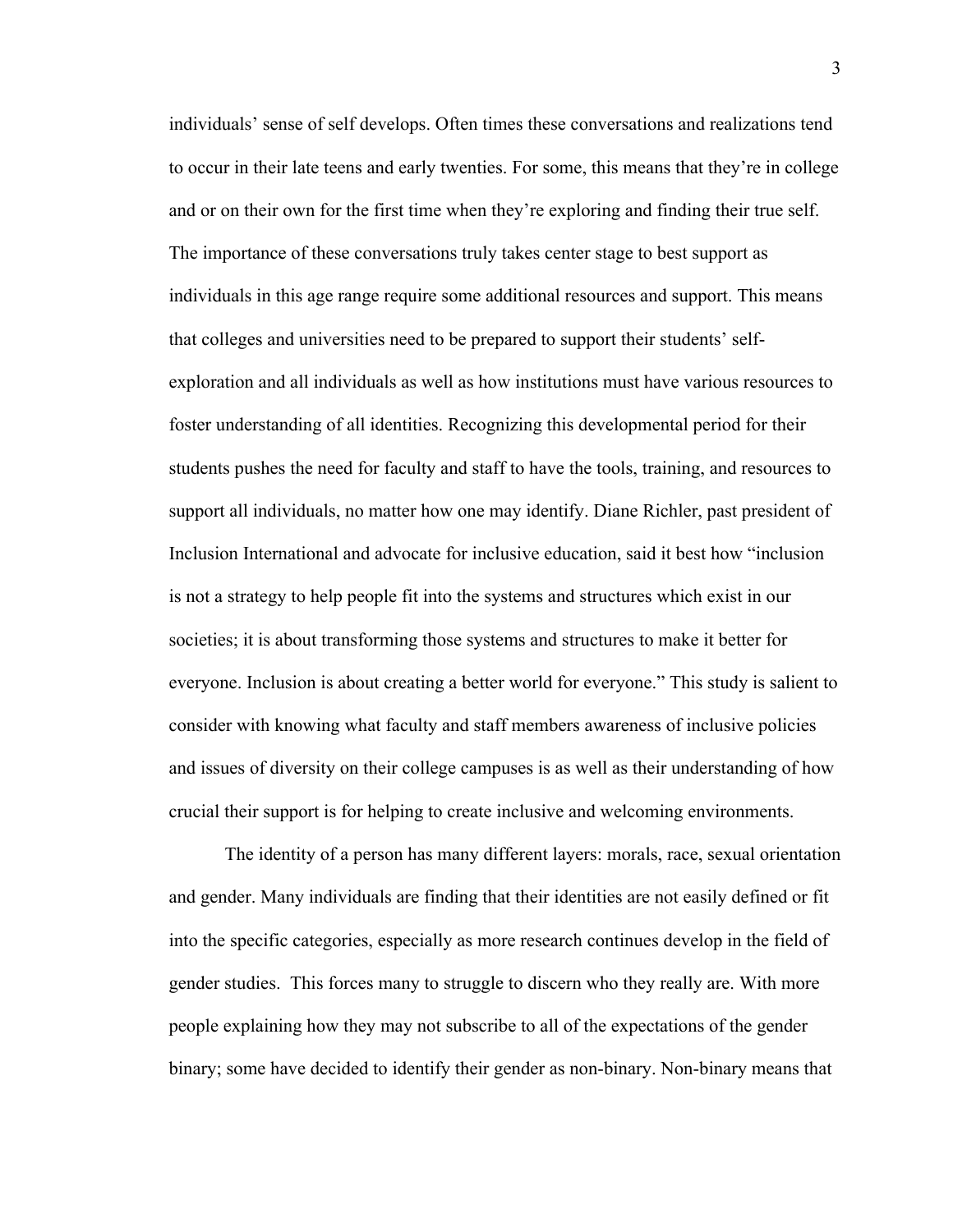individuals' sense of self develops. Often times these conversations and realizations tend to occur in their late teens and early twenties. For some, this means that they're in college and or on their own for the first time when they're exploring and finding their true self. The importance of these conversations truly takes center stage to best support as individuals in this age range require some additional resources and support. This means that colleges and universities need to be prepared to support their students' self-exploration and all individuals as well as how institutions must have various resources to foster understanding of all identities. Recognizing this developmental period for their students pushes the need for faculty and staff to have the tools, training, and resources to support all individuals, no matter how one may identify. Diane Richler, past president of Inclusion International and advocate for inclusive education, said it best how "inclusion is not a strategy to help people fit into the systems and structures which exist in our societies; it is about transforming those systems and structures to make it better for everyone. Inclusion is about creating a better world for everyone." This study is salient to consider with knowing what faculty and staff members awareness of inclusive policies and issues of diversity on their college campuses is as well as their understanding of how crucial their support is for helping to create inclusive and welcoming environments.

The identity of a person has many different layers: morals, race, sexual orientation and gender. Many individuals are finding that their identities are not easily defined or fit into the specific categories, especially as more research continues develop in the field of gender studies. This forces many to struggle to discern who they really are. With more people explaining how they may not subscribe to all of the expectations of the gender binary; some have decided to identify their gender as non-binary. Non-binary means that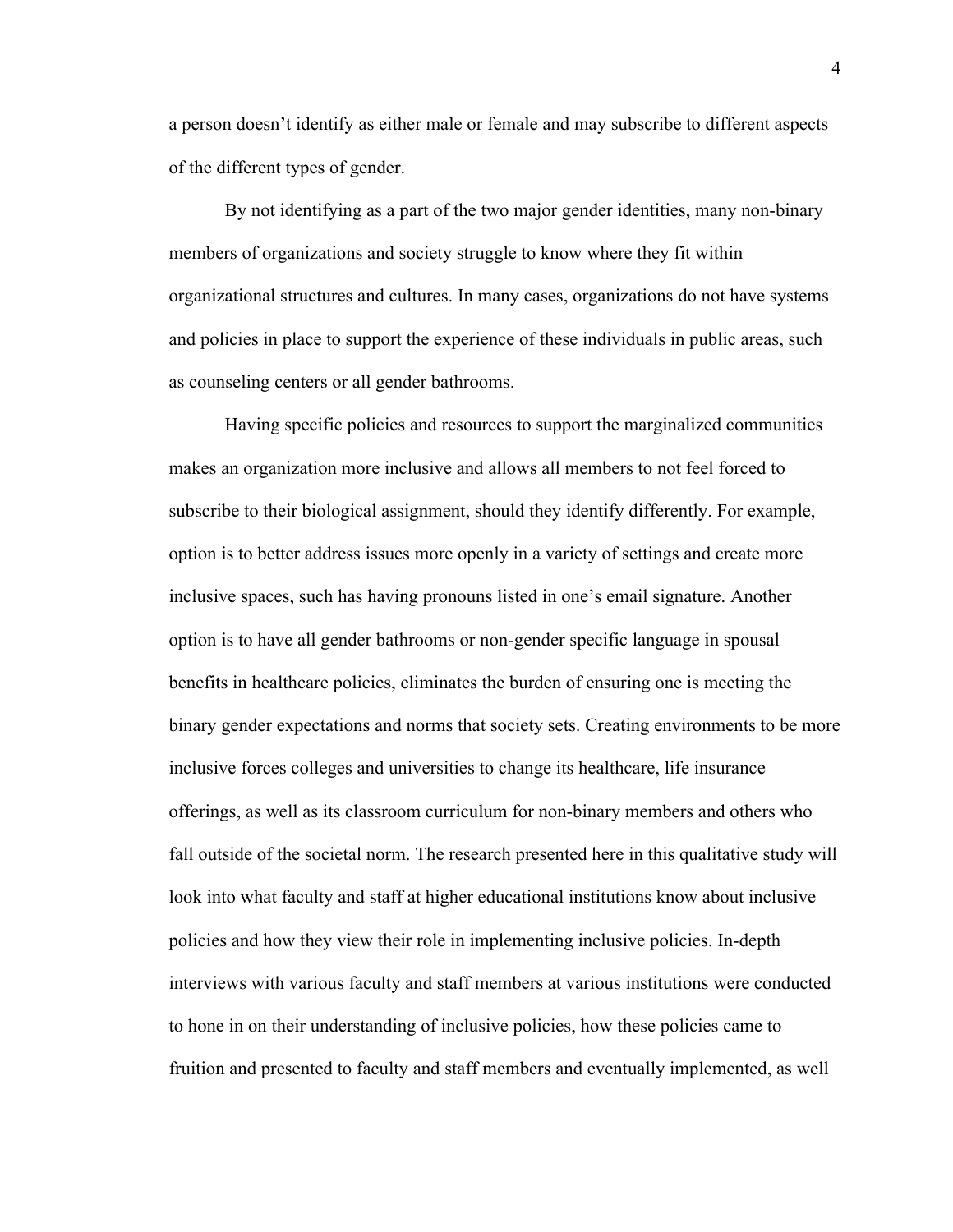a person doesn't identify as either male or female and may subscribe to different aspects of the different types of gender.

By not identifying as a part of the two major gender identities, many non-binary members of organizations and society struggle to know where they fit within organizational structures and cultures. In many cases, organizations do not have systems and policies in place to support the experience of these individuals in public areas, such as counseling centers or all gender bathrooms.

Having specific policies and resources to support the marginalized communities makes an organization more inclusive and allows all members to not feel forced to subscribe to their biological assignment, should they identify differently. For example, option is to better address issues more openly in a variety of settings and create more inclusive spaces, such has having pronouns listed in one's email signature. Another option is to have all gender bathrooms or non-gender specific language in spousal benefits in healthcare policies, eliminates the burden of ensuring one is meeting the binary gender expectations and norms that society sets. Creating environments to be more inclusive forces colleges and universities to change its healthcare, life insurance offerings, as well as its classroom curriculum for non-binary members and others who fall outside of the societal norm. The research presented here in this qualitative study will look into what faculty and staff at higher educational institutions know about inclusive policies and how they view their role in implementing inclusive policies. In-depth interviews with various faculty and staff members at various institutions were conducted to hone in on their understanding of inclusive policies, how these policies came to fruition and presented to faculty and staff members and eventually implemented, as well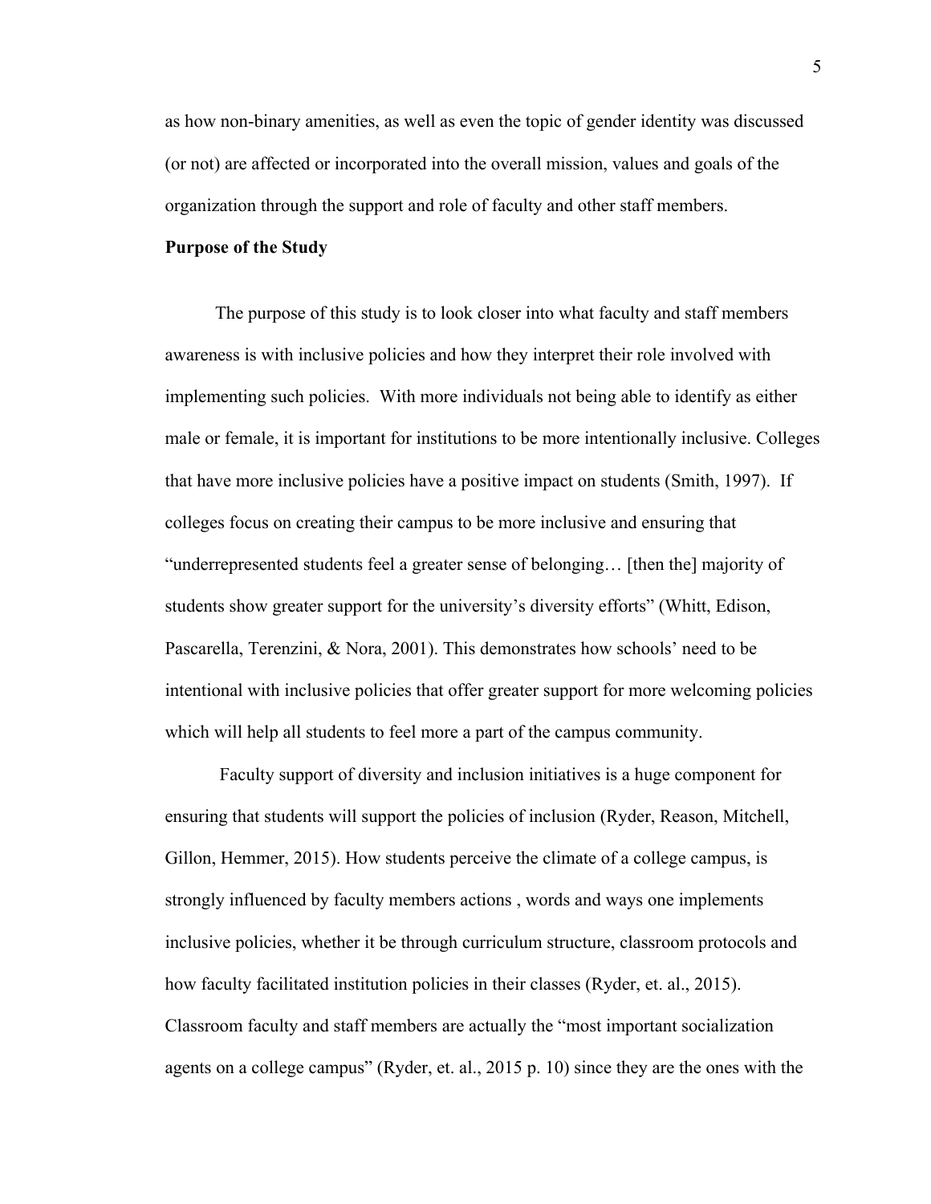as how non-binary amenities, as well as even the topic of gender identity was discussed (or not) are affected or incorporated into the overall mission, values and goals of the organization through the support and role of faculty and other staff members.

**Purpose of the Study**

The purpose of this study is to look closer into what faculty and staff members awareness is with inclusive policies and how they interpret their role involved with implementing such policies. With more individuals not being able to identify as either male or female, it is important for institutions to be more intentionally inclusive. Colleges that have more inclusive policies have a positive impact on students (Smith, 1997). If colleges focus on creating their campus to be more inclusive and ensuring that "underrepresented students feel a greater sense of belonging… [then the] majority of students show greater support for the university's diversity efforts" (Whitt, Edison, Pascarella, Terenzini, & Nora, 2001). This demonstrates how schools' need to be intentional with inclusive policies that offer greater support for more welcoming policies which will help all students to feel more a part of the campus community.

Faculty support of diversity and inclusion initiatives is a huge component for ensuring that students will support the policies of inclusion (Ryder, Reason, Mitchell, Gillon, Hemmer, 2015). How students perceive the climate of a college campus, is strongly influenced by faculty members actions , words and ways one implements inclusive policies, whether it be through curriculum structure, classroom protocols and how faculty facilitated institution policies in their classes (Ryder, et. al., 2015). Classroom faculty and staff members are actually the "most important socialization agents on a college campus" (Ryder, et. al., 2015 p. 10) since they are the ones with the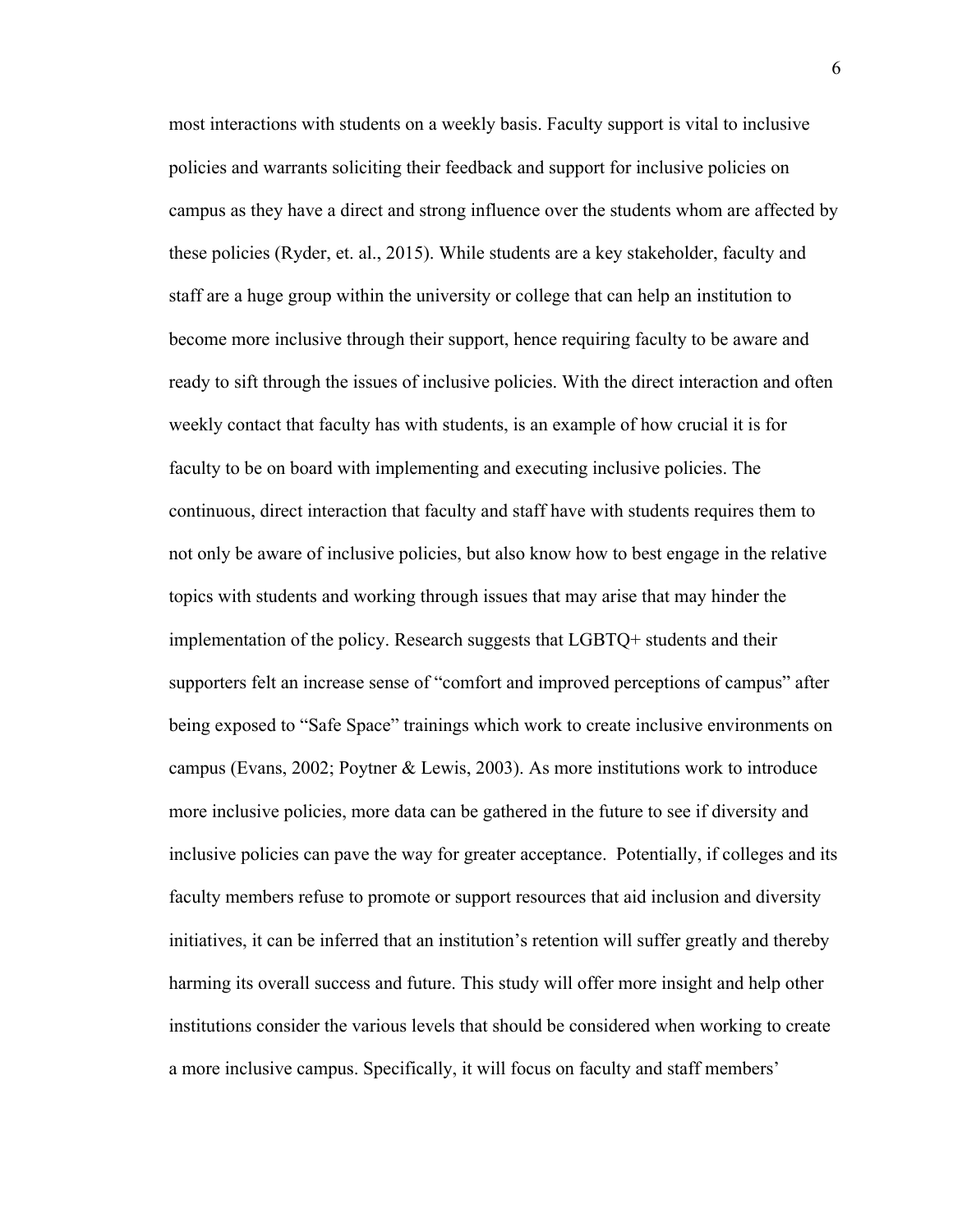most interactions with students on a weekly basis. Faculty support is vital to inclusive policies and warrants soliciting their feedback and support for inclusive policies on campus as they have a direct and strong influence over the students whom are affected by these policies (Ryder, et. al., 2015). While students are a key stakeholder, faculty and staff are a huge group within the university or college that can help an institution to become more inclusive through their support, hence requiring faculty to be aware and ready to sift through the issues of inclusive policies. With the direct interaction and often weekly contact that faculty has with students, is an example of how crucial it is for faculty to be on board with implementing and executing inclusive policies. The continuous, direct interaction that faculty and staff have with students requires them to not only be aware of inclusive policies, but also know how to best engage in the relative topics with students and working through issues that may arise that may hinder the implementation of the policy. Research suggests that LGBTQ+ students and their supporters felt an increase sense of "comfort and improved perceptions of campus" after being exposed to "Safe Space" trainings which work to create inclusive environments on campus (Evans, 2002; Poytner & Lewis, 2003). As more institutions work to introduce more inclusive policies, more data can be gathered in the future to see if diversity and inclusive policies can pave the way for greater acceptance. Potentially, if colleges and its faculty members refuse to promote or support resources that aid inclusion and diversity initiatives, it can be inferred that an institution's retention will suffer greatly and thereby harming its overall success and future. This study will offer more insight and help other institutions consider the various levels that should be considered when working to create a more inclusive campus. Specifically, it will focus on faculty and staff members'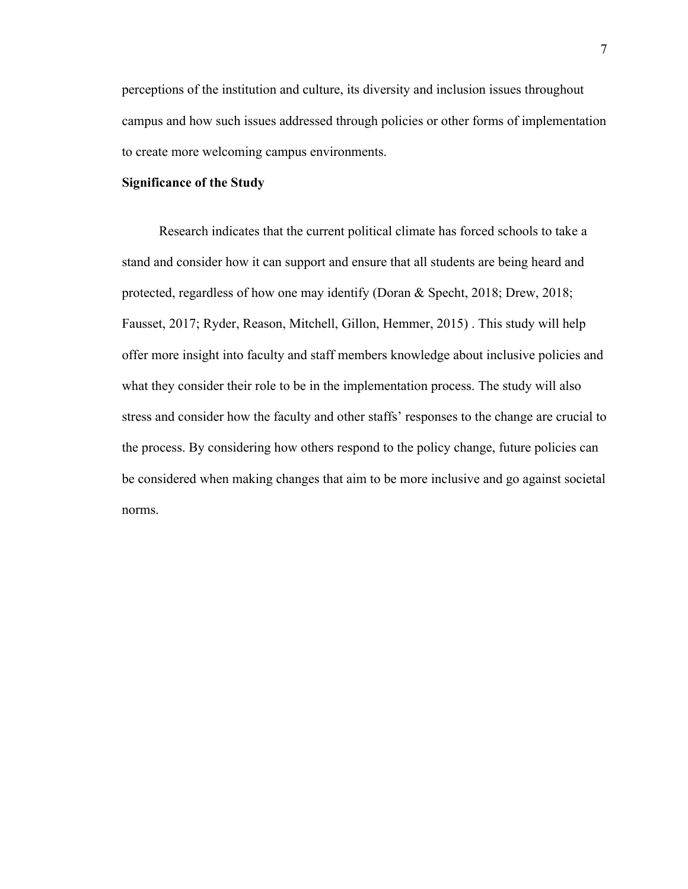perceptions of the institution and culture, its diversity and inclusion issues throughout campus and how such issues addressed through policies or other forms of implementation to create more welcoming campus environments.

## Significance of the Study

Research indicates that the current political climate has forced schools to take a stand and consider how it can support and ensure that all students are being heard and protected, regardless of how one may identify (Doran & Specht, 2018; Drew, 2018; Fausset, 2017; Ryder, Reason, Mitchell, Gillon, Hemmer, 2015) . This study will help offer more insight into faculty and staff members knowledge about inclusive policies and what they consider their role to be in the implementation process. The study will also stress and consider how the faculty and other staffs' responses to the change are crucial to the process. By considering how others respond to the policy change, future policies can be considered when making changes that aim to be more inclusive and go against societal norms.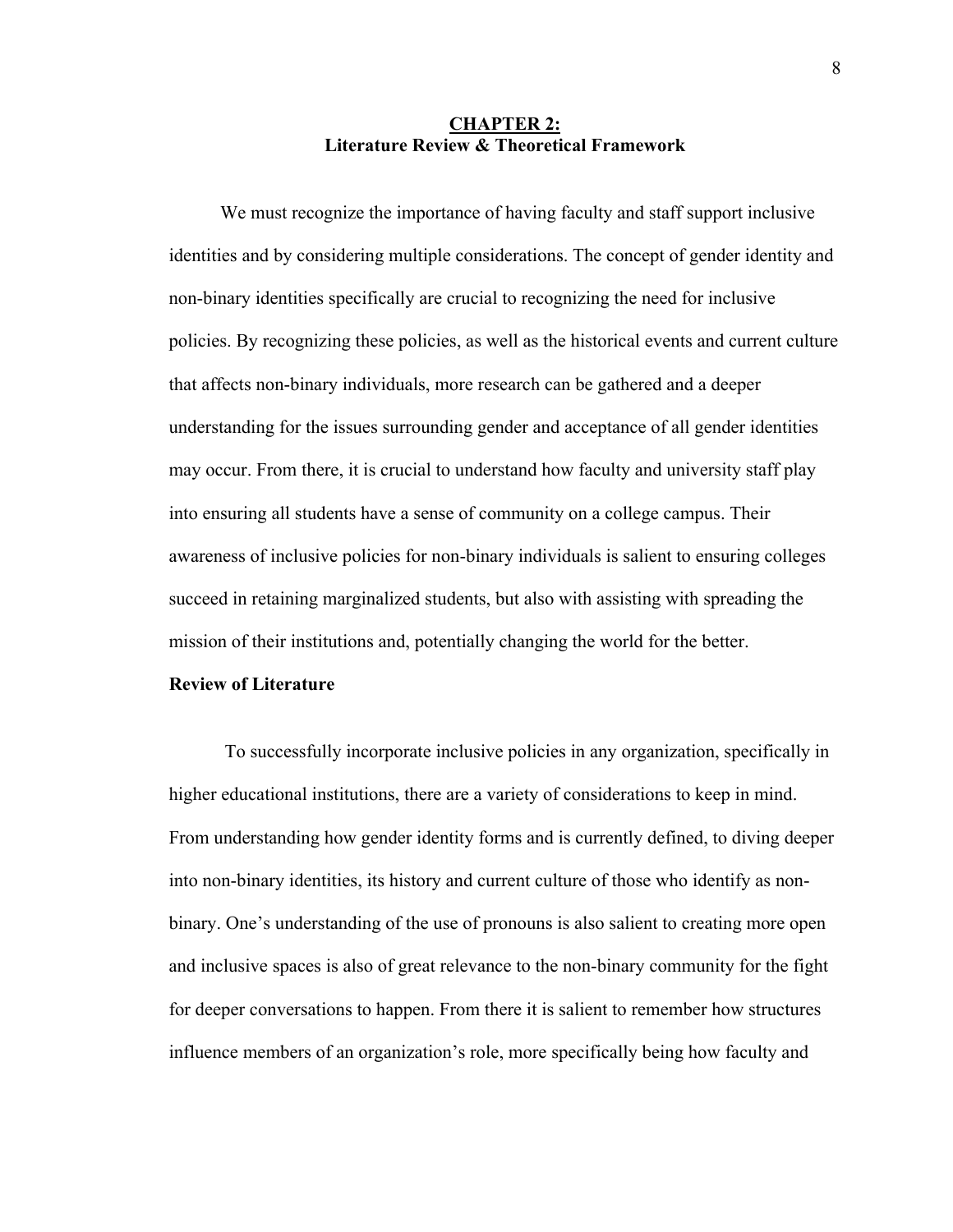# CHAPTER 2:
## Literature Review & Theoretical Framework

We must recognize the importance of having faculty and staff support inclusive identities and by considering multiple considerations. The concept of gender identity and non-binary identities specifically are crucial to recognizing the need for inclusive policies. By recognizing these policies, as well as the historical events and current culture that affects non-binary individuals, more research can be gathered and a deeper understanding for the issues surrounding gender and acceptance of all gender identities may occur. From there, it is crucial to understand how faculty and university staff play into ensuring all students have a sense of community on a college campus. Their awareness of inclusive policies for non-binary individuals is salient to ensuring colleges succeed in retaining marginalized students, but also with assisting with spreading the mission of their institutions and, potentially changing the world for the better.

### Review of Literature

To successfully incorporate inclusive policies in any organization, specifically in higher educational institutions, there are a variety of considerations to keep in mind. From understanding how gender identity forms and is currently defined, to diving deeper into non-binary identities, its history and current culture of those who identify as non-binary. One's understanding of the use of pronouns is also salient to creating more open and inclusive spaces is also of great relevance to the non-binary community for the fight for deeper conversations to happen. From there it is salient to remember how structures influence members of an organization's role, more specifically being how faculty and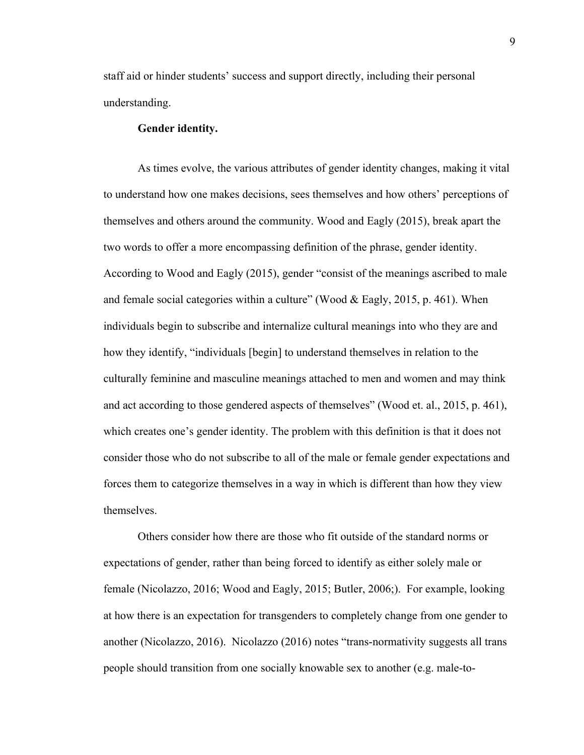staff aid or hinder students' success and support directly, including their personal understanding.

**Gender identity.**

As times evolve, the various attributes of gender identity changes, making it vital to understand how one makes decisions, sees themselves and how others' perceptions of themselves and others around the community. Wood and Eagly (2015), break apart the two words to offer a more encompassing definition of the phrase, gender identity. According to Wood and Eagly (2015), gender "consist of the meanings ascribed to male and female social categories within a culture" (Wood & Eagly, 2015, p. 461). When individuals begin to subscribe and internalize cultural meanings into who they are and how they identify, "individuals [begin] to understand themselves in relation to the culturally feminine and masculine meanings attached to men and women and may think and act according to those gendered aspects of themselves" (Wood et. al., 2015, p. 461), which creates one's gender identity. The problem with this definition is that it does not consider those who do not subscribe to all of the male or female gender expectations and forces them to categorize themselves in a way in which is different than how they view themselves.

Others consider how there are those who fit outside of the standard norms or expectations of gender, rather than being forced to identify as either solely male or female (Nicolazzo, 2016; Wood and Eagly, 2015; Butler, 2006;). For example, looking at how there is an expectation for transgenders to completely change from one gender to another (Nicolazzo, 2016). Nicolazzo (2016) notes "trans-normativity suggests all trans people should transition from one socially knowable sex to another (e.g. male-to-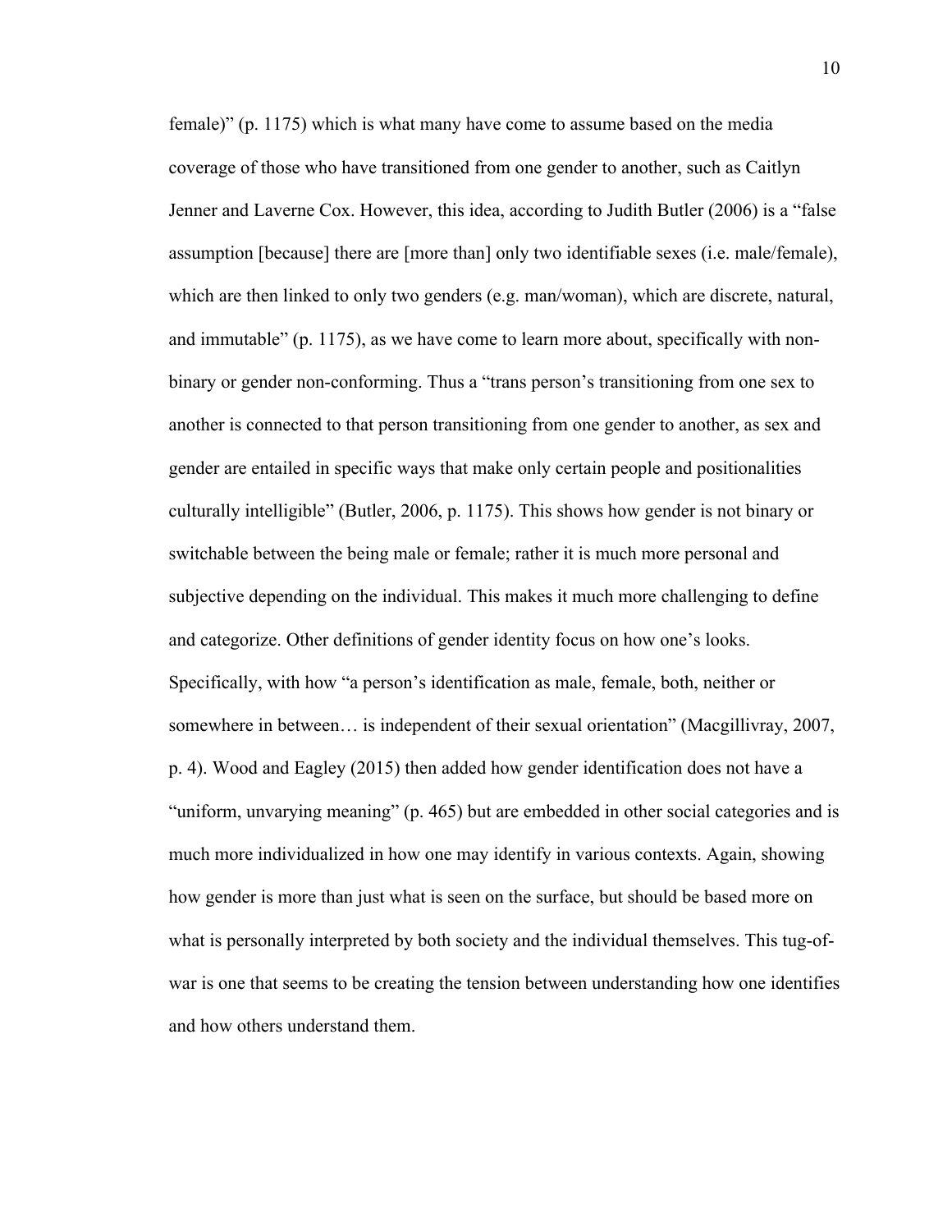female)" (p. 1175) which is what many have come to assume based on the media coverage of those who have transitioned from one gender to another, such as Caitlyn Jenner and Laverne Cox. However, this idea, according to Judith Butler (2006) is a "false assumption [because] there are [more than] only two identifiable sexes (i.e. male/female), which are then linked to only two genders (e.g. man/woman), which are discrete, natural, and immutable" (p. 1175), as we have come to learn more about, specifically with non-binary or gender non-conforming. Thus a "trans person's transitioning from one sex to another is connected to that person transitioning from one gender to another, as sex and gender are entailed in specific ways that make only certain people and positionalities culturally intelligible" (Butler, 2006, p. 1175). This shows how gender is not binary or switchable between the being male or female; rather it is much more personal and subjective depending on the individual. This makes it much more challenging to define and categorize. Other definitions of gender identity focus on how one's looks. Specifically, with how "a person's identification as male, female, both, neither or somewhere in between… is independent of their sexual orientation" (Macgillivray, 2007, p. 4). Wood and Eagley (2015) then added how gender identification does not have a "uniform, unvarying meaning" (p. 465) but are embedded in other social categories and is much more individualized in how one may identify in various contexts. Again, showing how gender is more than just what is seen on the surface, but should be based more on what is personally interpreted by both society and the individual themselves. This tug-of-war is one that seems to be creating the tension between understanding how one identifies and how others understand them.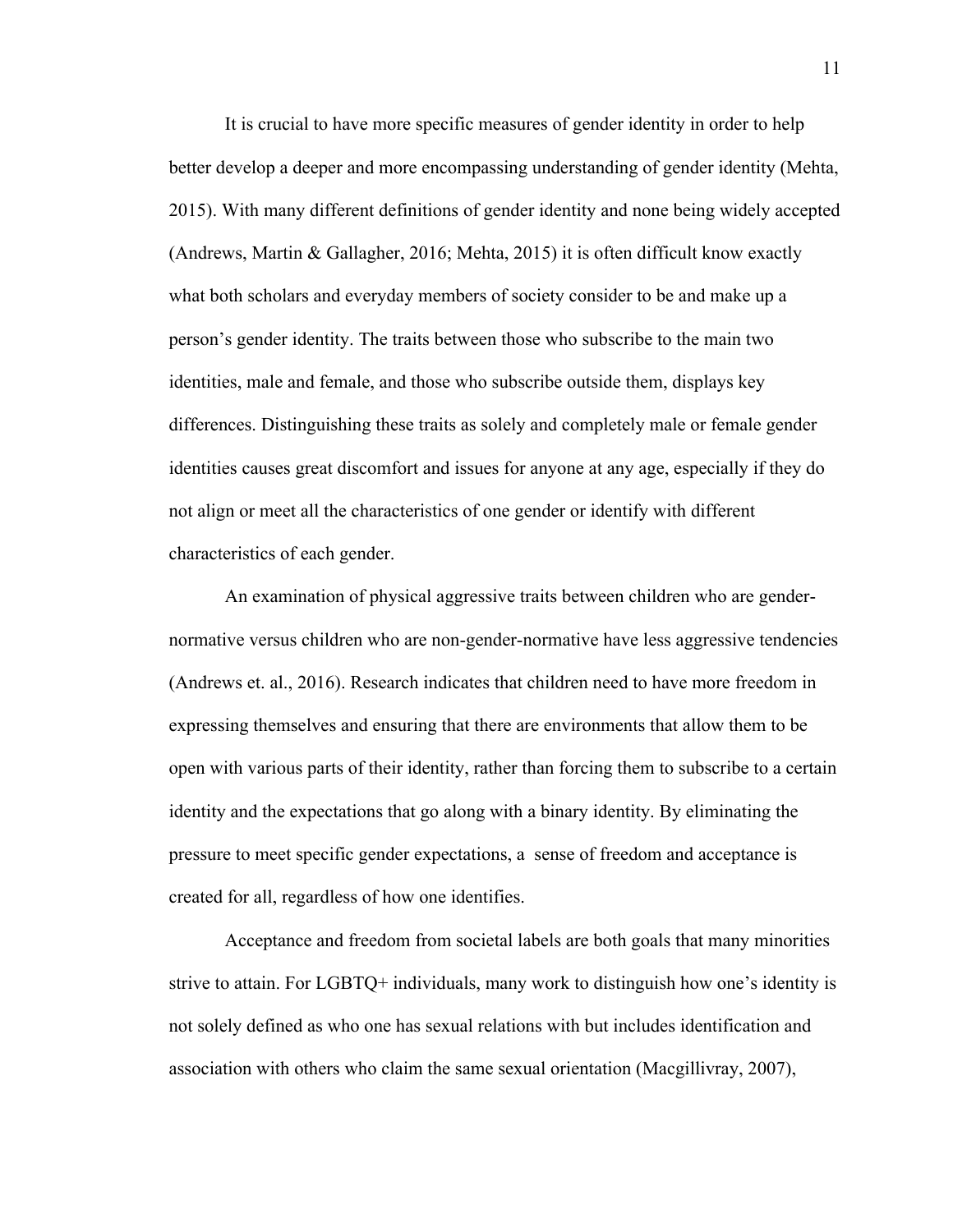It is crucial to have more specific measures of gender identity in order to help better develop a deeper and more encompassing understanding of gender identity (Mehta, 2015). With many different definitions of gender identity and none being widely accepted (Andrews, Martin & Gallagher, 2016; Mehta, 2015) it is often difficult know exactly what both scholars and everyday members of society consider to be and make up a person's gender identity. The traits between those who subscribe to the main two identities, male and female, and those who subscribe outside them, displays key differences. Distinguishing these traits as solely and completely male or female gender identities causes great discomfort and issues for anyone at any age, especially if they do not align or meet all the characteristics of one gender or identify with different characteristics of each gender.

An examination of physical aggressive traits between children who are gender-normative versus children who are non-gender-normative have less aggressive tendencies (Andrews et. al., 2016). Research indicates that children need to have more freedom in expressing themselves and ensuring that there are environments that allow them to be open with various parts of their identity, rather than forcing them to subscribe to a certain identity and the expectations that go along with a binary identity. By eliminating the pressure to meet specific gender expectations, a sense of freedom and acceptance is created for all, regardless of how one identifies.

Acceptance and freedom from societal labels are both goals that many minorities strive to attain. For LGBTQ+ individuals, many work to distinguish how one's identity is not solely defined as who one has sexual relations with but includes identification and association with others who claim the same sexual orientation (Macgillivray, 2007),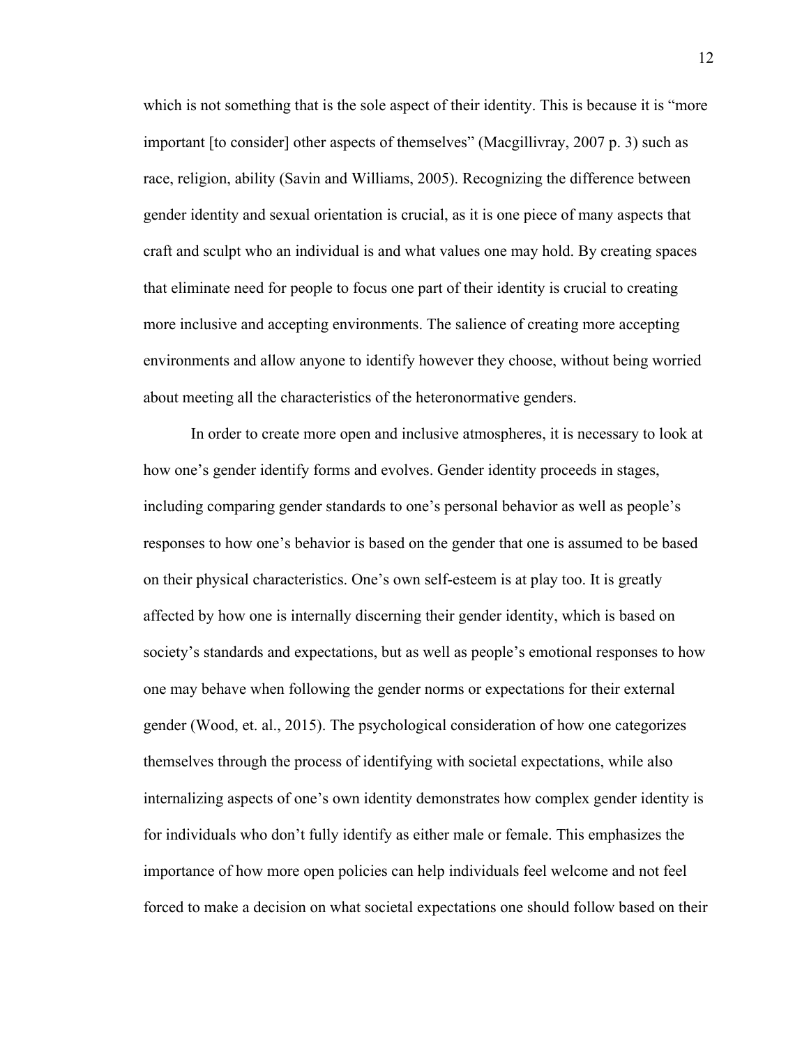which is not something that is the sole aspect of their identity. This is because it is "more important [to consider] other aspects of themselves" (Macgillivray, 2007 p. 3) such as race, religion, ability (Savin and Williams, 2005). Recognizing the difference between gender identity and sexual orientation is crucial, as it is one piece of many aspects that craft and sculpt who an individual is and what values one may hold. By creating spaces that eliminate need for people to focus one part of their identity is crucial to creating more inclusive and accepting environments. The salience of creating more accepting environments and allow anyone to identify however they choose, without being worried about meeting all the characteristics of the heteronormative genders.

In order to create more open and inclusive atmospheres, it is necessary to look at how one's gender identify forms and evolves. Gender identity proceeds in stages, including comparing gender standards to one's personal behavior as well as people's responses to how one's behavior is based on the gender that one is assumed to be based on their physical characteristics. One's own self-esteem is at play too. It is greatly affected by how one is internally discerning their gender identity, which is based on society's standards and expectations, but as well as people's emotional responses to how one may behave when following the gender norms or expectations for their external gender (Wood, et. al., 2015). The psychological consideration of how one categorizes themselves through the process of identifying with societal expectations, while also internalizing aspects of one's own identity demonstrates how complex gender identity is for individuals who don't fully identify as either male or female. This emphasizes the importance of how more open policies can help individuals feel welcome and not feel forced to make a decision on what societal expectations one should follow based on their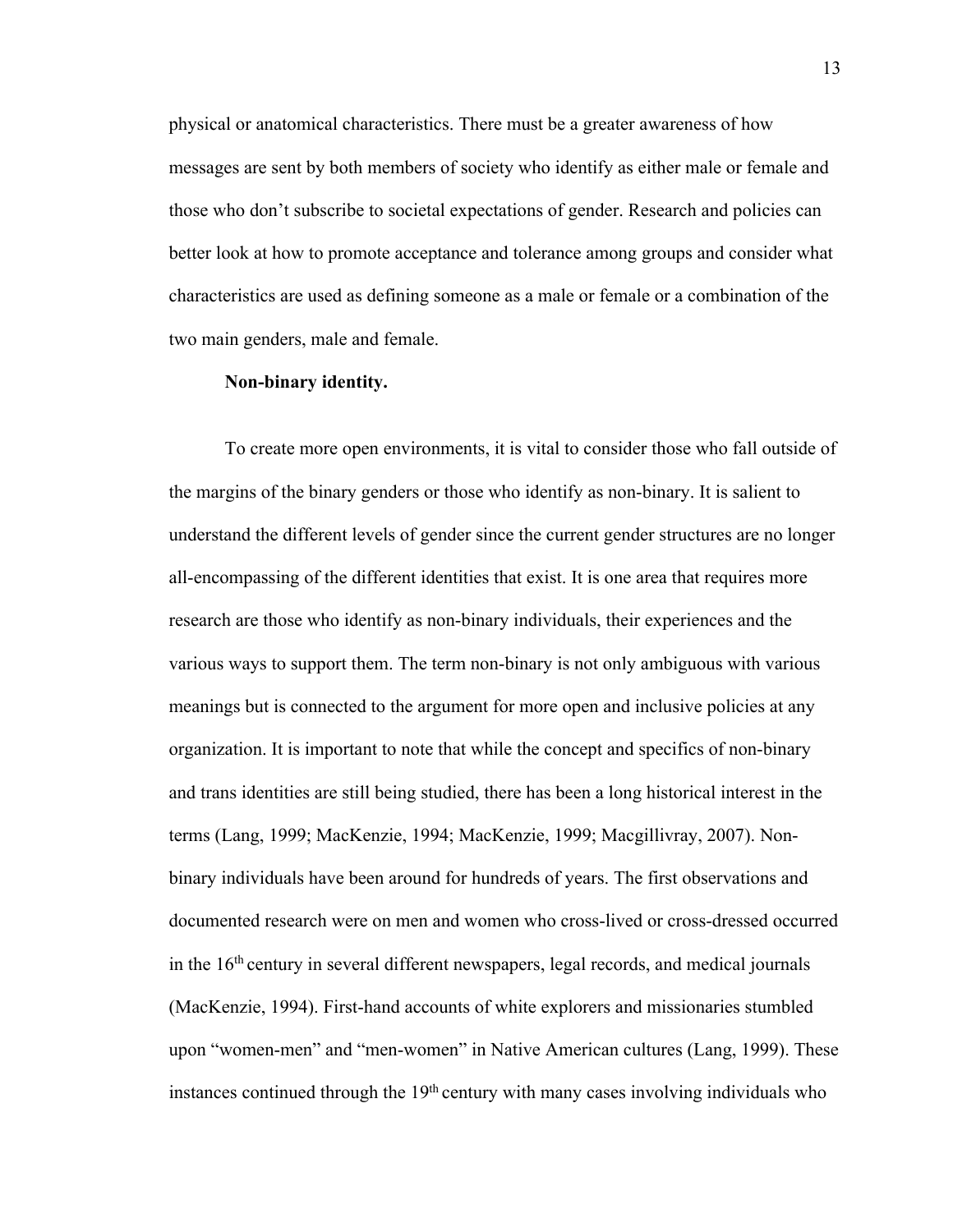physical or anatomical characteristics. There must be a greater awareness of how messages are sent by both members of society who identify as either male or female and those who don't subscribe to societal expectations of gender. Research and policies can better look at how to promote acceptance and tolerance among groups and consider what characteristics are used as defining someone as a male or female or a combination of the two main genders, male and female.

**Non-binary identity.**

To create more open environments, it is vital to consider those who fall outside of the margins of the binary genders or those who identify as non-binary. It is salient to understand the different levels of gender since the current gender structures are no longer all-encompassing of the different identities that exist. It is one area that requires more research are those who identify as non-binary individuals, their experiences and the various ways to support them. The term non-binary is not only ambiguous with various meanings but is connected to the argument for more open and inclusive policies at any organization. It is important to note that while the concept and specifics of non-binary and trans identities are still being studied, there has been a long historical interest in the terms (Lang, 1999; MacKenzie, 1994; MacKenzie, 1999; Macgillivray, 2007). Non-binary individuals have been around for hundreds of years. The first observations and documented research were on men and women who cross-lived or cross-dressed occurred in the 16th century in several different newspapers, legal records, and medical journals (MacKenzie, 1994). First-hand accounts of white explorers and missionaries stumbled upon "women-men" and "men-women" in Native American cultures (Lang, 1999). These instances continued through the 19th century with many cases involving individuals who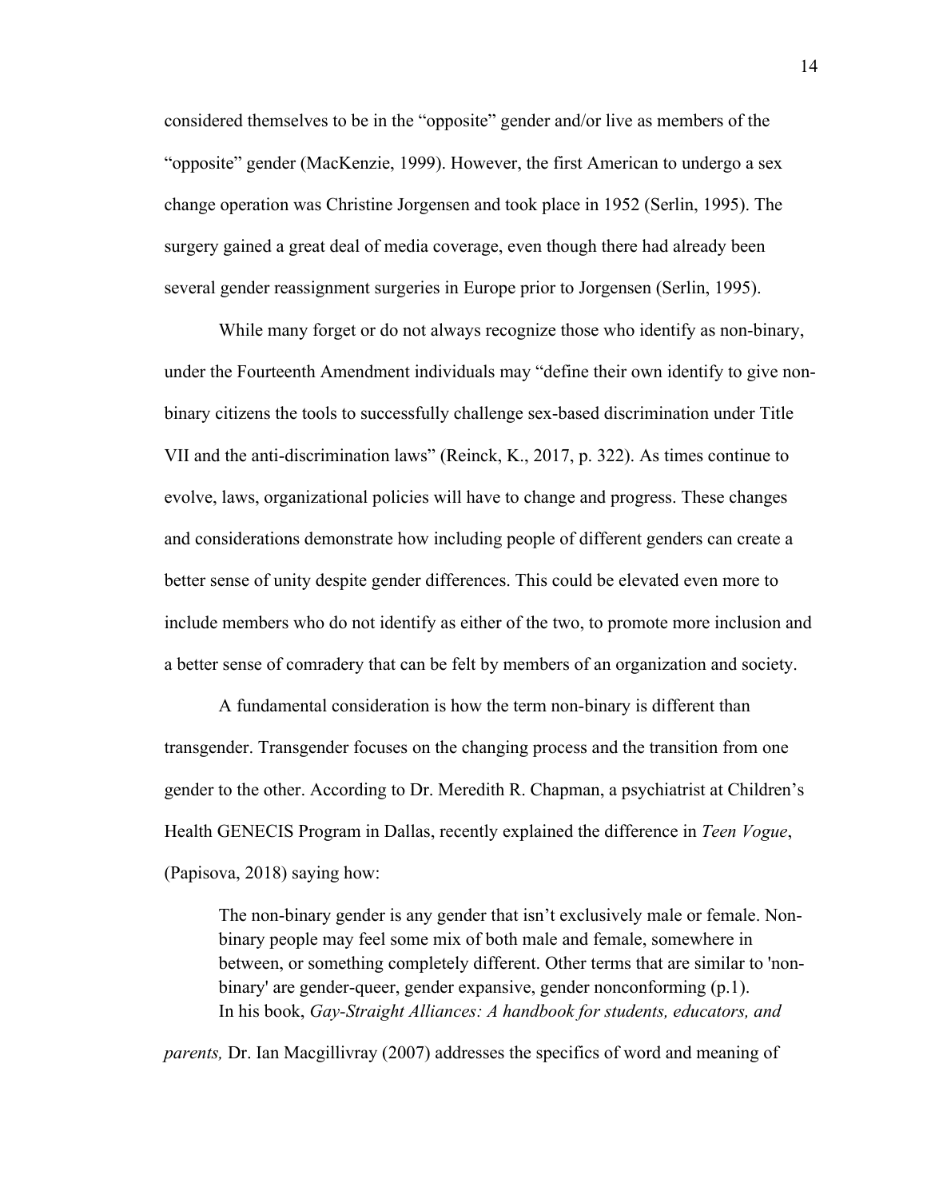considered themselves to be in the "opposite" gender and/or live as members of the "opposite" gender (MacKenzie, 1999). However, the first American to undergo a sex change operation was Christine Jorgensen and took place in 1952 (Serlin, 1995). The surgery gained a great deal of media coverage, even though there had already been several gender reassignment surgeries in Europe prior to Jorgensen (Serlin, 1995).

While many forget or do not always recognize those who identify as non-binary, under the Fourteenth Amendment individuals may "define their own identify to give non-binary citizens the tools to successfully challenge sex-based discrimination under Title VII and the anti-discrimination laws" (Reinck, K., 2017, p. 322). As times continue to evolve, laws, organizational policies will have to change and progress. These changes and considerations demonstrate how including people of different genders can create a better sense of unity despite gender differences. This could be elevated even more to include members who do not identify as either of the two, to promote more inclusion and a better sense of comradery that can be felt by members of an organization and society.

A fundamental consideration is how the term non-binary is different than transgender. Transgender focuses on the changing process and the transition from one gender to the other. According to Dr. Meredith R. Chapman, a psychiatrist at Children's Health GENECIS Program in Dallas, recently explained the difference in *Teen Vogue*, (Papisova, 2018) saying how:

> The non-binary gender is any gender that isn't exclusively male or female. Non-binary people may feel some mix of both male and female, somewhere in between, or something completely different. Other terms that are similar to 'non-binary' are gender-queer, gender expansive, gender nonconforming (p.1).

In his book, *Gay-Straight Alliances: A handbook for students, educators, and parents,* Dr. Ian Macgillivray (2007) addresses the specifics of word and meaning of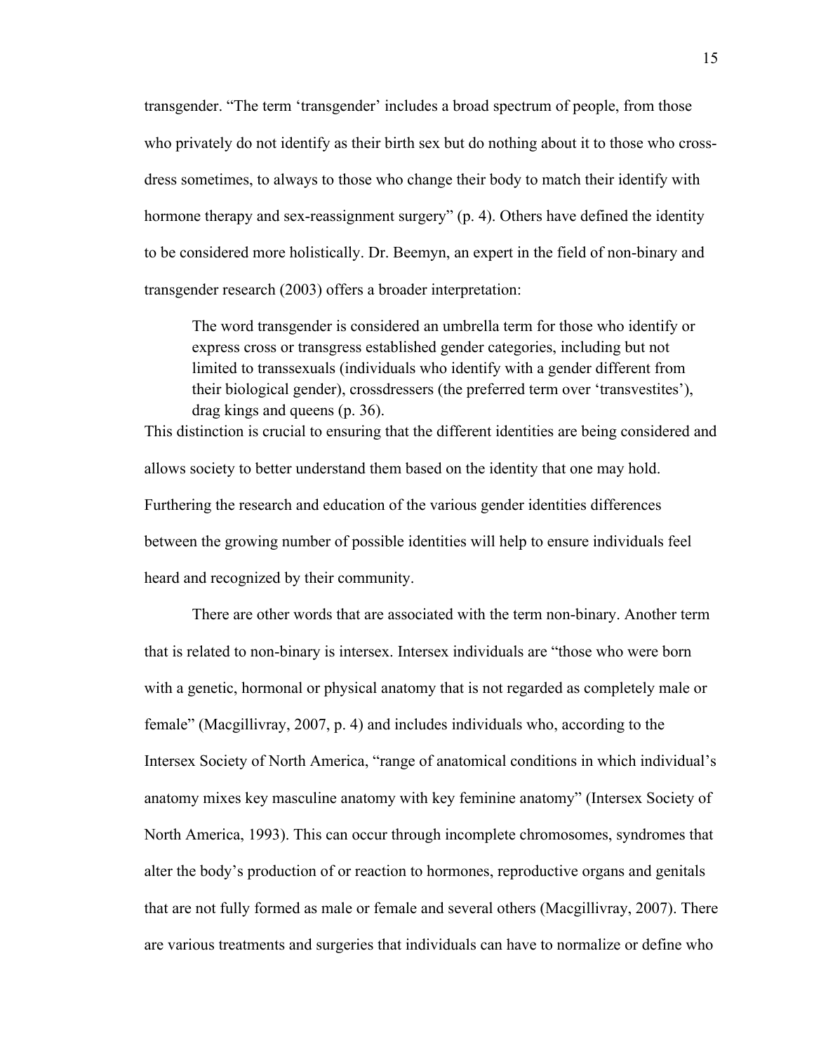transgender. "The term 'transgender' includes a broad spectrum of people, from those who privately do not identify as their birth sex but do nothing about it to those who cross-dress sometimes, to always to those who change their body to match their identify with hormone therapy and sex-reassignment surgery" (p. 4). Others have defined the identity to be considered more holistically. Dr. Beemyn, an expert in the field of non-binary and transgender research (2003) offers a broader interpretation:

> The word transgender is considered an umbrella term for those who identify or express cross or transgress established gender categories, including but not limited to transsexuals (individuals who identify with a gender different from their biological gender), crossdressers (the preferred term over 'transvestites'), drag kings and queens (p. 36).

This distinction is crucial to ensuring that the different identities are being considered and allows society to better understand them based on the identity that one may hold. Furthering the research and education of the various gender identities differences between the growing number of possible identities will help to ensure individuals feel heard and recognized by their community.

There are other words that are associated with the term non-binary. Another term that is related to non-binary is intersex. Intersex individuals are "those who were born with a genetic, hormonal or physical anatomy that is not regarded as completely male or female" (Macgillivray, 2007, p. 4) and includes individuals who, according to the Intersex Society of North America, "range of anatomical conditions in which individual's anatomy mixes key masculine anatomy with key feminine anatomy" (Intersex Society of North America, 1993). This can occur through incomplete chromosomes, syndromes that alter the body's production of or reaction to hormones, reproductive organs and genitals that are not fully formed as male or female and several others (Macgillivray, 2007). There are various treatments and surgeries that individuals can have to normalize or define who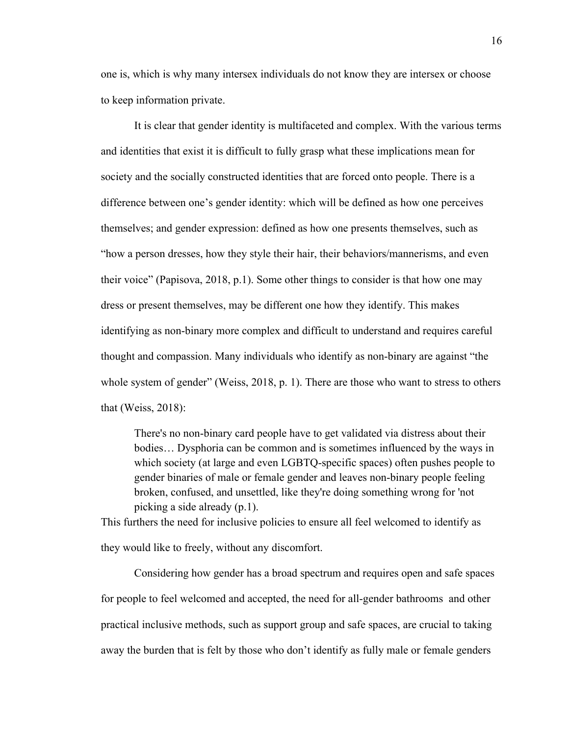one is, which is why many intersex individuals do not know they are intersex or choose to keep information private.

It is clear that gender identity is multifaceted and complex. With the various terms and identities that exist it is difficult to fully grasp what these implications mean for society and the socially constructed identities that are forced onto people. There is a difference between one's gender identity: which will be defined as how one perceives themselves; and gender expression: defined as how one presents themselves, such as "how a person dresses, how they style their hair, their behaviors/mannerisms, and even their voice" (Papisova, 2018, p.1). Some other things to consider is that how one may dress or present themselves, may be different one how they identify. This makes identifying as non-binary more complex and difficult to understand and requires careful thought and compassion. Many individuals who identify as non-binary are against "the whole system of gender" (Weiss, 2018, p. 1). There are those who want to stress to others that (Weiss, 2018):

> There's no non-binary card people have to get validated via distress about their bodies… Dysphoria can be common and is sometimes influenced by the ways in which society (at large and even LGBTQ-specific spaces) often pushes people to gender binaries of male or female gender and leaves non-binary people feeling broken, confused, and unsettled, like they're doing something wrong for 'not picking a side already (p.1).

This furthers the need for inclusive policies to ensure all feel welcomed to identify as they would like to freely, without any discomfort.

Considering how gender has a broad spectrum and requires open and safe spaces for people to feel welcomed and accepted, the need for all-gender bathrooms and other practical inclusive methods, such as support group and safe spaces, are crucial to taking away the burden that is felt by those who don't identify as fully male or female genders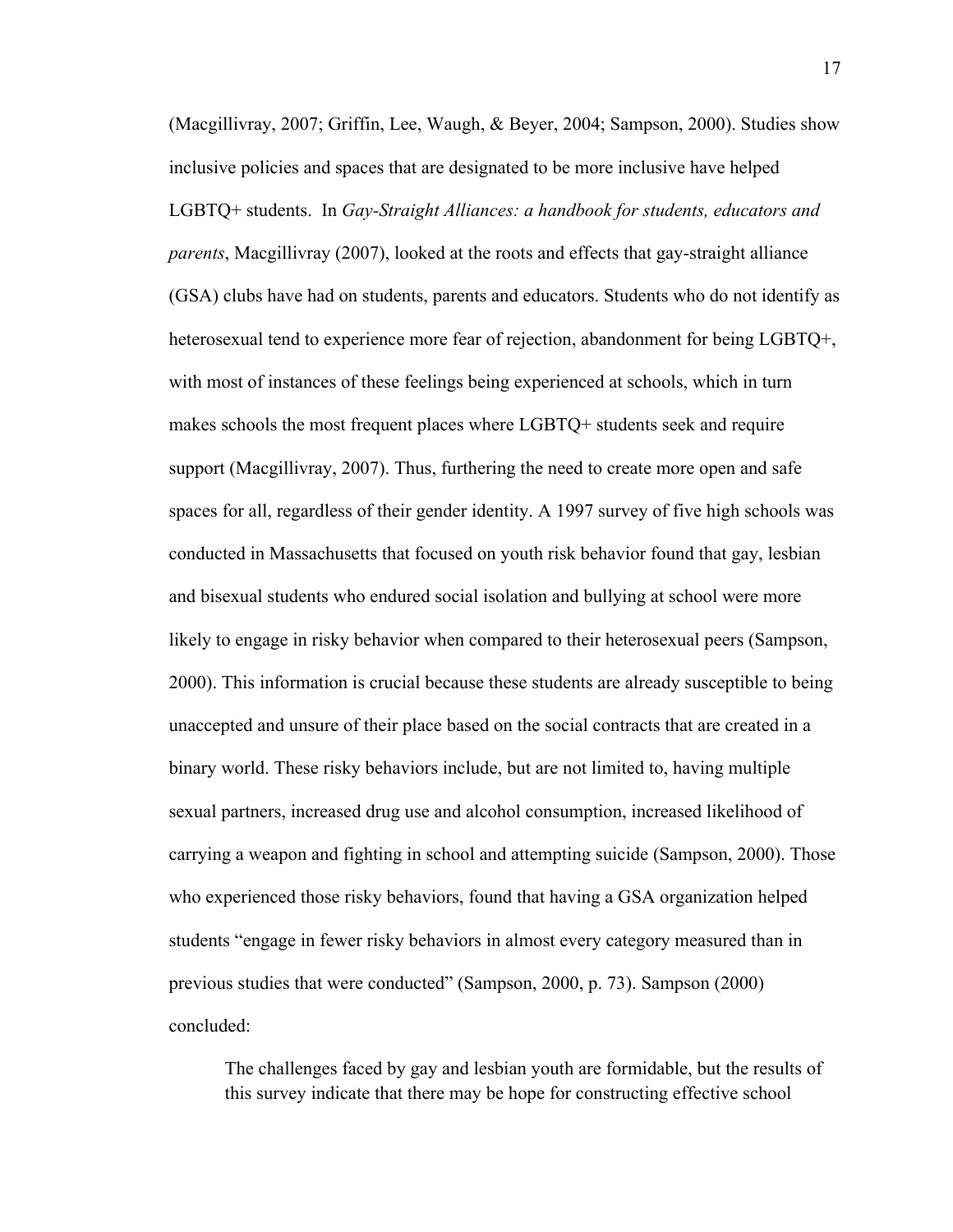(Macgillivray, 2007; Griffin, Lee, Waugh, & Beyer, 2004; Sampson, 2000). Studies show inclusive policies and spaces that are designated to be more inclusive have helped LGBTQ+ students. In *Gay-Straight Alliances: a handbook for students, educators and parents*, Macgillivray (2007), looked at the roots and effects that gay-straight alliance (GSA) clubs have had on students, parents and educators. Students who do not identify as heterosexual tend to experience more fear of rejection, abandonment for being LGBTQ+, with most of instances of these feelings being experienced at schools, which in turn makes schools the most frequent places where LGBTQ+ students seek and require support (Macgillivray, 2007). Thus, furthering the need to create more open and safe spaces for all, regardless of their gender identity. A 1997 survey of five high schools was conducted in Massachusetts that focused on youth risk behavior found that gay, lesbian and bisexual students who endured social isolation and bullying at school were more likely to engage in risky behavior when compared to their heterosexual peers (Sampson, 2000). This information is crucial because these students are already susceptible to being unaccepted and unsure of their place based on the social contracts that are created in a binary world. These risky behaviors include, but are not limited to, having multiple sexual partners, increased drug use and alcohol consumption, increased likelihood of carrying a weapon and fighting in school and attempting suicide (Sampson, 2000). Those who experienced those risky behaviors, found that having a GSA organization helped students "engage in fewer risky behaviors in almost every category measured than in previous studies that were conducted" (Sampson, 2000, p. 73). Sampson (2000) concluded:

> The challenges faced by gay and lesbian youth are formidable, but the results of this survey indicate that there may be hope for constructing effective school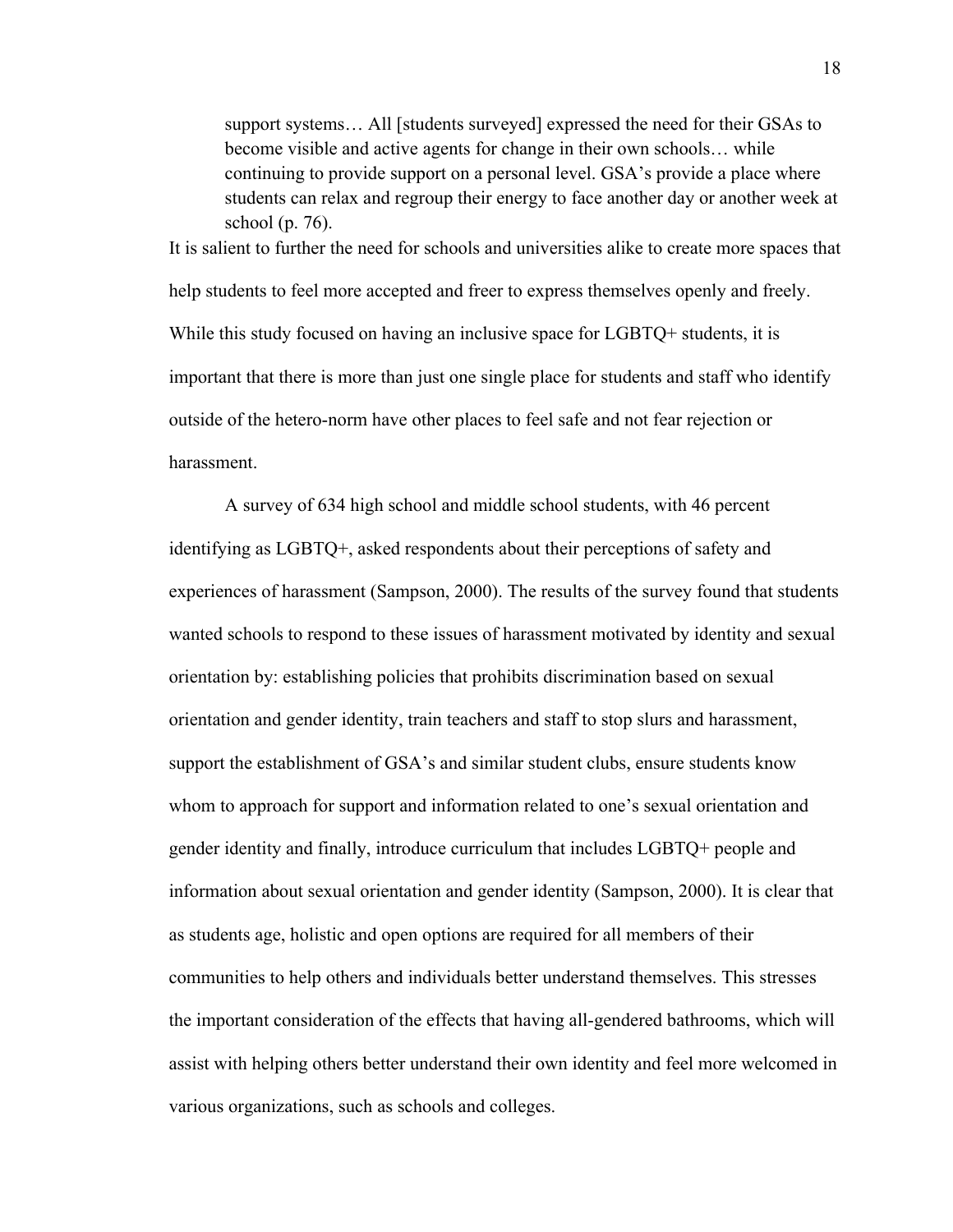> support systems… All [students surveyed] expressed the need for their GSAs to become visible and active agents for change in their own schools… while continuing to provide support on a personal level. GSA's provide a place where students can relax and regroup their energy to face another day or another week at school (p. 76).

It is salient to further the need for schools and universities alike to create more spaces that help students to feel more accepted and freer to express themselves openly and freely. While this study focused on having an inclusive space for LGBTQ+ students, it is important that there is more than just one single place for students and staff who identify outside of the hetero-norm have other places to feel safe and not fear rejection or harassment.

A survey of 634 high school and middle school students, with 46 percent identifying as LGBTQ+, asked respondents about their perceptions of safety and experiences of harassment (Sampson, 2000). The results of the survey found that students wanted schools to respond to these issues of harassment motivated by identity and sexual orientation by: establishing policies that prohibits discrimination based on sexual orientation and gender identity, train teachers and staff to stop slurs and harassment, support the establishment of GSA's and similar student clubs, ensure students know whom to approach for support and information related to one's sexual orientation and gender identity and finally, introduce curriculum that includes LGBTQ+ people and information about sexual orientation and gender identity (Sampson, 2000). It is clear that as students age, holistic and open options are required for all members of their communities to help others and individuals better understand themselves. This stresses the important consideration of the effects that having all-gendered bathrooms, which will assist with helping others better understand their own identity and feel more welcomed in various organizations, such as schools and colleges.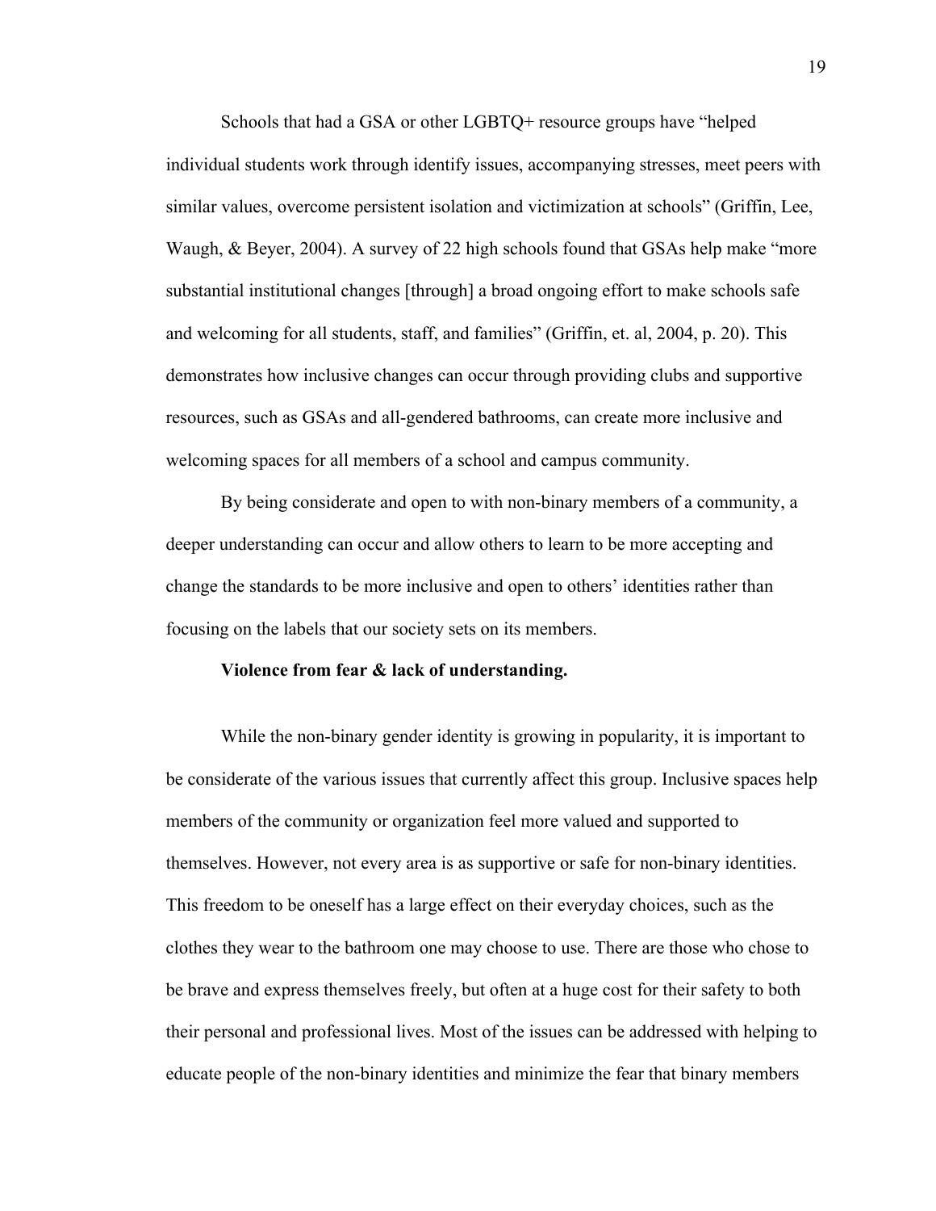Schools that had a GSA or other LGBTQ+ resource groups have "helped individual students work through identify issues, accompanying stresses, meet peers with similar values, overcome persistent isolation and victimization at schools" (Griffin, Lee, Waugh, & Beyer, 2004). A survey of 22 high schools found that GSAs help make "more substantial institutional changes [through] a broad ongoing effort to make schools safe and welcoming for all students, staff, and families" (Griffin, et. al, 2004, p. 20). This demonstrates how inclusive changes can occur through providing clubs and supportive resources, such as GSAs and all-gendered bathrooms, can create more inclusive and welcoming spaces for all members of a school and campus community.

By being considerate and open to with non-binary members of a community, a deeper understanding can occur and allow others to learn to be more accepting and change the standards to be more inclusive and open to others' identities rather than focusing on the labels that our society sets on its members.

**Violence from fear & lack of understanding.**

While the non-binary gender identity is growing in popularity, it is important to be considerate of the various issues that currently affect this group. Inclusive spaces help members of the community or organization feel more valued and supported to themselves. However, not every area is as supportive or safe for non-binary identities. This freedom to be oneself has a large effect on their everyday choices, such as the clothes they wear to the bathroom one may choose to use. There are those who chose to be brave and express themselves freely, but often at a huge cost for their safety to both their personal and professional lives. Most of the issues can be addressed with helping to educate people of the non-binary identities and minimize the fear that binary members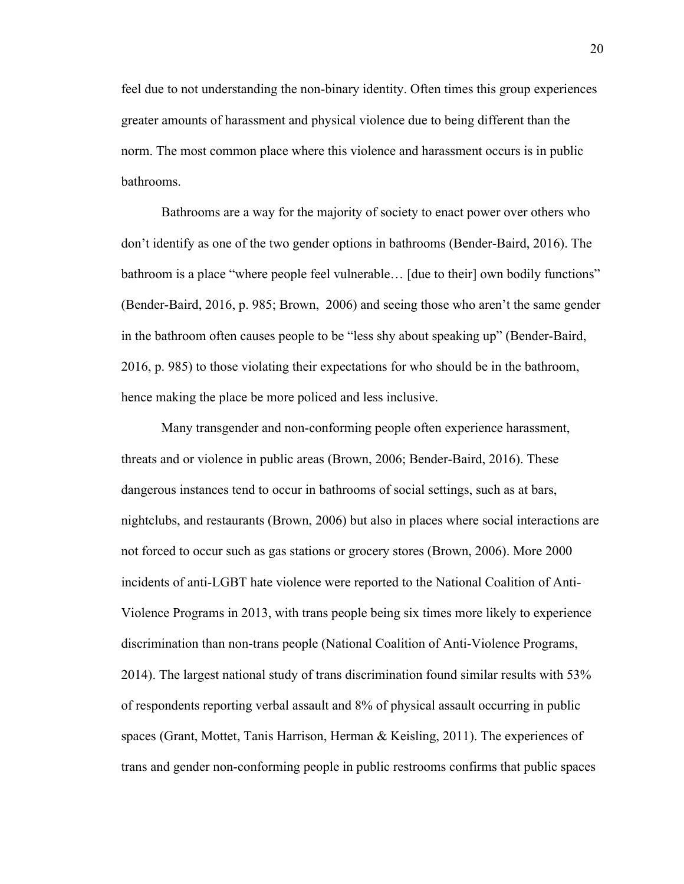feel due to not understanding the non-binary identity. Often times this group experiences greater amounts of harassment and physical violence due to being different than the norm. The most common place where this violence and harassment occurs is in public bathrooms.

Bathrooms are a way for the majority of society to enact power over others who don't identify as one of the two gender options in bathrooms (Bender-Baird, 2016). The bathroom is a place "where people feel vulnerable… [due to their] own bodily functions" (Bender-Baird, 2016, p. 985; Brown, 2006) and seeing those who aren't the same gender in the bathroom often causes people to be "less shy about speaking up" (Bender-Baird, 2016, p. 985) to those violating their expectations for who should be in the bathroom, hence making the place be more policed and less inclusive.

Many transgender and non-conforming people often experience harassment, threats and or violence in public areas (Brown, 2006; Bender-Baird, 2016). These dangerous instances tend to occur in bathrooms of social settings, such as at bars, nightclubs, and restaurants (Brown, 2006) but also in places where social interactions are not forced to occur such as gas stations or grocery stores (Brown, 2006). More 2000 incidents of anti-LGBT hate violence were reported to the National Coalition of Anti-Violence Programs in 2013, with trans people being six times more likely to experience discrimination than non-trans people (National Coalition of Anti-Violence Programs, 2014). The largest national study of trans discrimination found similar results with 53% of respondents reporting verbal assault and 8% of physical assault occurring in public spaces (Grant, Mottet, Tanis Harrison, Herman & Keisling, 2011). The experiences of trans and gender non-conforming people in public restrooms confirms that public spaces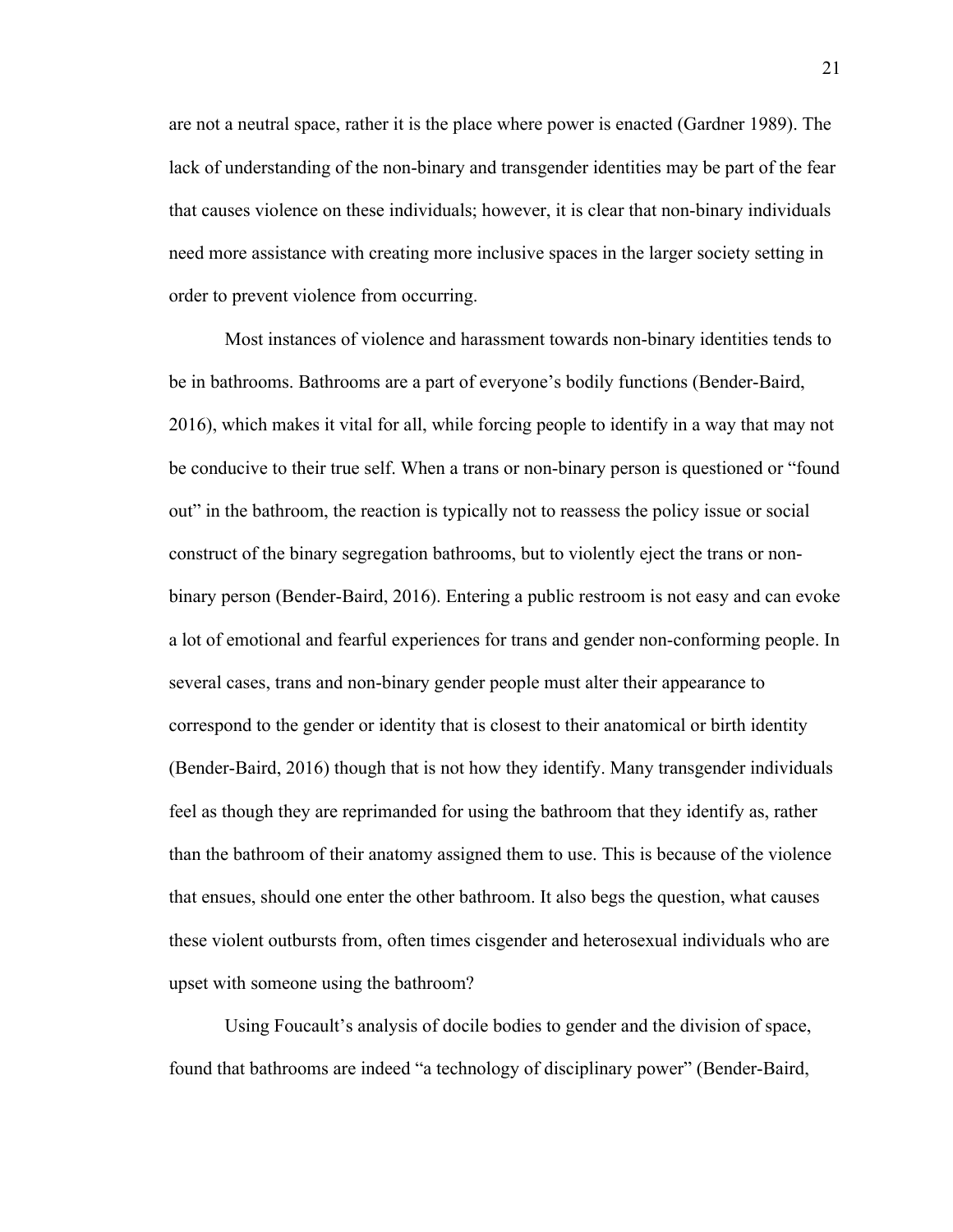are not a neutral space, rather it is the place where power is enacted (Gardner 1989). The lack of understanding of the non-binary and transgender identities may be part of the fear that causes violence on these individuals; however, it is clear that non-binary individuals need more assistance with creating more inclusive spaces in the larger society setting in order to prevent violence from occurring.

Most instances of violence and harassment towards non-binary identities tends to be in bathrooms. Bathrooms are a part of everyone's bodily functions (Bender-Baird, 2016), which makes it vital for all, while forcing people to identify in a way that may not be conducive to their true self. When a trans or non-binary person is questioned or "found out" in the bathroom, the reaction is typically not to reassess the policy issue or social construct of the binary segregation bathrooms, but to violently eject the trans or non-binary person (Bender-Baird, 2016). Entering a public restroom is not easy and can evoke a lot of emotional and fearful experiences for trans and gender non-conforming people. In several cases, trans and non-binary gender people must alter their appearance to correspond to the gender or identity that is closest to their anatomical or birth identity (Bender-Baird, 2016) though that is not how they identify. Many transgender individuals feel as though they are reprimanded for using the bathroom that they identify as, rather than the bathroom of their anatomy assigned them to use. This is because of the violence that ensues, should one enter the other bathroom. It also begs the question, what causes these violent outbursts from, often times cisgender and heterosexual individuals who are upset with someone using the bathroom?

Using Foucault's analysis of docile bodies to gender and the division of space, found that bathrooms are indeed "a technology of disciplinary power" (Bender-Baird,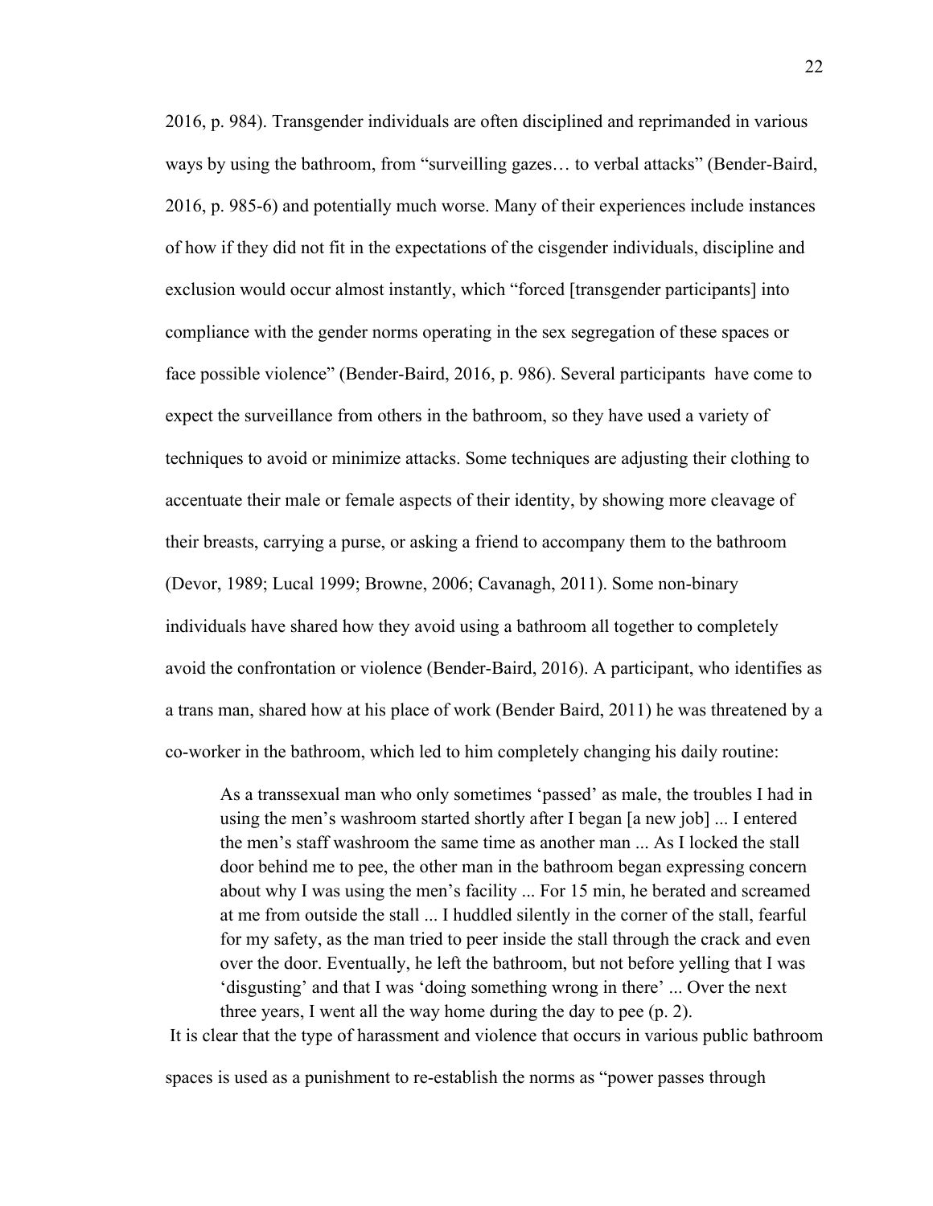2016, p. 984). Transgender individuals are often disciplined and reprimanded in various ways by using the bathroom, from "surveilling gazes… to verbal attacks" (Bender-Baird, 2016, p. 985-6) and potentially much worse. Many of their experiences include instances of how if they did not fit in the expectations of the cisgender individuals, discipline and exclusion would occur almost instantly, which "forced [transgender participants] into compliance with the gender norms operating in the sex segregation of these spaces or face possible violence" (Bender-Baird, 2016, p. 986). Several participants have come to expect the surveillance from others in the bathroom, so they have used a variety of techniques to avoid or minimize attacks. Some techniques are adjusting their clothing to accentuate their male or female aspects of their identity, by showing more cleavage of their breasts, carrying a purse, or asking a friend to accompany them to the bathroom (Devor, 1989; Lucal 1999; Browne, 2006; Cavanagh, 2011). Some non-binary individuals have shared how they avoid using a bathroom all together to completely avoid the confrontation or violence (Bender-Baird, 2016). A participant, who identifies as a trans man, shared how at his place of work (Bender Baird, 2011) he was threatened by a co-worker in the bathroom, which led to him completely changing his daily routine:

> As a transsexual man who only sometimes 'passed' as male, the troubles I had in using the men's washroom started shortly after I began [a new job] ... I entered the men's staff washroom the same time as another man ... As I locked the stall door behind me to pee, the other man in the bathroom began expressing concern about why I was using the men's facility ... For 15 min, he berated and screamed at me from outside the stall ... I huddled silently in the corner of the stall, fearful for my safety, as the man tried to peer inside the stall through the crack and even over the door. Eventually, he left the bathroom, but not before yelling that I was 'disgusting' and that I was 'doing something wrong in there' ... Over the next three years, I went all the way home during the day to pee (p. 2).

It is clear that the type of harassment and violence that occurs in various public bathroom spaces is used as a punishment to re-establish the norms as "power passes through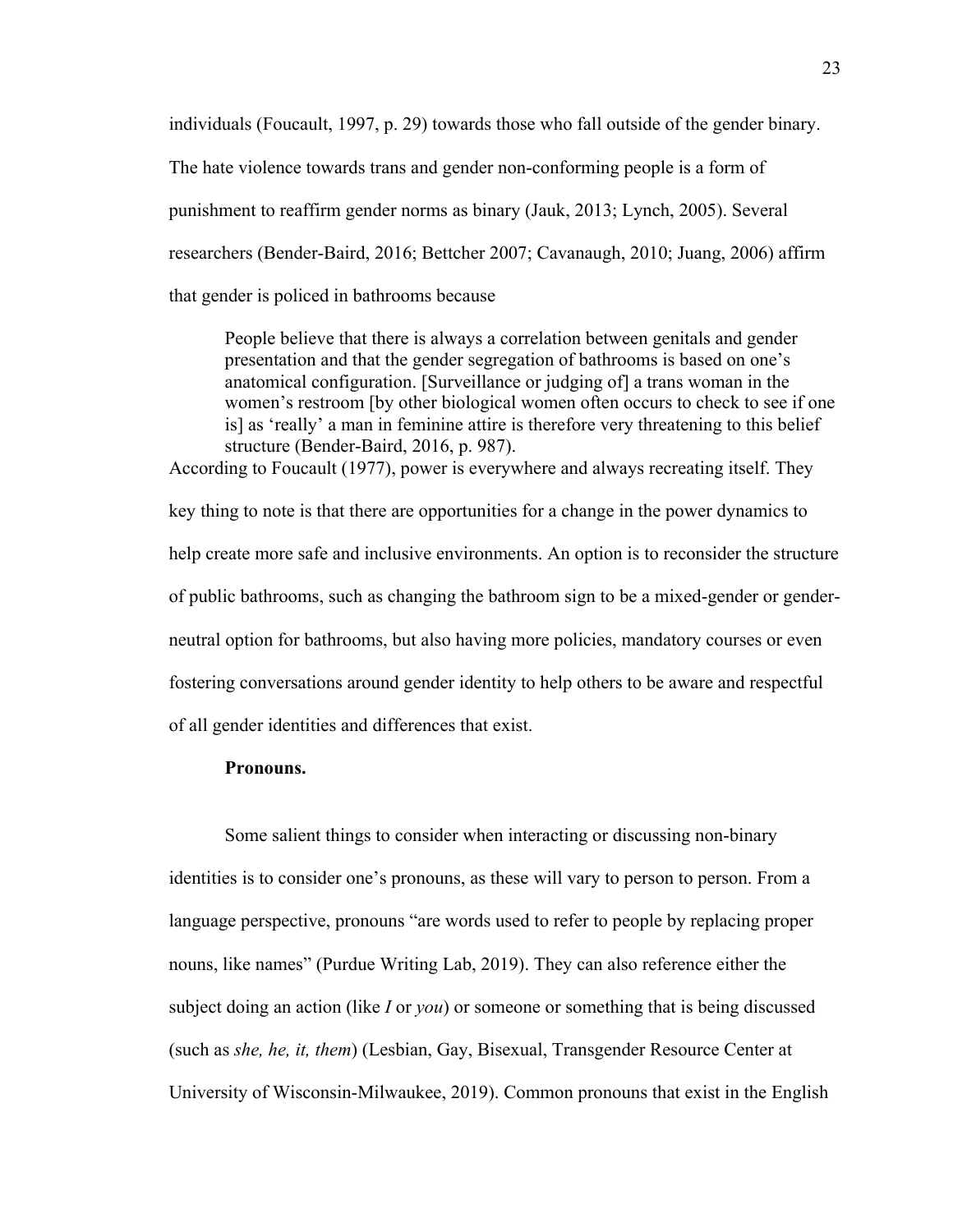individuals (Foucault, 1997, p. 29) towards those who fall outside of the gender binary. The hate violence towards trans and gender non-conforming people is a form of punishment to reaffirm gender norms as binary (Jauk, 2013; Lynch, 2005). Several researchers (Bender-Baird, 2016; Bettcher 2007; Cavanaugh, 2010; Juang, 2006) affirm that gender is policed in bathrooms because

> People believe that there is always a correlation between genitals and gender presentation and that the gender segregation of bathrooms is based on one's anatomical configuration. [Surveillance or judging of] a trans woman in the women's restroom [by other biological women often occurs to check to see if one is] as 'really' a man in feminine attire is therefore very threatening to this belief structure (Bender-Baird, 2016, p. 987).

According to Foucault (1977), power is everywhere and always recreating itself. They key thing to note is that there are opportunities for a change in the power dynamics to help create more safe and inclusive environments. An option is to reconsider the structure of public bathrooms, such as changing the bathroom sign to be a mixed-gender or gender-neutral option for bathrooms, but also having more policies, mandatory courses or even fostering conversations around gender identity to help others to be aware and respectful of all gender identities and differences that exist.

**Pronouns.**

Some salient things to consider when interacting or discussing non-binary identities is to consider one's pronouns, as these will vary to person to person. From a language perspective, pronouns "are words used to refer to people by replacing proper nouns, like names" (Purdue Writing Lab, 2019). They can also reference either the subject doing an action (like *I* or *you*) or someone or something that is being discussed (such as *she, he, it, them*) (Lesbian, Gay, Bisexual, Transgender Resource Center at University of Wisconsin-Milwaukee, 2019). Common pronouns that exist in the English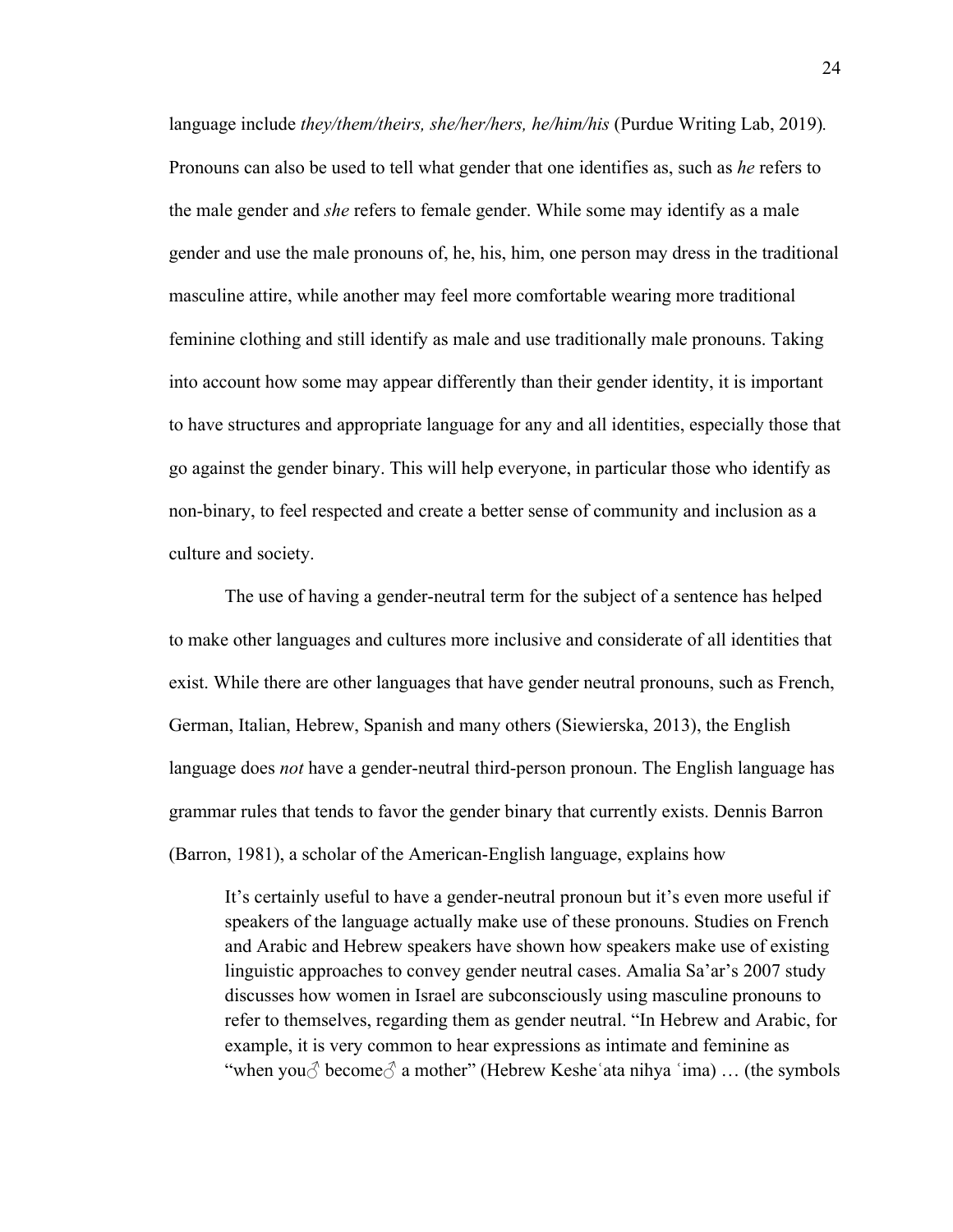language include *they/them/theirs, she/her/hers, he/him/his* (Purdue Writing Lab, 2019). Pronouns can also be used to tell what gender that one identifies as, such as *he* refers to the male gender and *she* refers to female gender. While some may identify as a male gender and use the male pronouns of, he, his, him, one person may dress in the traditional masculine attire, while another may feel more comfortable wearing more traditional feminine clothing and still identify as male and use traditionally male pronouns. Taking into account how some may appear differently than their gender identity, it is important to have structures and appropriate language for any and all identities, especially those that go against the gender binary. This will help everyone, in particular those who identify as non-binary, to feel respected and create a better sense of community and inclusion as a culture and society.

The use of having a gender-neutral term for the subject of a sentence has helped to make other languages and cultures more inclusive and considerate of all identities that exist. While there are other languages that have gender neutral pronouns, such as French, German, Italian, Hebrew, Spanish and many others (Siewierska, 2013), the English language does *not* have a gender-neutral third-person pronoun. The English language has grammar rules that tends to favor the gender binary that currently exists. Dennis Barron (Barron, 1981), a scholar of the American-English language, explains how

> It's certainly useful to have a gender-neutral pronoun but it's even more useful if speakers of the language actually make use of these pronouns. Studies on French and Arabic and Hebrew speakers have shown how speakers make use of existing linguistic approaches to convey gender neutral cases. Amalia Sa'ar's 2007 study discusses how women in Israel are subconsciously using masculine pronouns to refer to themselves, regarding them as gender neutral. "In Hebrew and Arabic, for example, it is very common to hear expressions as intimate and feminine as "when you♂ become♂ a mother" (Hebrew Kesheʿata nihya ʿima) … (the symbols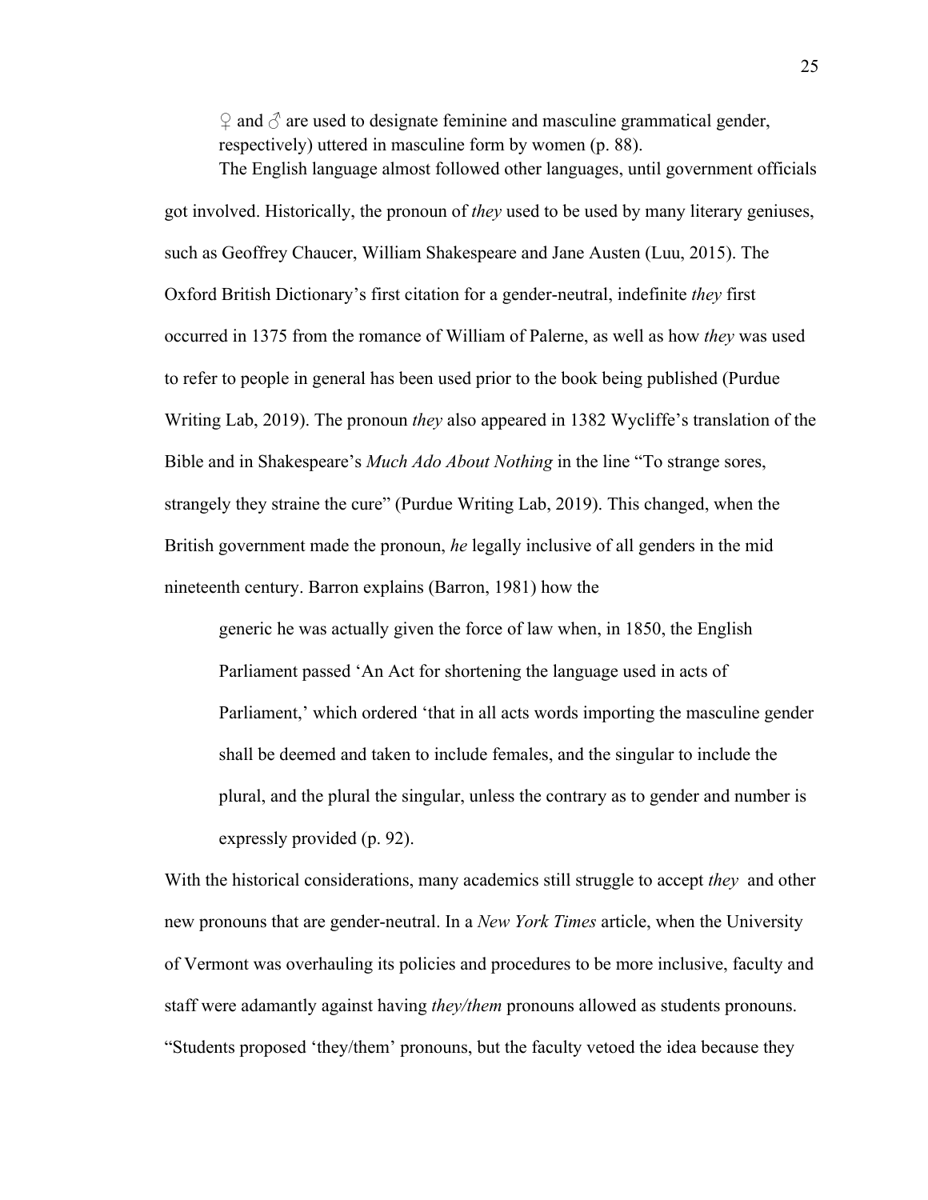♀ and ♂ are used to designate feminine and masculine grammatical gender, respectively) uttered in masculine form by women (p. 88).

The English language almost followed other languages, until government officials got involved. Historically, the pronoun of *they* used to be used by many literary geniuses, such as Geoffrey Chaucer, William Shakespeare and Jane Austen (Luu, 2015). The Oxford British Dictionary's first citation for a gender-neutral, indefinite *they* first occurred in 1375 from the romance of William of Palerne, as well as how *they* was used to refer to people in general has been used prior to the book being published (Purdue Writing Lab, 2019). The pronoun *they* also appeared in 1382 Wycliffe's translation of the Bible and in Shakespeare's *Much Ado About Nothing* in the line "To strange sores, strangely they straine the cure" (Purdue Writing Lab, 2019). This changed, when the British government made the pronoun, *he* legally inclusive of all genders in the mid nineteenth century. Barron explains (Barron, 1981) how the

> generic he was actually given the force of law when, in 1850, the English Parliament passed 'An Act for shortening the language used in acts of Parliament,' which ordered 'that in all acts words importing the masculine gender shall be deemed and taken to include females, and the singular to include the plural, and the plural the singular, unless the contrary as to gender and number is expressly provided (p. 92).

With the historical considerations, many academics still struggle to accept *they* and other new pronouns that are gender-neutral. In a *New York Times* article, when the University of Vermont was overhauling its policies and procedures to be more inclusive, faculty and staff were adamantly against having *they/them* pronouns allowed as students pronouns. "Students proposed 'they/them' pronouns, but the faculty vetoed the idea because they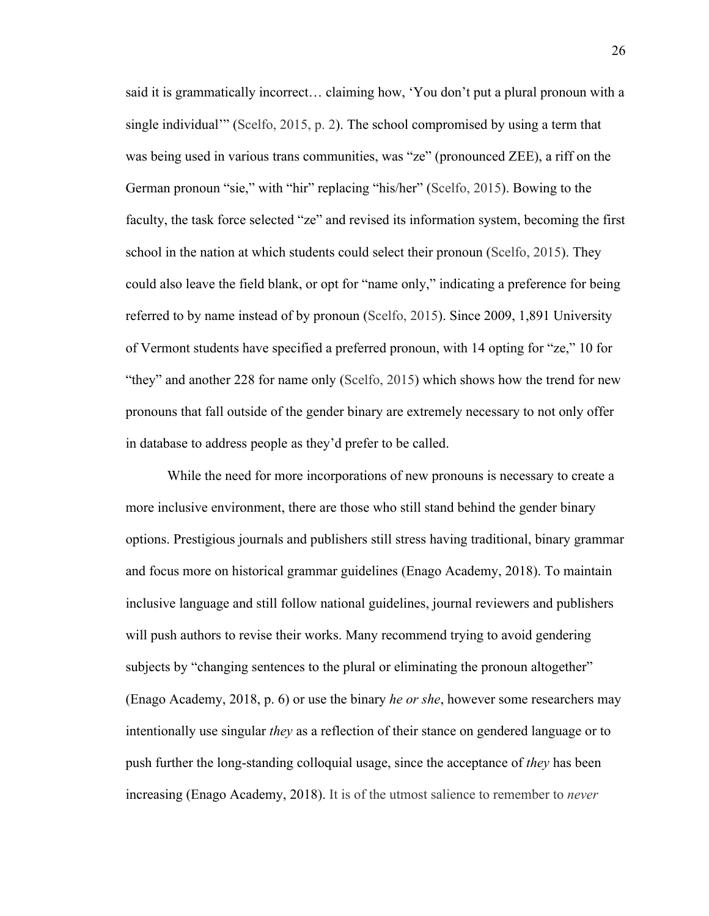said it is grammatically incorrect… claiming how, 'You don't put a plural pronoun with a single individual'" (Scelfo, 2015, p. 2). The school compromised by using a term that was being used in various trans communities, was "ze" (pronounced ZEE), a riff on the German pronoun "sie," with "hir" replacing "his/her" (Scelfo, 2015). Bowing to the faculty, the task force selected "ze" and revised its information system, becoming the first school in the nation at which students could select their pronoun (Scelfo, 2015). They could also leave the field blank, or opt for "name only," indicating a preference for being referred to by name instead of by pronoun (Scelfo, 2015). Since 2009, 1,891 University of Vermont students have specified a preferred pronoun, with 14 opting for "ze," 10 for "they" and another 228 for name only (Scelfo, 2015) which shows how the trend for new pronouns that fall outside of the gender binary are extremely necessary to not only offer in database to address people as they'd prefer to be called.

While the need for more incorporations of new pronouns is necessary to create a more inclusive environment, there are those who still stand behind the gender binary options. Prestigious journals and publishers still stress having traditional, binary grammar and focus more on historical grammar guidelines (Enago Academy, 2018). To maintain inclusive language and still follow national guidelines, journal reviewers and publishers will push authors to revise their works. Many recommend trying to avoid gendering subjects by "changing sentences to the plural or eliminating the pronoun altogether" (Enago Academy, 2018, p. 6) or use the binary *he or she*, however some researchers may intentionally use singular *they* as a reflection of their stance on gendered language or to push further the long-standing colloquial usage, since the acceptance of *they* has been increasing (Enago Academy, 2018). It is of the utmost salience to remember to *never*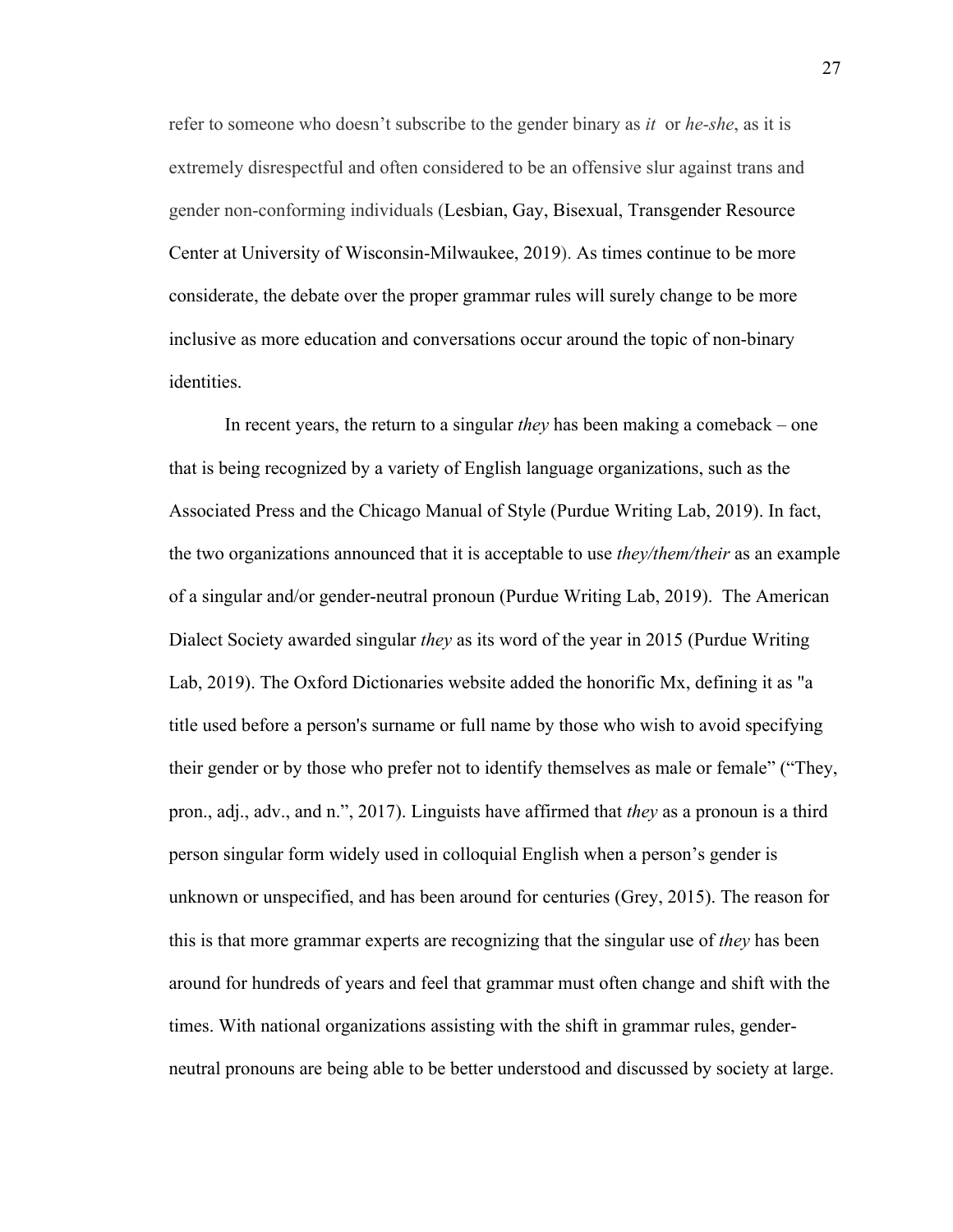refer to someone who doesn't subscribe to the gender binary as *it* or *he-she*, as it is extremely disrespectful and often considered to be an offensive slur against trans and gender non-conforming individuals (Lesbian, Gay, Bisexual, Transgender Resource Center at University of Wisconsin-Milwaukee, 2019). As times continue to be more considerate, the debate over the proper grammar rules will surely change to be more inclusive as more education and conversations occur around the topic of non-binary identities.

In recent years, the return to a singular *they* has been making a comeback – one that is being recognized by a variety of English language organizations, such as the Associated Press and the Chicago Manual of Style (Purdue Writing Lab, 2019). In fact, the two organizations announced that it is acceptable to use *they/them/their* as an example of a singular and/or gender-neutral pronoun (Purdue Writing Lab, 2019). The American Dialect Society awarded singular *they* as its word of the year in 2015 (Purdue Writing Lab, 2019). The Oxford Dictionaries website added the honorific Mx, defining it as "a title used before a person's surname or full name by those who wish to avoid specifying their gender or by those who prefer not to identify themselves as male or female" ("They, pron., adj., adv., and n.", 2017). Linguists have affirmed that *they* as a pronoun is a third person singular form widely used in colloquial English when a person's gender is unknown or unspecified, and has been around for centuries (Grey, 2015). The reason for this is that more grammar experts are recognizing that the singular use of *they* has been around for hundreds of years and feel that grammar must often change and shift with the times. With national organizations assisting with the shift in grammar rules, gender-neutral pronouns are being able to be better understood and discussed by society at large.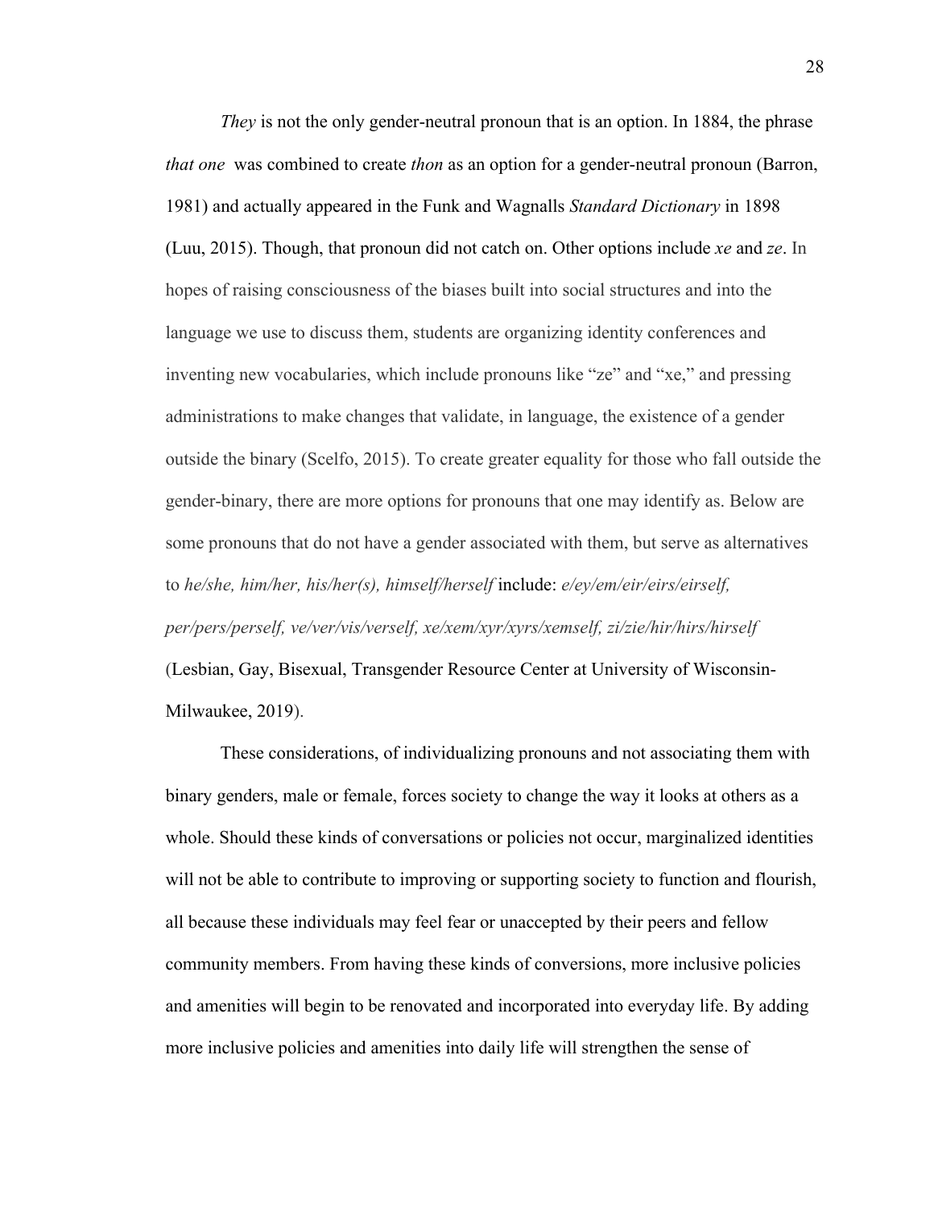*They* is not the only gender-neutral pronoun that is an option. In 1884, the phrase *that one* was combined to create *thon* as an option for a gender-neutral pronoun (Barron, 1981) and actually appeared in the Funk and Wagnalls *Standard Dictionary* in 1898 (Luu, 2015). Though, that pronoun did not catch on. Other options include *xe* and *ze*. In hopes of raising consciousness of the biases built into social structures and into the language we use to discuss them, students are organizing identity conferences and inventing new vocabularies, which include pronouns like "ze" and "xe," and pressing administrations to make changes that validate, in language, the existence of a gender outside the binary (Scelfo, 2015). To create greater equality for those who fall outside the gender-binary, there are more options for pronouns that one may identify as. Below are some pronouns that do not have a gender associated with them, but serve as alternatives to *he/she, him/her, his/her(s), himself/herself* include: *e/ey/em/eir/eirs/eirself, per/pers/perself, ve/ver/vis/verself, xe/xem/xyr/xyrs/xemself, zi/zie/hir/hirs/hirself* (Lesbian, Gay, Bisexual, Transgender Resource Center at University of Wisconsin-Milwaukee, 2019).

These considerations, of individualizing pronouns and not associating them with binary genders, male or female, forces society to change the way it looks at others as a whole. Should these kinds of conversations or policies not occur, marginalized identities will not be able to contribute to improving or supporting society to function and flourish, all because these individuals may feel fear or unaccepted by their peers and fellow community members. From having these kinds of conversions, more inclusive policies and amenities will begin to be renovated and incorporated into everyday life. By adding more inclusive policies and amenities into daily life will strengthen the sense of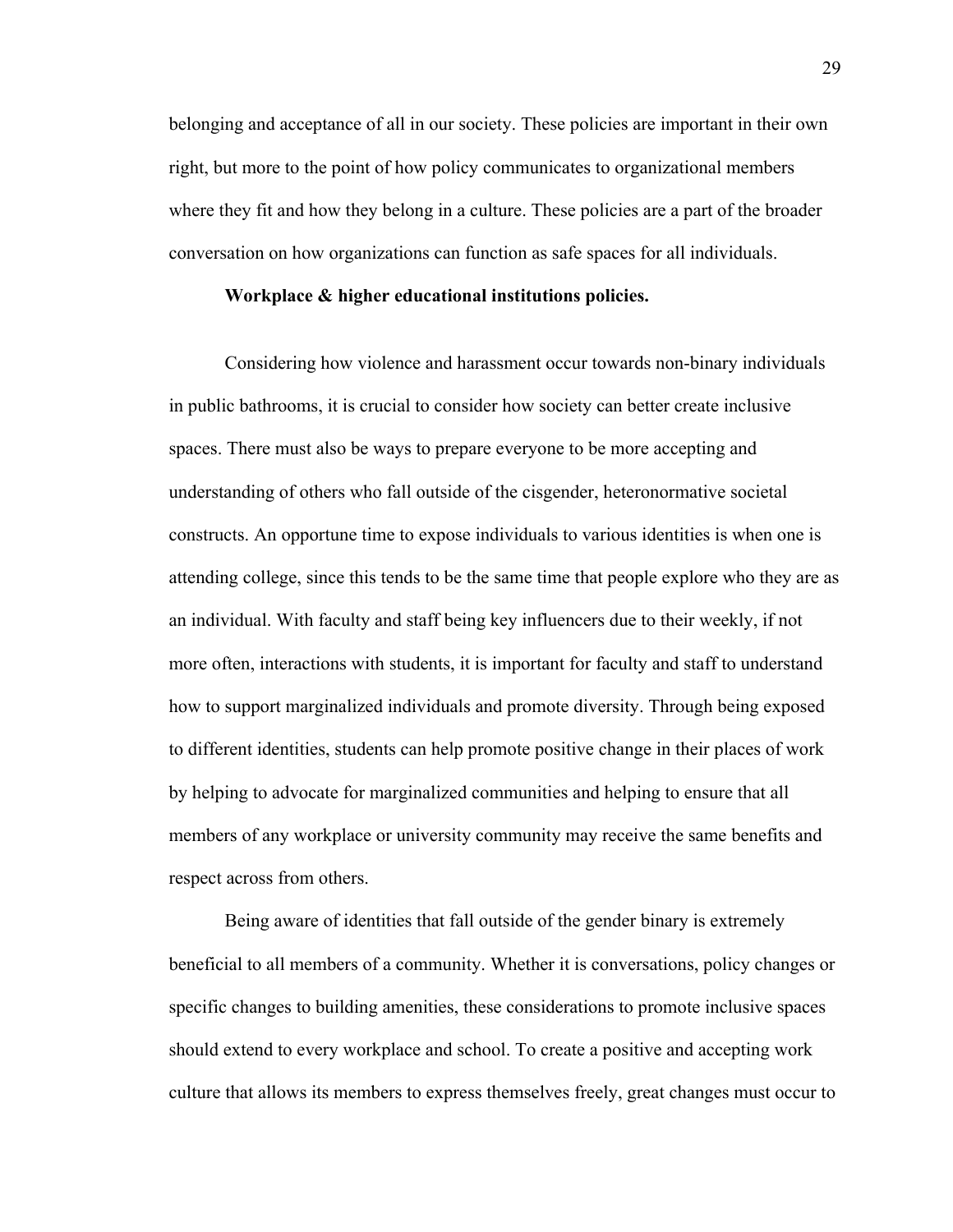belonging and acceptance of all in our society. These policies are important in their own right, but more to the point of how policy communicates to organizational members where they fit and how they belong in a culture. These policies are a part of the broader conversation on how organizations can function as safe spaces for all individuals.

**Workplace & higher educational institutions policies.**

Considering how violence and harassment occur towards non-binary individuals in public bathrooms, it is crucial to consider how society can better create inclusive spaces. There must also be ways to prepare everyone to be more accepting and understanding of others who fall outside of the cisgender, heteronormative societal constructs. An opportune time to expose individuals to various identities is when one is attending college, since this tends to be the same time that people explore who they are as an individual. With faculty and staff being key influencers due to their weekly, if not more often, interactions with students, it is important for faculty and staff to understand how to support marginalized individuals and promote diversity. Through being exposed to different identities, students can help promote positive change in their places of work by helping to advocate for marginalized communities and helping to ensure that all members of any workplace or university community may receive the same benefits and respect across from others.

Being aware of identities that fall outside of the gender binary is extremely beneficial to all members of a community. Whether it is conversations, policy changes or specific changes to building amenities, these considerations to promote inclusive spaces should extend to every workplace and school. To create a positive and accepting work culture that allows its members to express themselves freely, great changes must occur to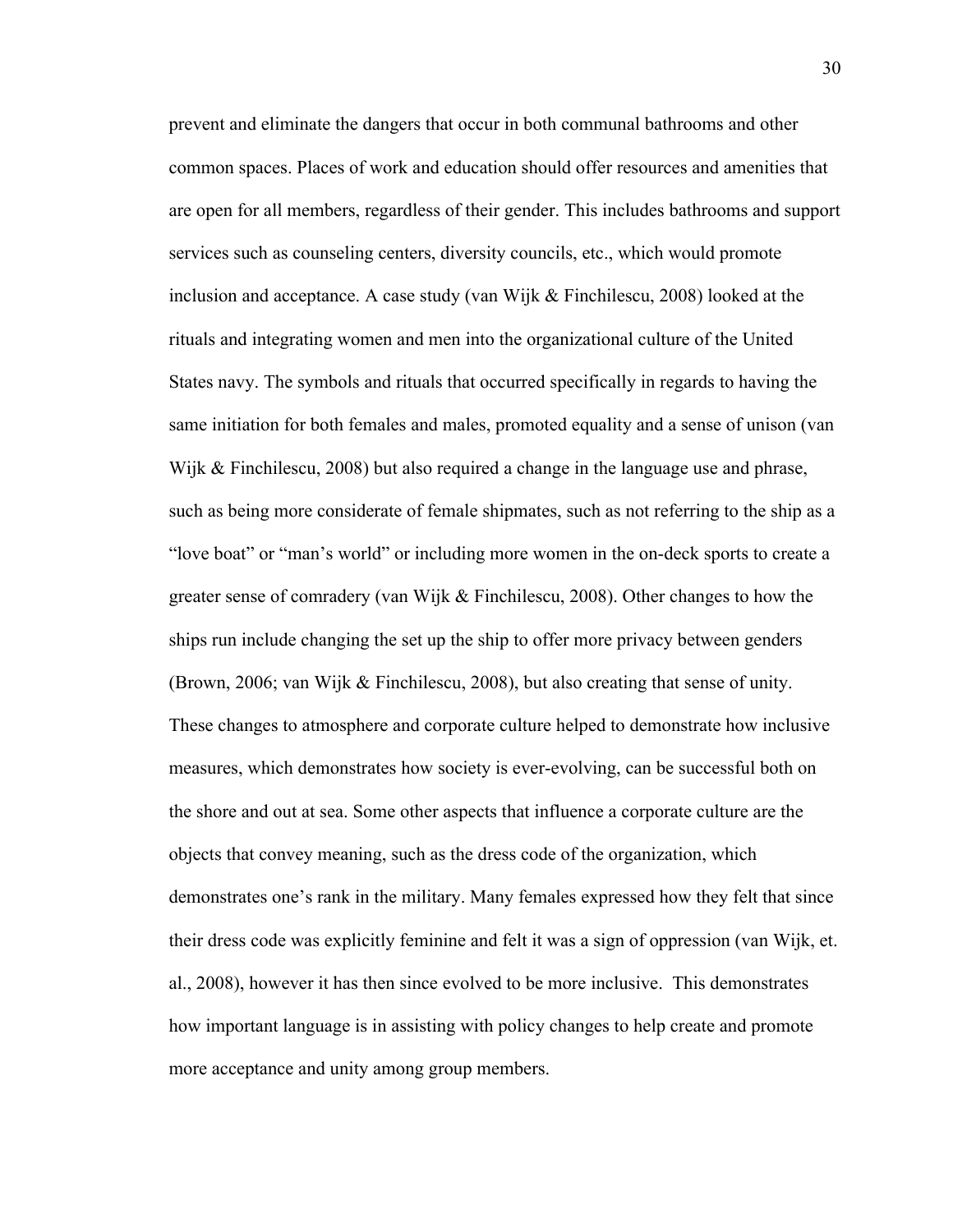prevent and eliminate the dangers that occur in both communal bathrooms and other common spaces. Places of work and education should offer resources and amenities that are open for all members, regardless of their gender. This includes bathrooms and support services such as counseling centers, diversity councils, etc., which would promote inclusion and acceptance. A case study (van Wijk & Finchilescu, 2008) looked at the rituals and integrating women and men into the organizational culture of the United States navy. The symbols and rituals that occurred specifically in regards to having the same initiation for both females and males, promoted equality and a sense of unison (van Wijk & Finchilescu, 2008) but also required a change in the language use and phrase, such as being more considerate of female shipmates, such as not referring to the ship as a "love boat" or "man's world" or including more women in the on-deck sports to create a greater sense of comradery (van Wijk & Finchilescu, 2008). Other changes to how the ships run include changing the set up the ship to offer more privacy between genders (Brown, 2006; van Wijk & Finchilescu, 2008), but also creating that sense of unity. These changes to atmosphere and corporate culture helped to demonstrate how inclusive measures, which demonstrates how society is ever-evolving, can be successful both on the shore and out at sea. Some other aspects that influence a corporate culture are the objects that convey meaning, such as the dress code of the organization, which demonstrates one's rank in the military. Many females expressed how they felt that since their dress code was explicitly feminine and felt it was a sign of oppression (van Wijk, et. al., 2008), however it has then since evolved to be more inclusive. This demonstrates how important language is in assisting with policy changes to help create and promote more acceptance and unity among group members.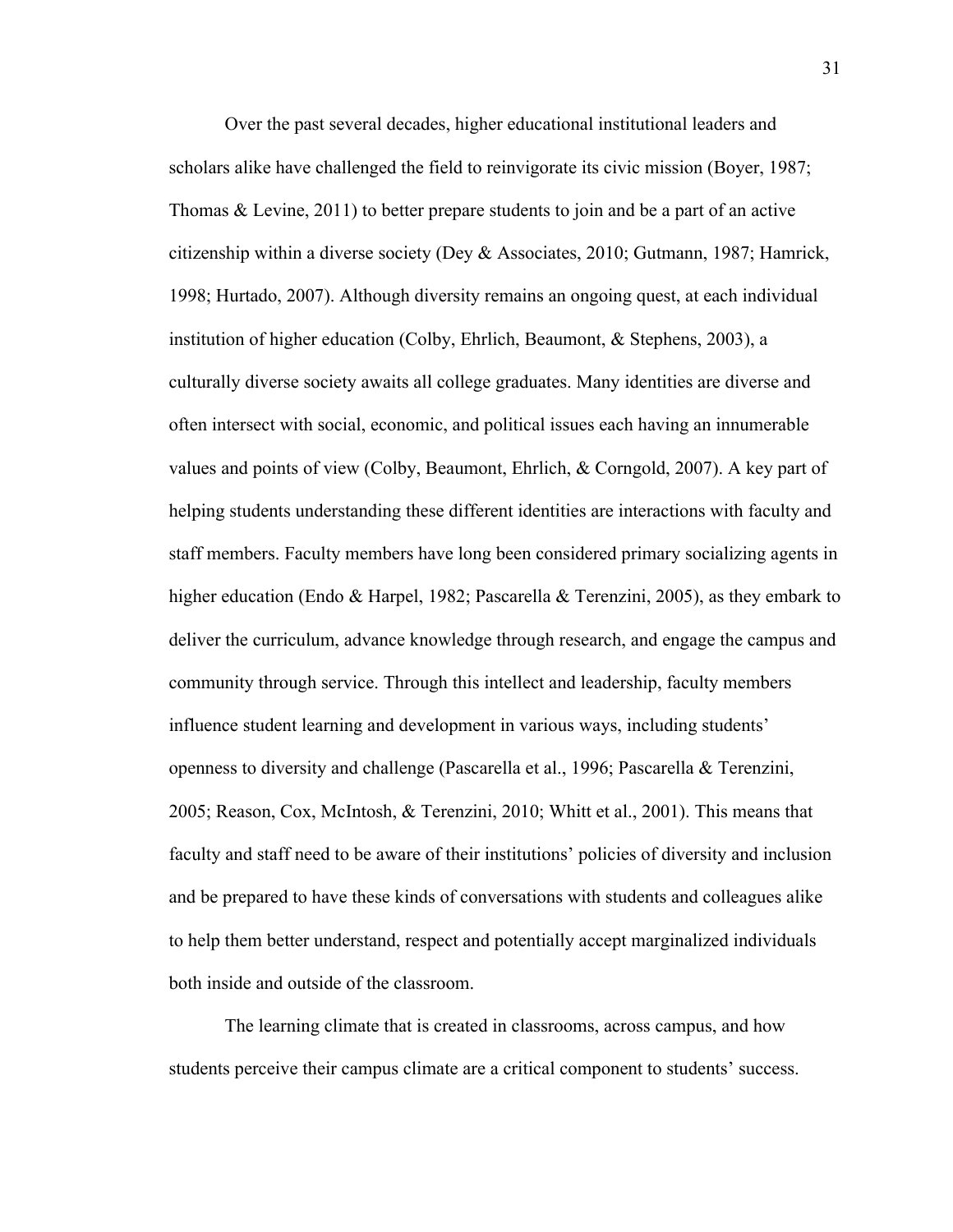Over the past several decades, higher educational institutional leaders and scholars alike have challenged the field to reinvigorate its civic mission (Boyer, 1987; Thomas & Levine, 2011) to better prepare students to join and be a part of an active citizenship within a diverse society (Dey & Associates, 2010; Gutmann, 1987; Hamrick, 1998; Hurtado, 2007). Although diversity remains an ongoing quest, at each individual institution of higher education (Colby, Ehrlich, Beaumont, & Stephens, 2003), a culturally diverse society awaits all college graduates. Many identities are diverse and often intersect with social, economic, and political issues each having an innumerable values and points of view (Colby, Beaumont, Ehrlich, & Corngold, 2007). A key part of helping students understanding these different identities are interactions with faculty and staff members. Faculty members have long been considered primary socializing agents in higher education (Endo & Harpel, 1982; Pascarella & Terenzini, 2005), as they embark to deliver the curriculum, advance knowledge through research, and engage the campus and community through service. Through this intellect and leadership, faculty members influence student learning and development in various ways, including students' openness to diversity and challenge (Pascarella et al., 1996; Pascarella & Terenzini, 2005; Reason, Cox, McIntosh, & Terenzini, 2010; Whitt et al., 2001). This means that faculty and staff need to be aware of their institutions' policies of diversity and inclusion and be prepared to have these kinds of conversations with students and colleagues alike to help them better understand, respect and potentially accept marginalized individuals both inside and outside of the classroom.

The learning climate that is created in classrooms, across campus, and how students perceive their campus climate are a critical component to students' success.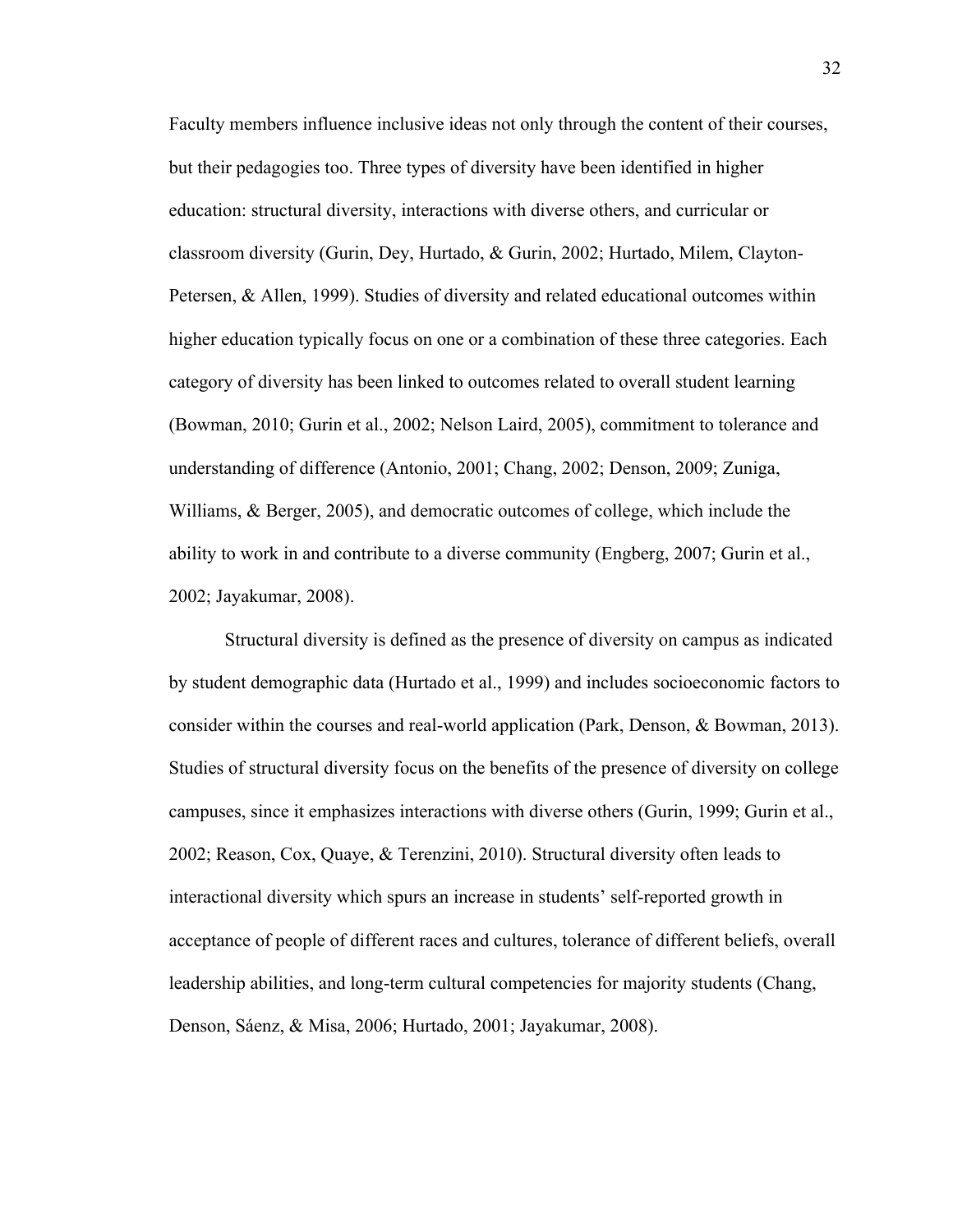Faculty members influence inclusive ideas not only through the content of their courses, but their pedagogies too. Three types of diversity have been identified in higher education: structural diversity, interactions with diverse others, and curricular or classroom diversity (Gurin, Dey, Hurtado, & Gurin, 2002; Hurtado, Milem, Clayton-Petersen, & Allen, 1999). Studies of diversity and related educational outcomes within higher education typically focus on one or a combination of these three categories. Each category of diversity has been linked to outcomes related to overall student learning (Bowman, 2010; Gurin et al., 2002; Nelson Laird, 2005), commitment to tolerance and understanding of difference (Antonio, 2001; Chang, 2002; Denson, 2009; Zuniga, Williams, & Berger, 2005), and democratic outcomes of college, which include the ability to work in and contribute to a diverse community (Engberg, 2007; Gurin et al., 2002; Jayakumar, 2008).

Structural diversity is defined as the presence of diversity on campus as indicated by student demographic data (Hurtado et al., 1999) and includes socioeconomic factors to consider within the courses and real-world application (Park, Denson, & Bowman, 2013). Studies of structural diversity focus on the benefits of the presence of diversity on college campuses, since it emphasizes interactions with diverse others (Gurin, 1999; Gurin et al., 2002; Reason, Cox, Quaye, & Terenzini, 2010). Structural diversity often leads to interactional diversity which spurs an increase in students' self-reported growth in acceptance of people of different races and cultures, tolerance of different beliefs, overall leadership abilities, and long-term cultural competencies for majority students (Chang, Denson, Sáenz, & Misa, 2006; Hurtado, 2001; Jayakumar, 2008).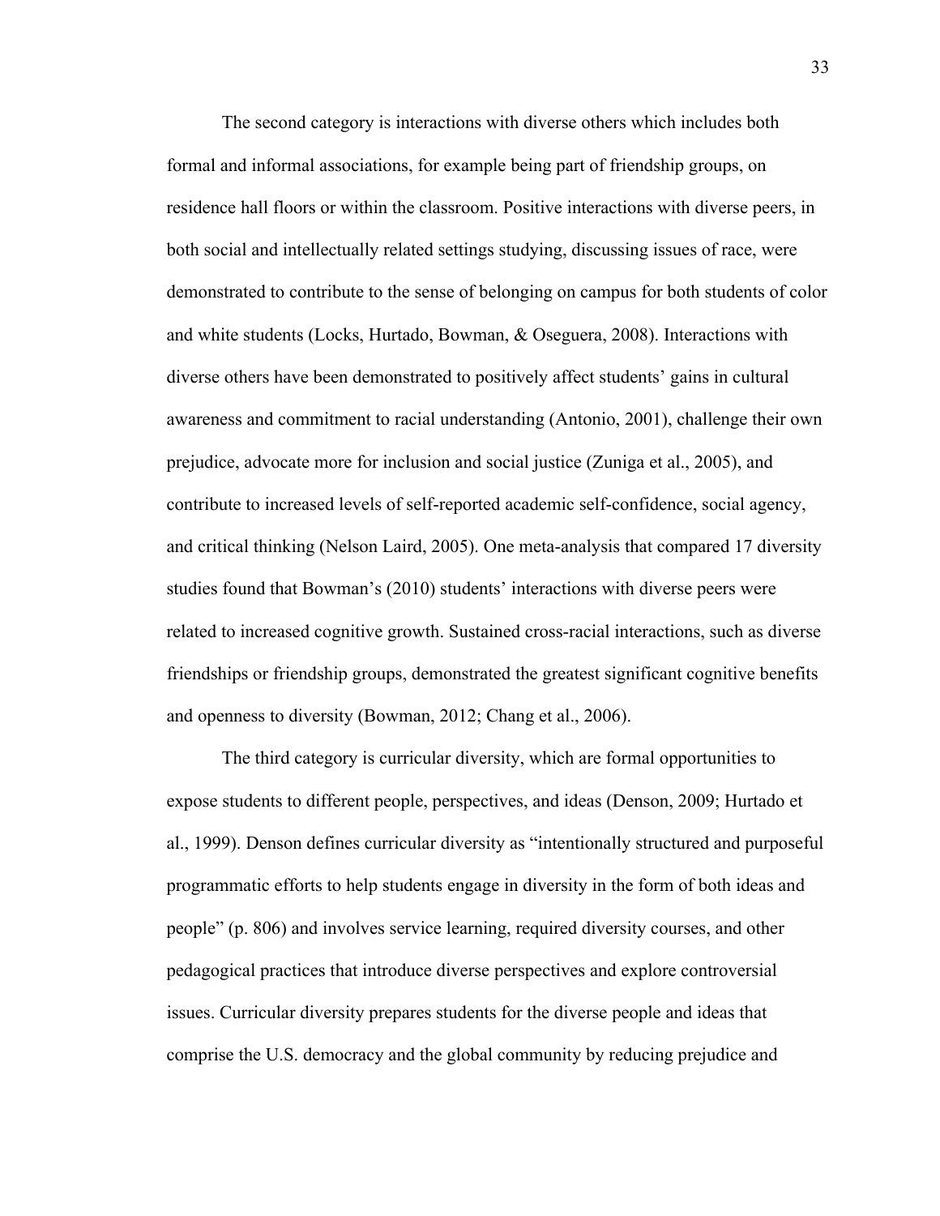The second category is interactions with diverse others which includes both formal and informal associations, for example being part of friendship groups, on residence hall floors or within the classroom. Positive interactions with diverse peers, in both social and intellectually related settings studying, discussing issues of race, were demonstrated to contribute to the sense of belonging on campus for both students of color and white students (Locks, Hurtado, Bowman, & Oseguera, 2008). Interactions with diverse others have been demonstrated to positively affect students' gains in cultural awareness and commitment to racial understanding (Antonio, 2001), challenge their own prejudice, advocate more for inclusion and social justice (Zuniga et al., 2005), and contribute to increased levels of self-reported academic self-confidence, social agency, and critical thinking (Nelson Laird, 2005). One meta-analysis that compared 17 diversity studies found that Bowman's (2010) students' interactions with diverse peers were related to increased cognitive growth. Sustained cross-racial interactions, such as diverse friendships or friendship groups, demonstrated the greatest significant cognitive benefits and openness to diversity (Bowman, 2012; Chang et al., 2006).

The third category is curricular diversity, which are formal opportunities to expose students to different people, perspectives, and ideas (Denson, 2009; Hurtado et al., 1999). Denson defines curricular diversity as "intentionally structured and purposeful programmatic efforts to help students engage in diversity in the form of both ideas and people" (p. 806) and involves service learning, required diversity courses, and other pedagogical practices that introduce diverse perspectives and explore controversial issues. Curricular diversity prepares students for the diverse people and ideas that comprise the U.S. democracy and the global community by reducing prejudice and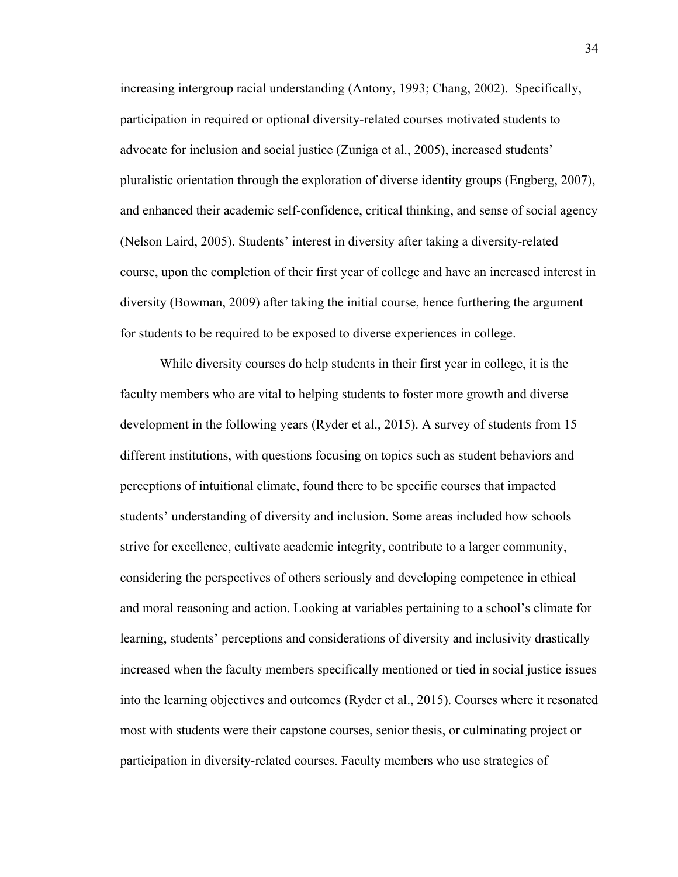increasing intergroup racial understanding (Antony, 1993; Chang, 2002). Specifically, participation in required or optional diversity-related courses motivated students to advocate for inclusion and social justice (Zuniga et al., 2005), increased students' pluralistic orientation through the exploration of diverse identity groups (Engberg, 2007), and enhanced their academic self-confidence, critical thinking, and sense of social agency (Nelson Laird, 2005). Students' interest in diversity after taking a diversity-related course, upon the completion of their first year of college and have an increased interest in diversity (Bowman, 2009) after taking the initial course, hence furthering the argument for students to be required to be exposed to diverse experiences in college.

While diversity courses do help students in their first year in college, it is the faculty members who are vital to helping students to foster more growth and diverse development in the following years (Ryder et al., 2015). A survey of students from 15 different institutions, with questions focusing on topics such as student behaviors and perceptions of intuitional climate, found there to be specific courses that impacted students' understanding of diversity and inclusion. Some areas included how schools strive for excellence, cultivate academic integrity, contribute to a larger community, considering the perspectives of others seriously and developing competence in ethical and moral reasoning and action. Looking at variables pertaining to a school's climate for learning, students' perceptions and considerations of diversity and inclusivity drastically increased when the faculty members specifically mentioned or tied in social justice issues into the learning objectives and outcomes (Ryder et al., 2015). Courses where it resonated most with students were their capstone courses, senior thesis, or culminating project or participation in diversity-related courses. Faculty members who use strategies of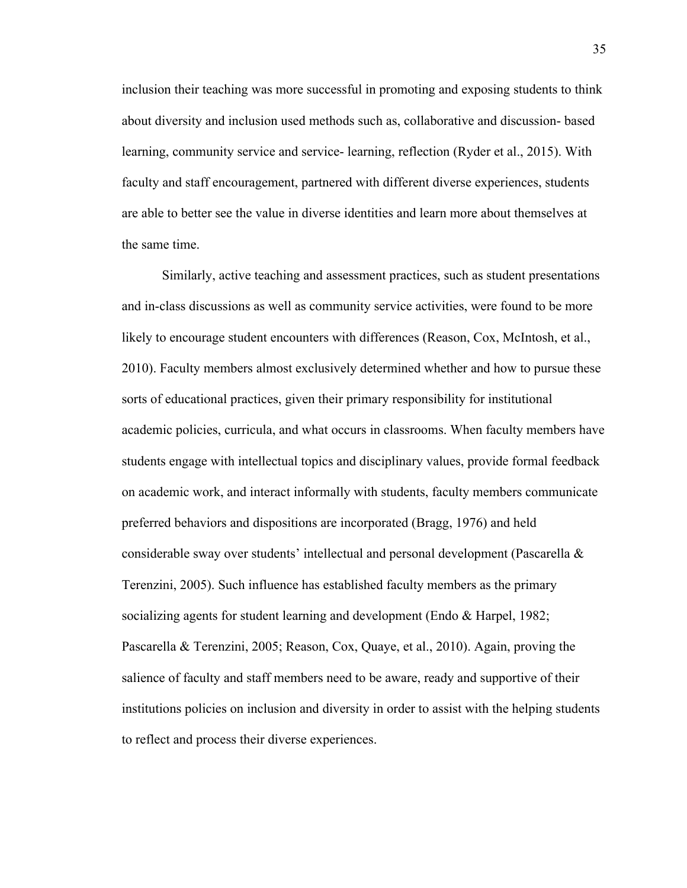inclusion their teaching was more successful in promoting and exposing students to think about diversity and inclusion used methods such as, collaborative and discussion- based learning, community service and service- learning, reflection (Ryder et al., 2015). With faculty and staff encouragement, partnered with different diverse experiences, students are able to better see the value in diverse identities and learn more about themselves at the same time.

Similarly, active teaching and assessment practices, such as student presentations and in-class discussions as well as community service activities, were found to be more likely to encourage student encounters with differences (Reason, Cox, McIntosh, et al., 2010). Faculty members almost exclusively determined whether and how to pursue these sorts of educational practices, given their primary responsibility for institutional academic policies, curricula, and what occurs in classrooms. When faculty members have students engage with intellectual topics and disciplinary values, provide formal feedback on academic work, and interact informally with students, faculty members communicate preferred behaviors and dispositions are incorporated (Bragg, 1976) and held considerable sway over students' intellectual and personal development (Pascarella & Terenzini, 2005). Such influence has established faculty members as the primary socializing agents for student learning and development (Endo & Harpel, 1982; Pascarella & Terenzini, 2005; Reason, Cox, Quaye, et al., 2010). Again, proving the salience of faculty and staff members need to be aware, ready and supportive of their institutions policies on inclusion and diversity in order to assist with the helping students to reflect and process their diverse experiences.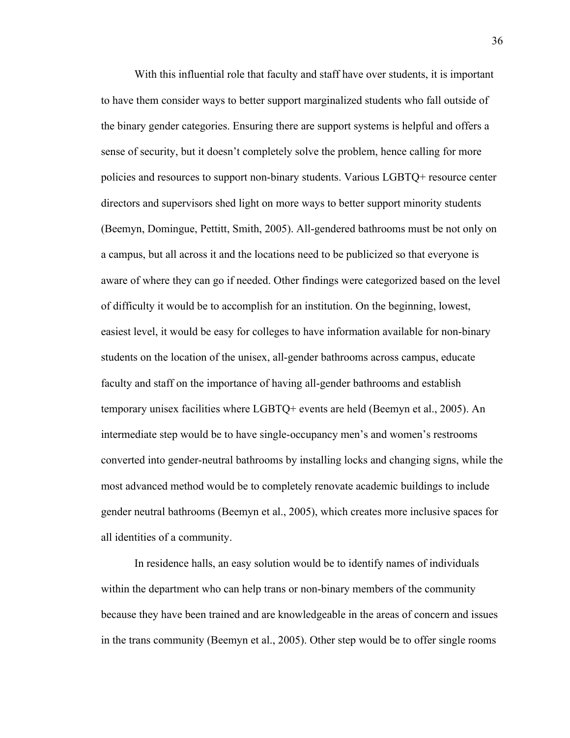With this influential role that faculty and staff have over students, it is important to have them consider ways to better support marginalized students who fall outside of the binary gender categories. Ensuring there are support systems is helpful and offers a sense of security, but it doesn't completely solve the problem, hence calling for more policies and resources to support non-binary students. Various LGBTQ+ resource center directors and supervisors shed light on more ways to better support minority students (Beemyn, Domingue, Pettitt, Smith, 2005). All-gendered bathrooms must be not only on a campus, but all across it and the locations need to be publicized so that everyone is aware of where they can go if needed. Other findings were categorized based on the level of difficulty it would be to accomplish for an institution. On the beginning, lowest, easiest level, it would be easy for colleges to have information available for non-binary students on the location of the unisex, all-gender bathrooms across campus, educate faculty and staff on the importance of having all-gender bathrooms and establish temporary unisex facilities where LGBTQ+ events are held (Beemyn et al., 2005). An intermediate step would be to have single-occupancy men's and women's restrooms converted into gender-neutral bathrooms by installing locks and changing signs, while the most advanced method would be to completely renovate academic buildings to include gender neutral bathrooms (Beemyn et al., 2005), which creates more inclusive spaces for all identities of a community.

In residence halls, an easy solution would be to identify names of individuals within the department who can help trans or non-binary members of the community because they have been trained and are knowledgeable in the areas of concern and issues in the trans community (Beemyn et al., 2005). Other step would be to offer single rooms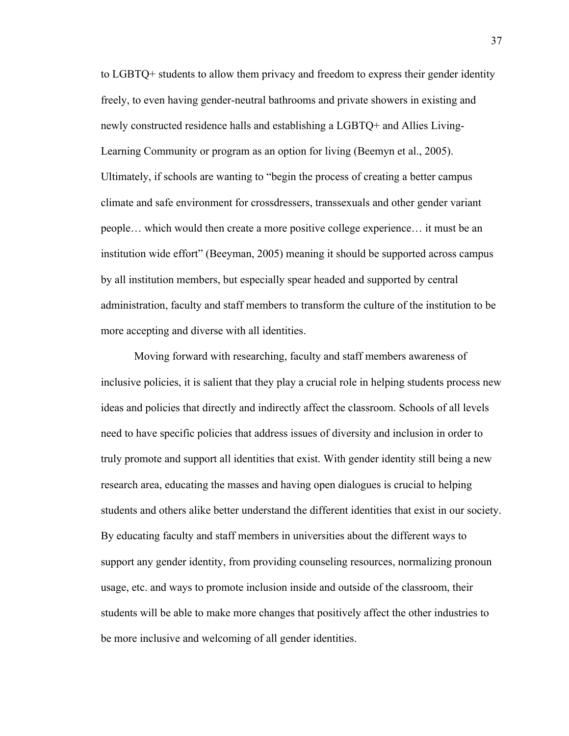to LGBTQ+ students to allow them privacy and freedom to express their gender identity freely, to even having gender-neutral bathrooms and private showers in existing and newly constructed residence halls and establishing a LGBTQ+ and Allies Living-Learning Community or program as an option for living (Beemyn et al., 2005). Ultimately, if schools are wanting to "begin the process of creating a better campus climate and safe environment for crossdressers, transsexuals and other gender variant people… which would then create a more positive college experience… it must be an institution wide effort" (Beeyman, 2005) meaning it should be supported across campus by all institution members, but especially spear headed and supported by central administration, faculty and staff members to transform the culture of the institution to be more accepting and diverse with all identities.

Moving forward with researching, faculty and staff members awareness of inclusive policies, it is salient that they play a crucial role in helping students process new ideas and policies that directly and indirectly affect the classroom. Schools of all levels need to have specific policies that address issues of diversity and inclusion in order to truly promote and support all identities that exist. With gender identity still being a new research area, educating the masses and having open dialogues is crucial to helping students and others alike better understand the different identities that exist in our society. By educating faculty and staff members in universities about the different ways to support any gender identity, from providing counseling resources, normalizing pronoun usage, etc. and ways to promote inclusion inside and outside of the classroom, their students will be able to make more changes that positively affect the other industries to be more inclusive and welcoming of all gender identities.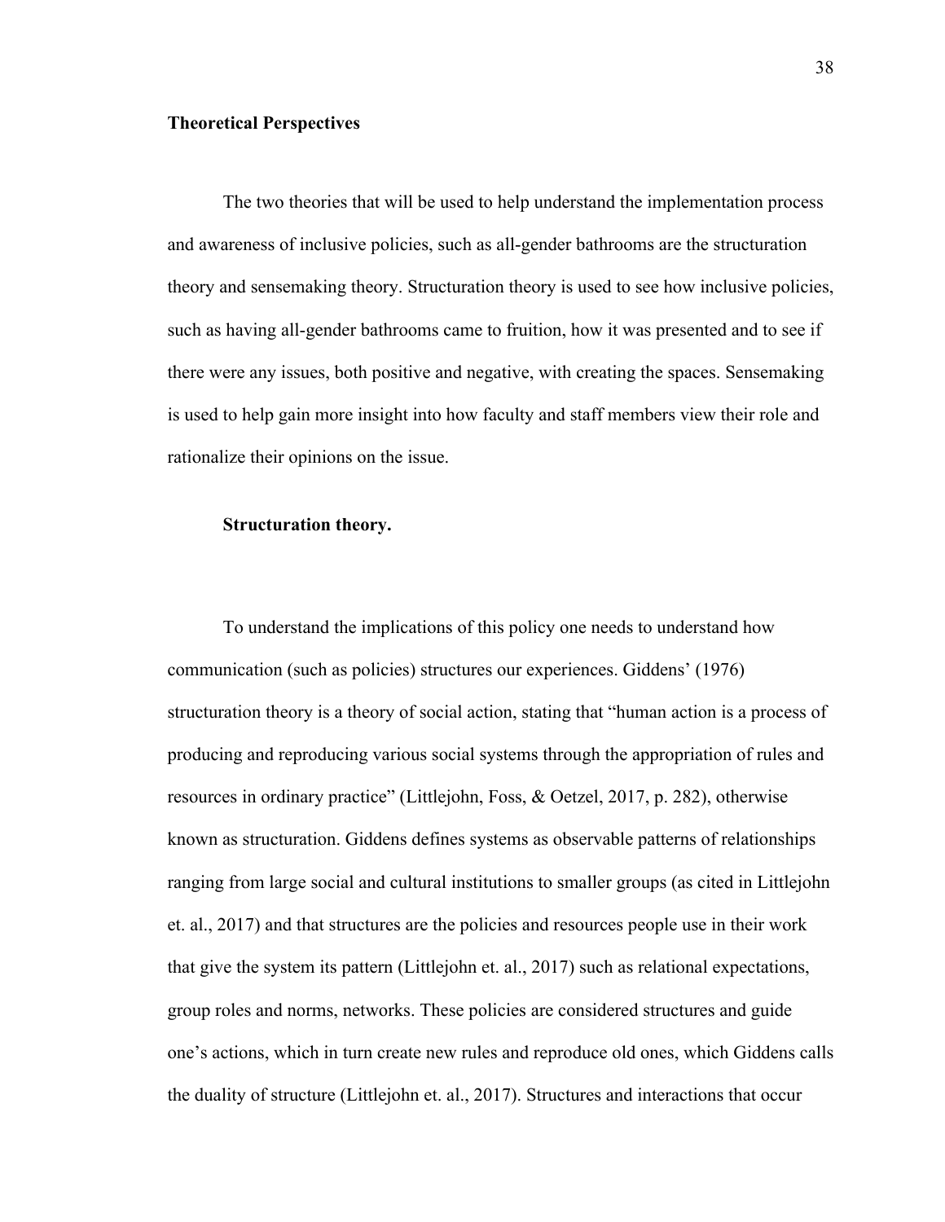## Theoretical Perspectives

The two theories that will be used to help understand the implementation process and awareness of inclusive policies, such as all-gender bathrooms are the structuration theory and sensemaking theory. Structuration theory is used to see how inclusive policies, such as having all-gender bathrooms came to fruition, how it was presented and to see if there were any issues, both positive and negative, with creating the spaces. Sensemaking is used to help gain more insight into how faculty and staff members view their role and rationalize their opinions on the issue.

### Structuration theory.

To understand the implications of this policy one needs to understand how communication (such as policies) structures our experiences. Giddens' (1976) structuration theory is a theory of social action, stating that "human action is a process of producing and reproducing various social systems through the appropriation of rules and resources in ordinary practice" (Littlejohn, Foss, & Oetzel, 2017, p. 282), otherwise known as structuration. Giddens defines systems as observable patterns of relationships ranging from large social and cultural institutions to smaller groups (as cited in Littlejohn et. al., 2017) and that structures are the policies and resources people use in their work that give the system its pattern (Littlejohn et. al., 2017) such as relational expectations, group roles and norms, networks. These policies are considered structures and guide one's actions, which in turn create new rules and reproduce old ones, which Giddens calls the duality of structure (Littlejohn et. al., 2017). Structures and interactions that occur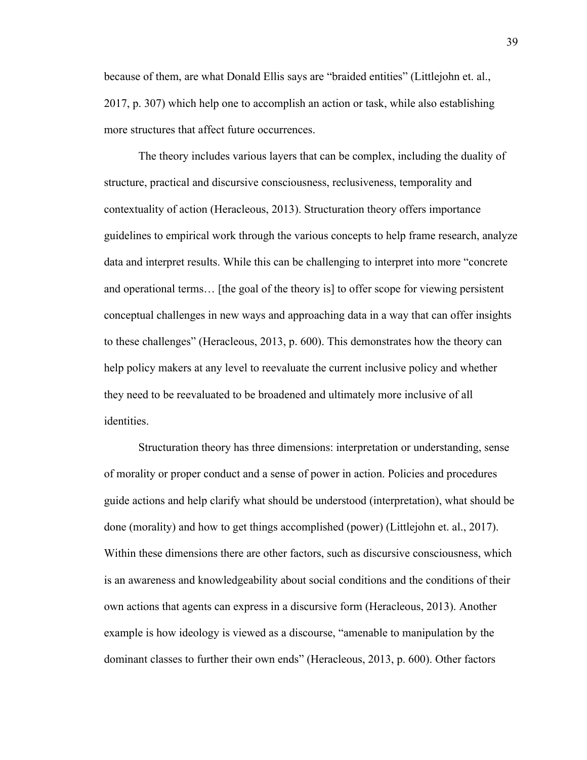because of them, are what Donald Ellis says are "braided entities" (Littlejohn et. al., 2017, p. 307) which help one to accomplish an action or task, while also establishing more structures that affect future occurrences.

The theory includes various layers that can be complex, including the duality of structure, practical and discursive consciousness, reclusiveness, temporality and contextuality of action (Heracleous, 2013). Structuration theory offers importance guidelines to empirical work through the various concepts to help frame research, analyze data and interpret results. While this can be challenging to interpret into more "concrete and operational terms… [the goal of the theory is] to offer scope for viewing persistent conceptual challenges in new ways and approaching data in a way that can offer insights to these challenges" (Heracleous, 2013, p. 600). This demonstrates how the theory can help policy makers at any level to reevaluate the current inclusive policy and whether they need to be reevaluated to be broadened and ultimately more inclusive of all identities.

Structuration theory has three dimensions: interpretation or understanding, sense of morality or proper conduct and a sense of power in action. Policies and procedures guide actions and help clarify what should be understood (interpretation), what should be done (morality) and how to get things accomplished (power) (Littlejohn et. al., 2017). Within these dimensions there are other factors, such as discursive consciousness, which is an awareness and knowledgeability about social conditions and the conditions of their own actions that agents can express in a discursive form (Heracleous, 2013). Another example is how ideology is viewed as a discourse, "amenable to manipulation by the dominant classes to further their own ends" (Heracleous, 2013, p. 600). Other factors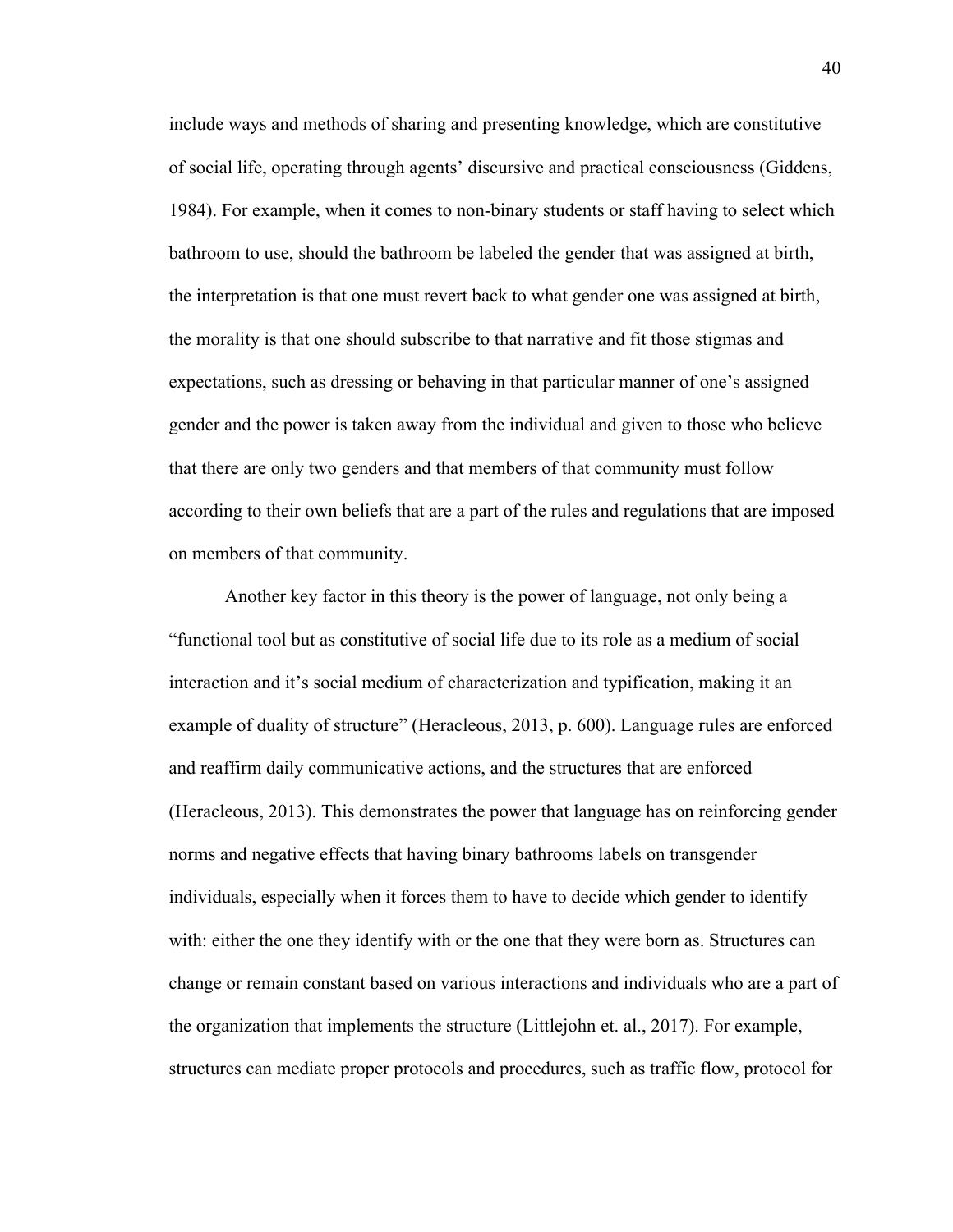include ways and methods of sharing and presenting knowledge, which are constitutive of social life, operating through agents' discursive and practical consciousness (Giddens, 1984). For example, when it comes to non-binary students or staff having to select which bathroom to use, should the bathroom be labeled the gender that was assigned at birth, the interpretation is that one must revert back to what gender one was assigned at birth, the morality is that one should subscribe to that narrative and fit those stigmas and expectations, such as dressing or behaving in that particular manner of one's assigned gender and the power is taken away from the individual and given to those who believe that there are only two genders and that members of that community must follow according to their own beliefs that are a part of the rules and regulations that are imposed on members of that community.

Another key factor in this theory is the power of language, not only being a "functional tool but as constitutive of social life due to its role as a medium of social interaction and it's social medium of characterization and typification, making it an example of duality of structure" (Heracleous, 2013, p. 600). Language rules are enforced and reaffirm daily communicative actions, and the structures that are enforced (Heracleous, 2013). This demonstrates the power that language has on reinforcing gender norms and negative effects that having binary bathrooms labels on transgender individuals, especially when it forces them to have to decide which gender to identify with: either the one they identify with or the one that they were born as. Structures can change or remain constant based on various interactions and individuals who are a part of the organization that implements the structure (Littlejohn et. al., 2017). For example, structures can mediate proper protocols and procedures, such as traffic flow, protocol for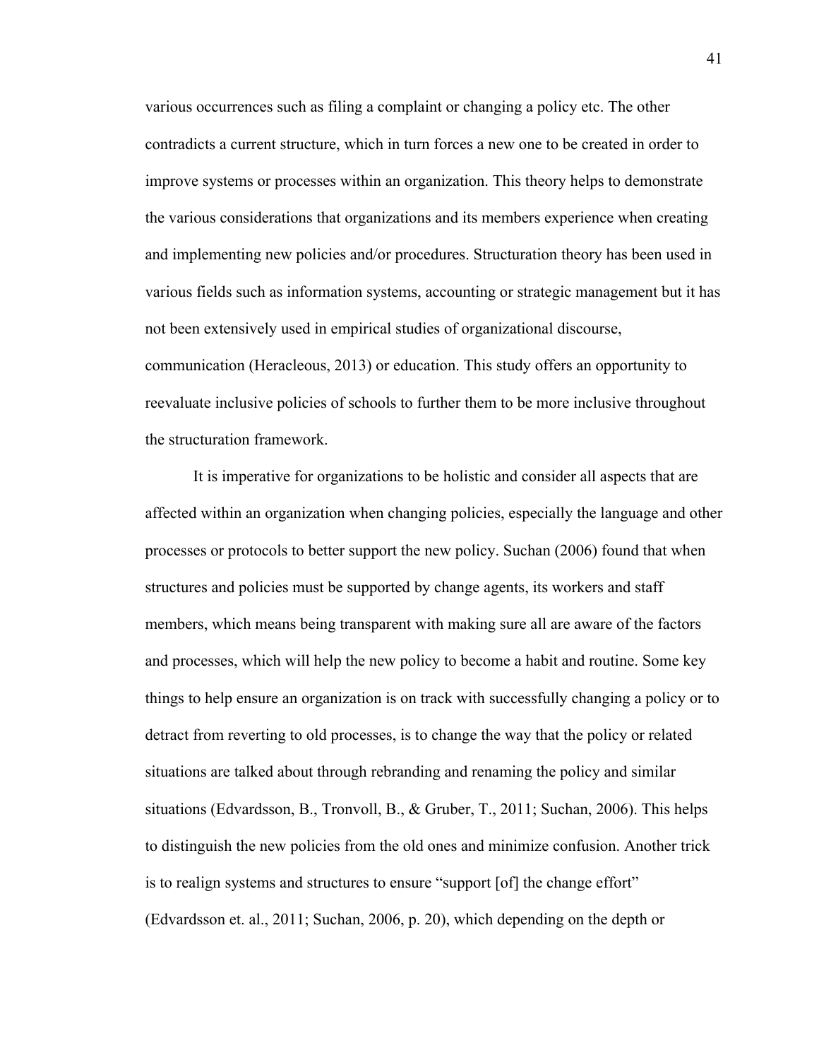various occurrences such as filing a complaint or changing a policy etc. The other contradicts a current structure, which in turn forces a new one to be created in order to improve systems or processes within an organization. This theory helps to demonstrate the various considerations that organizations and its members experience when creating and implementing new policies and/or procedures. Structuration theory has been used in various fields such as information systems, accounting or strategic management but it has not been extensively used in empirical studies of organizational discourse, communication (Heracleous, 2013) or education. This study offers an opportunity to reevaluate inclusive policies of schools to further them to be more inclusive throughout the structuration framework.

It is imperative for organizations to be holistic and consider all aspects that are affected within an organization when changing policies, especially the language and other processes or protocols to better support the new policy. Suchan (2006) found that when structures and policies must be supported by change agents, its workers and staff members, which means being transparent with making sure all are aware of the factors and processes, which will help the new policy to become a habit and routine. Some key things to help ensure an organization is on track with successfully changing a policy or to detract from reverting to old processes, is to change the way that the policy or related situations are talked about through rebranding and renaming the policy and similar situations (Edvardsson, B., Tronvoll, B., & Gruber, T., 2011; Suchan, 2006). This helps to distinguish the new policies from the old ones and minimize confusion. Another trick is to realign systems and structures to ensure "support [of] the change effort" (Edvardsson et. al., 2011; Suchan, 2006, p. 20), which depending on the depth or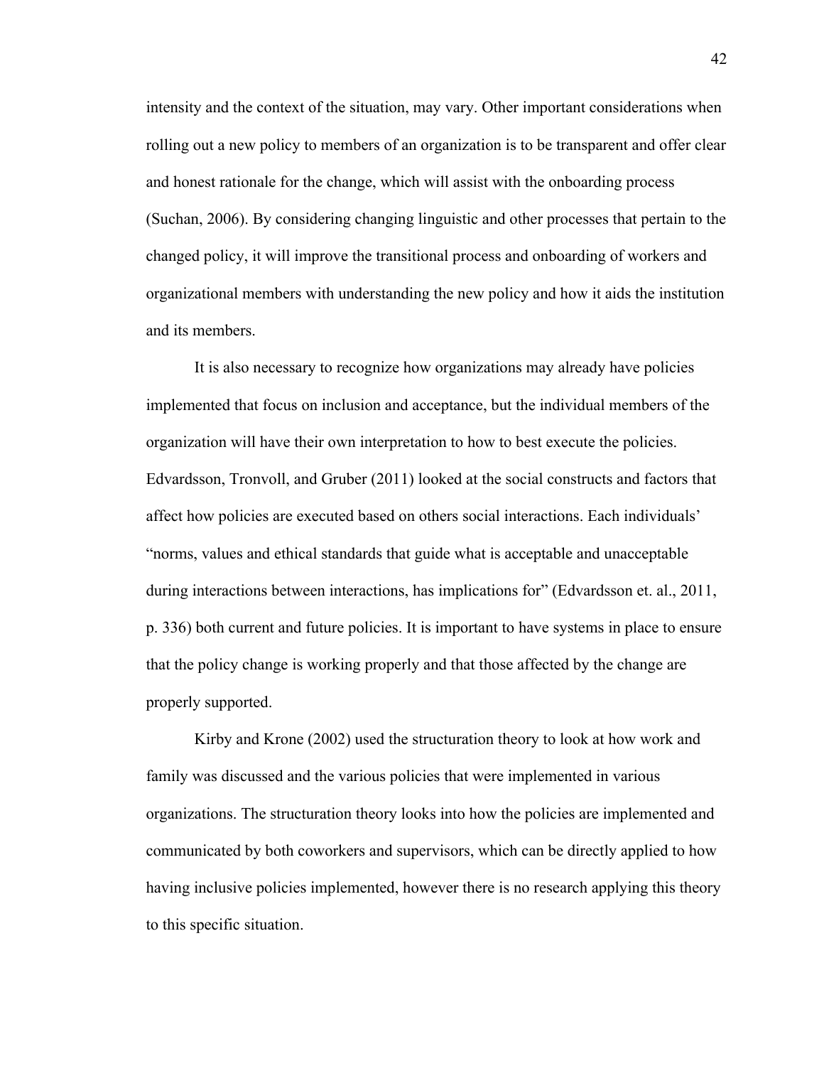intensity and the context of the situation, may vary. Other important considerations when rolling out a new policy to members of an organization is to be transparent and offer clear and honest rationale for the change, which will assist with the onboarding process (Suchan, 2006). By considering changing linguistic and other processes that pertain to the changed policy, it will improve the transitional process and onboarding of workers and organizational members with understanding the new policy and how it aids the institution and its members.

It is also necessary to recognize how organizations may already have policies implemented that focus on inclusion and acceptance, but the individual members of the organization will have their own interpretation to how to best execute the policies. Edvardsson, Tronvoll, and Gruber (2011) looked at the social constructs and factors that affect how policies are executed based on others social interactions. Each individuals' "norms, values and ethical standards that guide what is acceptable and unacceptable during interactions between interactions, has implications for" (Edvardsson et. al., 2011, p. 336) both current and future policies. It is important to have systems in place to ensure that the policy change is working properly and that those affected by the change are properly supported.

Kirby and Krone (2002) used the structuration theory to look at how work and family was discussed and the various policies that were implemented in various organizations. The structuration theory looks into how the policies are implemented and communicated by both coworkers and supervisors, which can be directly applied to how having inclusive policies implemented, however there is no research applying this theory to this specific situation.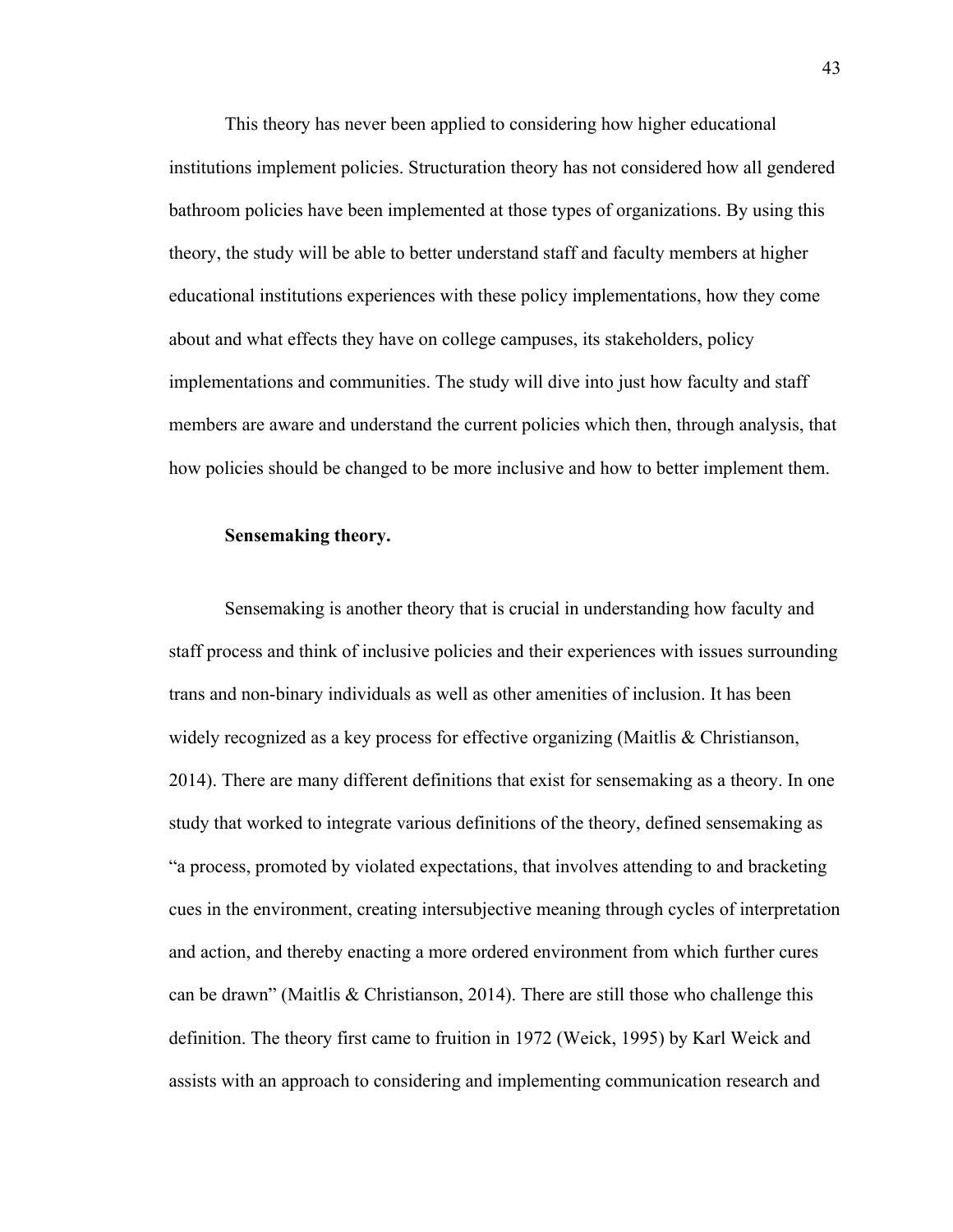This theory has never been applied to considering how higher educational institutions implement policies. Structuration theory has not considered how all gendered bathroom policies have been implemented at those types of organizations. By using this theory, the study will be able to better understand staff and faculty members at higher educational institutions experiences with these policy implementations, how they come about and what effects they have on college campuses, its stakeholders, policy implementations and communities. The study will dive into just how faculty and staff members are aware and understand the current policies which then, through analysis, that how policies should be changed to be more inclusive and how to better implement them.

**Sensemaking theory.**

Sensemaking is another theory that is crucial in understanding how faculty and staff process and think of inclusive policies and their experiences with issues surrounding trans and non-binary individuals as well as other amenities of inclusion. It has been widely recognized as a key process for effective organizing (Maitlis & Christianson, 2014). There are many different definitions that exist for sensemaking as a theory. In one study that worked to integrate various definitions of the theory, defined sensemaking as "a process, promoted by violated expectations, that involves attending to and bracketing cues in the environment, creating intersubjective meaning through cycles of interpretation and action, and thereby enacting a more ordered environment from which further cures can be drawn" (Maitlis & Christianson, 2014). There are still those who challenge this definition. The theory first came to fruition in 1972 (Weick, 1995) by Karl Weick and assists with an approach to considering and implementing communication research and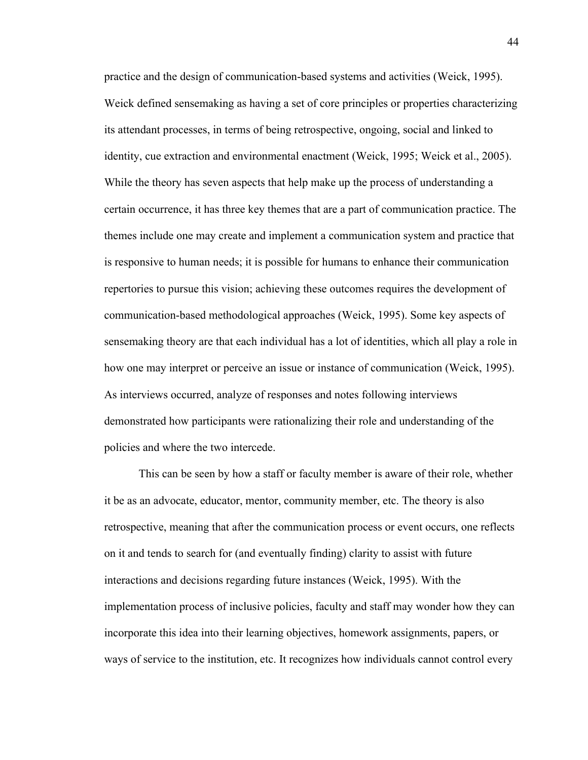practice and the design of communication-based systems and activities (Weick, 1995). Weick defined sensemaking as having a set of core principles or properties characterizing its attendant processes, in terms of being retrospective, ongoing, social and linked to identity, cue extraction and environmental enactment (Weick, 1995; Weick et al., 2005). While the theory has seven aspects that help make up the process of understanding a certain occurrence, it has three key themes that are a part of communication practice. The themes include one may create and implement a communication system and practice that is responsive to human needs; it is possible for humans to enhance their communication repertories to pursue this vision; achieving these outcomes requires the development of communication-based methodological approaches (Weick, 1995). Some key aspects of sensemaking theory are that each individual has a lot of identities, which all play a role in how one may interpret or perceive an issue or instance of communication (Weick, 1995). As interviews occurred, analyze of responses and notes following interviews demonstrated how participants were rationalizing their role and understanding of the policies and where the two intercede.

This can be seen by how a staff or faculty member is aware of their role, whether it be as an advocate, educator, mentor, community member, etc. The theory is also retrospective, meaning that after the communication process or event occurs, one reflects on it and tends to search for (and eventually finding) clarity to assist with future interactions and decisions regarding future instances (Weick, 1995). With the implementation process of inclusive policies, faculty and staff may wonder how they can incorporate this idea into their learning objectives, homework assignments, papers, or ways of service to the institution, etc. It recognizes how individuals cannot control every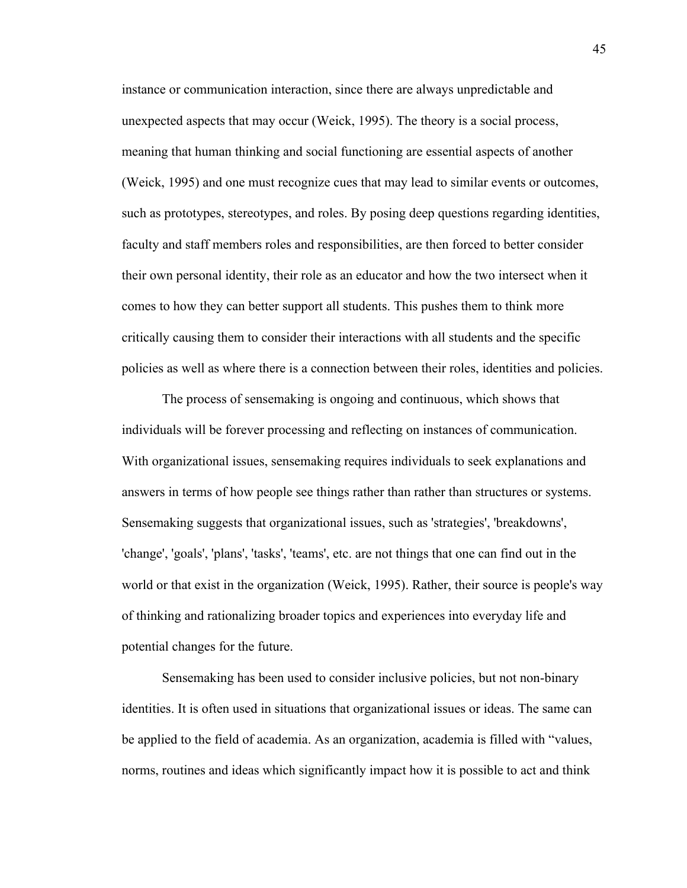instance or communication interaction, since there are always unpredictable and unexpected aspects that may occur (Weick, 1995). The theory is a social process, meaning that human thinking and social functioning are essential aspects of another (Weick, 1995) and one must recognize cues that may lead to similar events or outcomes, such as prototypes, stereotypes, and roles. By posing deep questions regarding identities, faculty and staff members roles and responsibilities, are then forced to better consider their own personal identity, their role as an educator and how the two intersect when it comes to how they can better support all students. This pushes them to think more critically causing them to consider their interactions with all students and the specific policies as well as where there is a connection between their roles, identities and policies.

The process of sensemaking is ongoing and continuous, which shows that individuals will be forever processing and reflecting on instances of communication. With organizational issues, sensemaking requires individuals to seek explanations and answers in terms of how people see things rather than rather than structures or systems. Sensemaking suggests that organizational issues, such as 'strategies', 'breakdowns', 'change', 'goals', 'plans', 'tasks', 'teams', etc. are not things that one can find out in the world or that exist in the organization (Weick, 1995). Rather, their source is people's way of thinking and rationalizing broader topics and experiences into everyday life and potential changes for the future.

Sensemaking has been used to consider inclusive policies, but not non-binary identities. It is often used in situations that organizational issues or ideas. The same can be applied to the field of academia. As an organization, academia is filled with "values, norms, routines and ideas which significantly impact how it is possible to act and think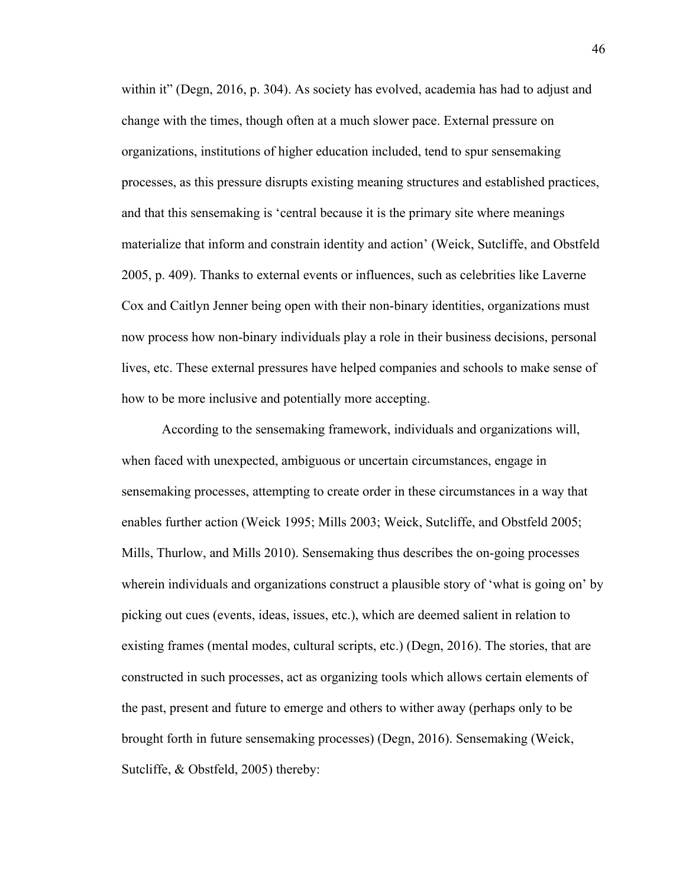within it" (Degn, 2016, p. 304). As society has evolved, academia has had to adjust and change with the times, though often at a much slower pace. External pressure on organizations, institutions of higher education included, tend to spur sensemaking processes, as this pressure disrupts existing meaning structures and established practices, and that this sensemaking is 'central because it is the primary site where meanings materialize that inform and constrain identity and action' (Weick, Sutcliffe, and Obstfeld 2005, p. 409). Thanks to external events or influences, such as celebrities like Laverne Cox and Caitlyn Jenner being open with their non-binary identities, organizations must now process how non-binary individuals play a role in their business decisions, personal lives, etc. These external pressures have helped companies and schools to make sense of how to be more inclusive and potentially more accepting.

According to the sensemaking framework, individuals and organizations will, when faced with unexpected, ambiguous or uncertain circumstances, engage in sensemaking processes, attempting to create order in these circumstances in a way that enables further action (Weick 1995; Mills 2003; Weick, Sutcliffe, and Obstfeld 2005; Mills, Thurlow, and Mills 2010). Sensemaking thus describes the on-going processes wherein individuals and organizations construct a plausible story of 'what is going on' by picking out cues (events, ideas, issues, etc.), which are deemed salient in relation to existing frames (mental modes, cultural scripts, etc.) (Degn, 2016). The stories, that are constructed in such processes, act as organizing tools which allows certain elements of the past, present and future to emerge and others to wither away (perhaps only to be brought forth in future sensemaking processes) (Degn, 2016). Sensemaking (Weick, Sutcliffe, & Obstfeld, 2005) thereby: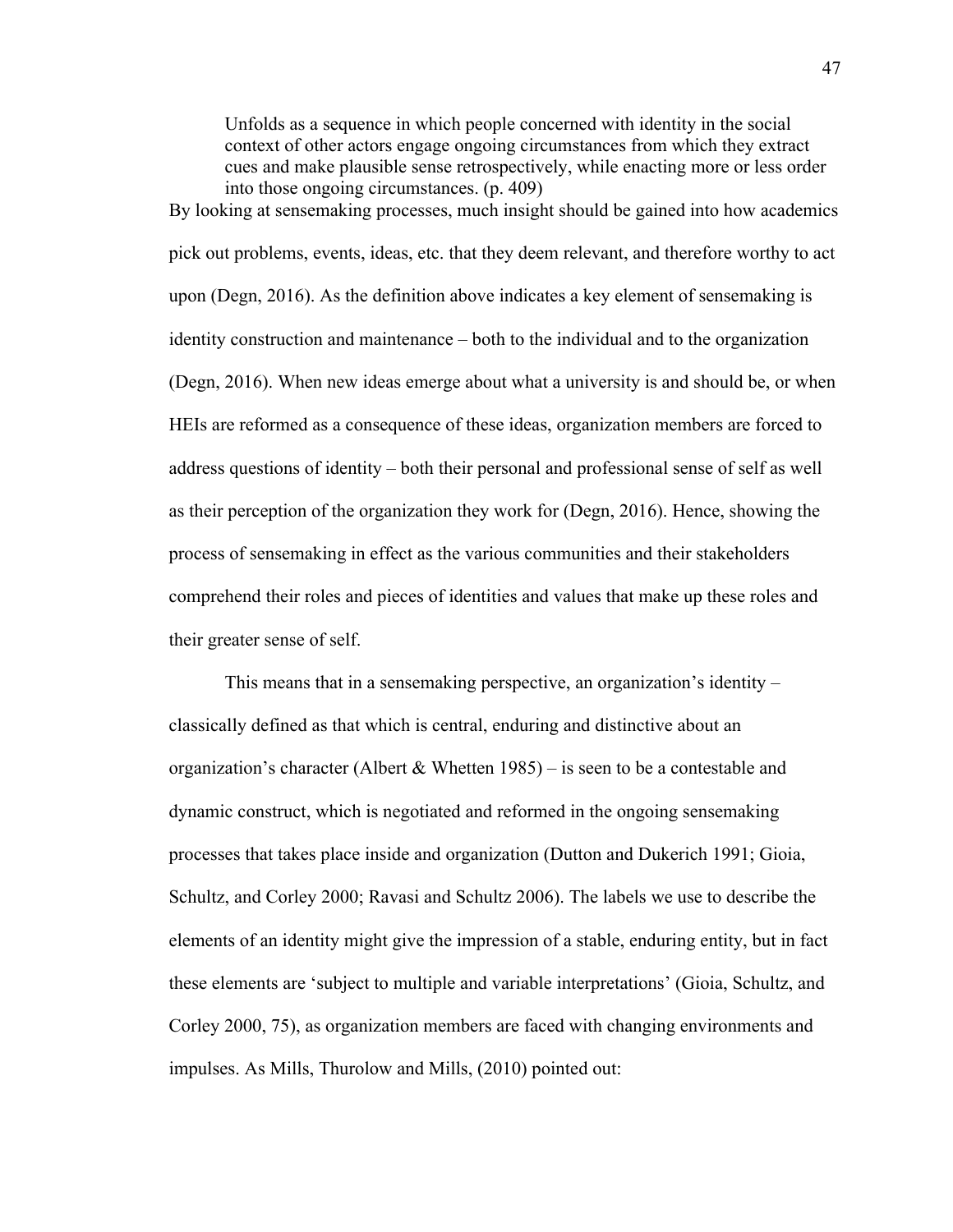> Unfolds as a sequence in which people concerned with identity in the social context of other actors engage ongoing circumstances from which they extract cues and make plausible sense retrospectively, while enacting more or less order into those ongoing circumstances. (p. 409)

By looking at sensemaking processes, much insight should be gained into how academics pick out problems, events, ideas, etc. that they deem relevant, and therefore worthy to act upon (Degn, 2016). As the definition above indicates a key element of sensemaking is identity construction and maintenance – both to the individual and to the organization (Degn, 2016). When new ideas emerge about what a university is and should be, or when HEIs are reformed as a consequence of these ideas, organization members are forced to address questions of identity – both their personal and professional sense of self as well as their perception of the organization they work for (Degn, 2016). Hence, showing the process of sensemaking in effect as the various communities and their stakeholders comprehend their roles and pieces of identities and values that make up these roles and their greater sense of self.

This means that in a sensemaking perspective, an organization's identity – classically defined as that which is central, enduring and distinctive about an organization's character (Albert & Whetten 1985) – is seen to be a contestable and dynamic construct, which is negotiated and reformed in the ongoing sensemaking processes that takes place inside and organization (Dutton and Dukerich 1991; Gioia, Schultz, and Corley 2000; Ravasi and Schultz 2006). The labels we use to describe the elements of an identity might give the impression of a stable, enduring entity, but in fact these elements are 'subject to multiple and variable interpretations' (Gioia, Schultz, and Corley 2000, 75), as organization members are faced with changing environments and impulses. As Mills, Thurolow and Mills, (2010) pointed out: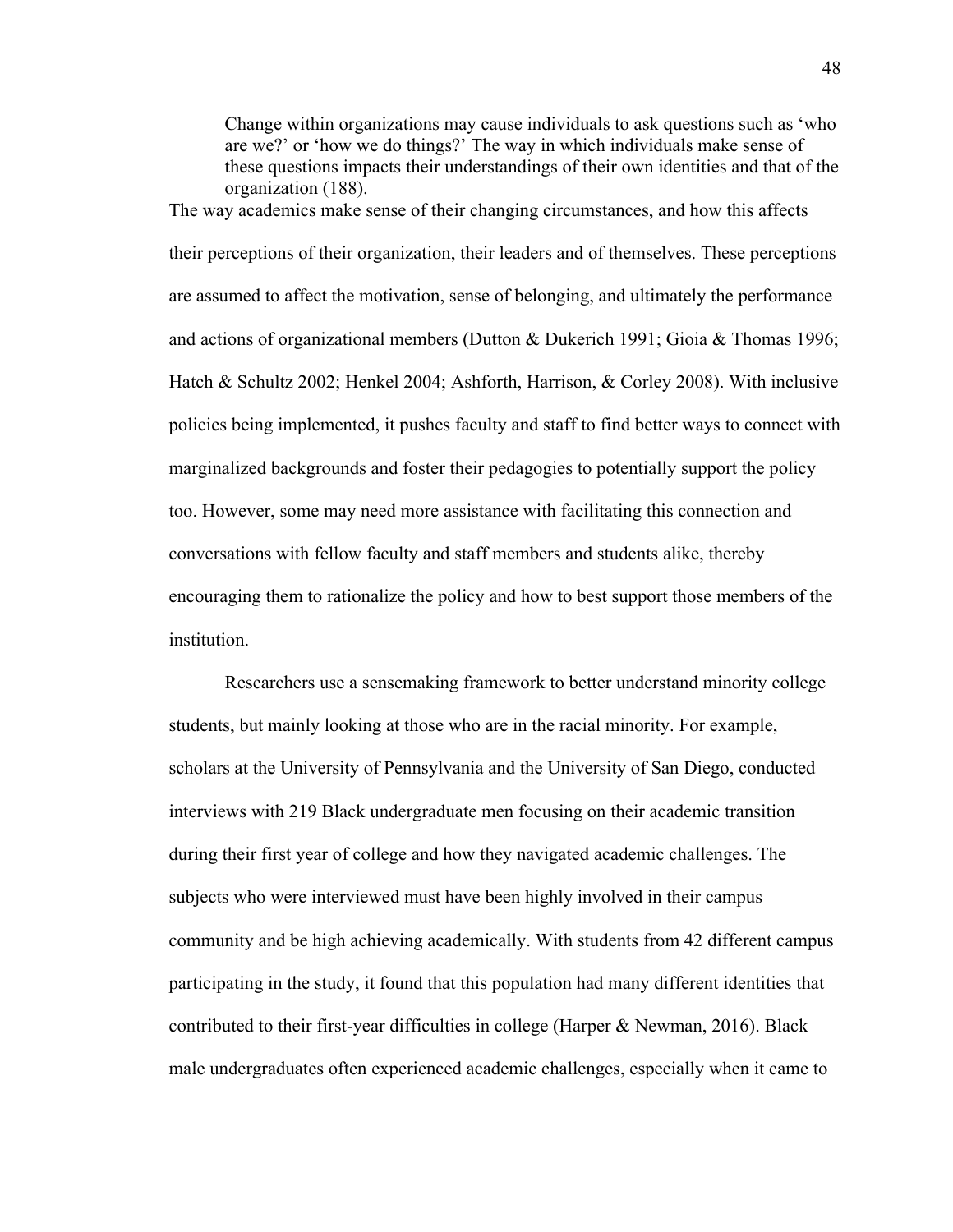> Change within organizations may cause individuals to ask questions such as 'who are we?' or 'how we do things?' The way in which individuals make sense of these questions impacts their understandings of their own identities and that of the organization (188).

The way academics make sense of their changing circumstances, and how this affects their perceptions of their organization, their leaders and of themselves. These perceptions are assumed to affect the motivation, sense of belonging, and ultimately the performance and actions of organizational members (Dutton & Dukerich 1991; Gioia & Thomas 1996; Hatch & Schultz 2002; Henkel 2004; Ashforth, Harrison, & Corley 2008). With inclusive policies being implemented, it pushes faculty and staff to find better ways to connect with marginalized backgrounds and foster their pedagogies to potentially support the policy too. However, some may need more assistance with facilitating this connection and conversations with fellow faculty and staff members and students alike, thereby encouraging them to rationalize the policy and how to best support those members of the institution.

Researchers use a sensemaking framework to better understand minority college students, but mainly looking at those who are in the racial minority. For example, scholars at the University of Pennsylvania and the University of San Diego, conducted interviews with 219 Black undergraduate men focusing on their academic transition during their first year of college and how they navigated academic challenges. The subjects who were interviewed must have been highly involved in their campus community and be high achieving academically. With students from 42 different campus participating in the study, it found that this population had many different identities that contributed to their first-year difficulties in college (Harper & Newman, 2016). Black male undergraduates often experienced academic challenges, especially when it came to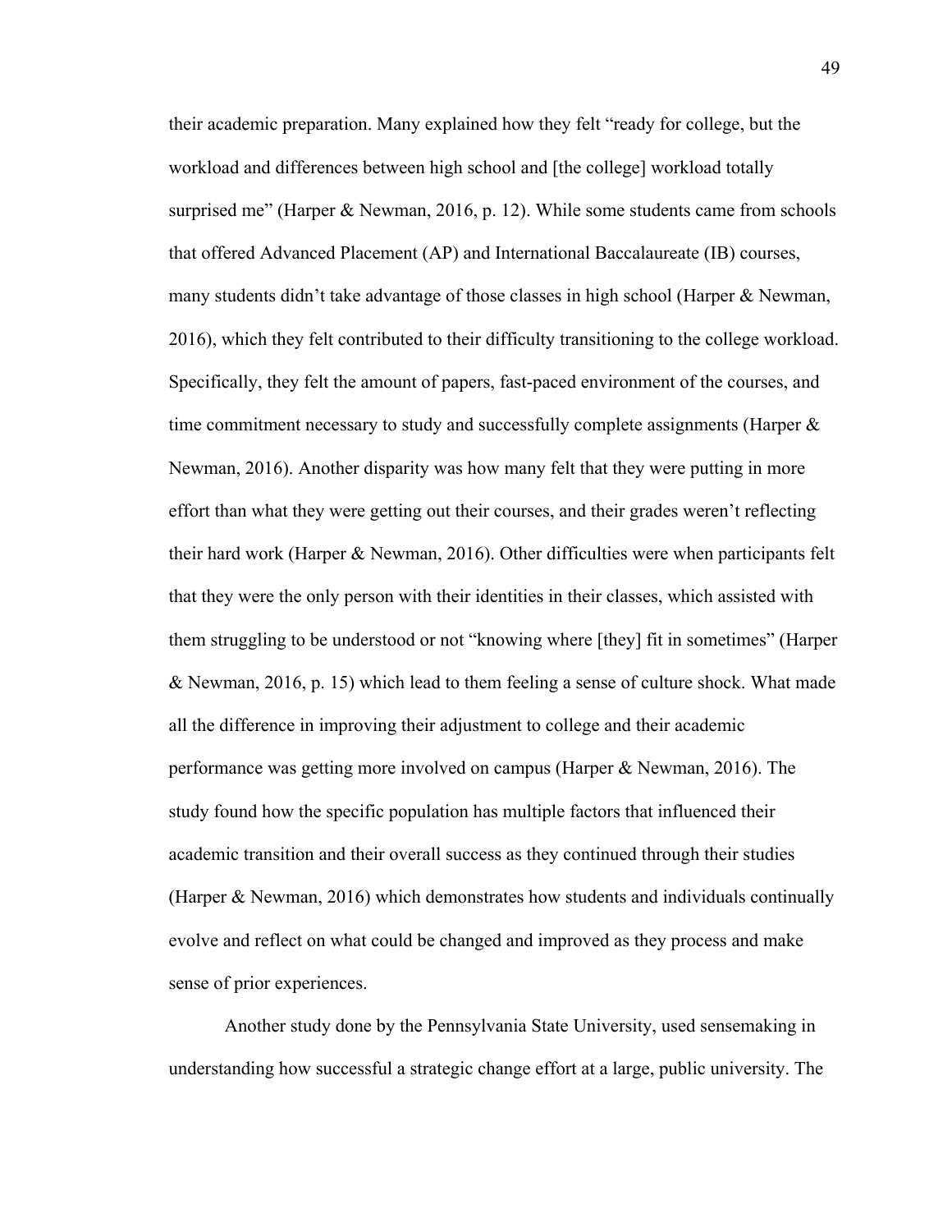their academic preparation. Many explained how they felt "ready for college, but the workload and differences between high school and [the college] workload totally surprised me" (Harper & Newman, 2016, p. 12). While some students came from schools that offered Advanced Placement (AP) and International Baccalaureate (IB) courses, many students didn't take advantage of those classes in high school (Harper & Newman, 2016), which they felt contributed to their difficulty transitioning to the college workload. Specifically, they felt the amount of papers, fast-paced environment of the courses, and time commitment necessary to study and successfully complete assignments (Harper & Newman, 2016). Another disparity was how many felt that they were putting in more effort than what they were getting out their courses, and their grades weren't reflecting their hard work (Harper & Newman, 2016). Other difficulties were when participants felt that they were the only person with their identities in their classes, which assisted with them struggling to be understood or not "knowing where [they] fit in sometimes" (Harper & Newman, 2016, p. 15) which lead to them feeling a sense of culture shock. What made all the difference in improving their adjustment to college and their academic performance was getting more involved on campus (Harper & Newman, 2016). The study found how the specific population has multiple factors that influenced their academic transition and their overall success as they continued through their studies (Harper & Newman, 2016) which demonstrates how students and individuals continually evolve and reflect on what could be changed and improved as they process and make sense of prior experiences.

Another study done by the Pennsylvania State University, used sensemaking in understanding how successful a strategic change effort at a large, public university. The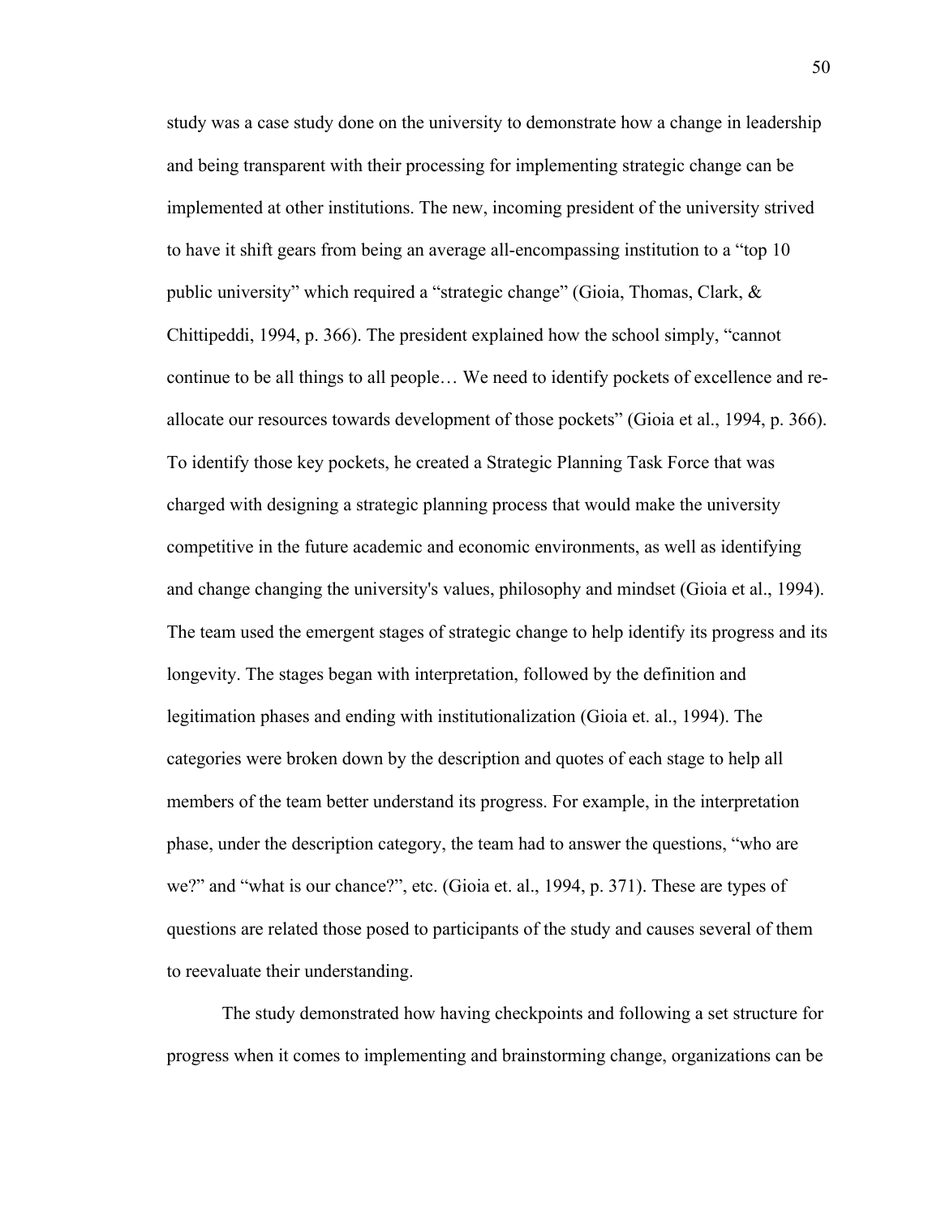study was a case study done on the university to demonstrate how a change in leadership and being transparent with their processing for implementing strategic change can be implemented at other institutions. The new, incoming president of the university strived to have it shift gears from being an average all-encompassing institution to a "top 10 public university" which required a "strategic change" (Gioia, Thomas, Clark, & Chittipeddi, 1994, p. 366). The president explained how the school simply, "cannot continue to be all things to all people… We need to identify pockets of excellence and re-allocate our resources towards development of those pockets" (Gioia et al., 1994, p. 366). To identify those key pockets, he created a Strategic Planning Task Force that was charged with designing a strategic planning process that would make the university competitive in the future academic and economic environments, as well as identifying and change changing the university's values, philosophy and mindset (Gioia et al., 1994). The team used the emergent stages of strategic change to help identify its progress and its longevity. The stages began with interpretation, followed by the definition and legitimation phases and ending with institutionalization (Gioia et. al., 1994). The categories were broken down by the description and quotes of each stage to help all members of the team better understand its progress. For example, in the interpretation phase, under the description category, the team had to answer the questions, "who are we?" and "what is our chance?", etc. (Gioia et. al., 1994, p. 371). These are types of questions are related those posed to participants of the study and causes several of them to reevaluate their understanding.

The study demonstrated how having checkpoints and following a set structure for progress when it comes to implementing and brainstorming change, organizations can be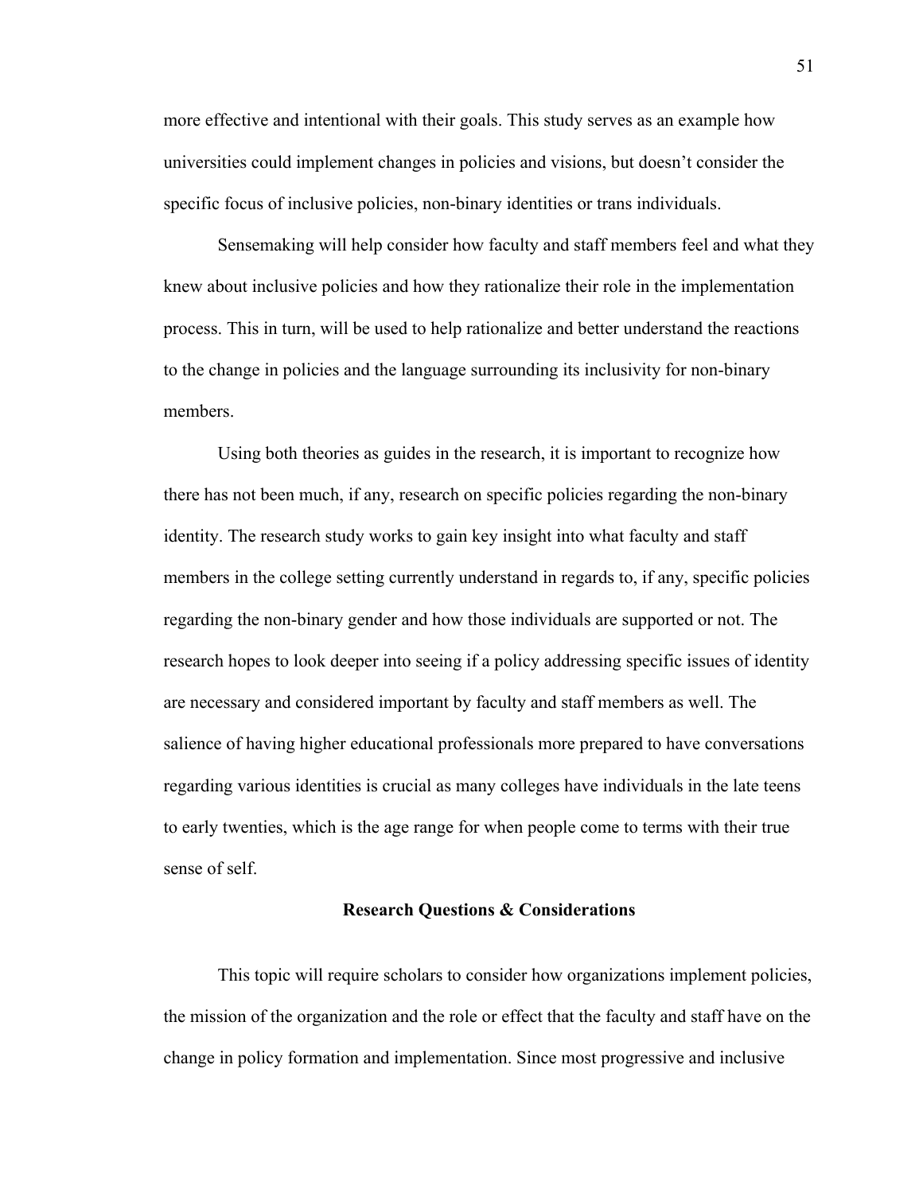more effective and intentional with their goals. This study serves as an example how universities could implement changes in policies and visions, but doesn't consider the specific focus of inclusive policies, non-binary identities or trans individuals.

Sensemaking will help consider how faculty and staff members feel and what they knew about inclusive policies and how they rationalize their role in the implementation process. This in turn, will be used to help rationalize and better understand the reactions to the change in policies and the language surrounding its inclusivity for non-binary members.

Using both theories as guides in the research, it is important to recognize how there has not been much, if any, research on specific policies regarding the non-binary identity. The research study works to gain key insight into what faculty and staff members in the college setting currently understand in regards to, if any, specific policies regarding the non-binary gender and how those individuals are supported or not. The research hopes to look deeper into seeing if a policy addressing specific issues of identity are necessary and considered important by faculty and staff members as well. The salience of having higher educational professionals more prepared to have conversations regarding various identities is crucial as many colleges have individuals in the late teens to early twenties, which is the age range for when people come to terms with their true sense of self.

## Research Questions & Considerations

This topic will require scholars to consider how organizations implement policies, the mission of the organization and the role or effect that the faculty and staff have on the change in policy formation and implementation. Since most progressive and inclusive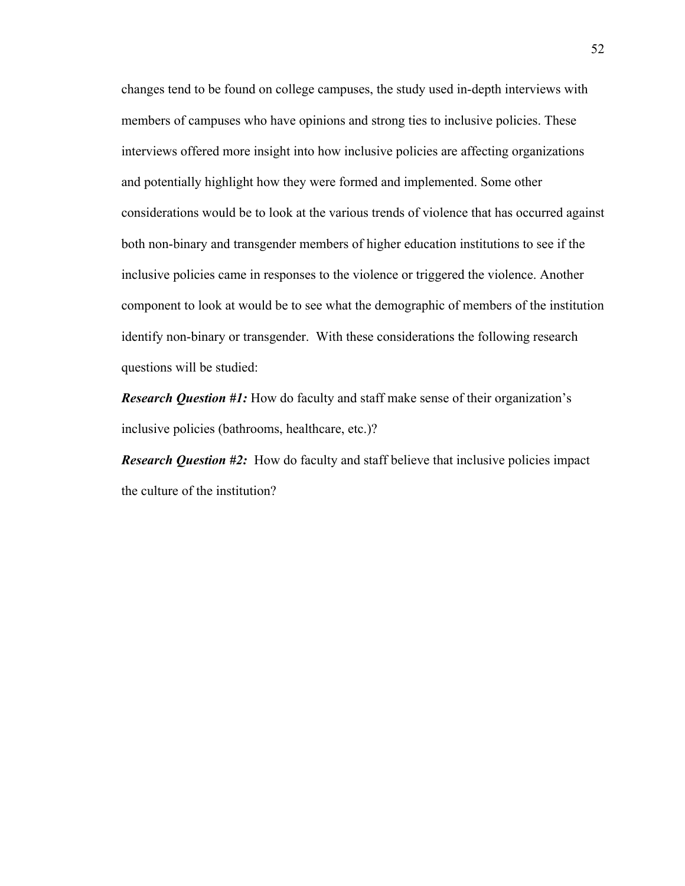changes tend to be found on college campuses, the study used in-depth interviews with members of campuses who have opinions and strong ties to inclusive policies. These interviews offered more insight into how inclusive policies are affecting organizations and potentially highlight how they were formed and implemented. Some other considerations would be to look at the various trends of violence that has occurred against both non-binary and transgender members of higher education institutions to see if the inclusive policies came in responses to the violence or triggered the violence. Another component to look at would be to see what the demographic of members of the institution identify non-binary or transgender. With these considerations the following research questions will be studied:

***Research Question #1:*** How do faculty and staff make sense of their organization's inclusive policies (bathrooms, healthcare, etc.)?

***Research Question #2:*** How do faculty and staff believe that inclusive policies impact the culture of the institution?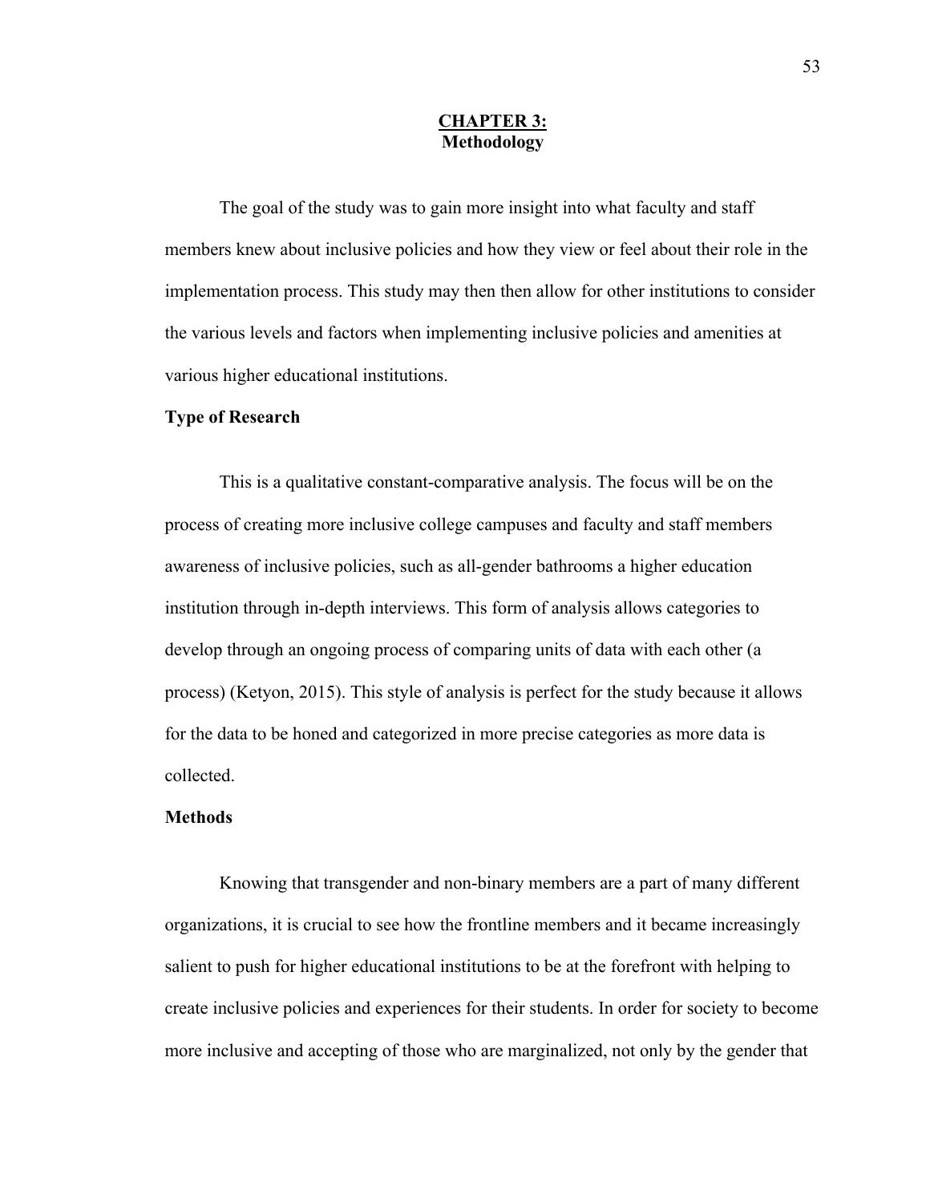# CHAPTER 3:
# Methodology

The goal of the study was to gain more insight into what faculty and staff members knew about inclusive policies and how they view or feel about their role in the implementation process. This study may then then allow for other institutions to consider the various levels and factors when implementing inclusive policies and amenities at various higher educational institutions.

## Type of Research

This is a qualitative constant-comparative analysis. The focus will be on the process of creating more inclusive college campuses and faculty and staff members awareness of inclusive policies, such as all-gender bathrooms a higher education institution through in-depth interviews. This form of analysis allows categories to develop through an ongoing process of comparing units of data with each other (a process) (Ketyon, 2015). This style of analysis is perfect for the study because it allows for the data to be honed and categorized in more precise categories as more data is collected.

## Methods

Knowing that transgender and non-binary members are a part of many different organizations, it is crucial to see how the frontline members and it became increasingly salient to push for higher educational institutions to be at the forefront with helping to create inclusive policies and experiences for their students. In order for society to become more inclusive and accepting of those who are marginalized, not only by the gender that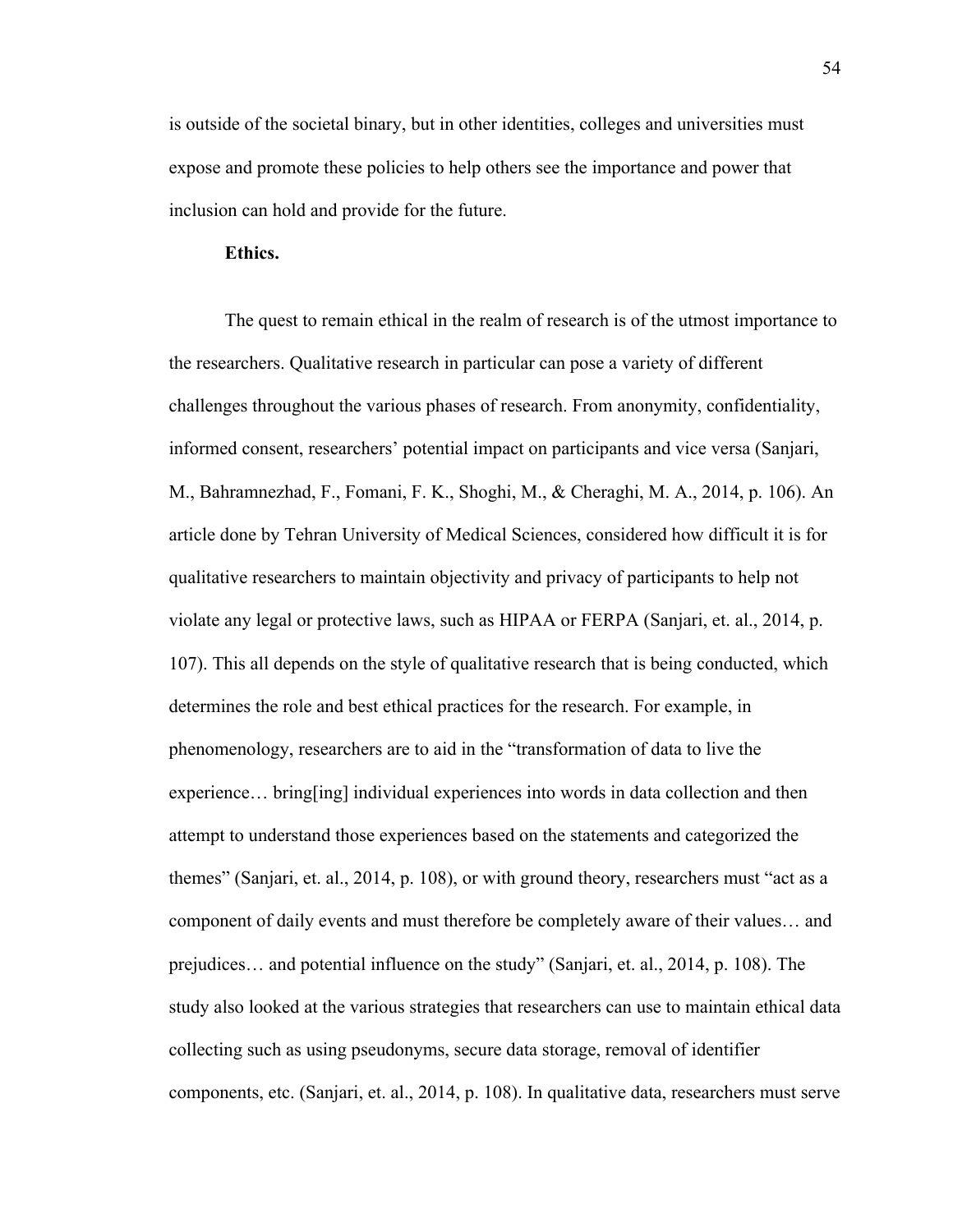is outside of the societal binary, but in other identities, colleges and universities must expose and promote these policies to help others see the importance and power that inclusion can hold and provide for the future.

**Ethics.**

The quest to remain ethical in the realm of research is of the utmost importance to the researchers. Qualitative research in particular can pose a variety of different challenges throughout the various phases of research. From anonymity, confidentiality, informed consent, researchers' potential impact on participants and vice versa (Sanjari, M., Bahramnezhad, F., Fomani, F. K., Shoghi, M., & Cheraghi, M. A., 2014, p. 106). An article done by Tehran University of Medical Sciences, considered how difficult it is for qualitative researchers to maintain objectivity and privacy of participants to help not violate any legal or protective laws, such as HIPAA or FERPA (Sanjari, et. al., 2014, p. 107). This all depends on the style of qualitative research that is being conducted, which determines the role and best ethical practices for the research. For example, in phenomenology, researchers are to aid in the "transformation of data to live the experience… bring[ing] individual experiences into words in data collection and then attempt to understand those experiences based on the statements and categorized the themes" (Sanjari, et. al., 2014, p. 108), or with ground theory, researchers must "act as a component of daily events and must therefore be completely aware of their values… and prejudices… and potential influence on the study" (Sanjari, et. al., 2014, p. 108). The study also looked at the various strategies that researchers can use to maintain ethical data collecting such as using pseudonyms, secure data storage, removal of identifier components, etc. (Sanjari, et. al., 2014, p. 108). In qualitative data, researchers must serve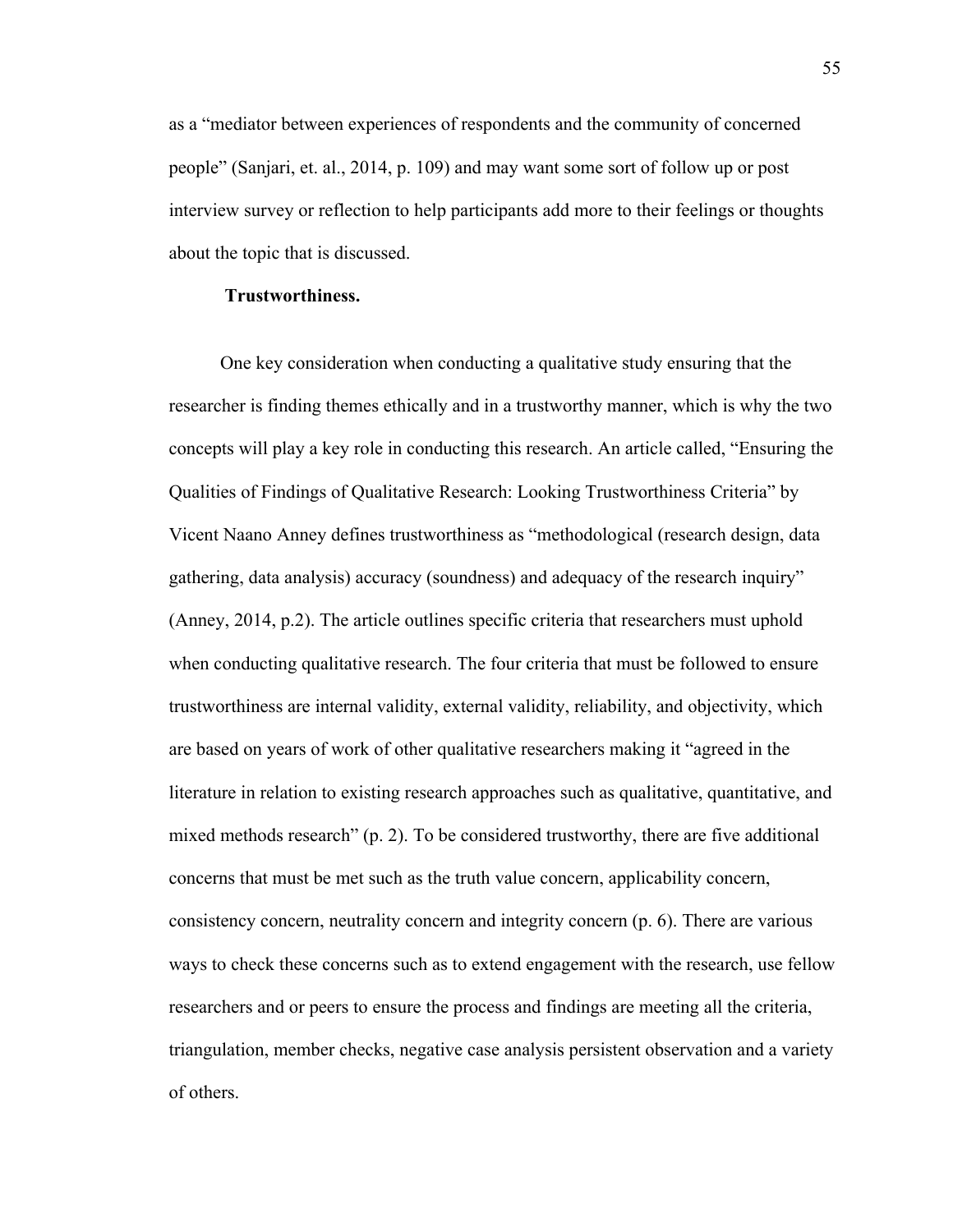as a "mediator between experiences of respondents and the community of concerned people" (Sanjari, et. al., 2014, p. 109) and may want some sort of follow up or post interview survey or reflection to help participants add more to their feelings or thoughts about the topic that is discussed.

**Trustworthiness.**

One key consideration when conducting a qualitative study ensuring that the researcher is finding themes ethically and in a trustworthy manner, which is why the two concepts will play a key role in conducting this research. An article called, "Ensuring the Qualities of Findings of Qualitative Research: Looking Trustworthiness Criteria" by Vicent Naano Anney defines trustworthiness as "methodological (research design, data gathering, data analysis) accuracy (soundness) and adequacy of the research inquiry" (Anney, 2014, p.2). The article outlines specific criteria that researchers must uphold when conducting qualitative research. The four criteria that must be followed to ensure trustworthiness are internal validity, external validity, reliability, and objectivity, which are based on years of work of other qualitative researchers making it "agreed in the literature in relation to existing research approaches such as qualitative, quantitative, and mixed methods research" (p. 2). To be considered trustworthy, there are five additional concerns that must be met such as the truth value concern, applicability concern, consistency concern, neutrality concern and integrity concern (p. 6). There are various ways to check these concerns such as to extend engagement with the research, use fellow researchers and or peers to ensure the process and findings are meeting all the criteria, triangulation, member checks, negative case analysis persistent observation and a variety of others.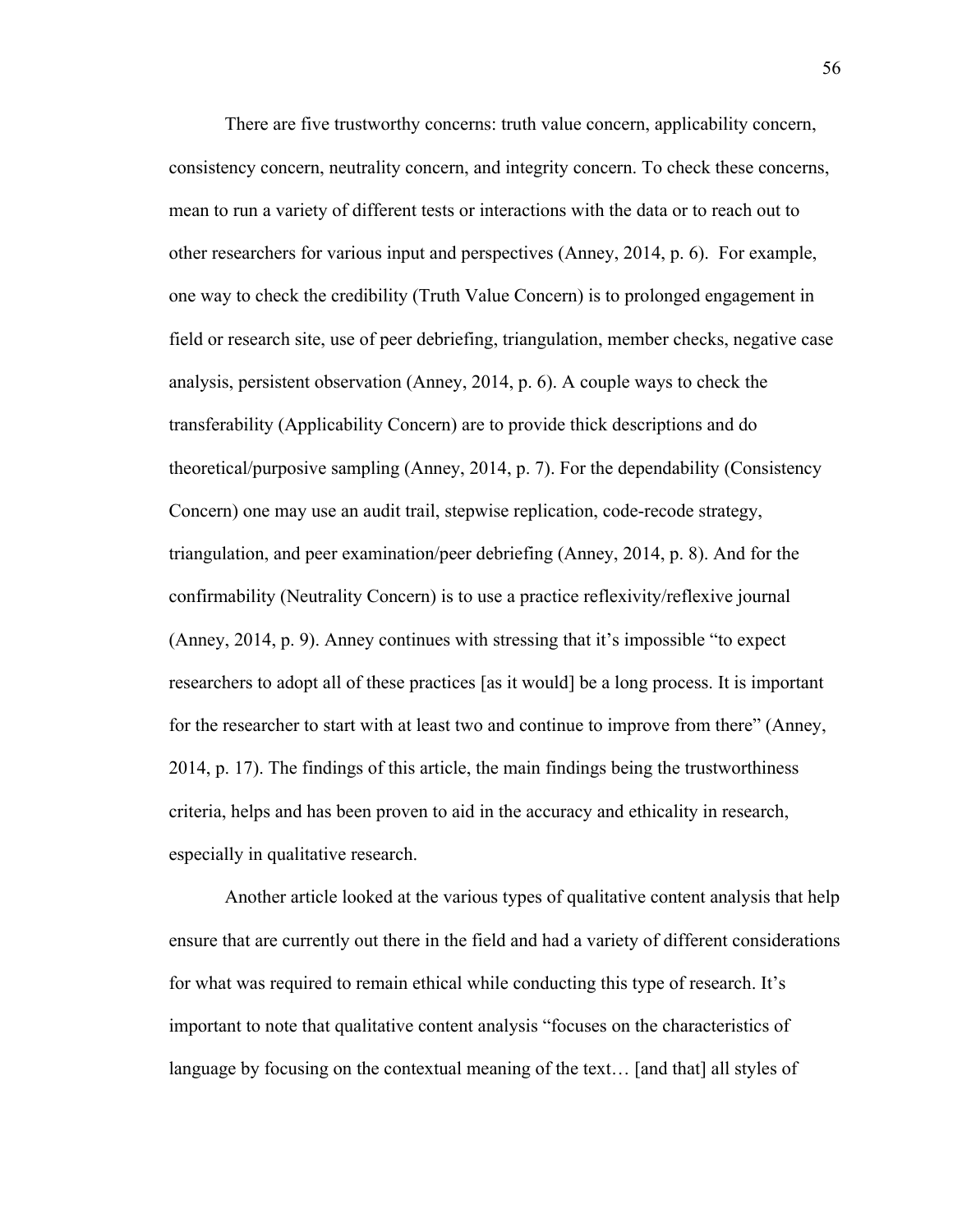There are five trustworthy concerns: truth value concern, applicability concern, consistency concern, neutrality concern, and integrity concern. To check these concerns, mean to run a variety of different tests or interactions with the data or to reach out to other researchers for various input and perspectives (Anney, 2014, p. 6). For example, one way to check the credibility (Truth Value Concern) is to prolonged engagement in field or research site, use of peer debriefing, triangulation, member checks, negative case analysis, persistent observation (Anney, 2014, p. 6). A couple ways to check the transferability (Applicability Concern) are to provide thick descriptions and do theoretical/purposive sampling (Anney, 2014, p. 7). For the dependability (Consistency Concern) one may use an audit trail, stepwise replication, code-recode strategy, triangulation, and peer examination/peer debriefing (Anney, 2014, p. 8). And for the confirmability (Neutrality Concern) is to use a practice reflexivity/reflexive journal (Anney, 2014, p. 9). Anney continues with stressing that it's impossible "to expect researchers to adopt all of these practices [as it would] be a long process. It is important for the researcher to start with at least two and continue to improve from there" (Anney, 2014, p. 17). The findings of this article, the main findings being the trustworthiness criteria, helps and has been proven to aid in the accuracy and ethicality in research, especially in qualitative research.

Another article looked at the various types of qualitative content analysis that help ensure that are currently out there in the field and had a variety of different considerations for what was required to remain ethical while conducting this type of research. It's important to note that qualitative content analysis "focuses on the characteristics of language by focusing on the contextual meaning of the text… [and that] all styles of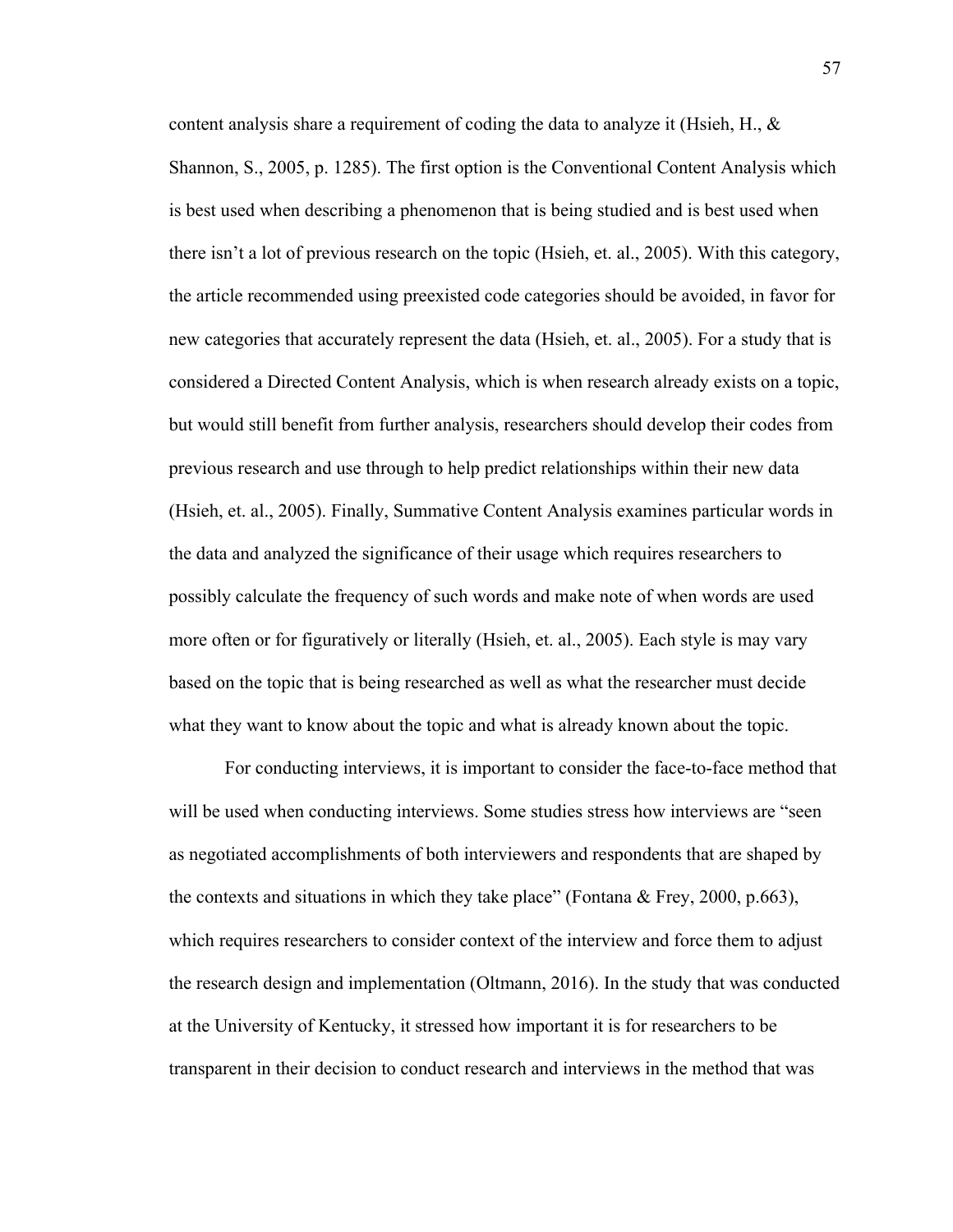content analysis share a requirement of coding the data to analyze it (Hsieh, H., & Shannon, S., 2005, p. 1285). The first option is the Conventional Content Analysis which is best used when describing a phenomenon that is being studied and is best used when there isn't a lot of previous research on the topic (Hsieh, et. al., 2005). With this category, the article recommended using preexisted code categories should be avoided, in favor for new categories that accurately represent the data (Hsieh, et. al., 2005). For a study that is considered a Directed Content Analysis, which is when research already exists on a topic, but would still benefit from further analysis, researchers should develop their codes from previous research and use through to help predict relationships within their new data (Hsieh, et. al., 2005). Finally, Summative Content Analysis examines particular words in the data and analyzed the significance of their usage which requires researchers to possibly calculate the frequency of such words and make note of when words are used more often or for figuratively or literally (Hsieh, et. al., 2005). Each style is may vary based on the topic that is being researched as well as what the researcher must decide what they want to know about the topic and what is already known about the topic.

For conducting interviews, it is important to consider the face-to-face method that will be used when conducting interviews. Some studies stress how interviews are "seen as negotiated accomplishments of both interviewers and respondents that are shaped by the contexts and situations in which they take place" (Fontana & Frey, 2000, p.663), which requires researchers to consider context of the interview and force them to adjust the research design and implementation (Oltmann, 2016). In the study that was conducted at the University of Kentucky, it stressed how important it is for researchers to be transparent in their decision to conduct research and interviews in the method that was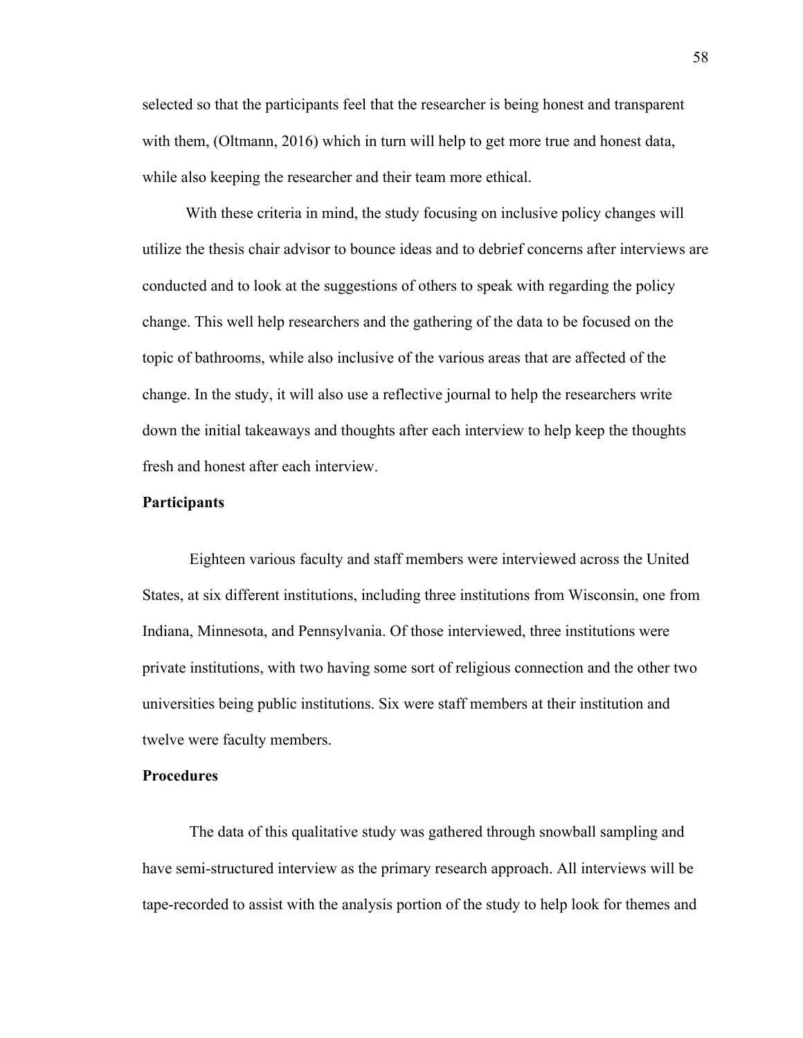selected so that the participants feel that the researcher is being honest and transparent with them, (Oltmann, 2016) which in turn will help to get more true and honest data, while also keeping the researcher and their team more ethical.

With these criteria in mind, the study focusing on inclusive policy changes will utilize the thesis chair advisor to bounce ideas and to debrief concerns after interviews are conducted and to look at the suggestions of others to speak with regarding the policy change. This well help researchers and the gathering of the data to be focused on the topic of bathrooms, while also inclusive of the various areas that are affected of the change. In the study, it will also use a reflective journal to help the researchers write down the initial takeaways and thoughts after each interview to help keep the thoughts fresh and honest after each interview.

**Participants**

Eighteen various faculty and staff members were interviewed across the United States, at six different institutions, including three institutions from Wisconsin, one from Indiana, Minnesota, and Pennsylvania. Of those interviewed, three institutions were private institutions, with two having some sort of religious connection and the other two universities being public institutions. Six were staff members at their institution and twelve were faculty members.

**Procedures**

The data of this qualitative study was gathered through snowball sampling and have semi-structured interview as the primary research approach. All interviews will be tape-recorded to assist with the analysis portion of the study to help look for themes and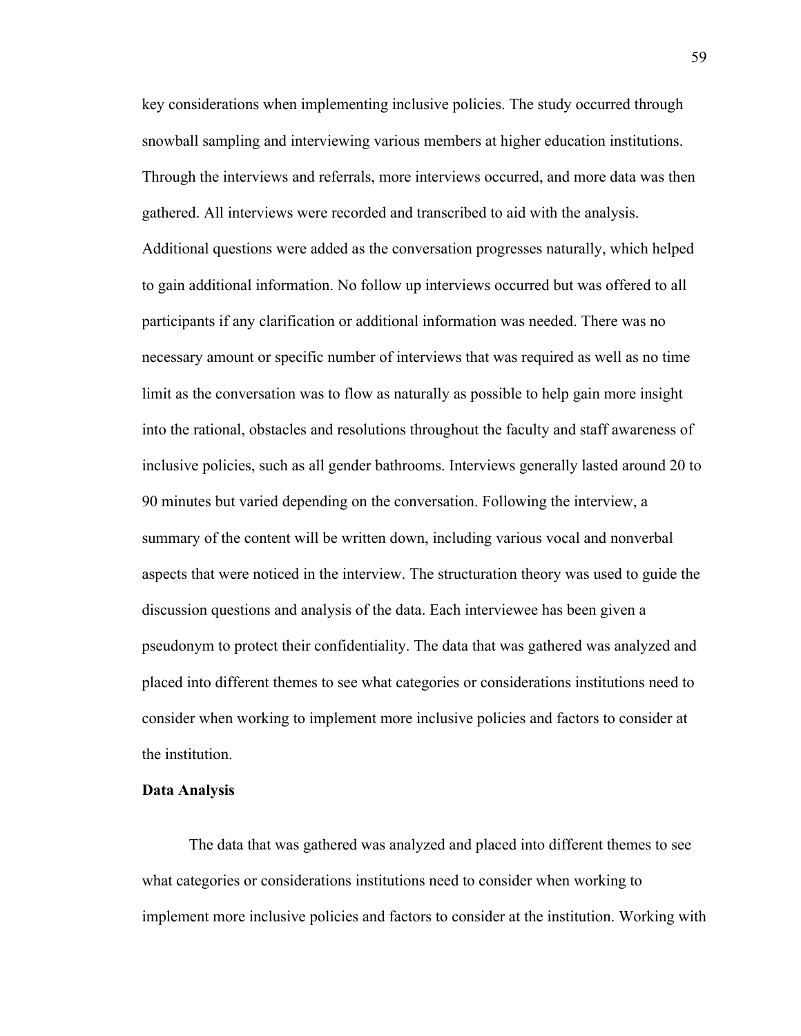key considerations when implementing inclusive policies. The study occurred through snowball sampling and interviewing various members at higher education institutions. Through the interviews and referrals, more interviews occurred, and more data was then gathered. All interviews were recorded and transcribed to aid with the analysis. Additional questions were added as the conversation progresses naturally, which helped to gain additional information. No follow up interviews occurred but was offered to all participants if any clarification or additional information was needed. There was no necessary amount or specific number of interviews that was required as well as no time limit as the conversation was to flow as naturally as possible to help gain more insight into the rational, obstacles and resolutions throughout the faculty and staff awareness of inclusive policies, such as all gender bathrooms. Interviews generally lasted around 20 to 90 minutes but varied depending on the conversation. Following the interview, a summary of the content will be written down, including various vocal and nonverbal aspects that were noticed in the interview. The structuration theory was used to guide the discussion questions and analysis of the data. Each interviewee has been given a pseudonym to protect their confidentiality. The data that was gathered was analyzed and placed into different themes to see what categories or considerations institutions need to consider when working to implement more inclusive policies and factors to consider at the institution.

**Data Analysis**

The data that was gathered was analyzed and placed into different themes to see what categories or considerations institutions need to consider when working to implement more inclusive policies and factors to consider at the institution. Working with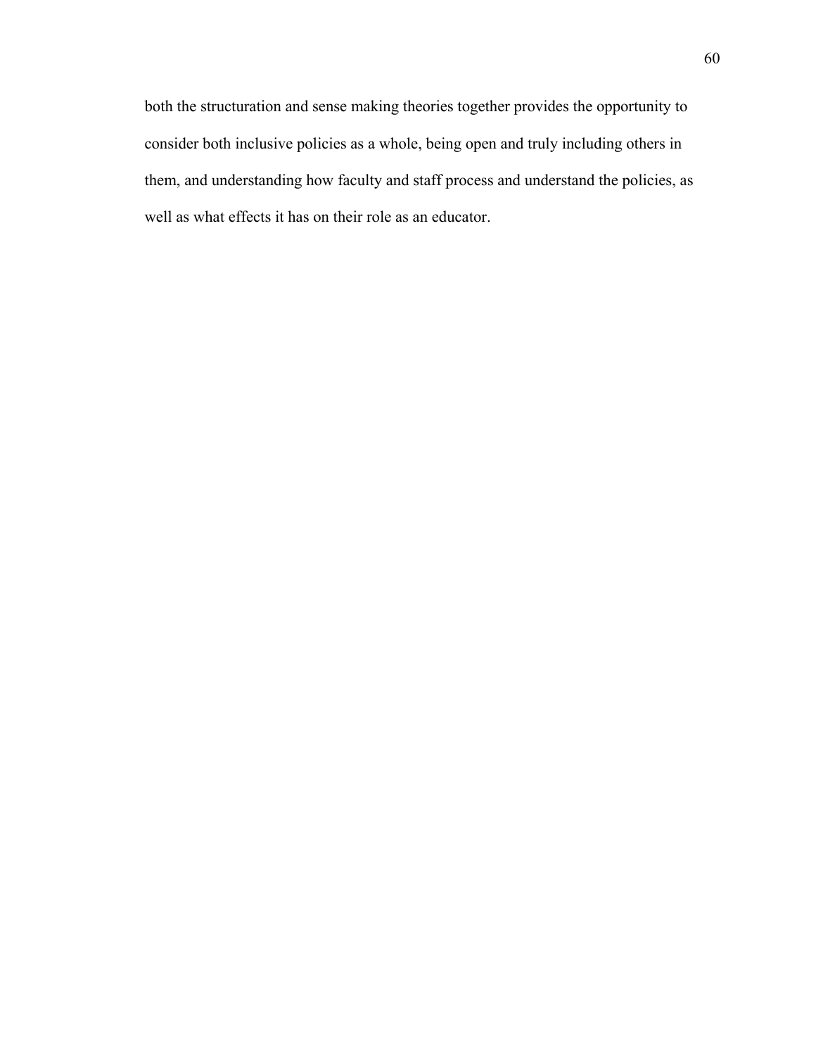both the structuration and sense making theories together provides the opportunity to consider both inclusive policies as a whole, being open and truly including others in them, and understanding how faculty and staff process and understand the policies, as well as what effects it has on their role as an educator.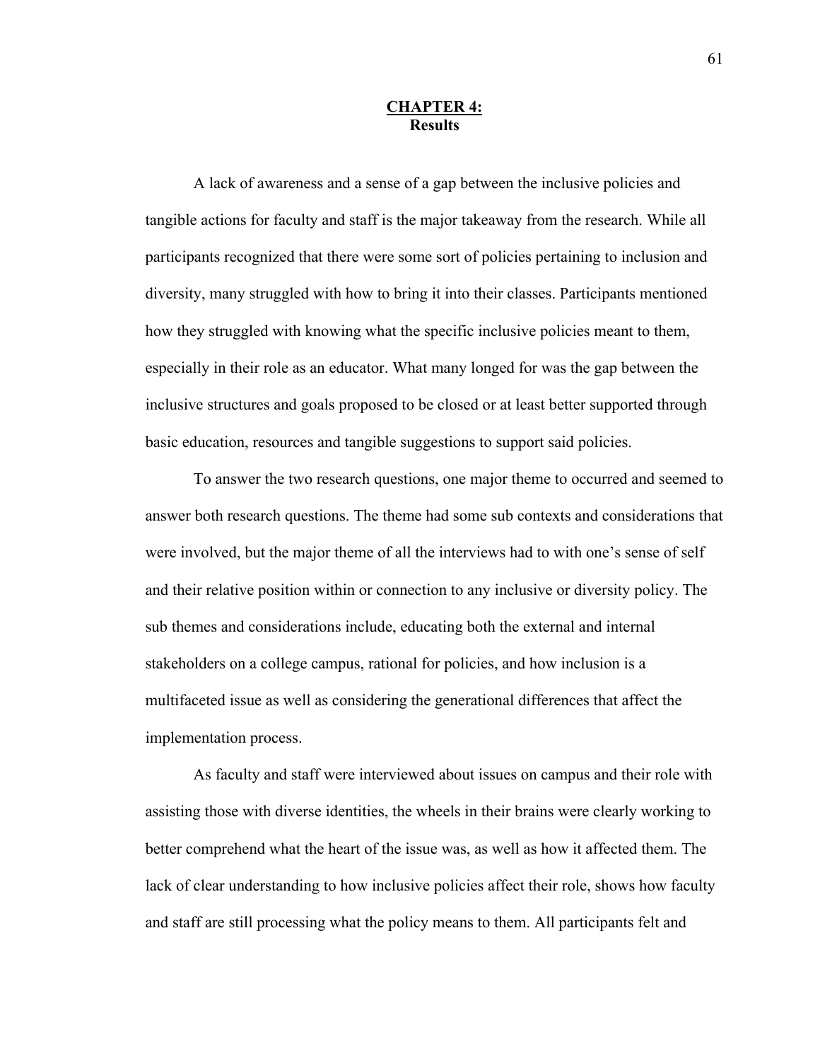# **CHAPTER 4:**
## Results

A lack of awareness and a sense of a gap between the inclusive policies and tangible actions for faculty and staff is the major takeaway from the research. While all participants recognized that there were some sort of policies pertaining to inclusion and diversity, many struggled with how to bring it into their classes. Participants mentioned how they struggled with knowing what the specific inclusive policies meant to them, especially in their role as an educator. What many longed for was the gap between the inclusive structures and goals proposed to be closed or at least better supported through basic education, resources and tangible suggestions to support said policies.

To answer the two research questions, one major theme to occurred and seemed to answer both research questions. The theme had some sub contexts and considerations that were involved, but the major theme of all the interviews had to with one's sense of self and their relative position within or connection to any inclusive or diversity policy. The sub themes and considerations include, educating both the external and internal stakeholders on a college campus, rational for policies, and how inclusion is a multifaceted issue as well as considering the generational differences that affect the implementation process.

As faculty and staff were interviewed about issues on campus and their role with assisting those with diverse identities, the wheels in their brains were clearly working to better comprehend what the heart of the issue was, as well as how it affected them. The lack of clear understanding to how inclusive policies affect their role, shows how faculty and staff are still processing what the policy means to them. All participants felt and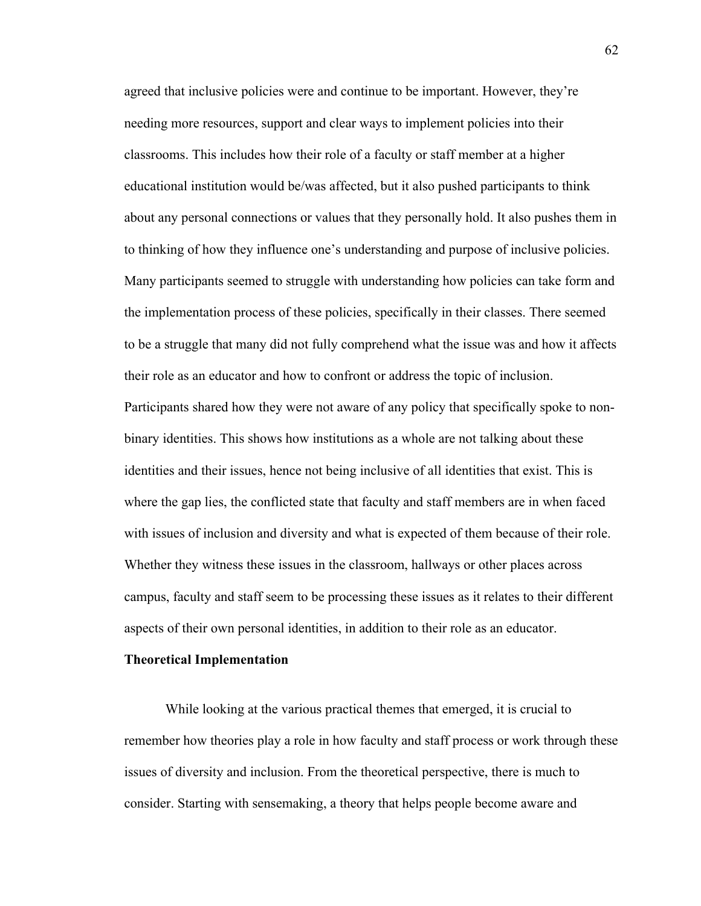agreed that inclusive policies were and continue to be important. However, they're needing more resources, support and clear ways to implement policies into their classrooms. This includes how their role of a faculty or staff member at a higher educational institution would be/was affected, but it also pushed participants to think about any personal connections or values that they personally hold. It also pushes them in to thinking of how they influence one's understanding and purpose of inclusive policies. Many participants seemed to struggle with understanding how policies can take form and the implementation process of these policies, specifically in their classes. There seemed to be a struggle that many did not fully comprehend what the issue was and how it affects their role as an educator and how to confront or address the topic of inclusion. Participants shared how they were not aware of any policy that specifically spoke to non-binary identities. This shows how institutions as a whole are not talking about these identities and their issues, hence not being inclusive of all identities that exist. This is where the gap lies, the conflicted state that faculty and staff members are in when faced with issues of inclusion and diversity and what is expected of them because of their role. Whether they witness these issues in the classroom, hallways or other places across campus, faculty and staff seem to be processing these issues as it relates to their different aspects of their own personal identities, in addition to their role as an educator.

**Theoretical Implementation**

While looking at the various practical themes that emerged, it is crucial to remember how theories play a role in how faculty and staff process or work through these issues of diversity and inclusion. From the theoretical perspective, there is much to consider. Starting with sensemaking, a theory that helps people become aware and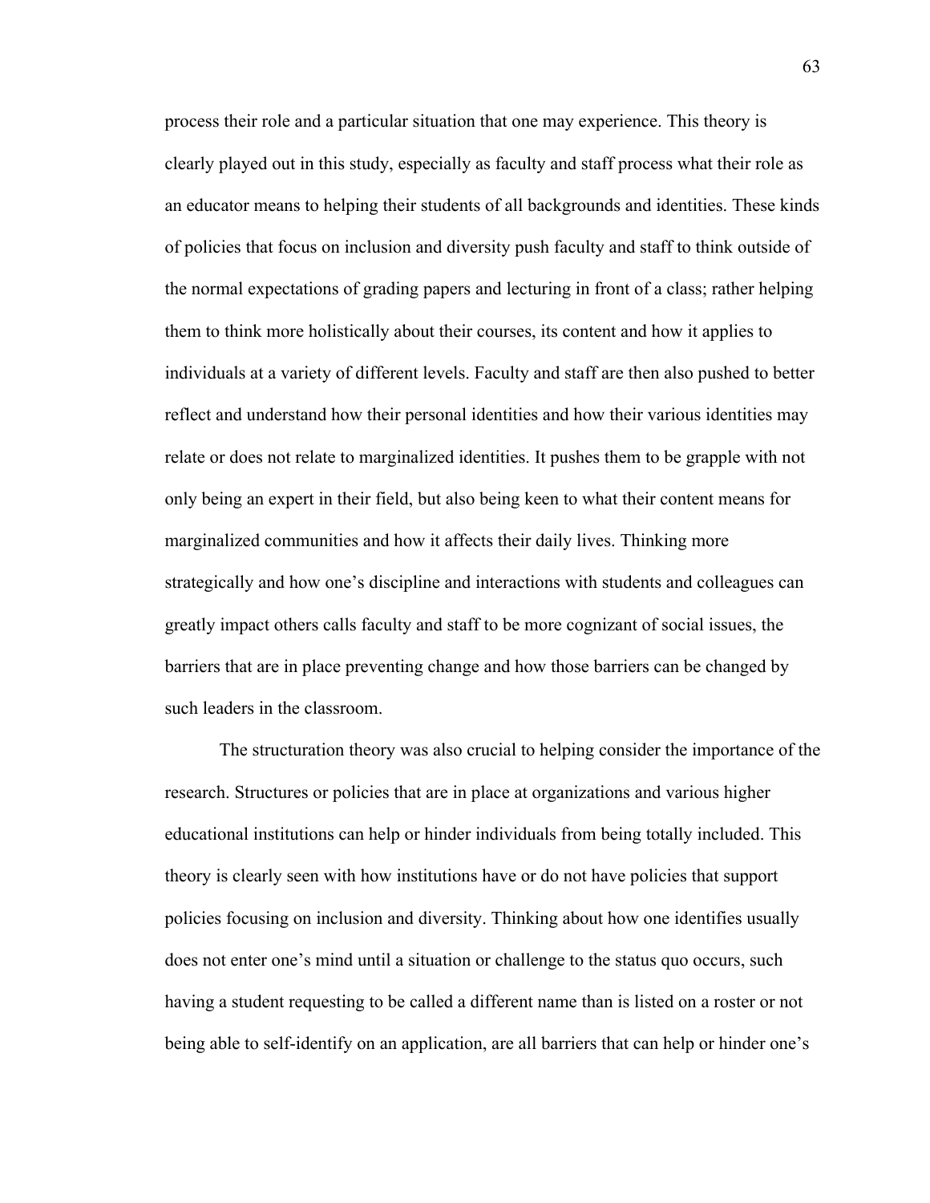process their role and a particular situation that one may experience. This theory is clearly played out in this study, especially as faculty and staff process what their role as an educator means to helping their students of all backgrounds and identities. These kinds of policies that focus on inclusion and diversity push faculty and staff to think outside of the normal expectations of grading papers and lecturing in front of a class; rather helping them to think more holistically about their courses, its content and how it applies to individuals at a variety of different levels. Faculty and staff are then also pushed to better reflect and understand how their personal identities and how their various identities may relate or does not relate to marginalized identities. It pushes them to be grapple with not only being an expert in their field, but also being keen to what their content means for marginalized communities and how it affects their daily lives. Thinking more strategically and how one's discipline and interactions with students and colleagues can greatly impact others calls faculty and staff to be more cognizant of social issues, the barriers that are in place preventing change and how those barriers can be changed by such leaders in the classroom.

The structuration theory was also crucial to helping consider the importance of the research. Structures or policies that are in place at organizations and various higher educational institutions can help or hinder individuals from being totally included. This theory is clearly seen with how institutions have or do not have policies that support policies focusing on inclusion and diversity. Thinking about how one identifies usually does not enter one's mind until a situation or challenge to the status quo occurs, such having a student requesting to be called a different name than is listed on a roster or not being able to self-identify on an application, are all barriers that can help or hinder one's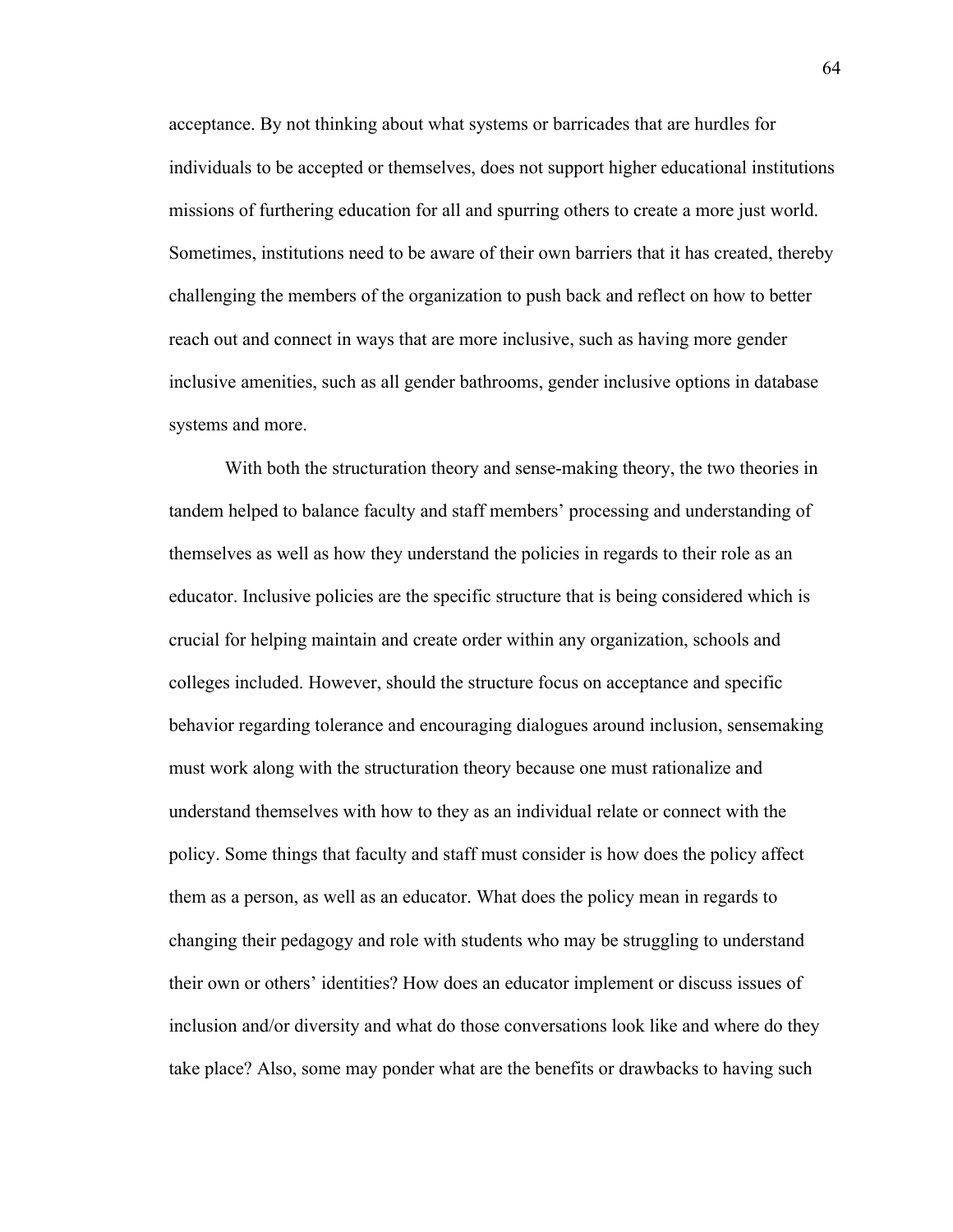acceptance. By not thinking about what systems or barricades that are hurdles for individuals to be accepted or themselves, does not support higher educational institutions missions of furthering education for all and spurring others to create a more just world. Sometimes, institutions need to be aware of their own barriers that it has created, thereby challenging the members of the organization to push back and reflect on how to better reach out and connect in ways that are more inclusive, such as having more gender inclusive amenities, such as all gender bathrooms, gender inclusive options in database systems and more.

With both the structuration theory and sense-making theory, the two theories in tandem helped to balance faculty and staff members' processing and understanding of themselves as well as how they understand the policies in regards to their role as an educator. Inclusive policies are the specific structure that is being considered which is crucial for helping maintain and create order within any organization, schools and colleges included. However, should the structure focus on acceptance and specific behavior regarding tolerance and encouraging dialogues around inclusion, sensemaking must work along with the structuration theory because one must rationalize and understand themselves with how to they as an individual relate or connect with the policy. Some things that faculty and staff must consider is how does the policy affect them as a person, as well as an educator. What does the policy mean in regards to changing their pedagogy and role with students who may be struggling to understand their own or others' identities? How does an educator implement or discuss issues of inclusion and/or diversity and what do those conversations look like and where do they take place? Also, some may ponder what are the benefits or drawbacks to having such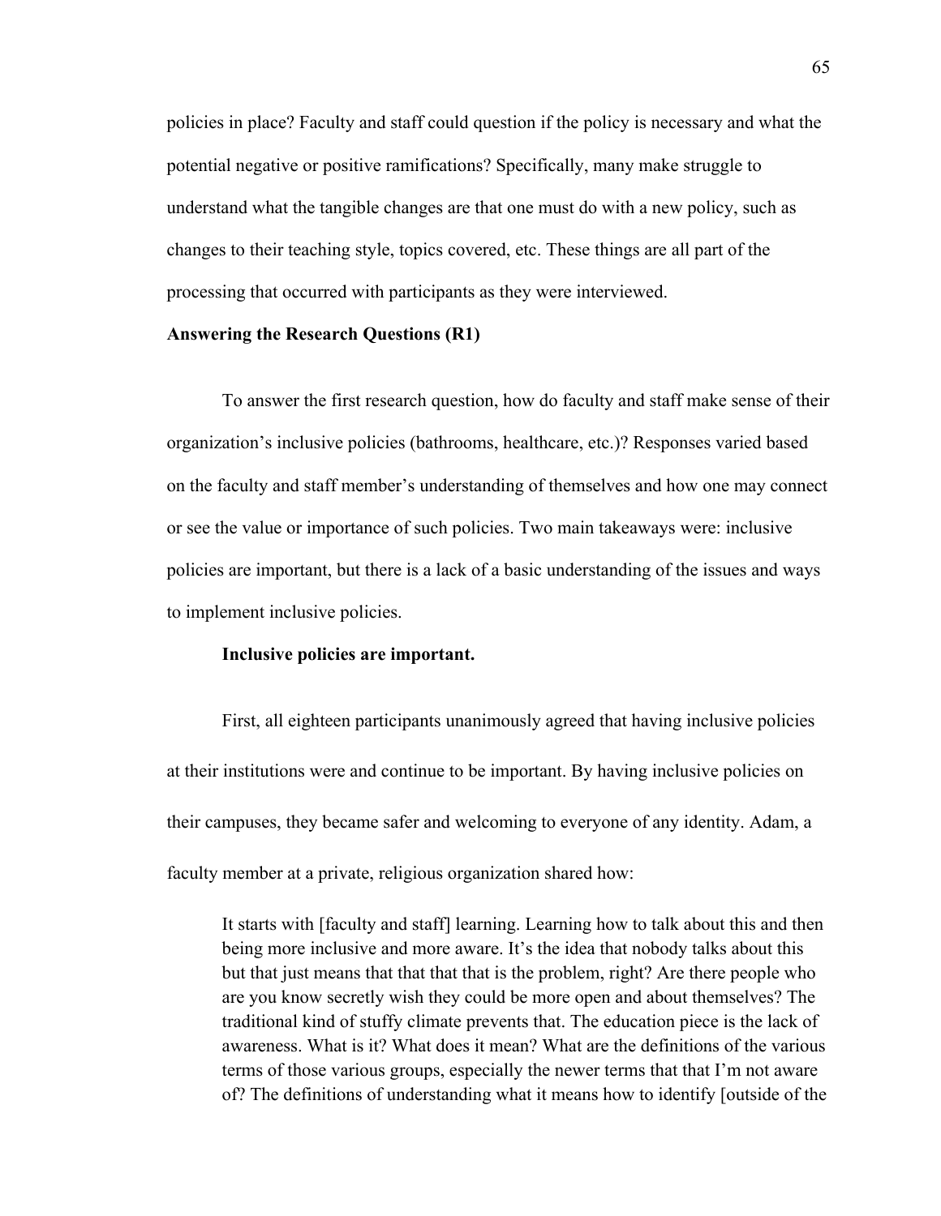policies in place? Faculty and staff could question if the policy is necessary and what the potential negative or positive ramifications? Specifically, many make struggle to understand what the tangible changes are that one must do with a new policy, such as changes to their teaching style, topics covered, etc. These things are all part of the processing that occurred with participants as they were interviewed.

**Answering the Research Questions (R1)**

To answer the first research question, how do faculty and staff make sense of their organization's inclusive policies (bathrooms, healthcare, etc.)? Responses varied based on the faculty and staff member's understanding of themselves and how one may connect or see the value or importance of such policies. Two main takeaways were: inclusive policies are important, but there is a lack of a basic understanding of the issues and ways to implement inclusive policies.

**Inclusive policies are important.**

First, all eighteen participants unanimously agreed that having inclusive policies at their institutions were and continue to be important. By having inclusive policies on their campuses, they became safer and welcoming to everyone of any identity. Adam, a faculty member at a private, religious organization shared how:

> It starts with [faculty and staff] learning. Learning how to talk about this and then being more inclusive and more aware. It's the idea that nobody talks about this but that just means that that that that is the problem, right? Are there people who are you know secretly wish they could be more open and about themselves? The traditional kind of stuffy climate prevents that. The education piece is the lack of awareness. What is it? What does it mean? What are the definitions of the various terms of those various groups, especially the newer terms that that I'm not aware of? The definitions of understanding what it means how to identify [outside of the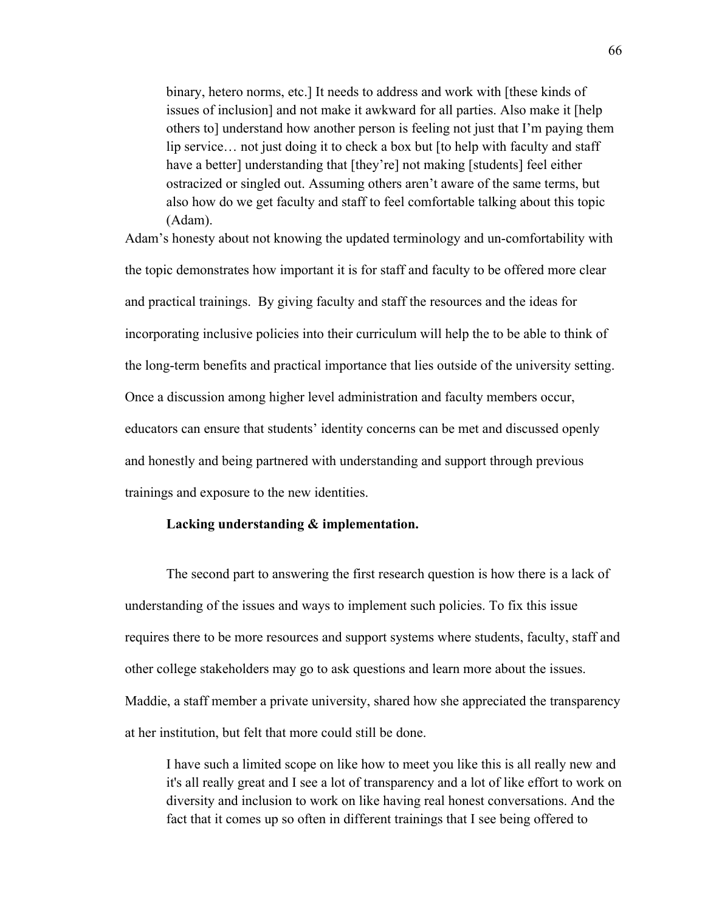> binary, hetero norms, etc.] It needs to address and work with [these kinds of issues of inclusion] and not make it awkward for all parties. Also make it [help others to] understand how another person is feeling not just that I'm paying them lip service… not just doing it to check a box but [to help with faculty and staff have a better] understanding that [they're] not making [students] feel either ostracized or singled out. Assuming others aren't aware of the same terms, but also how do we get faculty and staff to feel comfortable talking about this topic (Adam).

Adam's honesty about not knowing the updated terminology and un-comfortability with the topic demonstrates how important it is for staff and faculty to be offered more clear and practical trainings. By giving faculty and staff the resources and the ideas for incorporating inclusive policies into their curriculum will help the to be able to think of the long-term benefits and practical importance that lies outside of the university setting. Once a discussion among higher level administration and faculty members occur, educators can ensure that students' identity concerns can be met and discussed openly and honestly and being partnered with understanding and support through previous trainings and exposure to the new identities.

**Lacking understanding & implementation.**

The second part to answering the first research question is how there is a lack of understanding of the issues and ways to implement such policies. To fix this issue requires there to be more resources and support systems where students, faculty, staff and other college stakeholders may go to ask questions and learn more about the issues. Maddie, a staff member a private university, shared how she appreciated the transparency at her institution, but felt that more could still be done.

> I have such a limited scope on like how to meet you like this is all really new and it's all really great and I see a lot of transparency and a lot of like effort to work on diversity and inclusion to work on like having real honest conversations. And the fact that it comes up so often in different trainings that I see being offered to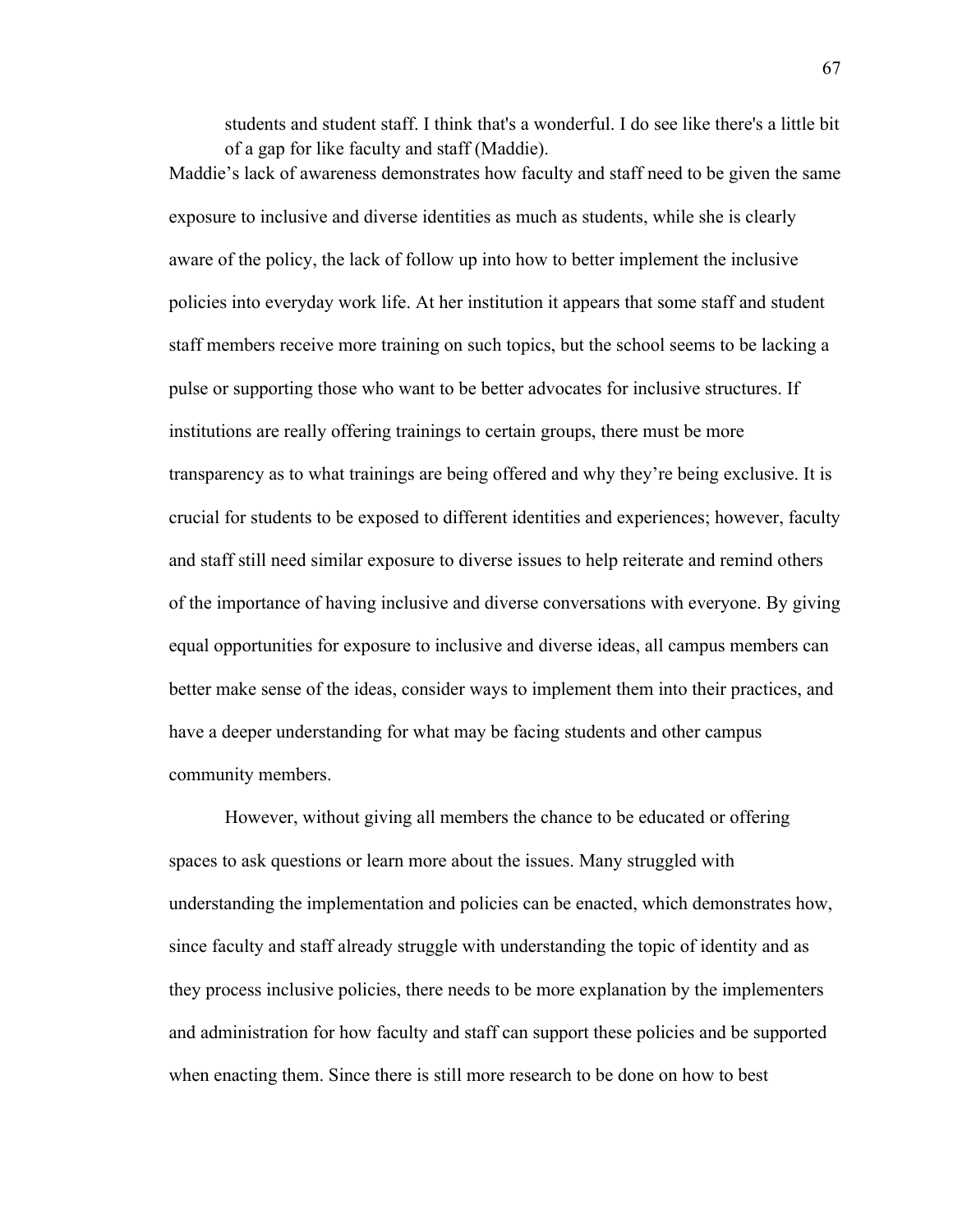> students and student staff. I think that's a wonderful. I do see like there's a little bit of a gap for like faculty and staff (Maddie).

Maddie's lack of awareness demonstrates how faculty and staff need to be given the same exposure to inclusive and diverse identities as much as students, while she is clearly aware of the policy, the lack of follow up into how to better implement the inclusive policies into everyday work life. At her institution it appears that some staff and student staff members receive more training on such topics, but the school seems to be lacking a pulse or supporting those who want to be better advocates for inclusive structures. If institutions are really offering trainings to certain groups, there must be more transparency as to what trainings are being offered and why they're being exclusive. It is crucial for students to be exposed to different identities and experiences; however, faculty and staff still need similar exposure to diverse issues to help reiterate and remind others of the importance of having inclusive and diverse conversations with everyone. By giving equal opportunities for exposure to inclusive and diverse ideas, all campus members can better make sense of the ideas, consider ways to implement them into their practices, and have a deeper understanding for what may be facing students and other campus community members.

However, without giving all members the chance to be educated or offering spaces to ask questions or learn more about the issues. Many struggled with understanding the implementation and policies can be enacted, which demonstrates how, since faculty and staff already struggle with understanding the topic of identity and as they process inclusive policies, there needs to be more explanation by the implementers and administration for how faculty and staff can support these policies and be supported when enacting them. Since there is still more research to be done on how to best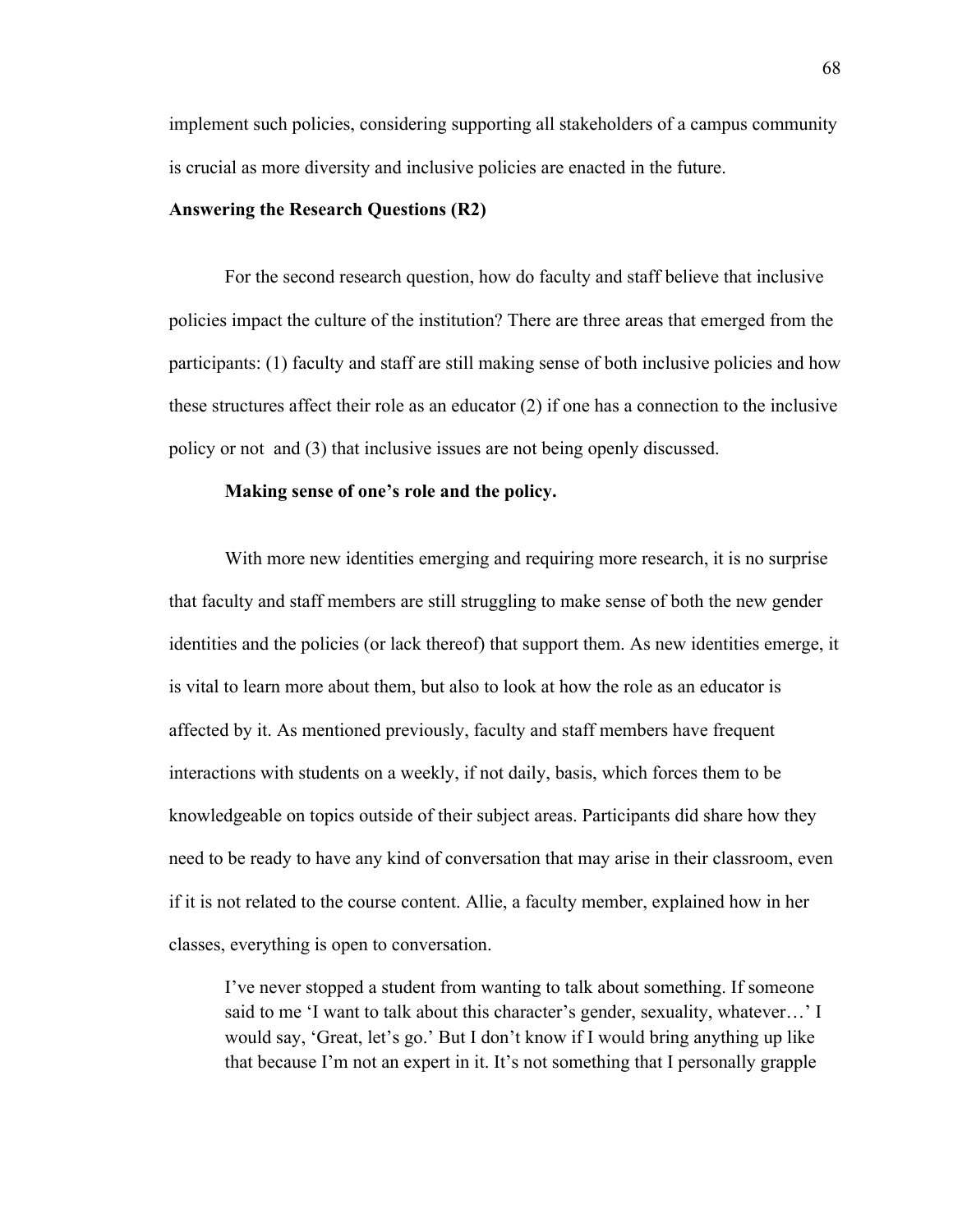implement such policies, considering supporting all stakeholders of a campus community is crucial as more diversity and inclusive policies are enacted in the future.

**Answering the Research Questions (R2)**

For the second research question, how do faculty and staff believe that inclusive policies impact the culture of the institution? There are three areas that emerged from the participants: (1) faculty and staff are still making sense of both inclusive policies and how these structures affect their role as an educator (2) if one has a connection to the inclusive policy or not  and (3) that inclusive issues are not being openly discussed.

**Making sense of one's role and the policy.**

With more new identities emerging and requiring more research, it is no surprise that faculty and staff members are still struggling to make sense of both the new gender identities and the policies (or lack thereof) that support them. As new identities emerge, it is vital to learn more about them, but also to look at how the role as an educator is affected by it. As mentioned previously, faculty and staff members have frequent interactions with students on a weekly, if not daily, basis, which forces them to be knowledgeable on topics outside of their subject areas. Participants did share how they need to be ready to have any kind of conversation that may arise in their classroom, even if it is not related to the course content. Allie, a faculty member, explained how in her classes, everything is open to conversation.

> I've never stopped a student from wanting to talk about something. If someone said to me 'I want to talk about this character's gender, sexuality, whatever…' I would say, 'Great, let's go.' But I don't know if I would bring anything up like that because I'm not an expert in it. It's not something that I personally grapple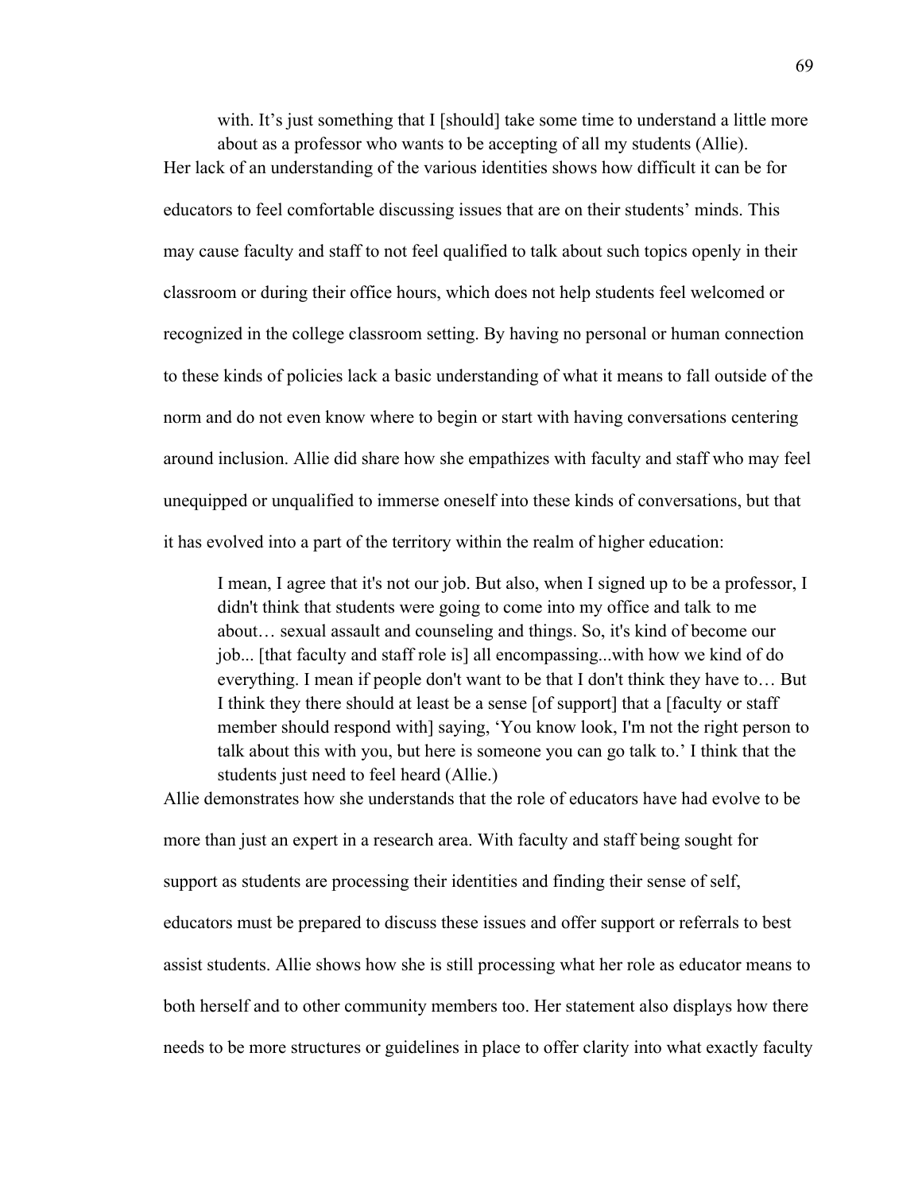> with. It's just something that I [should] take some time to understand a little more about as a professor who wants to be accepting of all my students (Allie).

Her lack of an understanding of the various identities shows how difficult it can be for educators to feel comfortable discussing issues that are on their students' minds. This may cause faculty and staff to not feel qualified to talk about such topics openly in their classroom or during their office hours, which does not help students feel welcomed or recognized in the college classroom setting. By having no personal or human connection to these kinds of policies lack a basic understanding of what it means to fall outside of the norm and do not even know where to begin or start with having conversations centering around inclusion. Allie did share how she empathizes with faculty and staff who may feel unequipped or unqualified to immerse oneself into these kinds of conversations, but that it has evolved into a part of the territory within the realm of higher education:

> I mean, I agree that it's not our job. But also, when I signed up to be a professor, I didn't think that students were going to come into my office and talk to me about… sexual assault and counseling and things. So, it's kind of become our job... [that faculty and staff role is] all encompassing...with how we kind of do everything. I mean if people don't want to be that I don't think they have to… But I think they there should at least be a sense [of support] that a [faculty or staff member should respond with] saying, 'You know look, I'm not the right person to talk about this with you, but here is someone you can go talk to.' I think that the students just need to feel heard (Allie.)

Allie demonstrates how she understands that the role of educators have had evolve to be more than just an expert in a research area. With faculty and staff being sought for support as students are processing their identities and finding their sense of self, educators must be prepared to discuss these issues and offer support or referrals to best assist students. Allie shows how she is still processing what her role as educator means to both herself and to other community members too. Her statement also displays how there needs to be more structures or guidelines in place to offer clarity into what exactly faculty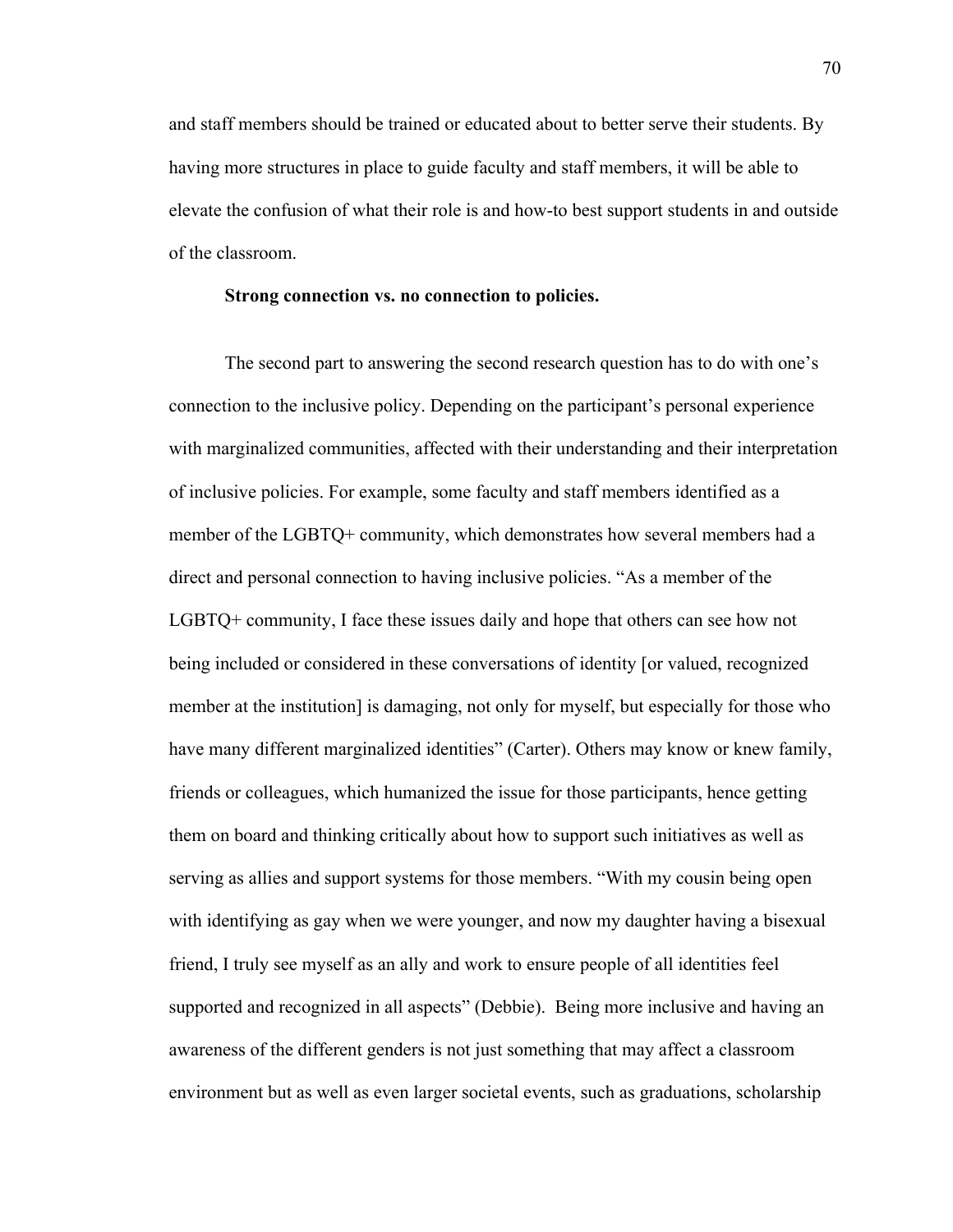and staff members should be trained or educated about to better serve their students. By having more structures in place to guide faculty and staff members, it will be able to elevate the confusion of what their role is and how-to best support students in and outside of the classroom.

**Strong connection vs. no connection to policies.**

The second part to answering the second research question has to do with one's connection to the inclusive policy. Depending on the participant's personal experience with marginalized communities, affected with their understanding and their interpretation of inclusive policies. For example, some faculty and staff members identified as a member of the LGBTQ+ community, which demonstrates how several members had a direct and personal connection to having inclusive policies. "As a member of the LGBTQ+ community, I face these issues daily and hope that others can see how not being included or considered in these conversations of identity [or valued, recognized member at the institution] is damaging, not only for myself, but especially for those who have many different marginalized identities" (Carter). Others may know or knew family, friends or colleagues, which humanized the issue for those participants, hence getting them on board and thinking critically about how to support such initiatives as well as serving as allies and support systems for those members. "With my cousin being open with identifying as gay when we were younger, and now my daughter having a bisexual friend, I truly see myself as an ally and work to ensure people of all identities feel supported and recognized in all aspects" (Debbie). Being more inclusive and having an awareness of the different genders is not just something that may affect a classroom environment but as well as even larger societal events, such as graduations, scholarship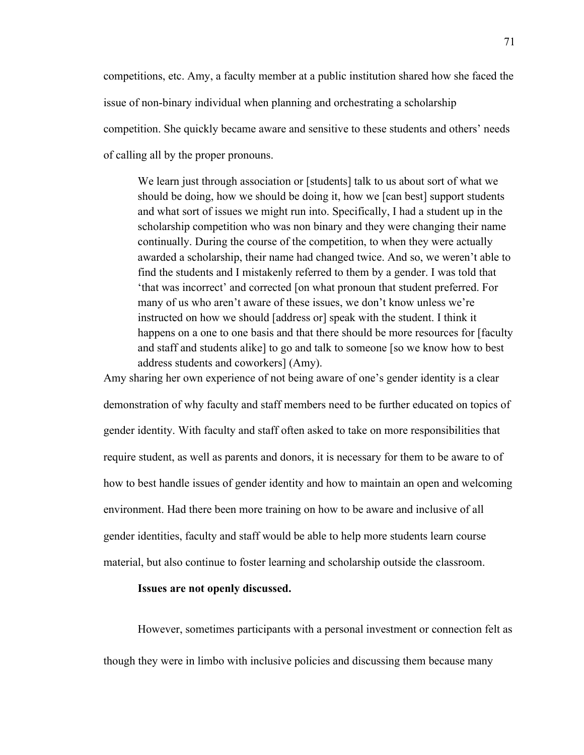competitions, etc. Amy, a faculty member at a public institution shared how she faced the issue of non-binary individual when planning and orchestrating a scholarship competition. She quickly became aware and sensitive to these students and others' needs of calling all by the proper pronouns.

> We learn just through association or [students] talk to us about sort of what we should be doing, how we should be doing it, how we [can best] support students and what sort of issues we might run into. Specifically, I had a student up in the scholarship competition who was non binary and they were changing their name continually. During the course of the competition, to when they were actually awarded a scholarship, their name had changed twice. And so, we weren't able to find the students and I mistakenly referred to them by a gender. I was told that 'that was incorrect' and corrected [on what pronoun that student preferred. For many of us who aren't aware of these issues, we don't know unless we're instructed on how we should [address or] speak with the student. I think it happens on a one to one basis and that there should be more resources for [faculty and staff and students alike] to go and talk to someone [so we know how to best address students and coworkers] (Amy).

Amy sharing her own experience of not being aware of one's gender identity is a clear demonstration of why faculty and staff members need to be further educated on topics of gender identity. With faculty and staff often asked to take on more responsibilities that require student, as well as parents and donors, it is necessary for them to be aware to of how to best handle issues of gender identity and how to maintain an open and welcoming environment. Had there been more training on how to be aware and inclusive of all gender identities, faculty and staff would be able to help more students learn course material, but also continue to foster learning and scholarship outside the classroom.

**Issues are not openly discussed.**

However, sometimes participants with a personal investment or connection felt as though they were in limbo with inclusive policies and discussing them because many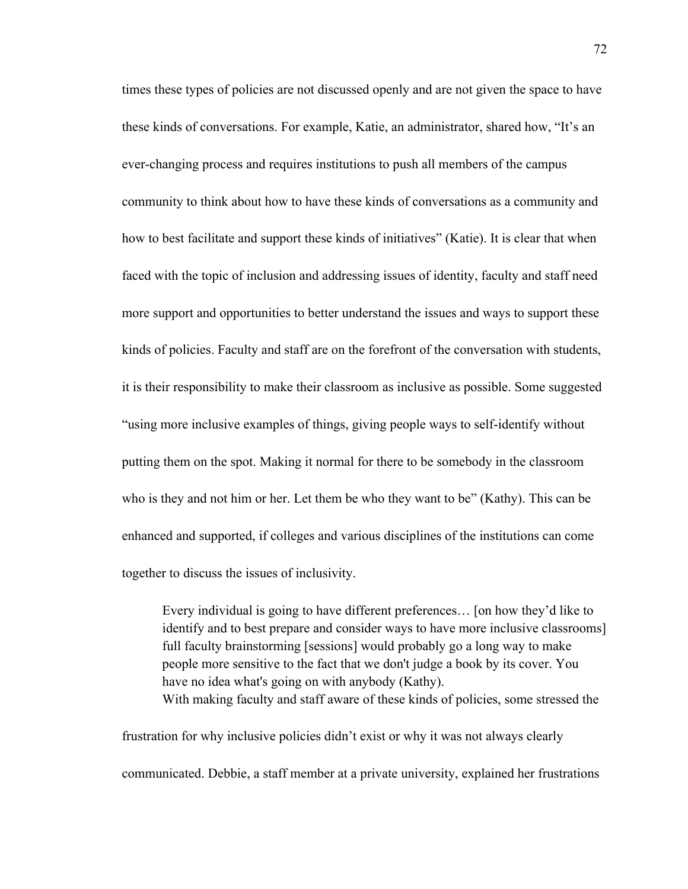times these types of policies are not discussed openly and are not given the space to have these kinds of conversations. For example, Katie, an administrator, shared how, "It's an ever-changing process and requires institutions to push all members of the campus community to think about how to have these kinds of conversations as a community and how to best facilitate and support these kinds of initiatives" (Katie). It is clear that when faced with the topic of inclusion and addressing issues of identity, faculty and staff need more support and opportunities to better understand the issues and ways to support these kinds of policies. Faculty and staff are on the forefront of the conversation with students, it is their responsibility to make their classroom as inclusive as possible. Some suggested "using more inclusive examples of things, giving people ways to self-identify without putting them on the spot. Making it normal for there to be somebody in the classroom who is they and not him or her. Let them be who they want to be" (Kathy). This can be enhanced and supported, if colleges and various disciplines of the institutions can come together to discuss the issues of inclusivity.

> Every individual is going to have different preferences… [on how they'd like to identify and to best prepare and consider ways to have more inclusive classrooms] full faculty brainstorming [sessions] would probably go a long way to make people more sensitive to the fact that we don't judge a book by its cover. You have no idea what's going on with anybody (Kathy).

With making faculty and staff aware of these kinds of policies, some stressed the frustration for why inclusive policies didn't exist or why it was not always clearly communicated. Debbie, a staff member at a private university, explained her frustrations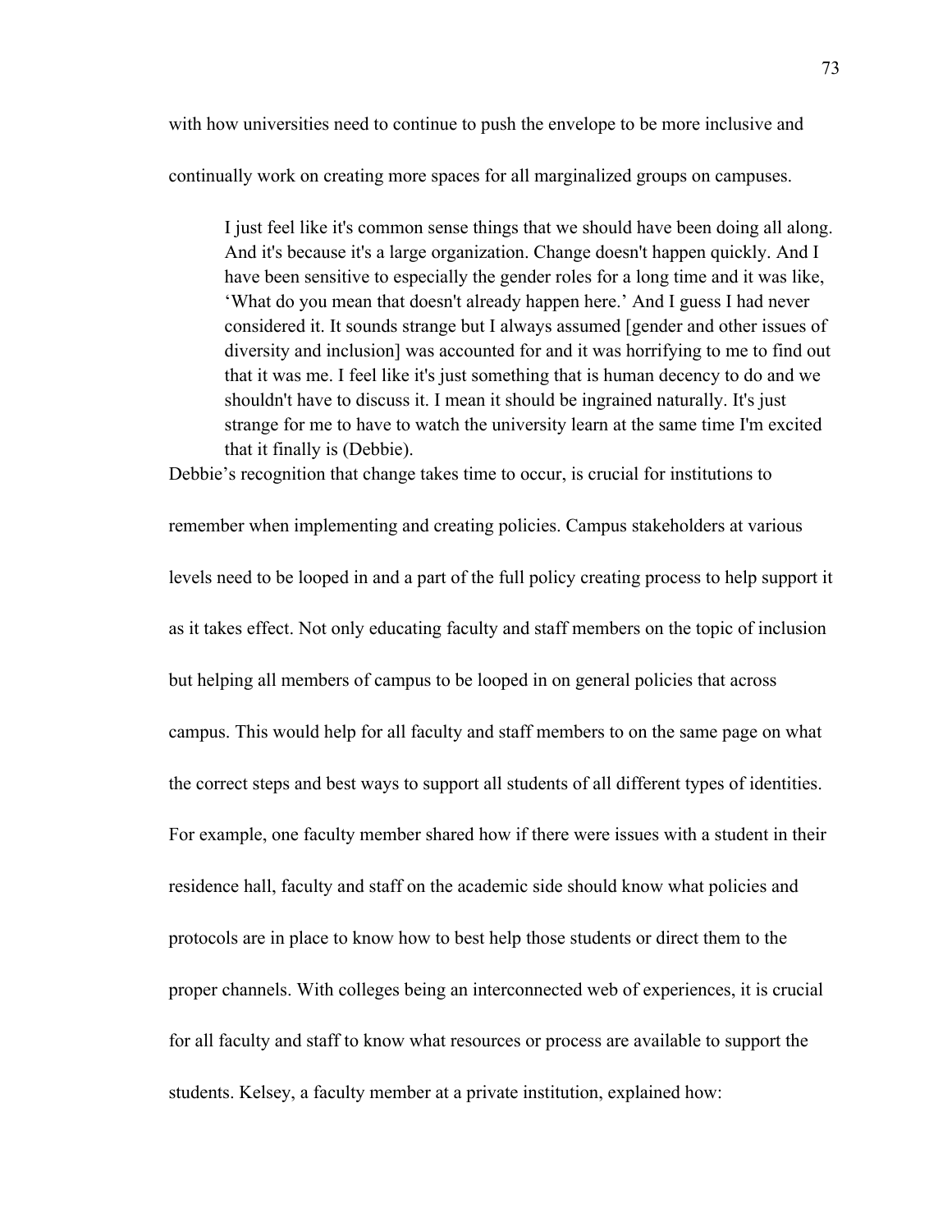with how universities need to continue to push the envelope to be more inclusive and continually work on creating more spaces for all marginalized groups on campuses.

> I just feel like it's common sense things that we should have been doing all along. And it's because it's a large organization. Change doesn't happen quickly. And I have been sensitive to especially the gender roles for a long time and it was like, 'What do you mean that doesn't already happen here.' And I guess I had never considered it. It sounds strange but I always assumed [gender and other issues of diversity and inclusion] was accounted for and it was horrifying to me to find out that it was me. I feel like it's just something that is human decency to do and we shouldn't have to discuss it. I mean it should be ingrained naturally. It's just strange for me to have to watch the university learn at the same time I'm excited that it finally is (Debbie).

Debbie's recognition that change takes time to occur, is crucial for institutions to remember when implementing and creating policies. Campus stakeholders at various levels need to be looped in and a part of the full policy creating process to help support it as it takes effect. Not only educating faculty and staff members on the topic of inclusion but helping all members of campus to be looped in on general policies that across campus. This would help for all faculty and staff members to on the same page on what the correct steps and best ways to support all students of all different types of identities. For example, one faculty member shared how if there were issues with a student in their residence hall, faculty and staff on the academic side should know what policies and protocols are in place to know how to best help those students or direct them to the proper channels. With colleges being an interconnected web of experiences, it is crucial for all faculty and staff to know what resources or process are available to support the students. Kelsey, a faculty member at a private institution, explained how: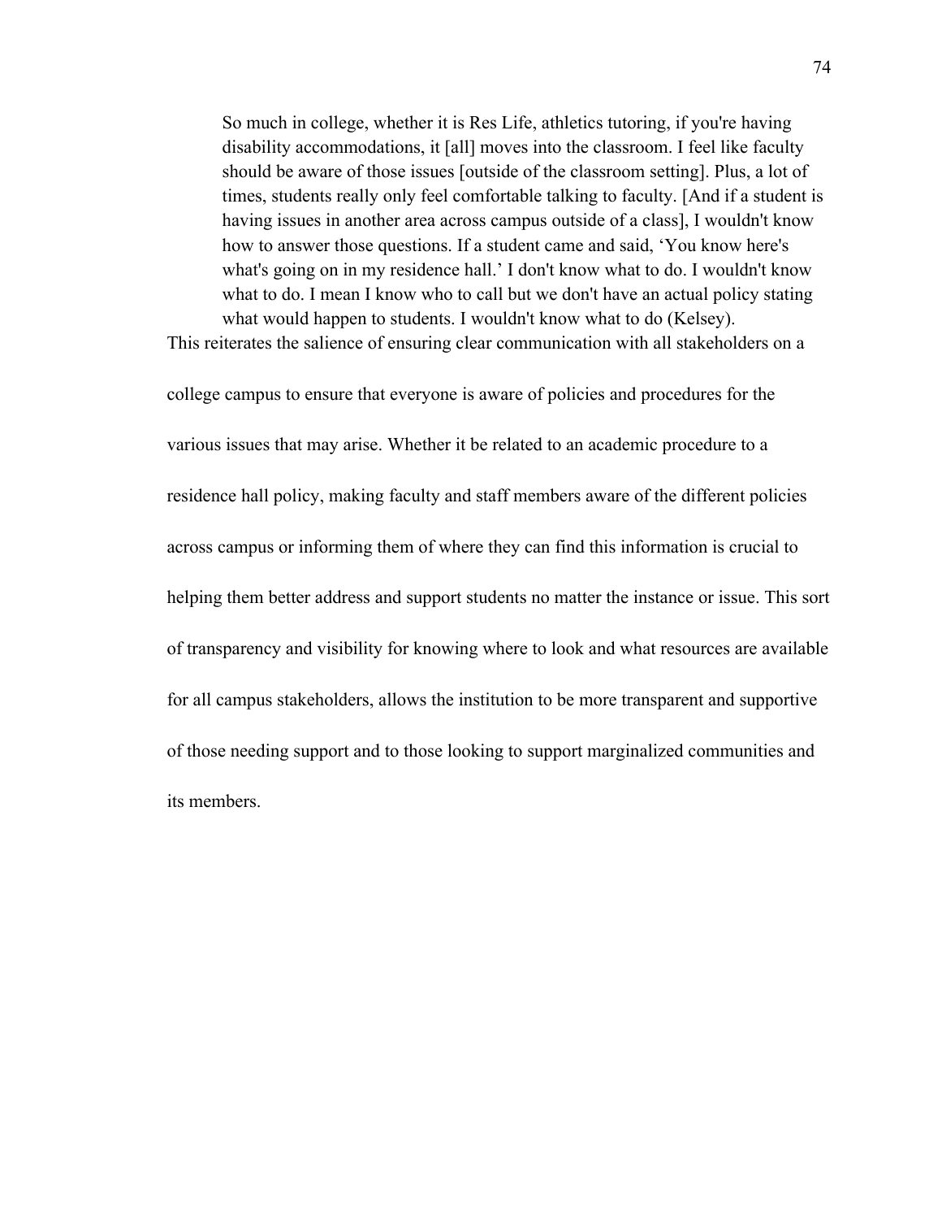> So much in college, whether it is Res Life, athletics tutoring, if you're having disability accommodations, it [all] moves into the classroom. I feel like faculty should be aware of those issues [outside of the classroom setting]. Plus, a lot of times, students really only feel comfortable talking to faculty. [And if a student is having issues in another area across campus outside of a class], I wouldn't know how to answer those questions. If a student came and said, 'You know here's what's going on in my residence hall.' I don't know what to do. I wouldn't know what to do. I mean I know who to call but we don't have an actual policy stating what would happen to students. I wouldn't know what to do (Kelsey).

This reiterates the salience of ensuring clear communication with all stakeholders on a college campus to ensure that everyone is aware of policies and procedures for the various issues that may arise. Whether it be related to an academic procedure to a residence hall policy, making faculty and staff members aware of the different policies across campus or informing them of where they can find this information is crucial to helping them better address and support students no matter the instance or issue. This sort of transparency and visibility for knowing where to look and what resources are available for all campus stakeholders, allows the institution to be more transparent and supportive of those needing support and to those looking to support marginalized communities and its members.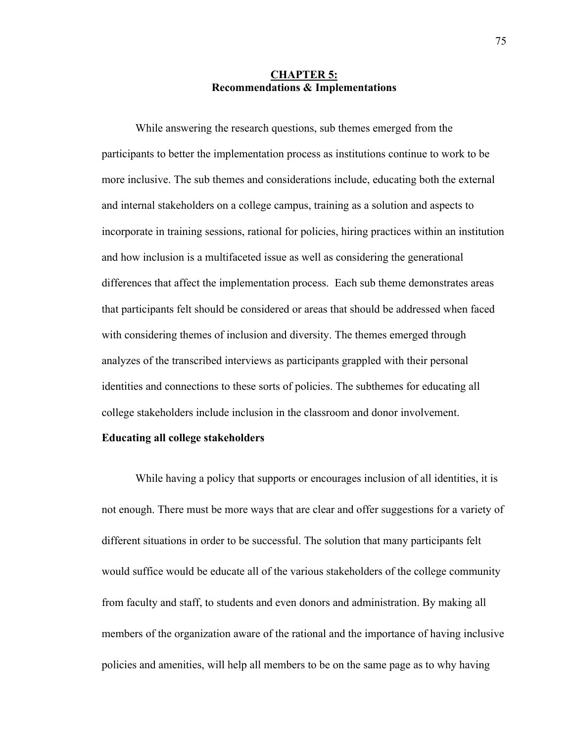# CHAPTER 5:
## Recommendations & Implementations

While answering the research questions, sub themes emerged from the participants to better the implementation process as institutions continue to work to be more inclusive. The sub themes and considerations include, educating both the external and internal stakeholders on a college campus, training as a solution and aspects to incorporate in training sessions, rational for policies, hiring practices within an institution and how inclusion is a multifaceted issue as well as considering the generational differences that affect the implementation process. Each sub theme demonstrates areas that participants felt should be considered or areas that should be addressed when faced with considering themes of inclusion and diversity. The themes emerged through analyzes of the transcribed interviews as participants grappled with their personal identities and connections to these sorts of policies. The subthemes for educating all college stakeholders include inclusion in the classroom and donor involvement.

### Educating all college stakeholders

While having a policy that supports or encourages inclusion of all identities, it is not enough. There must be more ways that are clear and offer suggestions for a variety of different situations in order to be successful. The solution that many participants felt would suffice would be educate all of the various stakeholders of the college community from faculty and staff, to students and even donors and administration. By making all members of the organization aware of the rational and the importance of having inclusive policies and amenities, will help all members to be on the same page as to why having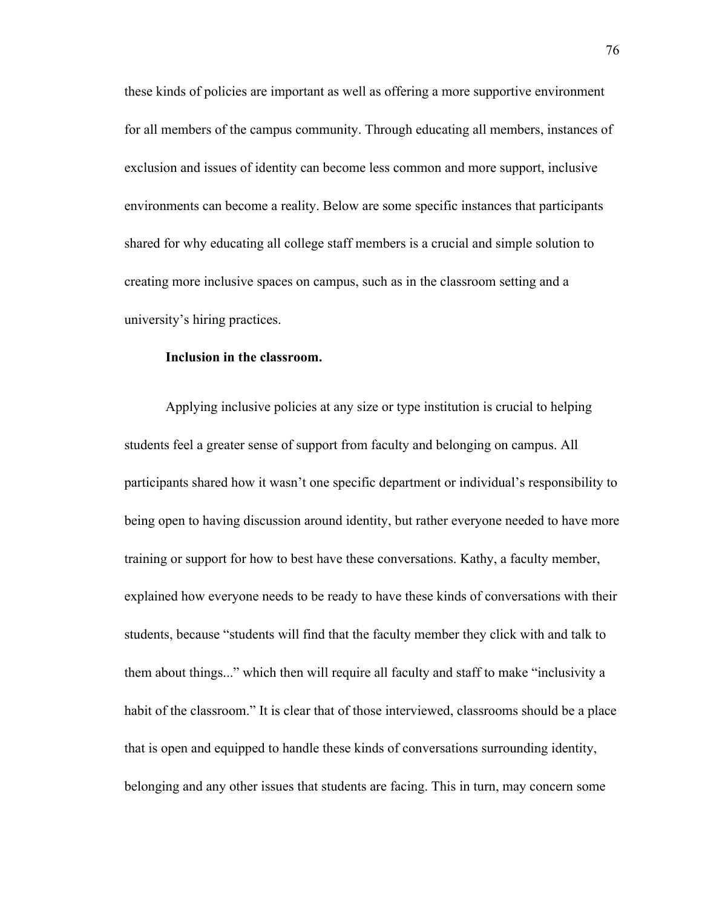these kinds of policies are important as well as offering a more supportive environment for all members of the campus community. Through educating all members, instances of exclusion and issues of identity can become less common and more support, inclusive environments can become a reality. Below are some specific instances that participants shared for why educating all college staff members is a crucial and simple solution to creating more inclusive spaces on campus, such as in the classroom setting and a university's hiring practices.

**Inclusion in the classroom.**

Applying inclusive policies at any size or type institution is crucial to helping students feel a greater sense of support from faculty and belonging on campus. All participants shared how it wasn't one specific department or individual's responsibility to being open to having discussion around identity, but rather everyone needed to have more training or support for how to best have these conversations. Kathy, a faculty member, explained how everyone needs to be ready to have these kinds of conversations with their students, because "students will find that the faculty member they click with and talk to them about things..." which then will require all faculty and staff to make "inclusivity a habit of the classroom." It is clear that of those interviewed, classrooms should be a place that is open and equipped to handle these kinds of conversations surrounding identity, belonging and any other issues that students are facing. This in turn, may concern some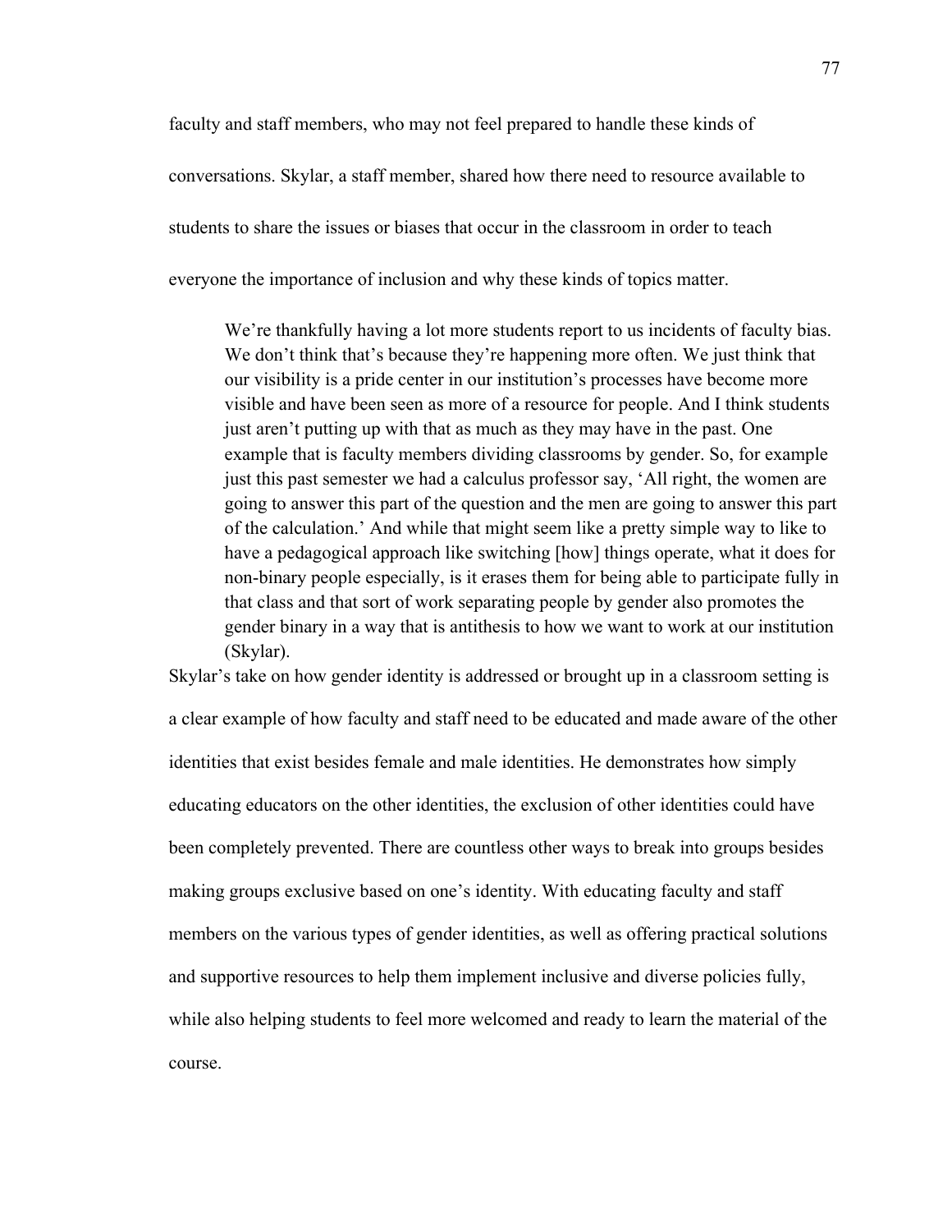faculty and staff members, who may not feel prepared to handle these kinds of conversations. Skylar, a staff member, shared how there need to resource available to students to share the issues or biases that occur in the classroom in order to teach everyone the importance of inclusion and why these kinds of topics matter.

> We're thankfully having a lot more students report to us incidents of faculty bias. We don't think that's because they're happening more often. We just think that our visibility is a pride center in our institution's processes have become more visible and have been seen as more of a resource for people. And I think students just aren't putting up with that as much as they may have in the past. One example that is faculty members dividing classrooms by gender. So, for example just this past semester we had a calculus professor say, 'All right, the women are going to answer this part of the question and the men are going to answer this part of the calculation.' And while that might seem like a pretty simple way to like to have a pedagogical approach like switching [how] things operate, what it does for non-binary people especially, is it erases them for being able to participate fully in that class and that sort of work separating people by gender also promotes the gender binary in a way that is antithesis to how we want to work at our institution (Skylar).

Skylar's take on how gender identity is addressed or brought up in a classroom setting is a clear example of how faculty and staff need to be educated and made aware of the other identities that exist besides female and male identities. He demonstrates how simply educating educators on the other identities, the exclusion of other identities could have been completely prevented. There are countless other ways to break into groups besides making groups exclusive based on one's identity. With educating faculty and staff members on the various types of gender identities, as well as offering practical solutions and supportive resources to help them implement inclusive and diverse policies fully, while also helping students to feel more welcomed and ready to learn the material of the course.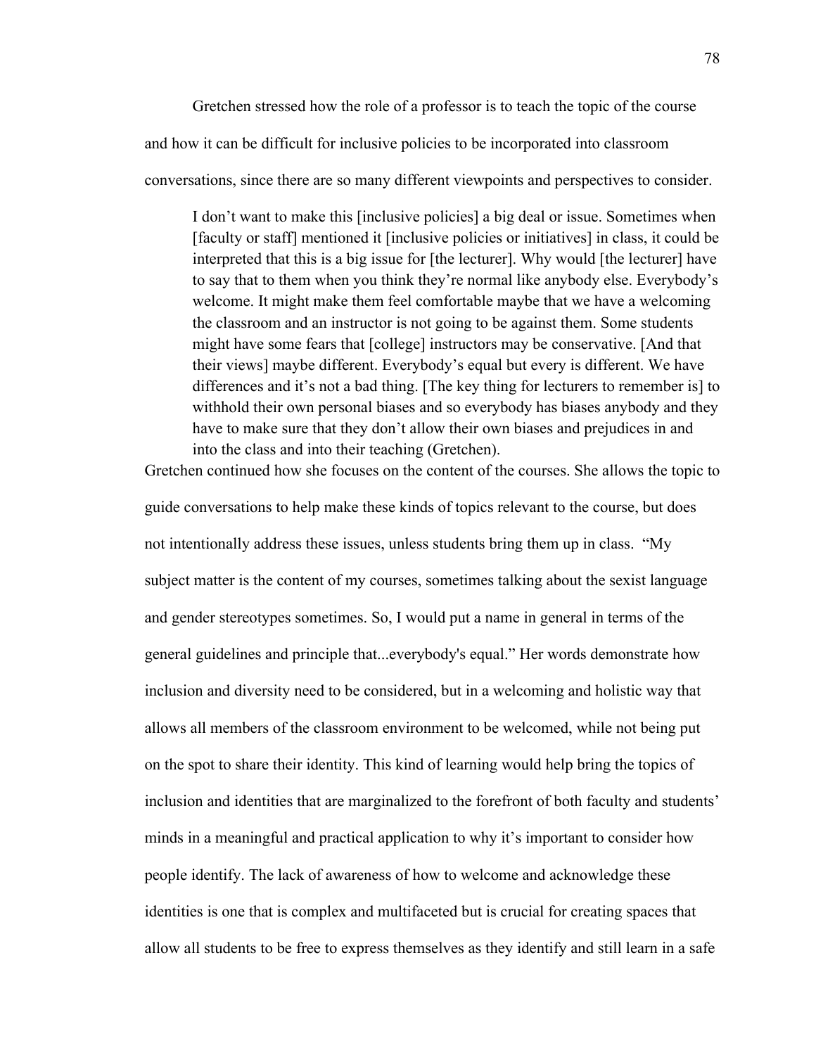Gretchen stressed how the role of a professor is to teach the topic of the course and how it can be difficult for inclusive policies to be incorporated into classroom conversations, since there are so many different viewpoints and perspectives to consider.

> I don't want to make this [inclusive policies] a big deal or issue. Sometimes when [faculty or staff] mentioned it [inclusive policies or initiatives] in class, it could be interpreted that this is a big issue for [the lecturer]. Why would [the lecturer] have to say that to them when you think they're normal like anybody else. Everybody's welcome. It might make them feel comfortable maybe that we have a welcoming the classroom and an instructor is not going to be against them. Some students might have some fears that [college] instructors may be conservative. [And that their views] maybe different. Everybody's equal but every is different. We have differences and it's not a bad thing. [The key thing for lecturers to remember is] to withhold their own personal biases and so everybody has biases anybody and they have to make sure that they don't allow their own biases and prejudices in and into the class and into their teaching (Gretchen).

Gretchen continued how she focuses on the content of the courses. She allows the topic to guide conversations to help make these kinds of topics relevant to the course, but does not intentionally address these issues, unless students bring them up in class. "My subject matter is the content of my courses, sometimes talking about the sexist language and gender stereotypes sometimes. So, I would put a name in general in terms of the general guidelines and principle that...everybody's equal." Her words demonstrate how inclusion and diversity need to be considered, but in a welcoming and holistic way that allows all members of the classroom environment to be welcomed, while not being put on the spot to share their identity. This kind of learning would help bring the topics of inclusion and identities that are marginalized to the forefront of both faculty and students' minds in a meaningful and practical application to why it's important to consider how people identify. The lack of awareness of how to welcome and acknowledge these identities is one that is complex and multifaceted but is crucial for creating spaces that allow all students to be free to express themselves as they identify and still learn in a safe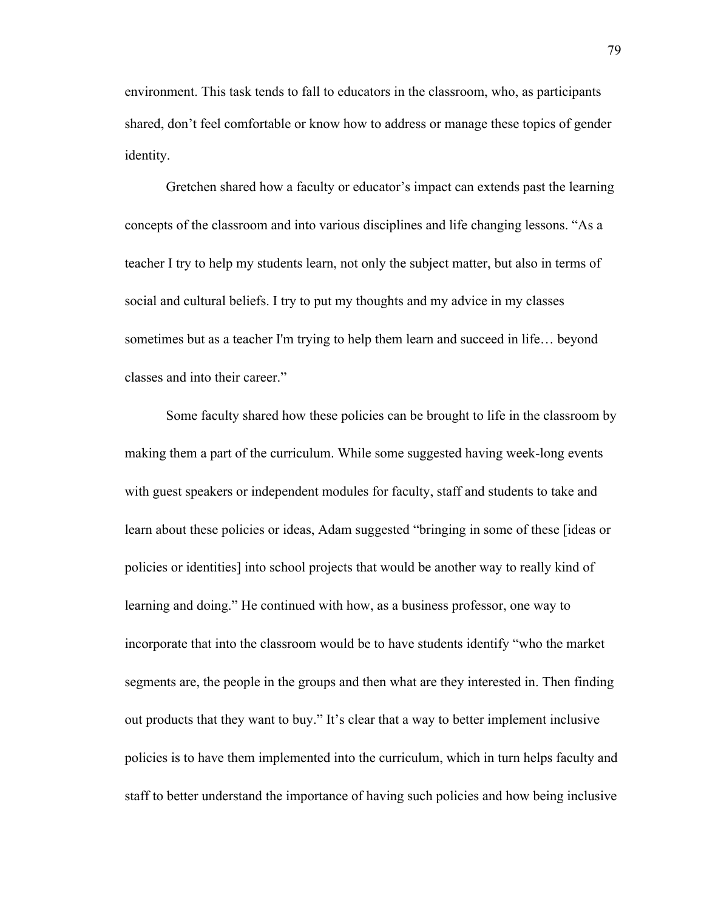environment. This task tends to fall to educators in the classroom, who, as participants shared, don't feel comfortable or know how to address or manage these topics of gender identity.

Gretchen shared how a faculty or educator's impact can extends past the learning concepts of the classroom and into various disciplines and life changing lessons. "As a teacher I try to help my students learn, not only the subject matter, but also in terms of social and cultural beliefs. I try to put my thoughts and my advice in my classes sometimes but as a teacher I'm trying to help them learn and succeed in life… beyond classes and into their career."

Some faculty shared how these policies can be brought to life in the classroom by making them a part of the curriculum. While some suggested having week-long events with guest speakers or independent modules for faculty, staff and students to take and learn about these policies or ideas, Adam suggested "bringing in some of these [ideas or policies or identities] into school projects that would be another way to really kind of learning and doing." He continued with how, as a business professor, one way to incorporate that into the classroom would be to have students identify "who the market segments are, the people in the groups and then what are they interested in. Then finding out products that they want to buy." It's clear that a way to better implement inclusive policies is to have them implemented into the curriculum, which in turn helps faculty and staff to better understand the importance of having such policies and how being inclusive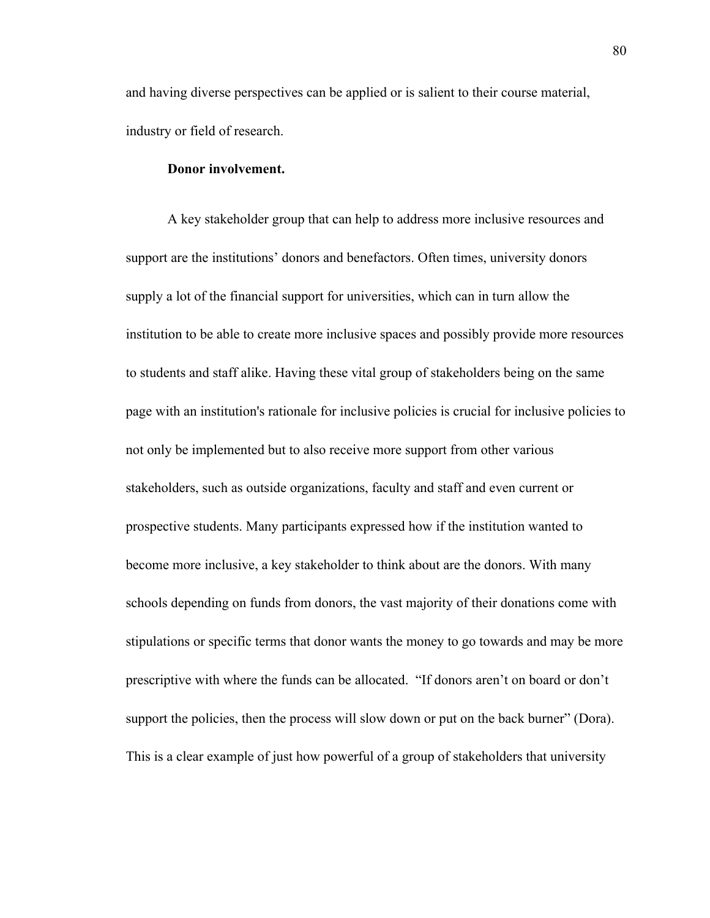and having diverse perspectives can be applied or is salient to their course material, industry or field of research.

**Donor involvement.**

A key stakeholder group that can help to address more inclusive resources and support are the institutions' donors and benefactors. Often times, university donors supply a lot of the financial support for universities, which can in turn allow the institution to be able to create more inclusive spaces and possibly provide more resources to students and staff alike. Having these vital group of stakeholders being on the same page with an institution's rationale for inclusive policies is crucial for inclusive policies to not only be implemented but to also receive more support from other various stakeholders, such as outside organizations, faculty and staff and even current or prospective students. Many participants expressed how if the institution wanted to become more inclusive, a key stakeholder to think about are the donors. With many schools depending on funds from donors, the vast majority of their donations come with stipulations or specific terms that donor wants the money to go towards and may be more prescriptive with where the funds can be allocated. "If donors aren't on board or don't support the policies, then the process will slow down or put on the back burner" (Dora). This is a clear example of just how powerful of a group of stakeholders that university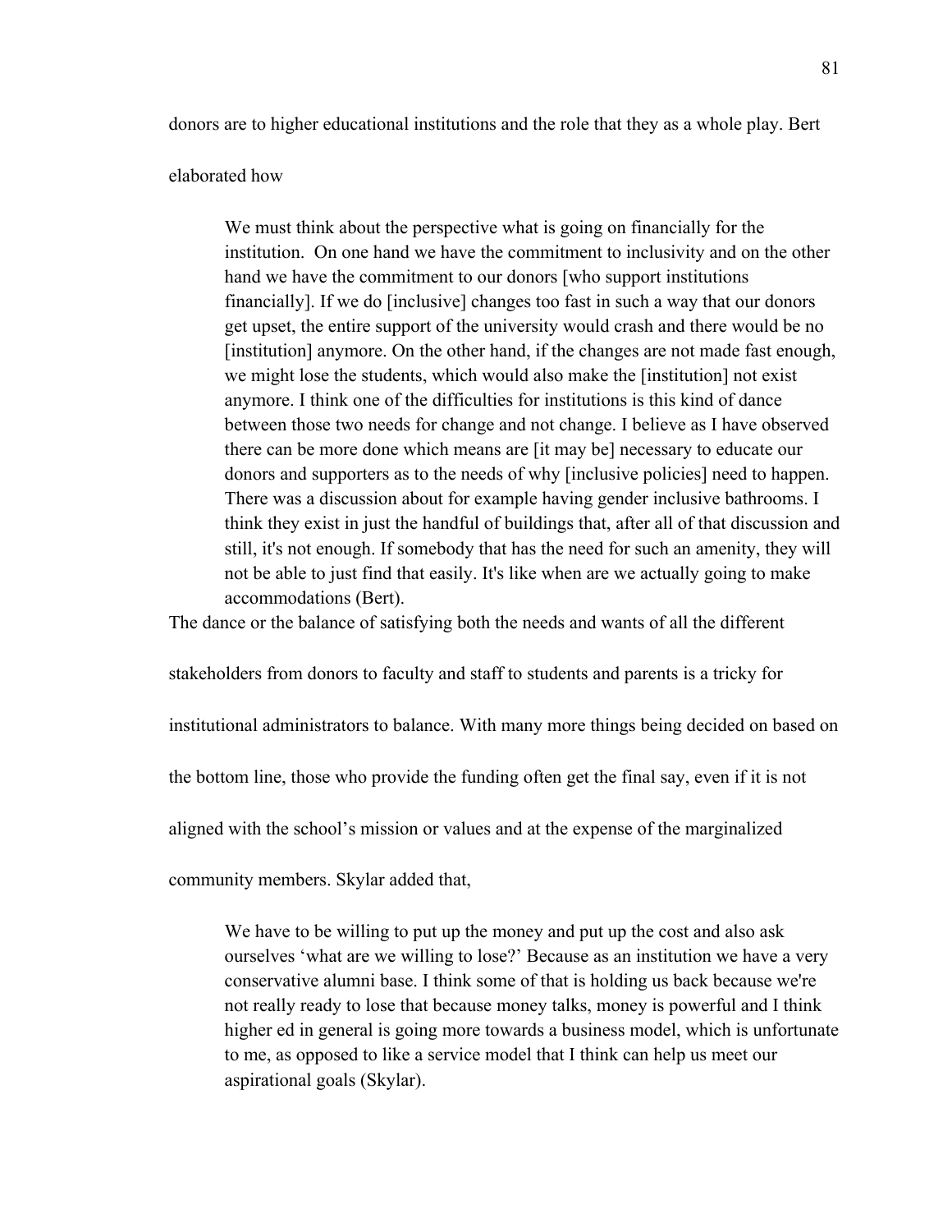donors are to higher educational institutions and the role that they as a whole play. Bert elaborated how

> We must think about the perspective what is going on financially for the institution. On one hand we have the commitment to inclusivity and on the other hand we have the commitment to our donors [who support institutions financially]. If we do [inclusive] changes too fast in such a way that our donors get upset, the entire support of the university would crash and there would be no [institution] anymore. On the other hand, if the changes are not made fast enough, we might lose the students, which would also make the [institution] not exist anymore. I think one of the difficulties for institutions is this kind of dance between those two needs for change and not change. I believe as I have observed there can be more done which means are [it may be] necessary to educate our donors and supporters as to the needs of why [inclusive policies] need to happen. There was a discussion about for example having gender inclusive bathrooms. I think they exist in just the handful of buildings that, after all of that discussion and still, it's not enough. If somebody that has the need for such an amenity, they will not be able to just find that easily. It's like when are we actually going to make accommodations (Bert).

The dance or the balance of satisfying both the needs and wants of all the different stakeholders from donors to faculty and staff to students and parents is a tricky for institutional administrators to balance. With many more things being decided on based on the bottom line, those who provide the funding often get the final say, even if it is not aligned with the school's mission or values and at the expense of the marginalized community members. Skylar added that,

> We have to be willing to put up the money and put up the cost and also ask ourselves 'what are we willing to lose?' Because as an institution we have a very conservative alumni base. I think some of that is holding us back because we're not really ready to lose that because money talks, money is powerful and I think higher ed in general is going more towards a business model, which is unfortunate to me, as opposed to like a service model that I think can help us meet our aspirational goals (Skylar).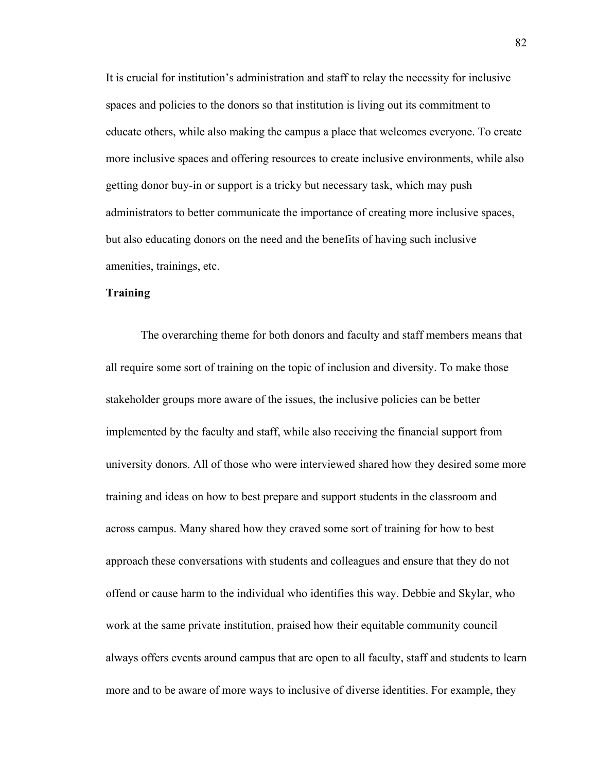It is crucial for institution's administration and staff to relay the necessity for inclusive spaces and policies to the donors so that institution is living out its commitment to educate others, while also making the campus a place that welcomes everyone. To create more inclusive spaces and offering resources to create inclusive environments, while also getting donor buy-in or support is a tricky but necessary task, which may push administrators to better communicate the importance of creating more inclusive spaces, but also educating donors on the need and the benefits of having such inclusive amenities, trainings, etc.

**Training**

The overarching theme for both donors and faculty and staff members means that all require some sort of training on the topic of inclusion and diversity. To make those stakeholder groups more aware of the issues, the inclusive policies can be better implemented by the faculty and staff, while also receiving the financial support from university donors. All of those who were interviewed shared how they desired some more training and ideas on how to best prepare and support students in the classroom and across campus. Many shared how they craved some sort of training for how to best approach these conversations with students and colleagues and ensure that they do not offend or cause harm to the individual who identifies this way. Debbie and Skylar, who work at the same private institution, praised how their equitable community council always offers events around campus that are open to all faculty, staff and students to learn more and to be aware of more ways to inclusive of diverse identities. For example, they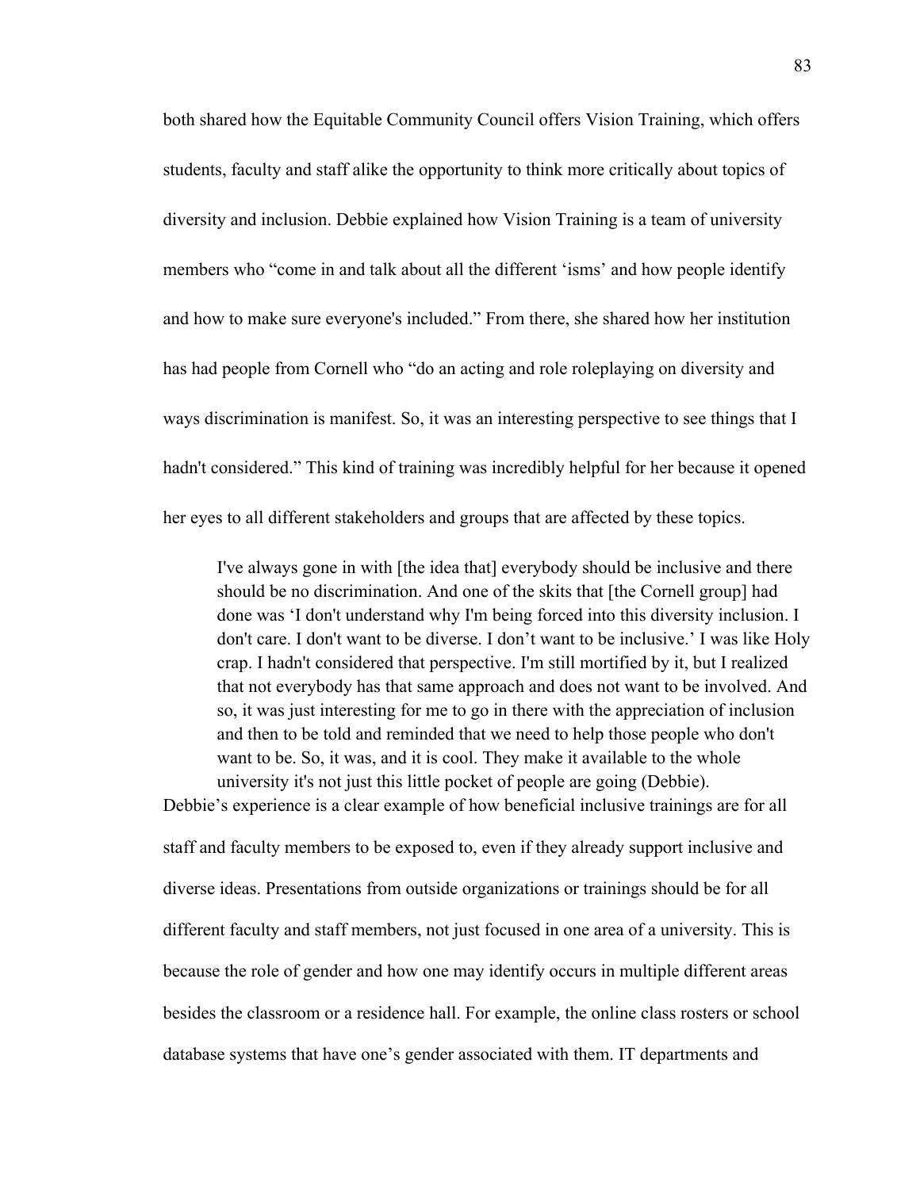both shared how the Equitable Community Council offers Vision Training, which offers students, faculty and staff alike the opportunity to think more critically about topics of diversity and inclusion. Debbie explained how Vision Training is a team of university members who "come in and talk about all the different 'isms' and how people identify and how to make sure everyone's included." From there, she shared how her institution has had people from Cornell who "do an acting and role roleplaying on diversity and ways discrimination is manifest. So, it was an interesting perspective to see things that I hadn't considered." This kind of training was incredibly helpful for her because it opened her eyes to all different stakeholders and groups that are affected by these topics.

> I've always gone in with [the idea that] everybody should be inclusive and there should be no discrimination. And one of the skits that [the Cornell group] had done was 'I don't understand why I'm being forced into this diversity inclusion. I don't care. I don't want to be diverse. I don't want to be inclusive.' I was like Holy crap. I hadn't considered that perspective. I'm still mortified by it, but I realized that not everybody has that same approach and does not want to be involved. And so, it was just interesting for me to go in there with the appreciation of inclusion and then to be told and reminded that we need to help those people who don't want to be. So, it was, and it is cool. They make it available to the whole university it's not just this little pocket of people are going (Debbie).

Debbie's experience is a clear example of how beneficial inclusive trainings are for all staff and faculty members to be exposed to, even if they already support inclusive and diverse ideas. Presentations from outside organizations or trainings should be for all different faculty and staff members, not just focused in one area of a university. This is because the role of gender and how one may identify occurs in multiple different areas besides the classroom or a residence hall. For example, the online class rosters or school database systems that have one's gender associated with them. IT departments and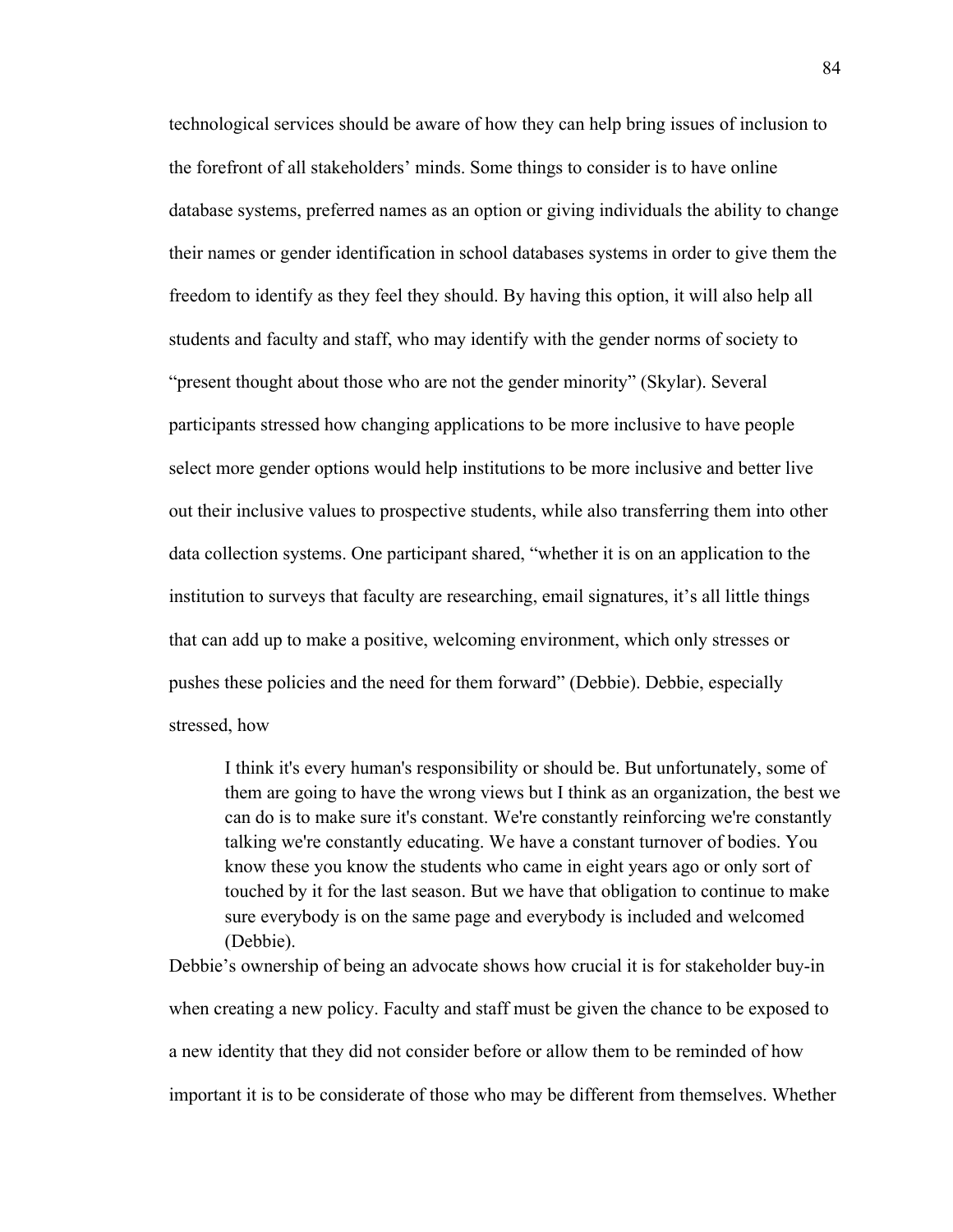technological services should be aware of how they can help bring issues of inclusion to the forefront of all stakeholders' minds. Some things to consider is to have online database systems, preferred names as an option or giving individuals the ability to change their names or gender identification in school databases systems in order to give them the freedom to identify as they feel they should. By having this option, it will also help all students and faculty and staff, who may identify with the gender norms of society to "present thought about those who are not the gender minority" (Skylar). Several participants stressed how changing applications to be more inclusive to have people select more gender options would help institutions to be more inclusive and better live out their inclusive values to prospective students, while also transferring them into other data collection systems. One participant shared, "whether it is on an application to the institution to surveys that faculty are researching, email signatures, it's all little things that can add up to make a positive, welcoming environment, which only stresses or pushes these policies and the need for them forward" (Debbie). Debbie, especially stressed, how

> I think it's every human's responsibility or should be. But unfortunately, some of them are going to have the wrong views but I think as an organization, the best we can do is to make sure it's constant. We're constantly reinforcing we're constantly talking we're constantly educating. We have a constant turnover of bodies. You know these you know the students who came in eight years ago or only sort of touched by it for the last season. But we have that obligation to continue to make sure everybody is on the same page and everybody is included and welcomed (Debbie).

Debbie's ownership of being an advocate shows how crucial it is for stakeholder buy-in when creating a new policy. Faculty and staff must be given the chance to be exposed to a new identity that they did not consider before or allow them to be reminded of how important it is to be considerate of those who may be different from themselves. Whether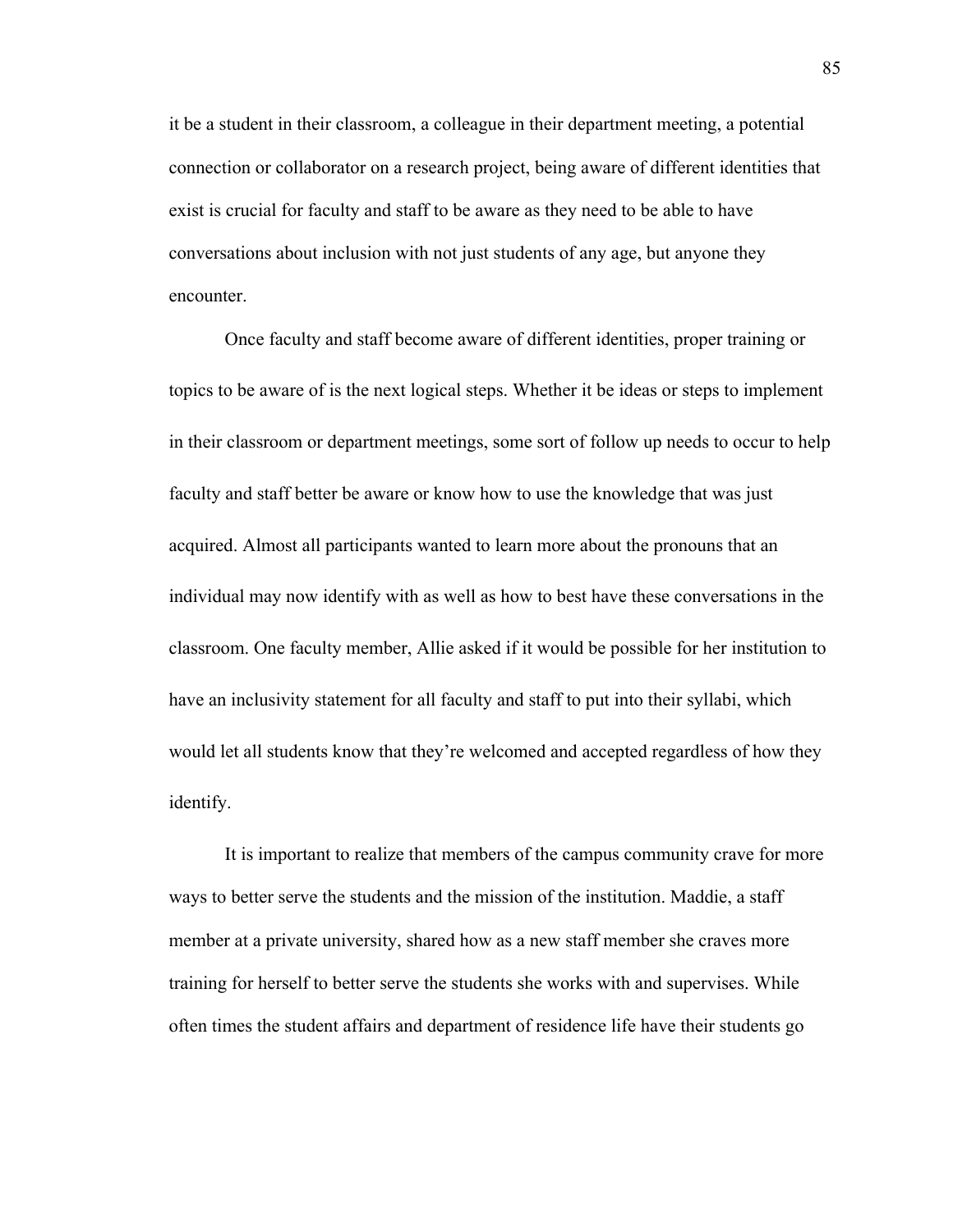it be a student in their classroom, a colleague in their department meeting, a potential connection or collaborator on a research project, being aware of different identities that exist is crucial for faculty and staff to be aware as they need to be able to have conversations about inclusion with not just students of any age, but anyone they encounter.

Once faculty and staff become aware of different identities, proper training or topics to be aware of is the next logical steps. Whether it be ideas or steps to implement in their classroom or department meetings, some sort of follow up needs to occur to help faculty and staff better be aware or know how to use the knowledge that was just acquired. Almost all participants wanted to learn more about the pronouns that an individual may now identify with as well as how to best have these conversations in the classroom. One faculty member, Allie asked if it would be possible for her institution to have an inclusivity statement for all faculty and staff to put into their syllabi, which would let all students know that they're welcomed and accepted regardless of how they identify.

It is important to realize that members of the campus community crave for more ways to better serve the students and the mission of the institution. Maddie, a staff member at a private university, shared how as a new staff member she craves more training for herself to better serve the students she works with and supervises. While often times the student affairs and department of residence life have their students go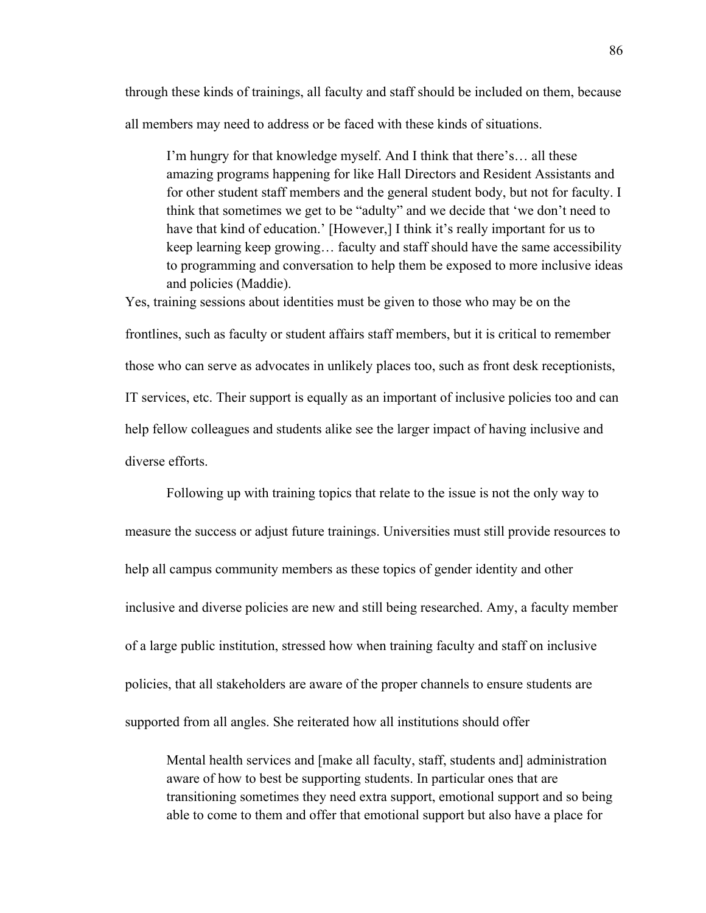through these kinds of trainings, all faculty and staff should be included on them, because all members may need to address or be faced with these kinds of situations.

> I'm hungry for that knowledge myself. And I think that there's… all these amazing programs happening for like Hall Directors and Resident Assistants and for other student staff members and the general student body, but not for faculty. I think that sometimes we get to be "adulty" and we decide that 'we don't need to have that kind of education.' [However,] I think it's really important for us to keep learning keep growing… faculty and staff should have the same accessibility to programming and conversation to help them be exposed to more inclusive ideas and policies (Maddie).

Yes, training sessions about identities must be given to those who may be on the frontlines, such as faculty or student affairs staff members, but it is critical to remember those who can serve as advocates in unlikely places too, such as front desk receptionists, IT services, etc. Their support is equally as an important of inclusive policies too and can help fellow colleagues and students alike see the larger impact of having inclusive and diverse efforts.

Following up with training topics that relate to the issue is not the only way to measure the success or adjust future trainings. Universities must still provide resources to help all campus community members as these topics of gender identity and other inclusive and diverse policies are new and still being researched. Amy, a faculty member of a large public institution, stressed how when training faculty and staff on inclusive policies, that all stakeholders are aware of the proper channels to ensure students are supported from all angles. She reiterated how all institutions should offer

> Mental health services and [make all faculty, staff, students and] administration aware of how to best be supporting students. In particular ones that are transitioning sometimes they need extra support, emotional support and so being able to come to them and offer that emotional support but also have a place for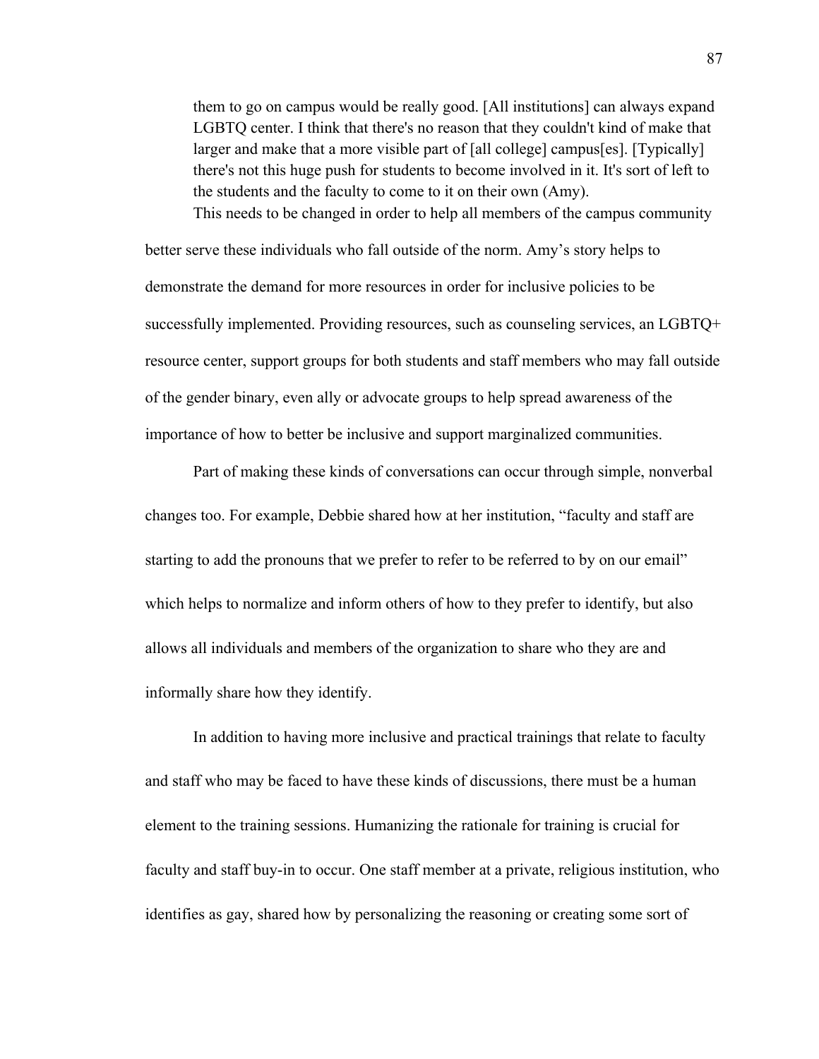> them to go on campus would be really good. [All institutions] can always expand LGBTQ center. I think that there's no reason that they couldn't kind of make that larger and make that a more visible part of [all college] campus[es]. [Typically] there's not this huge push for students to become involved in it. It's sort of left to the students and the faculty to come to it on their own (Amy).

This needs to be changed in order to help all members of the campus community better serve these individuals who fall outside of the norm. Amy's story helps to demonstrate the demand for more resources in order for inclusive policies to be successfully implemented. Providing resources, such as counseling services, an LGBTQ+ resource center, support groups for both students and staff members who may fall outside of the gender binary, even ally or advocate groups to help spread awareness of the importance of how to better be inclusive and support marginalized communities.

Part of making these kinds of conversations can occur through simple, nonverbal changes too. For example, Debbie shared how at her institution, "faculty and staff are starting to add the pronouns that we prefer to refer to be referred to by on our email" which helps to normalize and inform others of how to they prefer to identify, but also allows all individuals and members of the organization to share who they are and informally share how they identify.

In addition to having more inclusive and practical trainings that relate to faculty and staff who may be faced to have these kinds of discussions, there must be a human element to the training sessions. Humanizing the rationale for training is crucial for faculty and staff buy-in to occur. One staff member at a private, religious institution, who identifies as gay, shared how by personalizing the reasoning or creating some sort of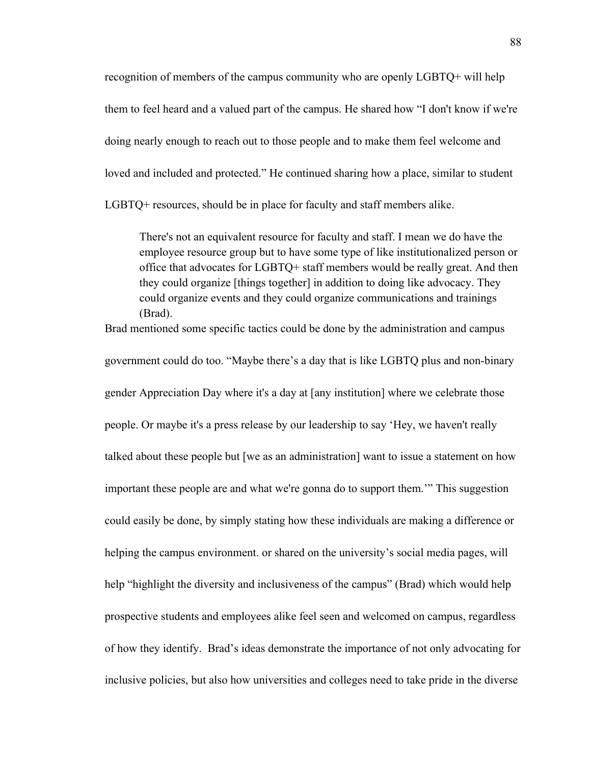recognition of members of the campus community who are openly LGBTQ+ will help them to feel heard and a valued part of the campus. He shared how "I don't know if we're doing nearly enough to reach out to those people and to make them feel welcome and loved and included and protected." He continued sharing how a place, similar to student LGBTQ+ resources, should be in place for faculty and staff members alike.

> There's not an equivalent resource for faculty and staff. I mean we do have the employee resource group but to have some type of like institutionalized person or office that advocates for LGBTQ+ staff members would be really great. And then they could organize [things together] in addition to doing like advocacy. They could organize events and they could organize communications and trainings (Brad).

Brad mentioned some specific tactics could be done by the administration and campus government could do too. "Maybe there's a day that is like LGBTQ plus and non-binary gender Appreciation Day where it's a day at [any institution] where we celebrate those people. Or maybe it's a press release by our leadership to say 'Hey, we haven't really talked about these people but [we as an administration] want to issue a statement on how important these people are and what we're gonna do to support them.'" This suggestion could easily be done, by simply stating how these individuals are making a difference or helping the campus environment. or shared on the university's social media pages, will help "highlight the diversity and inclusiveness of the campus" (Brad) which would help prospective students and employees alike feel seen and welcomed on campus, regardless of how they identify. Brad's ideas demonstrate the importance of not only advocating for inclusive policies, but also how universities and colleges need to take pride in the diverse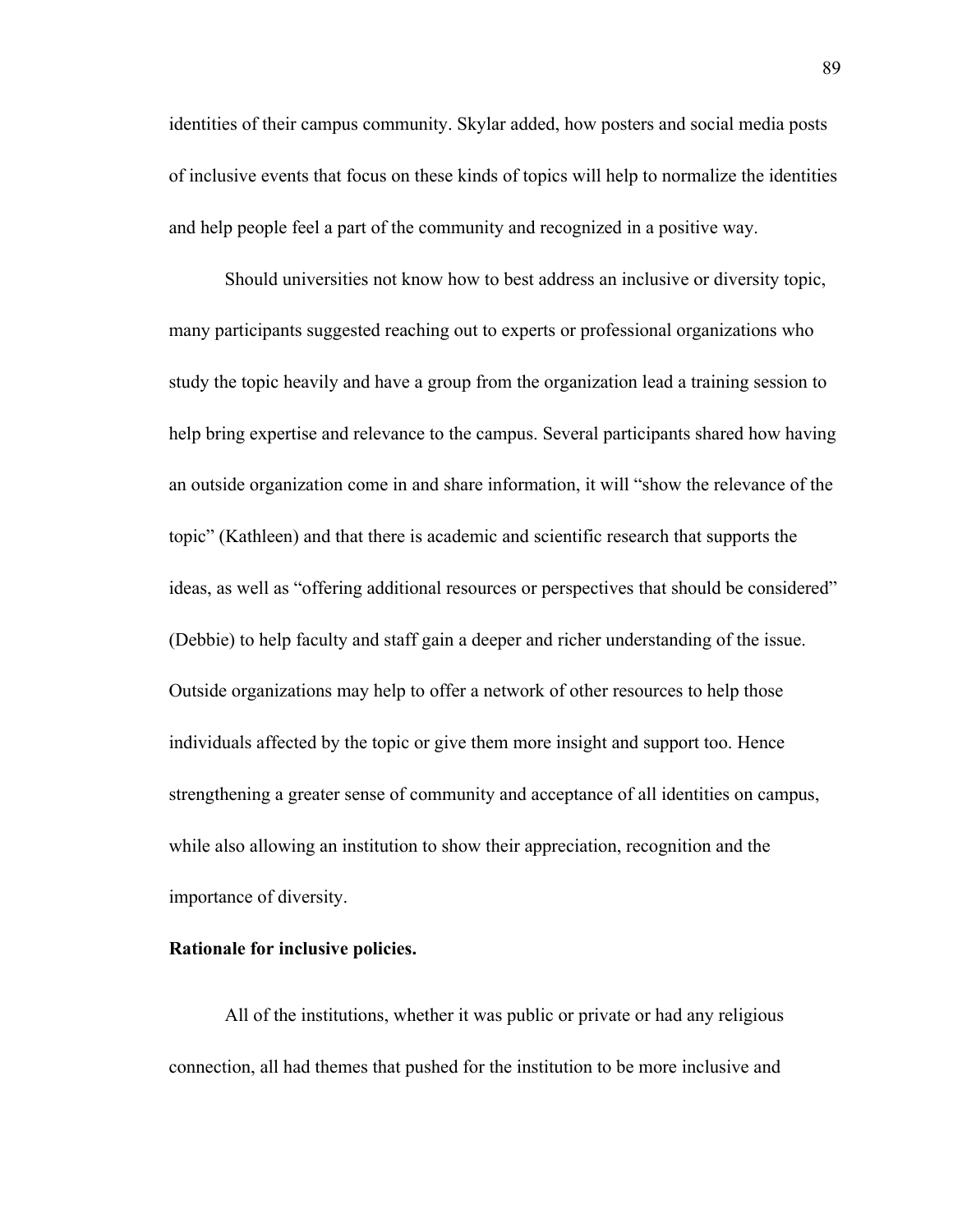identities of their campus community. Skylar added, how posters and social media posts of inclusive events that focus on these kinds of topics will help to normalize the identities and help people feel a part of the community and recognized in a positive way.

Should universities not know how to best address an inclusive or diversity topic, many participants suggested reaching out to experts or professional organizations who study the topic heavily and have a group from the organization lead a training session to help bring expertise and relevance to the campus. Several participants shared how having an outside organization come in and share information, it will "show the relevance of the topic" (Kathleen) and that there is academic and scientific research that supports the ideas, as well as "offering additional resources or perspectives that should be considered" (Debbie) to help faculty and staff gain a deeper and richer understanding of the issue. Outside organizations may help to offer a network of other resources to help those individuals affected by the topic or give them more insight and support too. Hence strengthening a greater sense of community and acceptance of all identities on campus, while also allowing an institution to show their appreciation, recognition and the importance of diversity.

**Rationale for inclusive policies.**

All of the institutions, whether it was public or private or had any religious connection, all had themes that pushed for the institution to be more inclusive and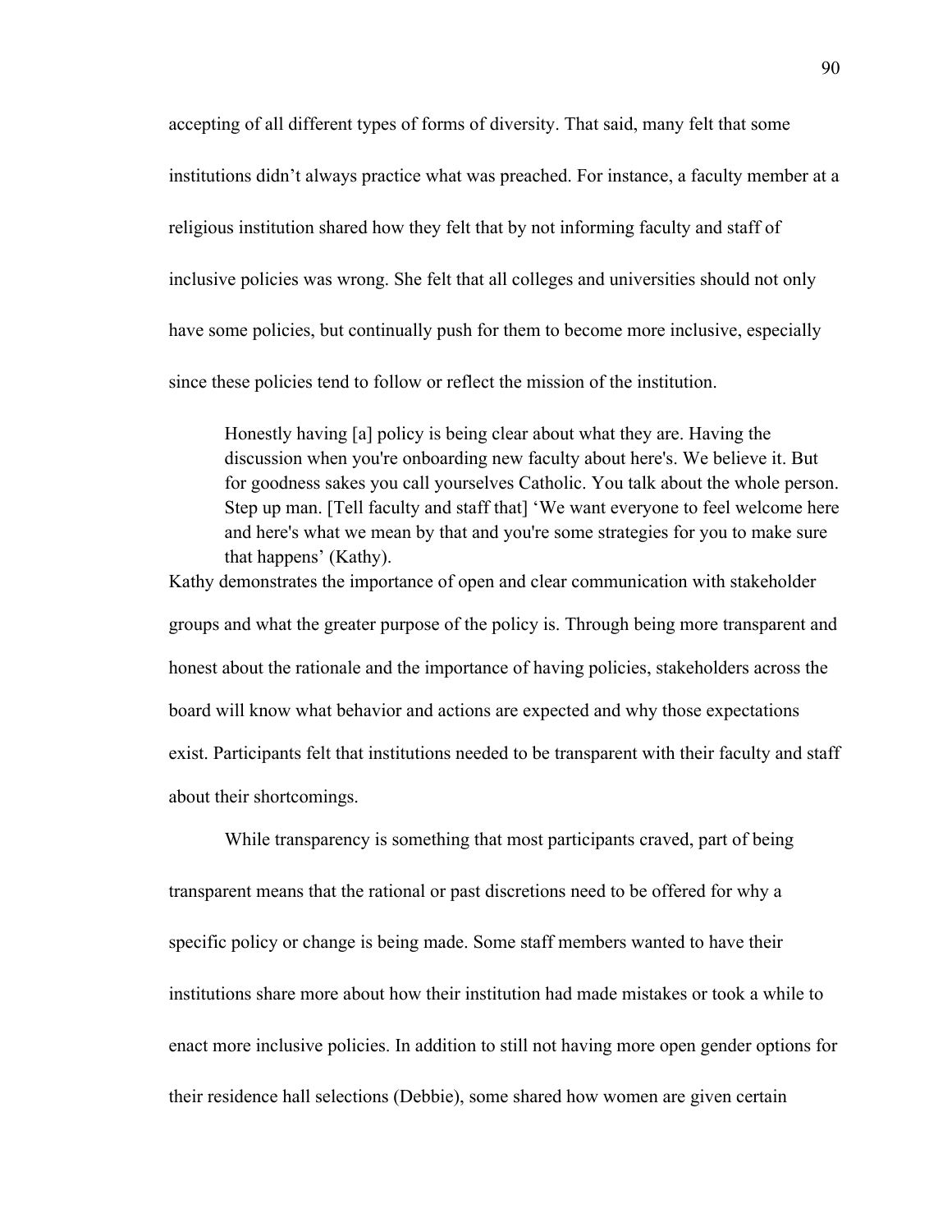accepting of all different types of forms of diversity. That said, many felt that some institutions didn't always practice what was preached. For instance, a faculty member at a religious institution shared how they felt that by not informing faculty and staff of inclusive policies was wrong. She felt that all colleges and universities should not only have some policies, but continually push for them to become more inclusive, especially since these policies tend to follow or reflect the mission of the institution.

> Honestly having [a] policy is being clear about what they are. Having the discussion when you're onboarding new faculty about here's. We believe it. But for goodness sakes you call yourselves Catholic. You talk about the whole person. Step up man. [Tell faculty and staff that] 'We want everyone to feel welcome here and here's what we mean by that and you're some strategies for you to make sure that happens' (Kathy).

Kathy demonstrates the importance of open and clear communication with stakeholder groups and what the greater purpose of the policy is. Through being more transparent and honest about the rationale and the importance of having policies, stakeholders across the board will know what behavior and actions are expected and why those expectations exist. Participants felt that institutions needed to be transparent with their faculty and staff about their shortcomings.

While transparency is something that most participants craved, part of being transparent means that the rational or past discretions need to be offered for why a specific policy or change is being made. Some staff members wanted to have their institutions share more about how their institution had made mistakes or took a while to enact more inclusive policies. In addition to still not having more open gender options for their residence hall selections (Debbie), some shared how women are given certain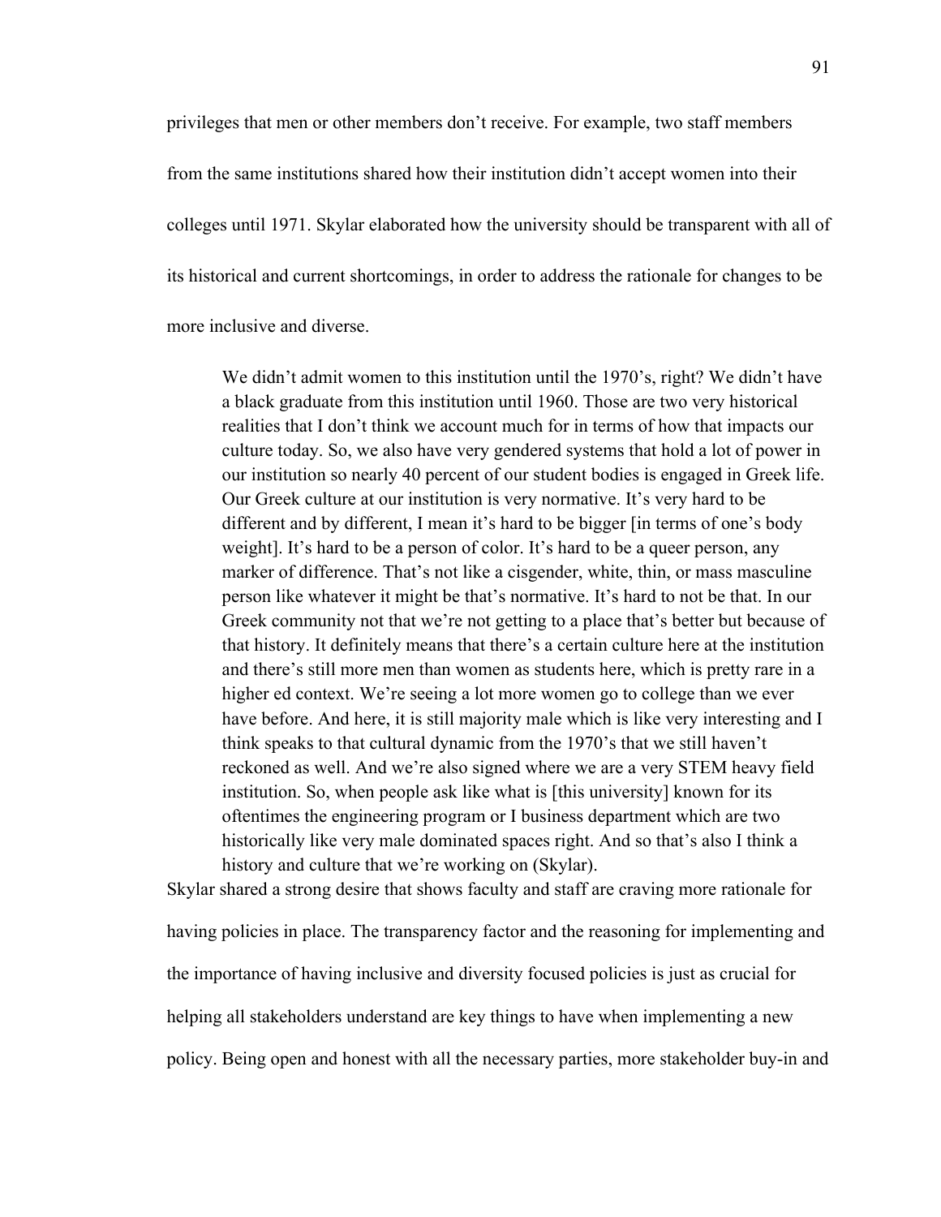privileges that men or other members don't receive. For example, two staff members from the same institutions shared how their institution didn't accept women into their colleges until 1971. Skylar elaborated how the university should be transparent with all of its historical and current shortcomings, in order to address the rationale for changes to be more inclusive and diverse.

> We didn't admit women to this institution until the 1970's, right? We didn't have a black graduate from this institution until 1960. Those are two very historical realities that I don't think we account much for in terms of how that impacts our culture today. So, we also have very gendered systems that hold a lot of power in our institution so nearly 40 percent of our student bodies is engaged in Greek life. Our Greek culture at our institution is very normative. It's very hard to be different and by different, I mean it's hard to be bigger [in terms of one's body weight]. It's hard to be a person of color. It's hard to be a queer person, any marker of difference. That's not like a cisgender, white, thin, or mass masculine person like whatever it might be that's normative. It's hard to not be that. In our Greek community not that we're not getting to a place that's better but because of that history. It definitely means that there's a certain culture here at the institution and there's still more men than women as students here, which is pretty rare in a higher ed context. We're seeing a lot more women go to college than we ever have before. And here, it is still majority male which is like very interesting and I think speaks to that cultural dynamic from the 1970's that we still haven't reckoned as well. And we're also signed where we are a very STEM heavy field institution. So, when people ask like what is [this university] known for its oftentimes the engineering program or I business department which are two historically like very male dominated spaces right. And so that's also I think a history and culture that we're working on (Skylar).

Skylar shared a strong desire that shows faculty and staff are craving more rationale for having policies in place. The transparency factor and the reasoning for implementing and the importance of having inclusive and diversity focused policies is just as crucial for helping all stakeholders understand are key things to have when implementing a new policy. Being open and honest with all the necessary parties, more stakeholder buy-in and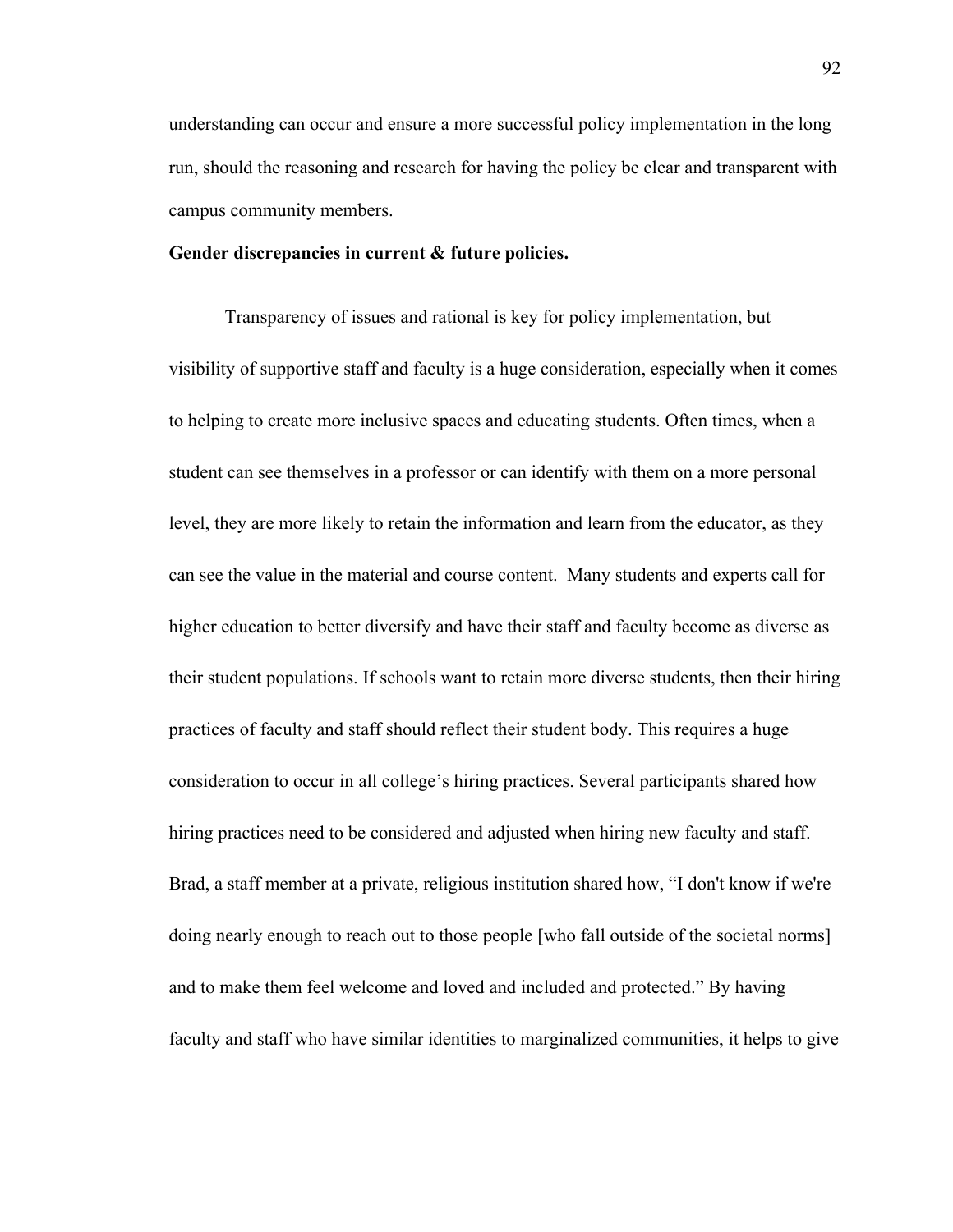understanding can occur and ensure a more successful policy implementation in the long run, should the reasoning and research for having the policy be clear and transparent with campus community members.

**Gender discrepancies in current & future policies.**

Transparency of issues and rational is key for policy implementation, but visibility of supportive staff and faculty is a huge consideration, especially when it comes to helping to create more inclusive spaces and educating students. Often times, when a student can see themselves in a professor or can identify with them on a more personal level, they are more likely to retain the information and learn from the educator, as they can see the value in the material and course content. Many students and experts call for higher education to better diversify and have their staff and faculty become as diverse as their student populations. If schools want to retain more diverse students, then their hiring practices of faculty and staff should reflect their student body. This requires a huge consideration to occur in all college's hiring practices. Several participants shared how hiring practices need to be considered and adjusted when hiring new faculty and staff. Brad, a staff member at a private, religious institution shared how, "I don't know if we're doing nearly enough to reach out to those people [who fall outside of the societal norms] and to make them feel welcome and loved and included and protected." By having faculty and staff who have similar identities to marginalized communities, it helps to give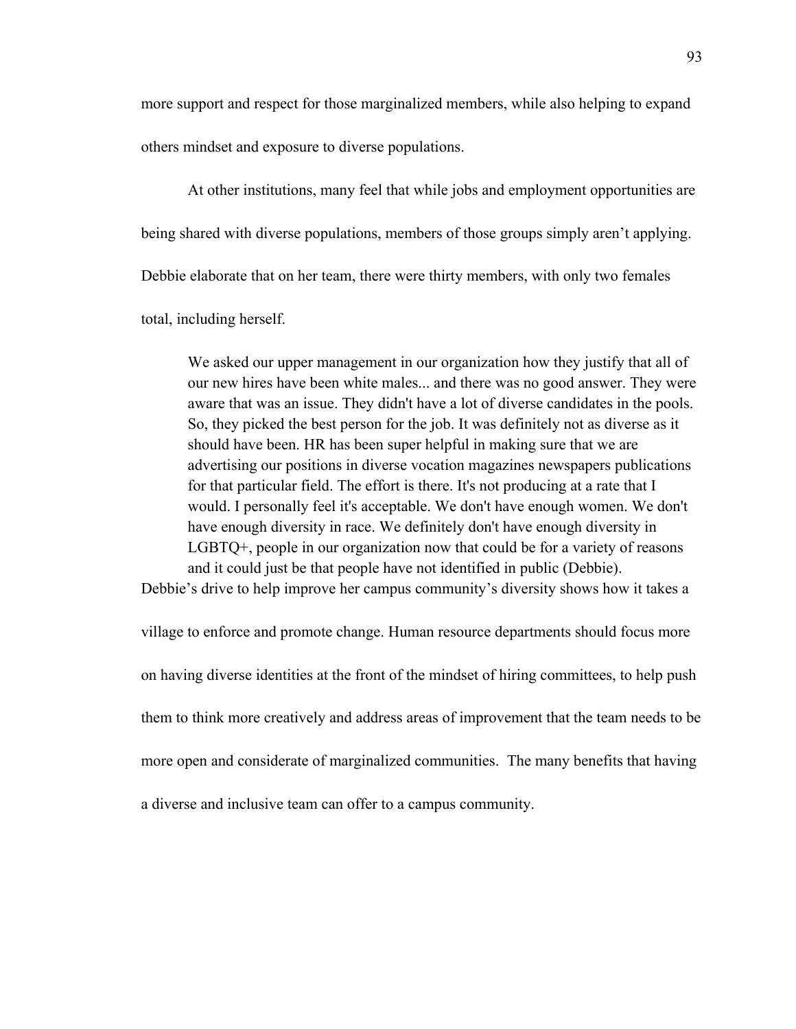more support and respect for those marginalized members, while also helping to expand others mindset and exposure to diverse populations.

At other institutions, many feel that while jobs and employment opportunities are being shared with diverse populations, members of those groups simply aren't applying. Debbie elaborate that on her team, there were thirty members, with only two females total, including herself.

> We asked our upper management in our organization how they justify that all of our new hires have been white males... and there was no good answer. They were aware that was an issue. They didn't have a lot of diverse candidates in the pools. So, they picked the best person for the job. It was definitely not as diverse as it should have been. HR has been super helpful in making sure that we are advertising our positions in diverse vocation magazines newspapers publications for that particular field. The effort is there. It's not producing at a rate that I would. I personally feel it's acceptable. We don't have enough women. We don't have enough diversity in race. We definitely don't have enough diversity in LGBTQ+, people in our organization now that could be for a variety of reasons and it could just be that people have not identified in public (Debbie).

Debbie's drive to help improve her campus community's diversity shows how it takes a village to enforce and promote change. Human resource departments should focus more on having diverse identities at the front of the mindset of hiring committees, to help push them to think more creatively and address areas of improvement that the team needs to be more open and considerate of marginalized communities. The many benefits that having a diverse and inclusive team can offer to a campus community.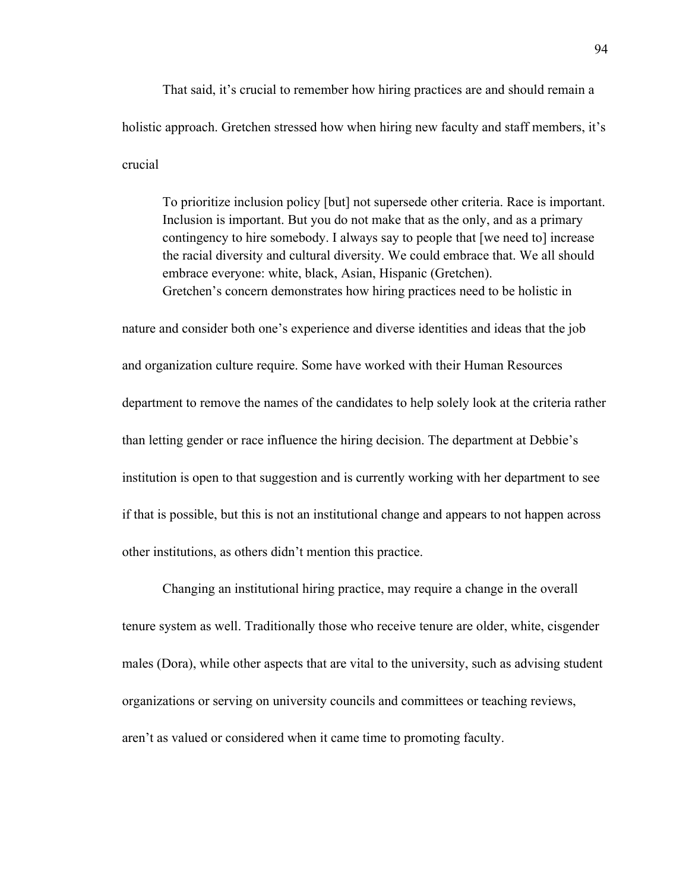That said, it's crucial to remember how hiring practices are and should remain a holistic approach. Gretchen stressed how when hiring new faculty and staff members, it's crucial

> To prioritize inclusion policy [but] not supersede other criteria. Race is important. Inclusion is important. But you do not make that as the only, and as a primary contingency to hire somebody. I always say to people that [we need to] increase the racial diversity and cultural diversity. We could embrace that. We all should embrace everyone: white, black, Asian, Hispanic (Gretchen).

Gretchen's concern demonstrates how hiring practices need to be holistic in nature and consider both one's experience and diverse identities and ideas that the job and organization culture require. Some have worked with their Human Resources department to remove the names of the candidates to help solely look at the criteria rather than letting gender or race influence the hiring decision. The department at Debbie's institution is open to that suggestion and is currently working with her department to see if that is possible, but this is not an institutional change and appears to not happen across other institutions, as others didn't mention this practice.

Changing an institutional hiring practice, may require a change in the overall tenure system as well. Traditionally those who receive tenure are older, white, cisgender males (Dora), while other aspects that are vital to the university, such as advising student organizations or serving on university councils and committees or teaching reviews, aren't as valued or considered when it came time to promoting faculty.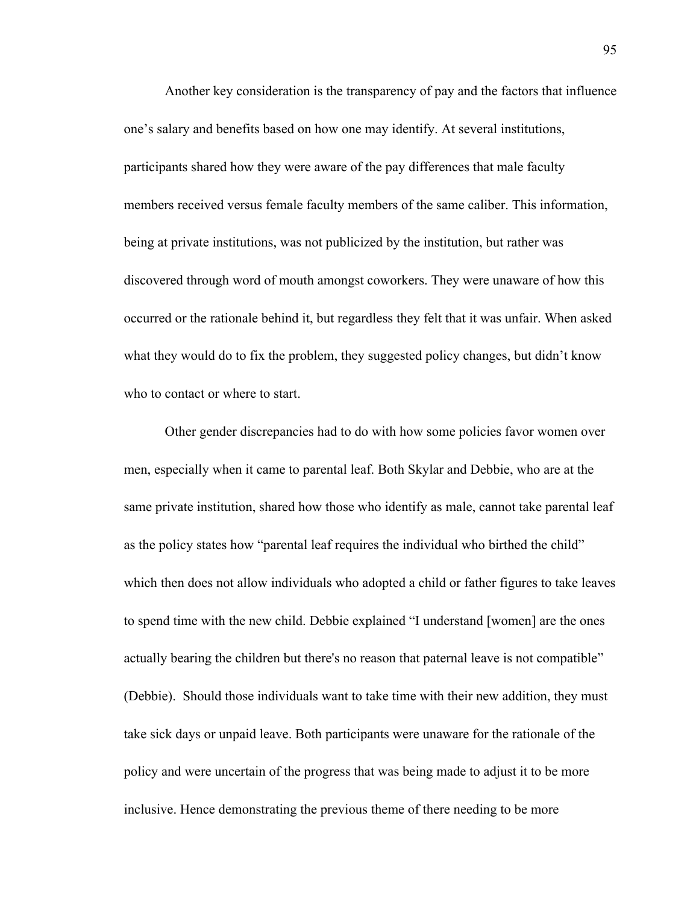Another key consideration is the transparency of pay and the factors that influence one's salary and benefits based on how one may identify. At several institutions, participants shared how they were aware of the pay differences that male faculty members received versus female faculty members of the same caliber. This information, being at private institutions, was not publicized by the institution, but rather was discovered through word of mouth amongst coworkers. They were unaware of how this occurred or the rationale behind it, but regardless they felt that it was unfair. When asked what they would do to fix the problem, they suggested policy changes, but didn't know who to contact or where to start.

Other gender discrepancies had to do with how some policies favor women over men, especially when it came to parental leaf. Both Skylar and Debbie, who are at the same private institution, shared how those who identify as male, cannot take parental leaf as the policy states how "parental leaf requires the individual who birthed the child" which then does not allow individuals who adopted a child or father figures to take leaves to spend time with the new child. Debbie explained "I understand [women] are the ones actually bearing the children but there's no reason that paternal leave is not compatible" (Debbie). Should those individuals want to take time with their new addition, they must take sick days or unpaid leave. Both participants were unaware for the rationale of the policy and were uncertain of the progress that was being made to adjust it to be more inclusive. Hence demonstrating the previous theme of there needing to be more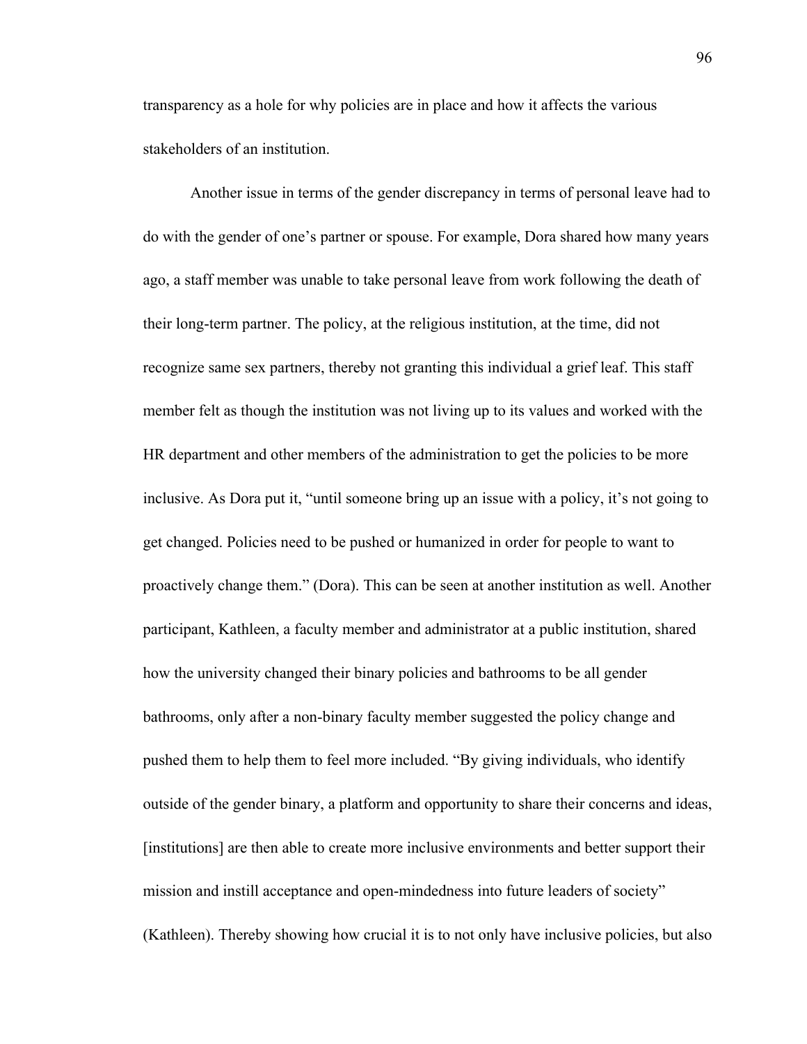transparency as a hole for why policies are in place and how it affects the various stakeholders of an institution.

Another issue in terms of the gender discrepancy in terms of personal leave had to do with the gender of one's partner or spouse. For example, Dora shared how many years ago, a staff member was unable to take personal leave from work following the death of their long-term partner. The policy, at the religious institution, at the time, did not recognize same sex partners, thereby not granting this individual a grief leaf. This staff member felt as though the institution was not living up to its values and worked with the HR department and other members of the administration to get the policies to be more inclusive. As Dora put it, "until someone bring up an issue with a policy, it's not going to get changed. Policies need to be pushed or humanized in order for people to want to proactively change them." (Dora). This can be seen at another institution as well. Another participant, Kathleen, a faculty member and administrator at a public institution, shared how the university changed their binary policies and bathrooms to be all gender bathrooms, only after a non-binary faculty member suggested the policy change and pushed them to help them to feel more included. "By giving individuals, who identify outside of the gender binary, a platform and opportunity to share their concerns and ideas, [institutions] are then able to create more inclusive environments and better support their mission and instill acceptance and open-mindedness into future leaders of society" (Kathleen). Thereby showing how crucial it is to not only have inclusive policies, but also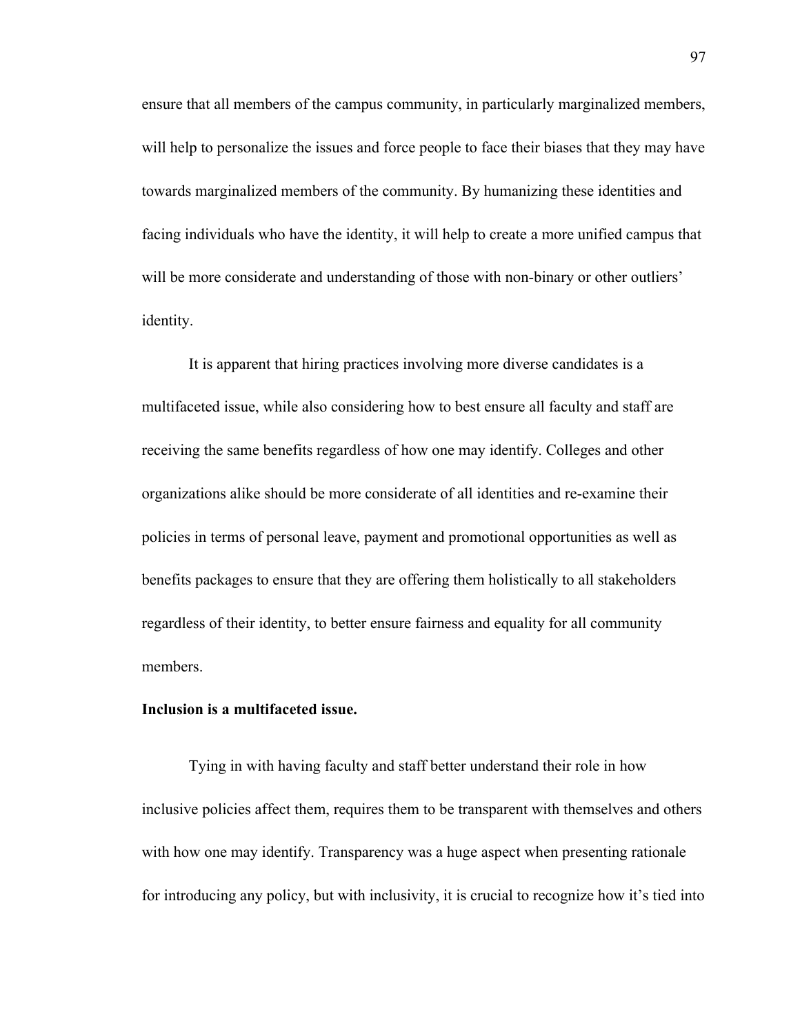ensure that all members of the campus community, in particularly marginalized members, will help to personalize the issues and force people to face their biases that they may have towards marginalized members of the community. By humanizing these identities and facing individuals who have the identity, it will help to create a more unified campus that will be more considerate and understanding of those with non-binary or other outliers' identity.

It is apparent that hiring practices involving more diverse candidates is a multifaceted issue, while also considering how to best ensure all faculty and staff are receiving the same benefits regardless of how one may identify. Colleges and other organizations alike should be more considerate of all identities and re-examine their policies in terms of personal leave, payment and promotional opportunities as well as benefits packages to ensure that they are offering them holistically to all stakeholders regardless of their identity, to better ensure fairness and equality for all community members.

**Inclusion is a multifaceted issue.**

Tying in with having faculty and staff better understand their role in how inclusive policies affect them, requires them to be transparent with themselves and others with how one may identify. Transparency was a huge aspect when presenting rationale for introducing any policy, but with inclusivity, it is crucial to recognize how it's tied into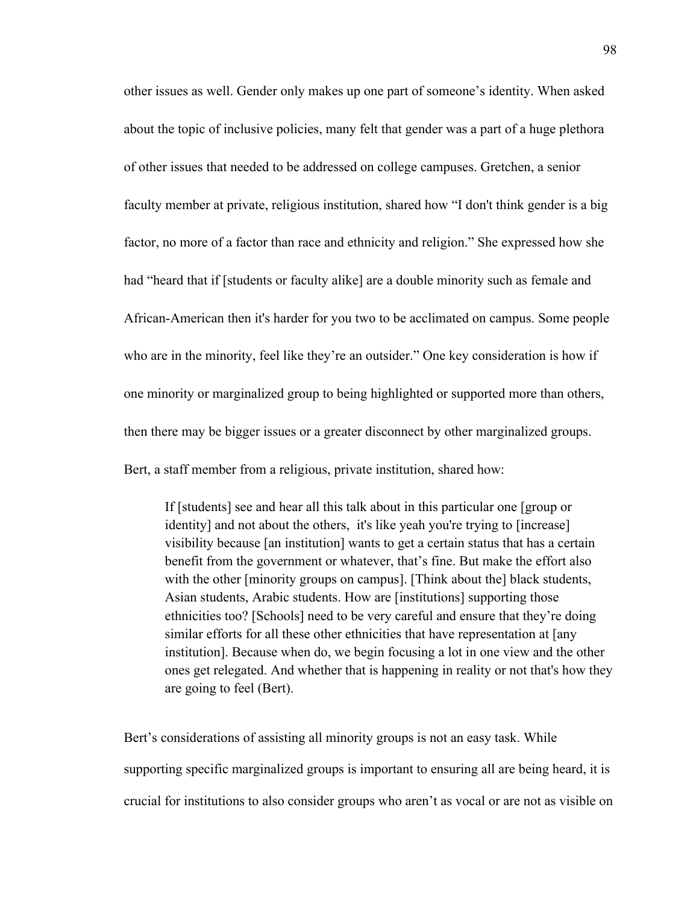other issues as well. Gender only makes up one part of someone's identity. When asked about the topic of inclusive policies, many felt that gender was a part of a huge plethora of other issues that needed to be addressed on college campuses. Gretchen, a senior faculty member at private, religious institution, shared how "I don't think gender is a big factor, no more of a factor than race and ethnicity and religion." She expressed how she had "heard that if [students or faculty alike] are a double minority such as female and African-American then it's harder for you two to be acclimated on campus. Some people who are in the minority, feel like they're an outsider." One key consideration is how if one minority or marginalized group to being highlighted or supported more than others, then there may be bigger issues or a greater disconnect by other marginalized groups. Bert, a staff member from a religious, private institution, shared how:

> If [students] see and hear all this talk about in this particular one [group or identity] and not about the others, it's like yeah you're trying to [increase] visibility because [an institution] wants to get a certain status that has a certain benefit from the government or whatever, that's fine. But make the effort also with the other [minority groups on campus]. [Think about the] black students, Asian students, Arabic students. How are [institutions] supporting those ethnicities too? [Schools] need to be very careful and ensure that they're doing similar efforts for all these other ethnicities that have representation at [any institution]. Because when do, we begin focusing a lot in one view and the other ones get relegated. And whether that is happening in reality or not that's how they are going to feel (Bert).

Bert's considerations of assisting all minority groups is not an easy task. While supporting specific marginalized groups is important to ensuring all are being heard, it is crucial for institutions to also consider groups who aren't as vocal or are not as visible on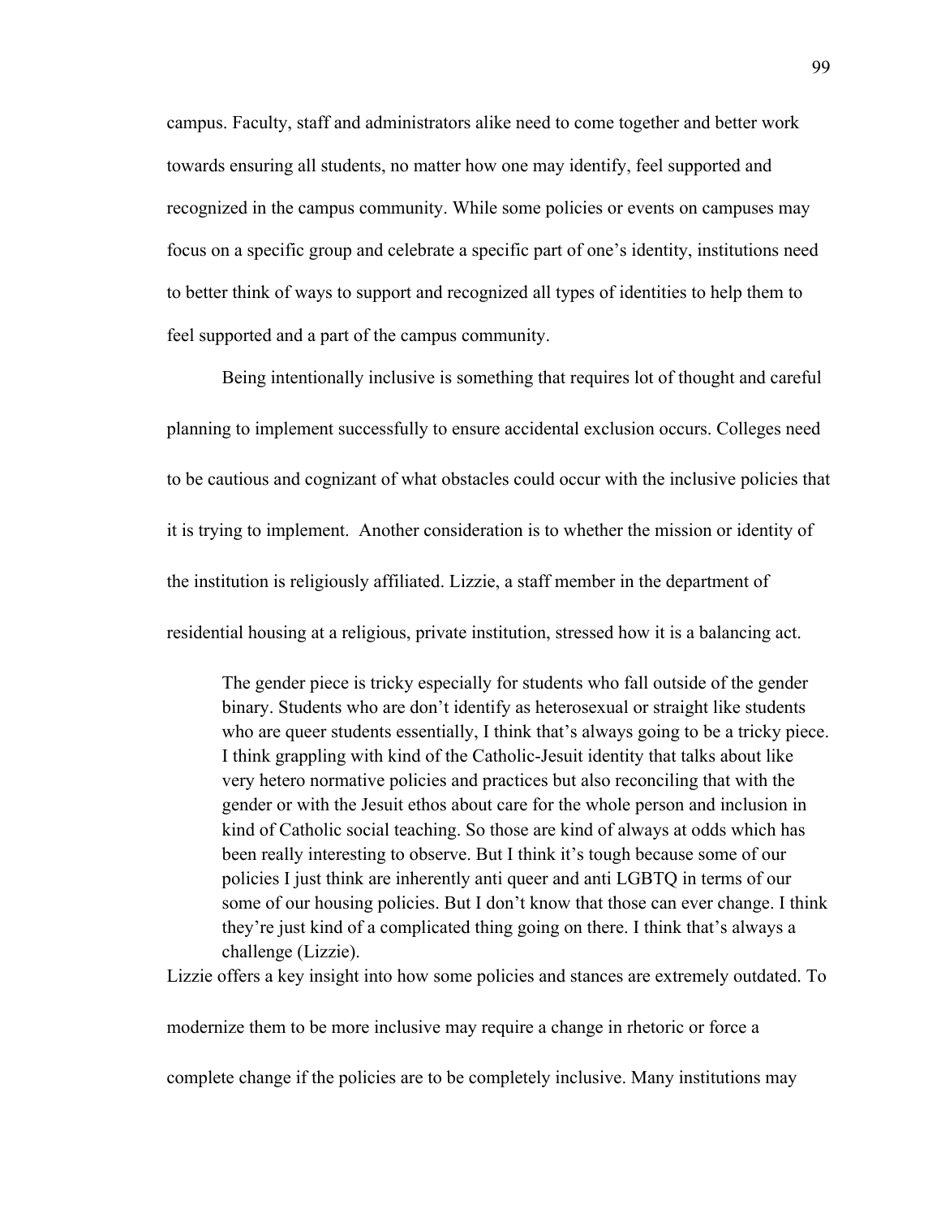campus. Faculty, staff and administrators alike need to come together and better work towards ensuring all students, no matter how one may identify, feel supported and recognized in the campus community. While some policies or events on campuses may focus on a specific group and celebrate a specific part of one's identity, institutions need to better think of ways to support and recognized all types of identities to help them to feel supported and a part of the campus community.

Being intentionally inclusive is something that requires lot of thought and careful planning to implement successfully to ensure accidental exclusion occurs. Colleges need to be cautious and cognizant of what obstacles could occur with the inclusive policies that it is trying to implement. Another consideration is to whether the mission or identity of the institution is religiously affiliated. Lizzie, a staff member in the department of residential housing at a religious, private institution, stressed how it is a balancing act.

> The gender piece is tricky especially for students who fall outside of the gender binary. Students who are don't identify as heterosexual or straight like students who are queer students essentially, I think that's always going to be a tricky piece. I think grappling with kind of the Catholic-Jesuit identity that talks about like very hetero normative policies and practices but also reconciling that with the gender or with the Jesuit ethos about care for the whole person and inclusion in kind of Catholic social teaching. So those are kind of always at odds which has been really interesting to observe. But I think it's tough because some of our policies I just think are inherently anti queer and anti LGBTQ in terms of our some of our housing policies. But I don't know that those can ever change. I think they're just kind of a complicated thing going on there. I think that's always a challenge (Lizzie).

Lizzie offers a key insight into how some policies and stances are extremely outdated. To modernize them to be more inclusive may require a change in rhetoric or force a complete change if the policies are to be completely inclusive. Many institutions may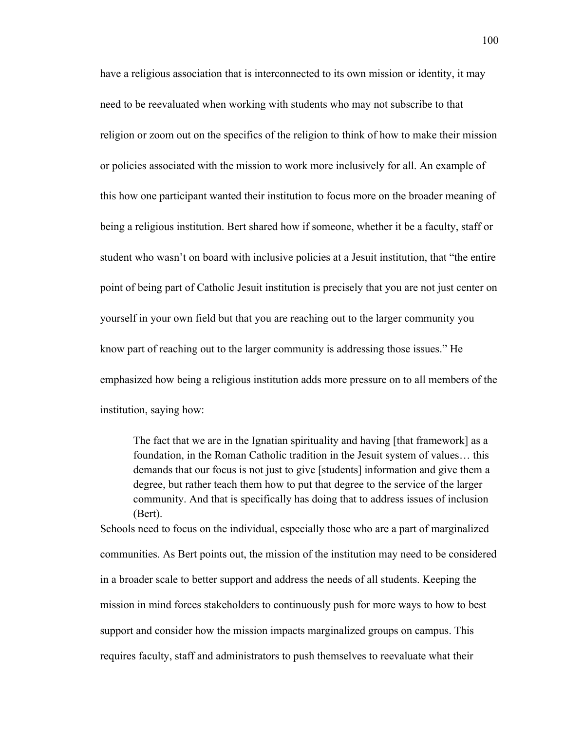have a religious association that is interconnected to its own mission or identity, it may need to be reevaluated when working with students who may not subscribe to that religion or zoom out on the specifics of the religion to think of how to make their mission or policies associated with the mission to work more inclusively for all. An example of this how one participant wanted their institution to focus more on the broader meaning of being a religious institution. Bert shared how if someone, whether it be a faculty, staff or student who wasn't on board with inclusive policies at a Jesuit institution, that "the entire point of being part of Catholic Jesuit institution is precisely that you are not just center on yourself in your own field but that you are reaching out to the larger community you know part of reaching out to the larger community is addressing those issues." He emphasized how being a religious institution adds more pressure on to all members of the institution, saying how:

> The fact that we are in the Ignatian spirituality and having [that framework] as a foundation, in the Roman Catholic tradition in the Jesuit system of values… this demands that our focus is not just to give [students] information and give them a degree, but rather teach them how to put that degree to the service of the larger community. And that is specifically has doing that to address issues of inclusion (Bert).

Schools need to focus on the individual, especially those who are a part of marginalized communities. As Bert points out, the mission of the institution may need to be considered in a broader scale to better support and address the needs of all students. Keeping the mission in mind forces stakeholders to continuously push for more ways to how to best support and consider how the mission impacts marginalized groups on campus. This requires faculty, staff and administrators to push themselves to reevaluate what their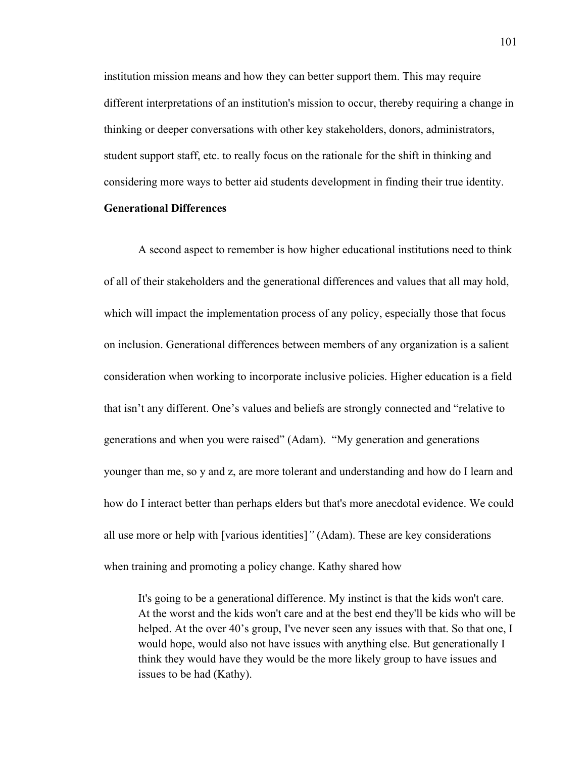institution mission means and how they can better support them. This may require different interpretations of an institution's mission to occur, thereby requiring a change in thinking or deeper conversations with other key stakeholders, donors, administrators, student support staff, etc. to really focus on the rationale for the shift in thinking and considering more ways to better aid students development in finding their true identity.

**Generational Differences**

A second aspect to remember is how higher educational institutions need to think of all of their stakeholders and the generational differences and values that all may hold, which will impact the implementation process of any policy, especially those that focus on inclusion. Generational differences between members of any organization is a salient consideration when working to incorporate inclusive policies. Higher education is a field that isn't any different. One's values and beliefs are strongly connected and "relative to generations and when you were raised" (Adam). "My generation and generations younger than me, so y and z, are more tolerant and understanding and how do I learn and how do I interact better than perhaps elders but that's more anecdotal evidence. We could all use more or help with [various identities]*"* (Adam). These are key considerations when training and promoting a policy change. Kathy shared how

> It's going to be a generational difference. My instinct is that the kids won't care. At the worst and the kids won't care and at the best end they'll be kids who will be helped. At the over 40's group, I've never seen any issues with that. So that one, I would hope, would also not have issues with anything else. But generationally I think they would have they would be the more likely group to have issues and issues to be had (Kathy).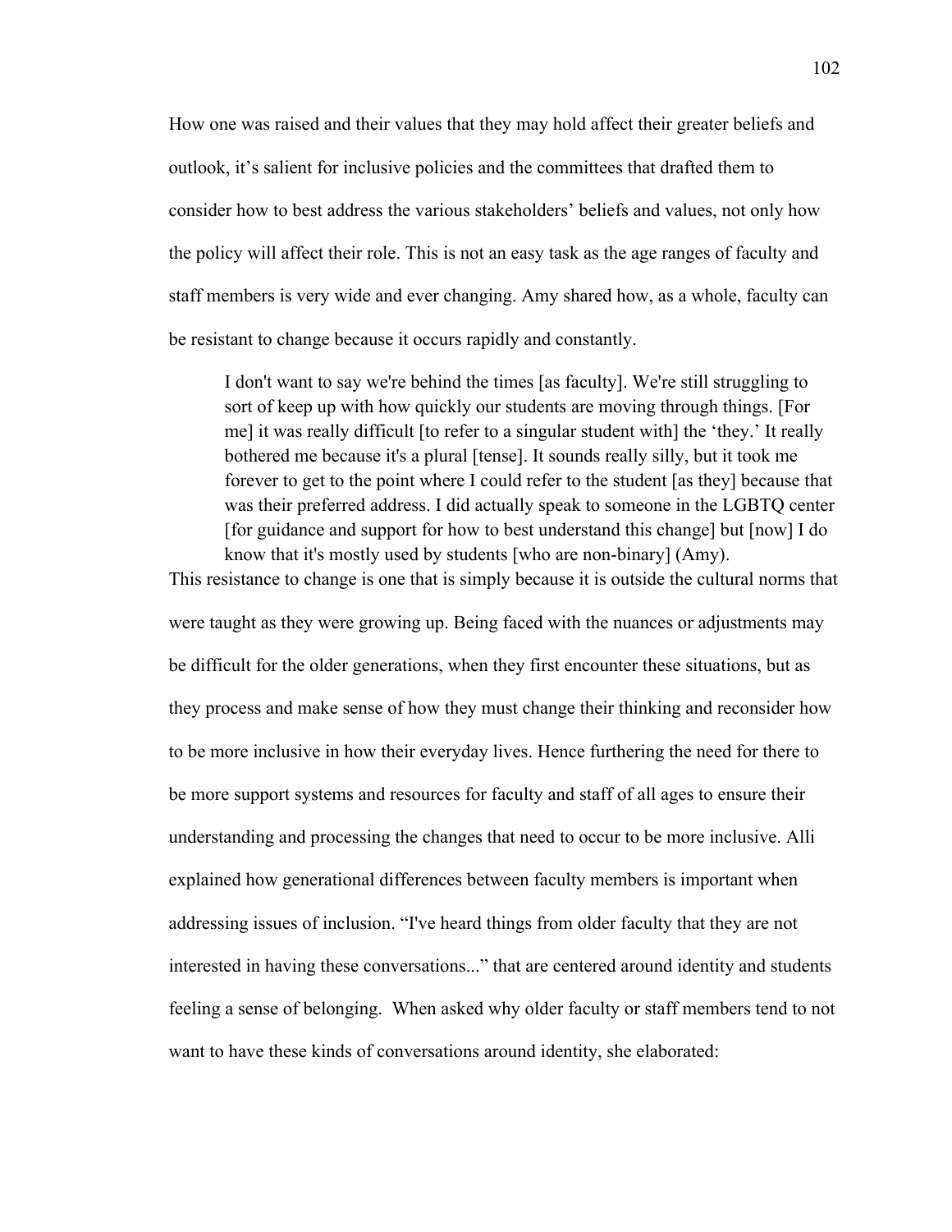How one was raised and their values that they may hold affect their greater beliefs and outlook, it's salient for inclusive policies and the committees that drafted them to consider how to best address the various stakeholders' beliefs and values, not only how the policy will affect their role. This is not an easy task as the age ranges of faculty and staff members is very wide and ever changing. Amy shared how, as a whole, faculty can be resistant to change because it occurs rapidly and constantly.

> I don't want to say we're behind the times [as faculty]. We're still struggling to sort of keep up with how quickly our students are moving through things. [For me] it was really difficult [to refer to a singular student with] the 'they.' It really bothered me because it's a plural [tense]. It sounds really silly, but it took me forever to get to the point where I could refer to the student [as they] because that was their preferred address. I did actually speak to someone in the LGBTQ center [for guidance and support for how to best understand this change] but [now] I do know that it's mostly used by students [who are non-binary] (Amy).

This resistance to change is one that is simply because it is outside the cultural norms that were taught as they were growing up. Being faced with the nuances or adjustments may be difficult for the older generations, when they first encounter these situations, but as they process and make sense of how they must change their thinking and reconsider how to be more inclusive in how their everyday lives. Hence furthering the need for there to be more support systems and resources for faculty and staff of all ages to ensure their understanding and processing the changes that need to occur to be more inclusive. Alli explained how generational differences between faculty members is important when addressing issues of inclusion. "I've heard things from older faculty that they are not interested in having these conversations..." that are centered around identity and students feeling a sense of belonging. When asked why older faculty or staff members tend to not want to have these kinds of conversations around identity, she elaborated: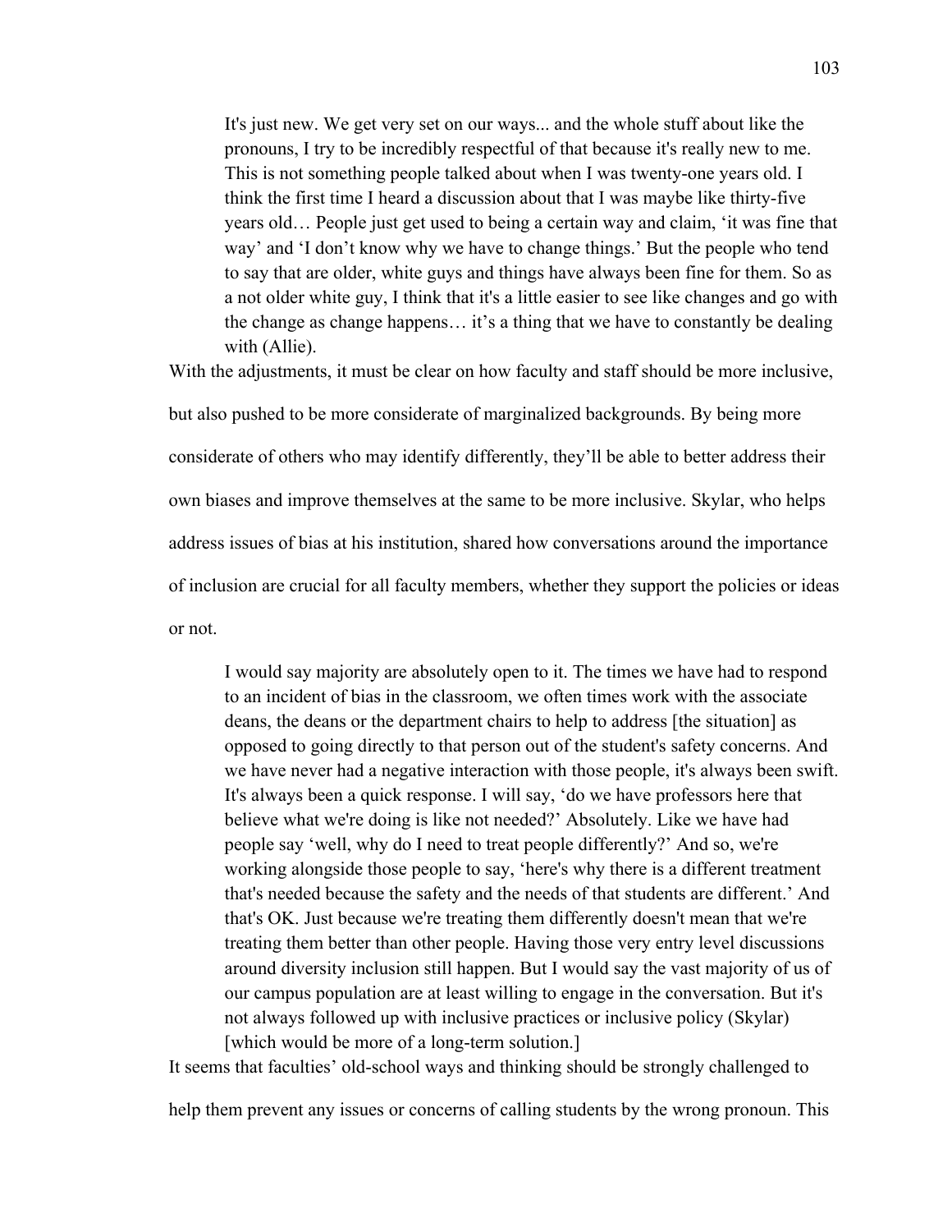> It's just new. We get very set on our ways... and the whole stuff about like the pronouns, I try to be incredibly respectful of that because it's really new to me. This is not something people talked about when I was twenty-one years old. I think the first time I heard a discussion about that I was maybe like thirty-five years old… People just get used to being a certain way and claim, 'it was fine that way' and 'I don't know why we have to change things.' But the people who tend to say that are older, white guys and things have always been fine for them. So as a not older white guy, I think that it's a little easier to see like changes and go with the change as change happens… it's a thing that we have to constantly be dealing with (Allie).

With the adjustments, it must be clear on how faculty and staff should be more inclusive, but also pushed to be more considerate of marginalized backgrounds. By being more considerate of others who may identify differently, they'll be able to better address their own biases and improve themselves at the same to be more inclusive. Skylar, who helps address issues of bias at his institution, shared how conversations around the importance of inclusion are crucial for all faculty members, whether they support the policies or ideas or not.

> I would say majority are absolutely open to it. The times we have had to respond to an incident of bias in the classroom, we often times work with the associate deans, the deans or the department chairs to help to address [the situation] as opposed to going directly to that person out of the student's safety concerns. And we have never had a negative interaction with those people, it's always been swift. It's always been a quick response. I will say, 'do we have professors here that believe what we're doing is like not needed?' Absolutely. Like we have had people say 'well, why do I need to treat people differently?' And so, we're working alongside those people to say, 'here's why there is a different treatment that's needed because the safety and the needs of that students are different.' And that's OK. Just because we're treating them differently doesn't mean that we're treating them better than other people. Having those very entry level discussions around diversity inclusion still happen. But I would say the vast majority of us of our campus population are at least willing to engage in the conversation. But it's not always followed up with inclusive practices or inclusive policy (Skylar) [which would be more of a long-term solution.]

It seems that faculties' old-school ways and thinking should be strongly challenged to help them prevent any issues or concerns of calling students by the wrong pronoun. This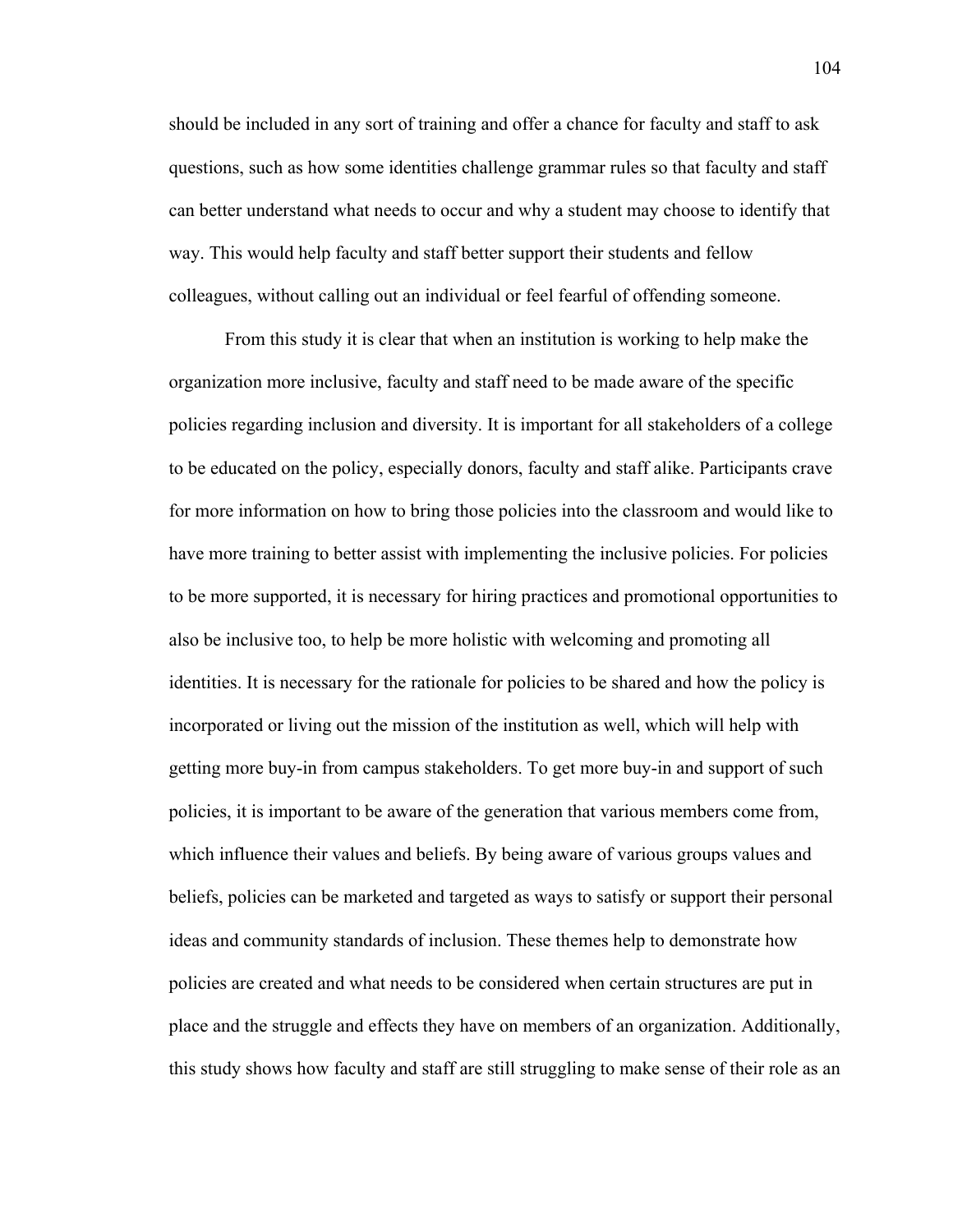should be included in any sort of training and offer a chance for faculty and staff to ask questions, such as how some identities challenge grammar rules so that faculty and staff can better understand what needs to occur and why a student may choose to identify that way. This would help faculty and staff better support their students and fellow colleagues, without calling out an individual or feel fearful of offending someone.

From this study it is clear that when an institution is working to help make the organization more inclusive, faculty and staff need to be made aware of the specific policies regarding inclusion and diversity. It is important for all stakeholders of a college to be educated on the policy, especially donors, faculty and staff alike. Participants crave for more information on how to bring those policies into the classroom and would like to have more training to better assist with implementing the inclusive policies. For policies to be more supported, it is necessary for hiring practices and promotional opportunities to also be inclusive too, to help be more holistic with welcoming and promoting all identities. It is necessary for the rationale for policies to be shared and how the policy is incorporated or living out the mission of the institution as well, which will help with getting more buy-in from campus stakeholders. To get more buy-in and support of such policies, it is important to be aware of the generation that various members come from, which influence their values and beliefs. By being aware of various groups values and beliefs, policies can be marketed and targeted as ways to satisfy or support their personal ideas and community standards of inclusion. These themes help to demonstrate how policies are created and what needs to be considered when certain structures are put in place and the struggle and effects they have on members of an organization. Additionally, this study shows how faculty and staff are still struggling to make sense of their role as an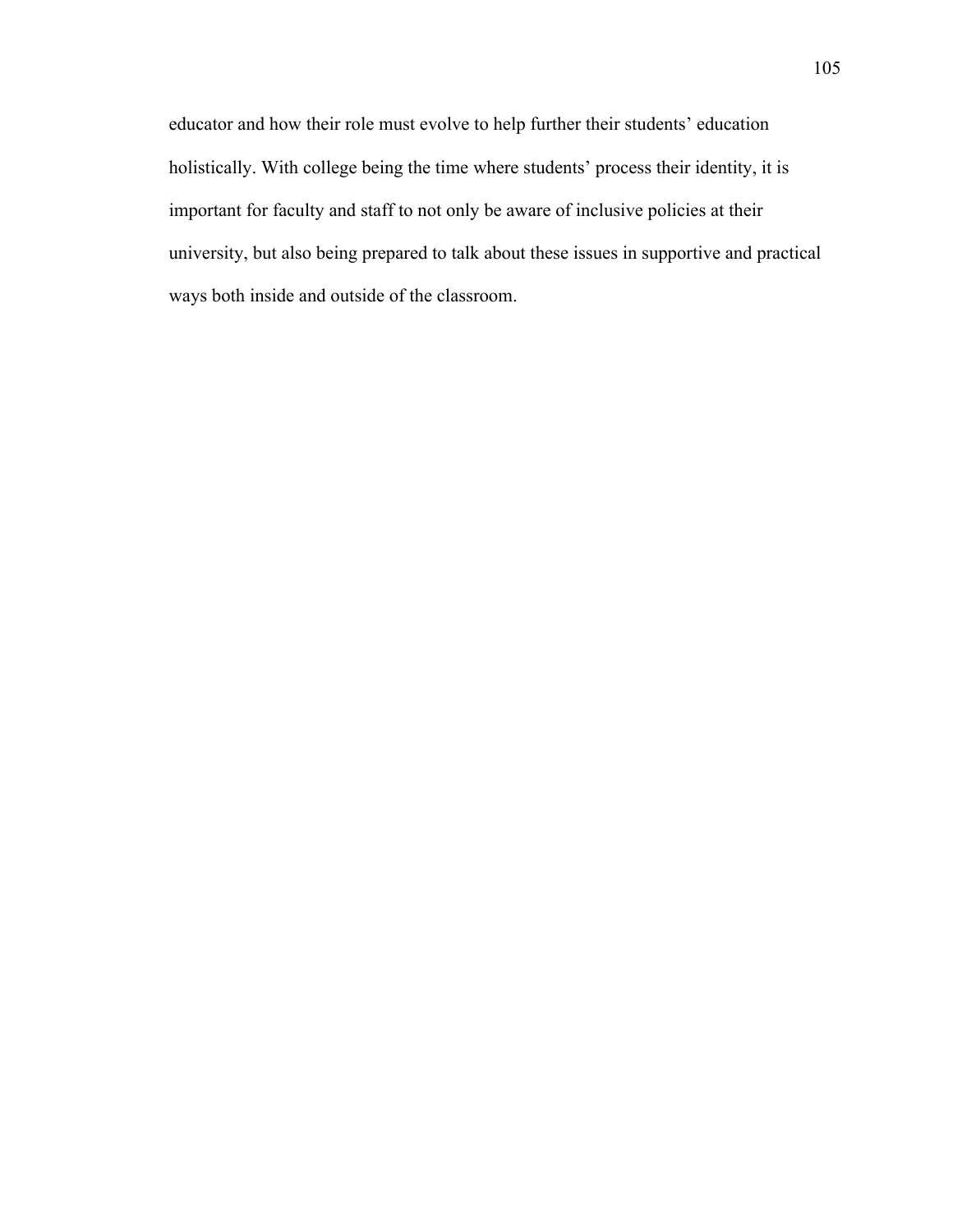educator and how their role must evolve to help further their students' education holistically. With college being the time where students' process their identity, it is important for faculty and staff to not only be aware of inclusive policies at their university, but also being prepared to talk about these issues in supportive and practical ways both inside and outside of the classroom.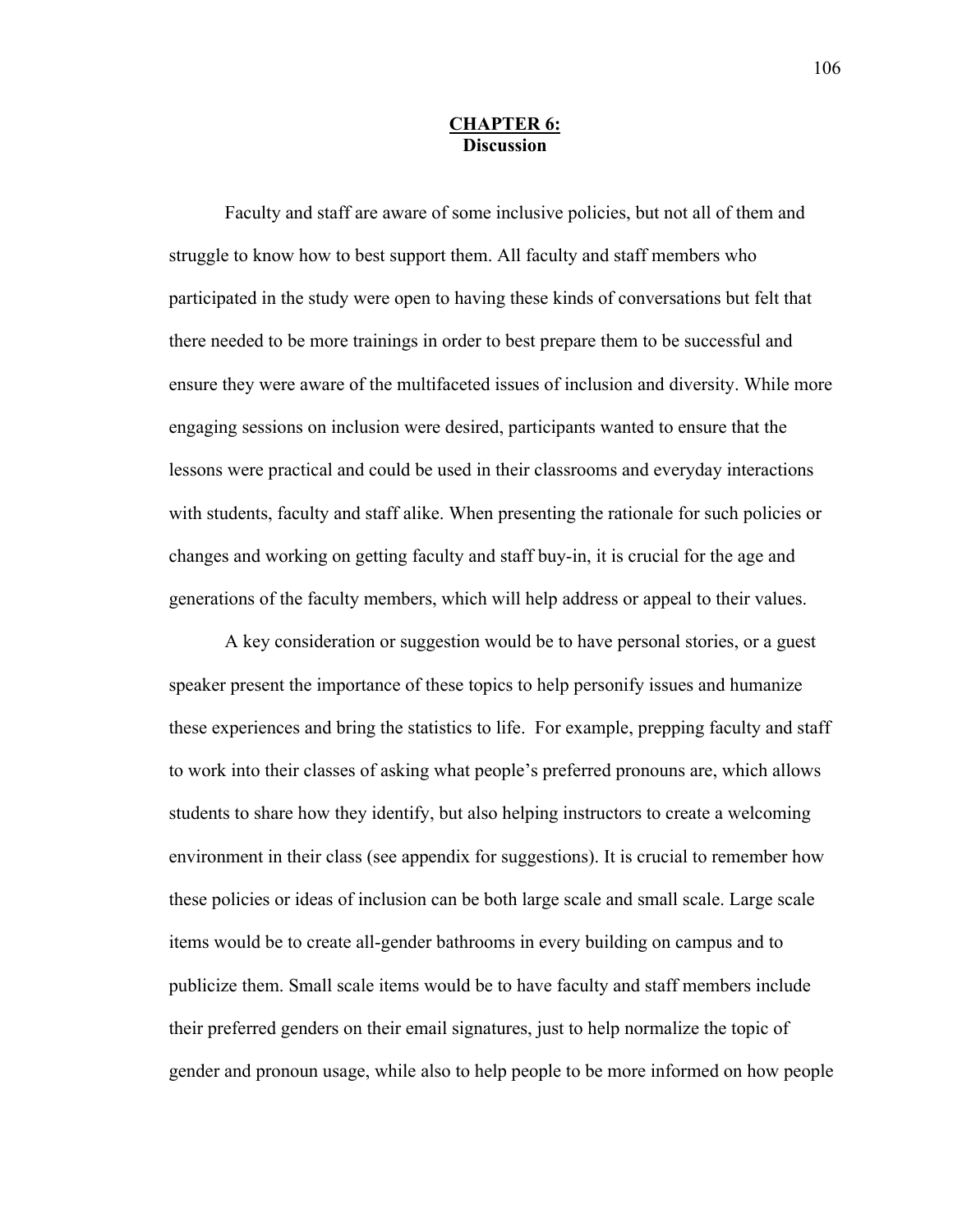# **CHAPTER 6:**
## **Discussion**

Faculty and staff are aware of some inclusive policies, but not all of them and struggle to know how to best support them. All faculty and staff members who participated in the study were open to having these kinds of conversations but felt that there needed to be more trainings in order to best prepare them to be successful and ensure they were aware of the multifaceted issues of inclusion and diversity. While more engaging sessions on inclusion were desired, participants wanted to ensure that the lessons were practical and could be used in their classrooms and everyday interactions with students, faculty and staff alike. When presenting the rationale for such policies or changes and working on getting faculty and staff buy-in, it is crucial for the age and generations of the faculty members, which will help address or appeal to their values.

A key consideration or suggestion would be to have personal stories, or a guest speaker present the importance of these topics to help personify issues and humanize these experiences and bring the statistics to life. For example, prepping faculty and staff to work into their classes of asking what people's preferred pronouns are, which allows students to share how they identify, but also helping instructors to create a welcoming environment in their class (see appendix for suggestions). It is crucial to remember how these policies or ideas of inclusion can be both large scale and small scale. Large scale items would be to create all-gender bathrooms in every building on campus and to publicize them. Small scale items would be to have faculty and staff members include their preferred genders on their email signatures, just to help normalize the topic of gender and pronoun usage, while also to help people to be more informed on how people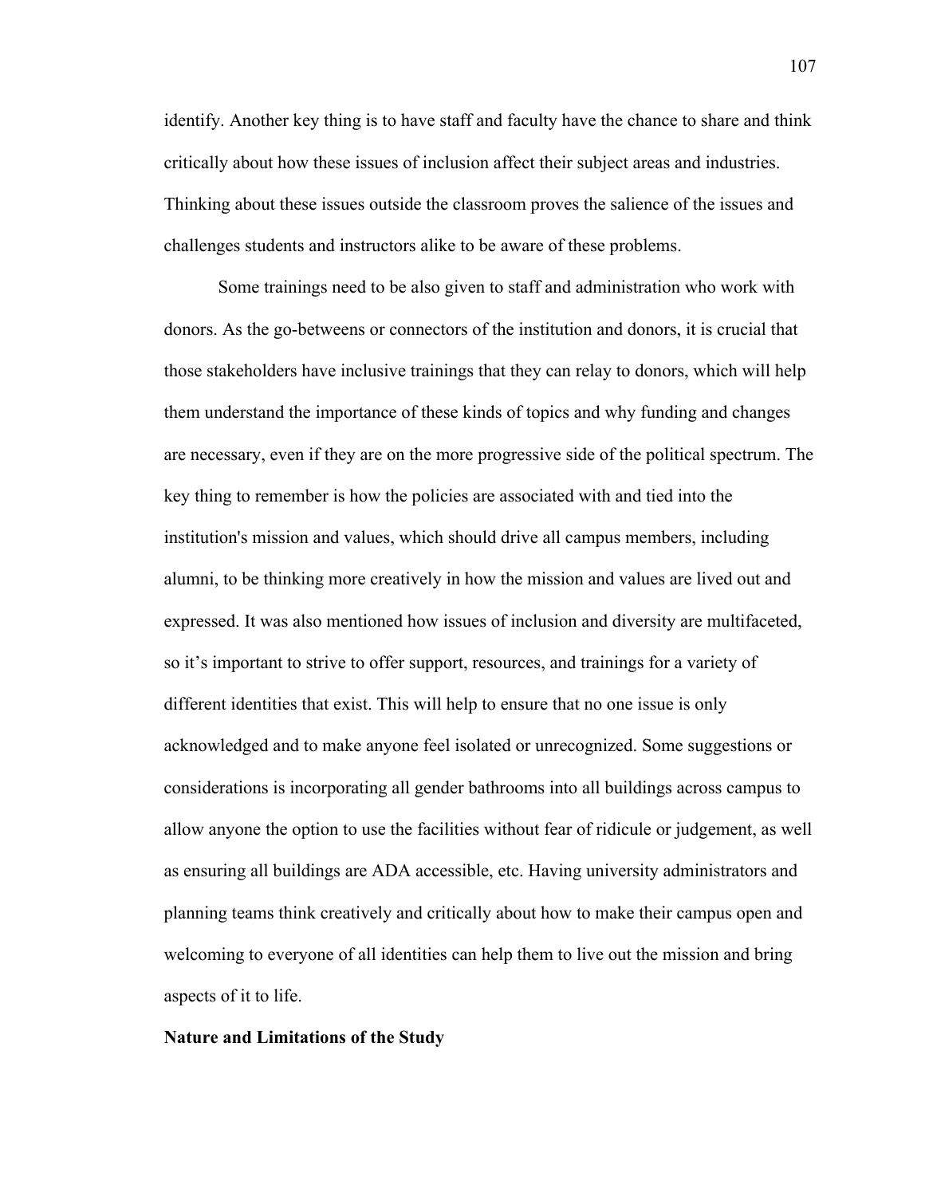identify. Another key thing is to have staff and faculty have the chance to share and think critically about how these issues of inclusion affect their subject areas and industries. Thinking about these issues outside the classroom proves the salience of the issues and challenges students and instructors alike to be aware of these problems.

Some trainings need to be also given to staff and administration who work with donors. As the go-betweens or connectors of the institution and donors, it is crucial that those stakeholders have inclusive trainings that they can relay to donors, which will help them understand the importance of these kinds of topics and why funding and changes are necessary, even if they are on the more progressive side of the political spectrum. The key thing to remember is how the policies are associated with and tied into the institution's mission and values, which should drive all campus members, including alumni, to be thinking more creatively in how the mission and values are lived out and expressed. It was also mentioned how issues of inclusion and diversity are multifaceted, so it’s important to strive to offer support, resources, and trainings for a variety of different identities that exist. This will help to ensure that no one issue is only acknowledged and to make anyone feel isolated or unrecognized. Some suggestions or considerations is incorporating all gender bathrooms into all buildings across campus to allow anyone the option to use the facilities without fear of ridicule or judgement, as well as ensuring all buildings are ADA accessible, etc. Having university administrators and planning teams think creatively and critically about how to make their campus open and welcoming to everyone of all identities can help them to live out the mission and bring aspects of it to life.

**Nature and Limitations of the Study**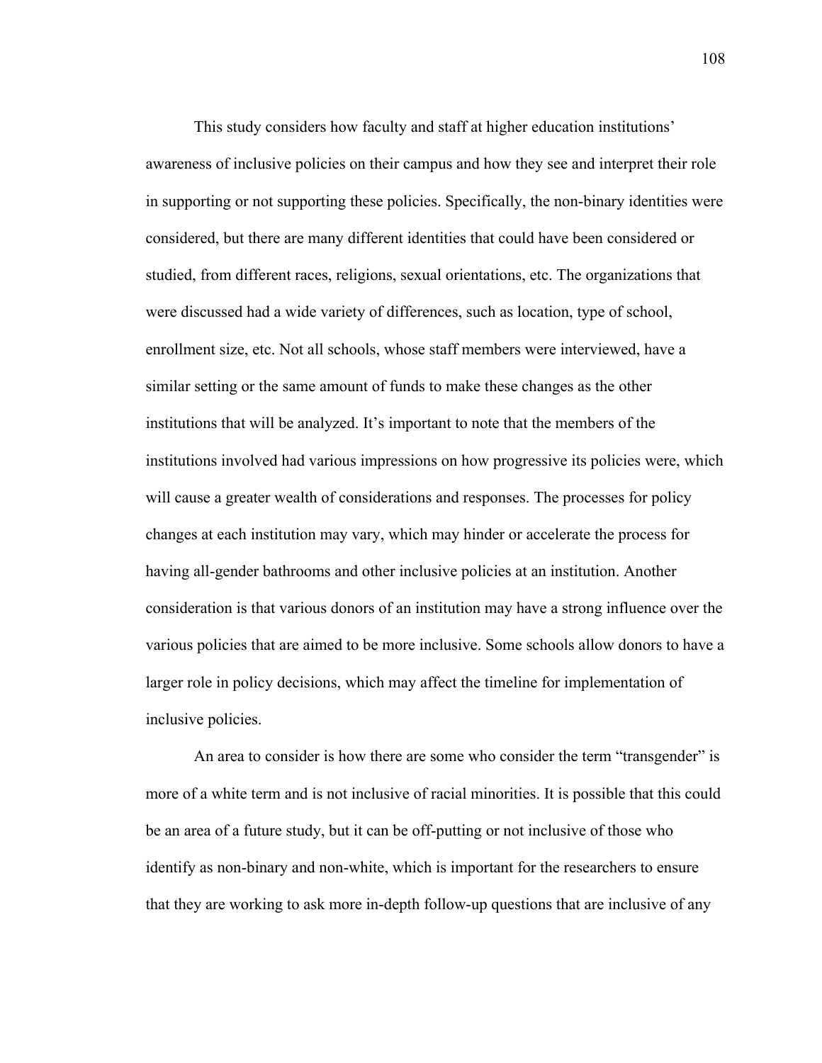This study considers how faculty and staff at higher education institutions' awareness of inclusive policies on their campus and how they see and interpret their role in supporting or not supporting these policies. Specifically, the non-binary identities were considered, but there are many different identities that could have been considered or studied, from different races, religions, sexual orientations, etc. The organizations that were discussed had a wide variety of differences, such as location, type of school, enrollment size, etc. Not all schools, whose staff members were interviewed, have a similar setting or the same amount of funds to make these changes as the other institutions that will be analyzed. It's important to note that the members of the institutions involved had various impressions on how progressive its policies were, which will cause a greater wealth of considerations and responses. The processes for policy changes at each institution may vary, which may hinder or accelerate the process for having all-gender bathrooms and other inclusive policies at an institution. Another consideration is that various donors of an institution may have a strong influence over the various policies that are aimed to be more inclusive. Some schools allow donors to have a larger role in policy decisions, which may affect the timeline for implementation of inclusive policies.

An area to consider is how there are some who consider the term "transgender" is more of a white term and is not inclusive of racial minorities. It is possible that this could be an area of a future study, but it can be off-putting or not inclusive of those who identify as non-binary and non-white, which is important for the researchers to ensure that they are working to ask more in-depth follow-up questions that are inclusive of any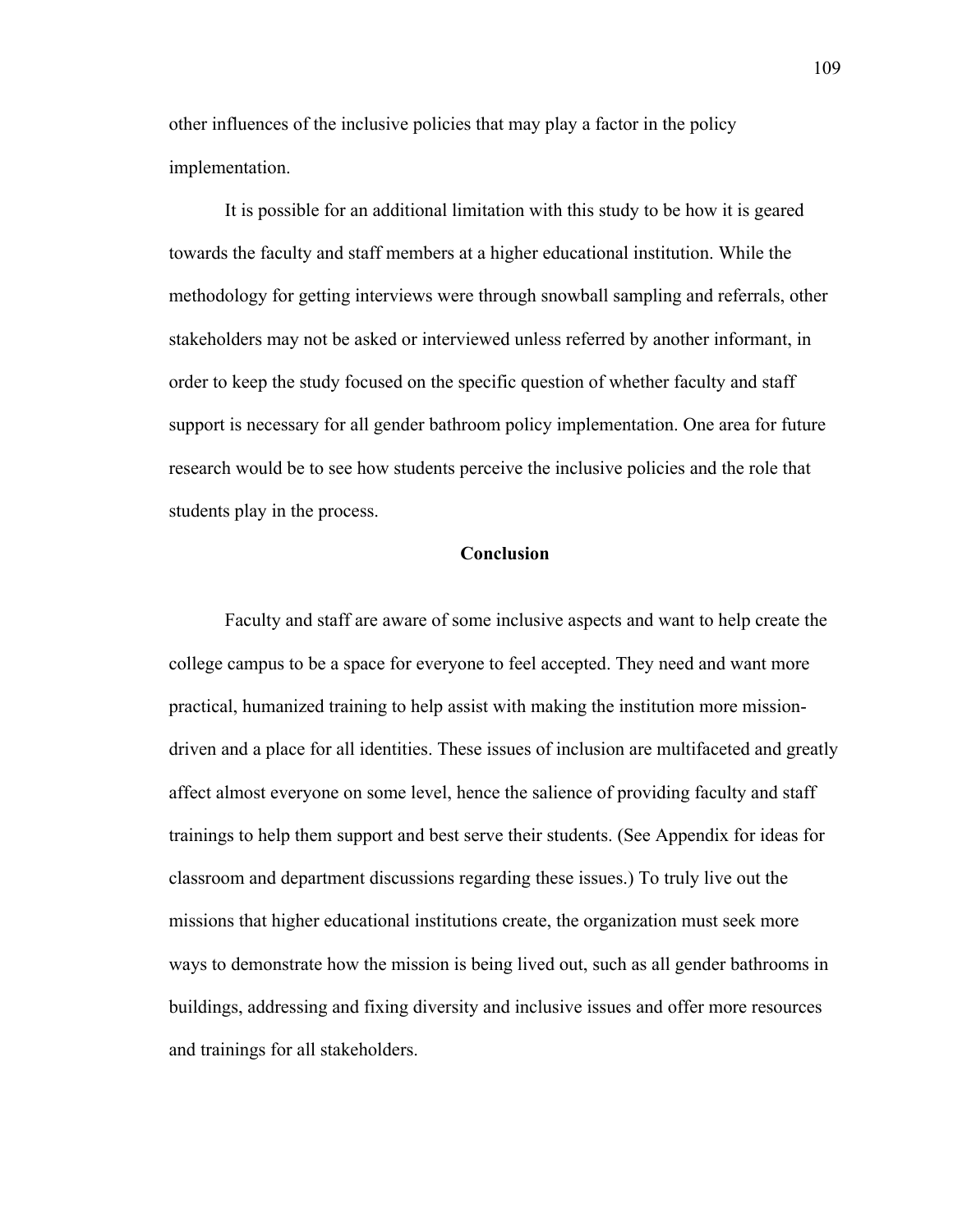other influences of the inclusive policies that may play a factor in the policy implementation.

It is possible for an additional limitation with this study to be how it is geared towards the faculty and staff members at a higher educational institution. While the methodology for getting interviews were through snowball sampling and referrals, other stakeholders may not be asked or interviewed unless referred by another informant, in order to keep the study focused on the specific question of whether faculty and staff support is necessary for all gender bathroom policy implementation. One area for future research would be to see how students perceive the inclusive policies and the role that students play in the process.

## Conclusion

Faculty and staff are aware of some inclusive aspects and want to help create the college campus to be a space for everyone to feel accepted. They need and want more practical, humanized training to help assist with making the institution more mission-driven and a place for all identities. These issues of inclusion are multifaceted and greatly affect almost everyone on some level, hence the salience of providing faculty and staff trainings to help them support and best serve their students. (See Appendix for ideas for classroom and department discussions regarding these issues.) To truly live out the missions that higher educational institutions create, the organization must seek more ways to demonstrate how the mission is being lived out, such as all gender bathrooms in buildings, addressing and fixing diversity and inclusive issues and offer more resources and trainings for all stakeholders.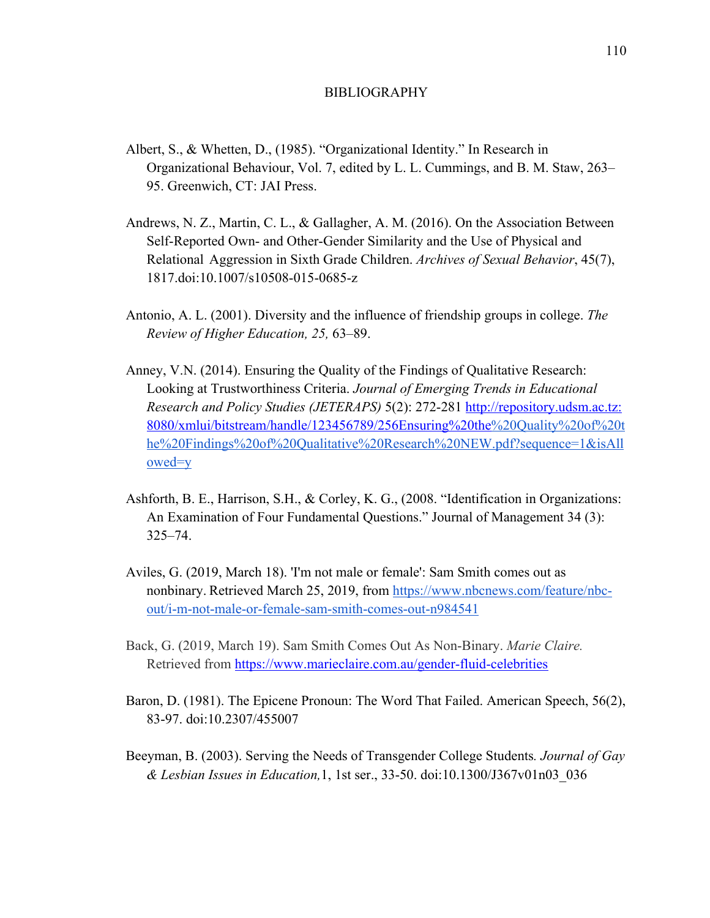# BIBLIOGRAPHY

Albert, S., & Whetten, D., (1985). "Organizational Identity." In Research in Organizational Behaviour, Vol. 7, edited by L. L. Cummings, and B. M. Staw, 263–95. Greenwich, CT: JAI Press.

Andrews, N. Z., Martin, C. L., & Gallagher, A. M. (2016). On the Association Between Self-Reported Own- and Other-Gender Similarity and the Use of Physical and Relational Aggression in Sixth Grade Children. *Archives of Sexual Behavior*, 45(7), 1817.doi:10.1007/s10508-015-0685-z

Antonio, A. L. (2001). Diversity and the influence of friendship groups in college. *The Review of Higher Education, 25,* 63–89.

Anney, V.N. (2014). Ensuring the Quality of the Findings of Qualitative Research: Looking at Trustworthiness Criteria. *Journal of Emerging Trends in Educational Research and Policy Studies (JETERAPS)* 5(2): 272-281 http://repository.udsm.ac.tz:8080/xmlui/bitstream/handle/123456789/256Ensuring%20the%20Quality%20of%20the%20Findings%20of%20Qualitative%20Research%20NEW.pdf?sequence=1&isAllowed=y

Ashforth, B. E., Harrison, S.H., & Corley, K. G., (2008. "Identification in Organizations: An Examination of Four Fundamental Questions." Journal of Management 34 (3): 325–74.

Aviles, G. (2019, March 18). 'I'm not male or female': Sam Smith comes out as nonbinary. Retrieved March 25, 2019, from https://www.nbcnews.com/feature/nbc-out/i-m-not-male-or-female-sam-smith-comes-out-n984541

Back, G. (2019, March 19). Sam Smith Comes Out As Non-Binary. *Marie Claire.* Retrieved from https://www.marieclaire.com.au/gender-fluid-celebrities

Baron, D. (1981). The Epicene Pronoun: The Word That Failed. American Speech, 56(2), 83-97. doi:10.2307/455007

Beeyman, B. (2003). Serving the Needs of Transgender College Students*. Journal of Gay & Lesbian Issues in Education,*1, 1st ser., 33-50. doi:10.1300/J367v01n03_036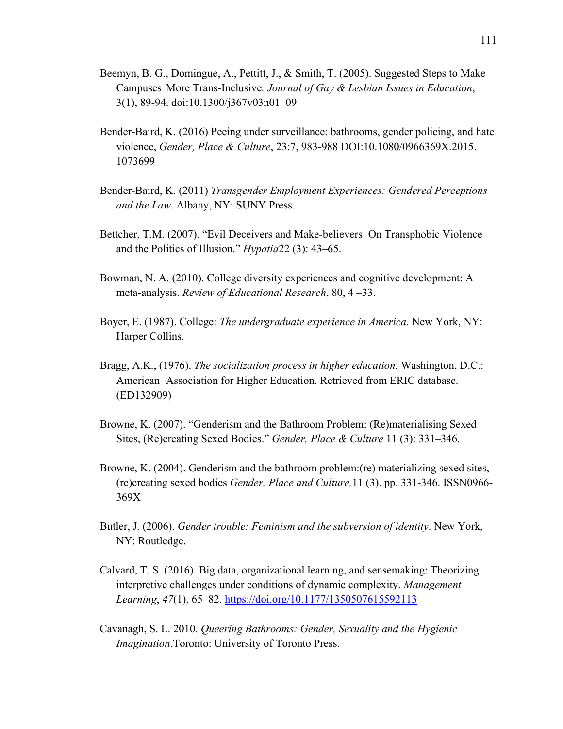Beemyn, B. G., Domingue, A., Pettitt, J., & Smith, T. (2005). Suggested Steps to Make Campuses More Trans-Inclusive*.* *Journal of Gay & Lesbian Issues in Education*, 3(1), 89-94. doi:10.1300/j367v03n01_09

Bender-Baird, K. (2016) Peeing under surveillance: bathrooms, gender policing, and hate violence, *Gender, Place & Culture*, 23:7, 983-988 DOI:10.1080/0966369X.2015. 1073699

Bender-Baird, K. (2011) *Transgender Employment Experiences: Gendered Perceptions and the Law.* Albany, NY: SUNY Press.

Bettcher, T.M. (2007). "Evil Deceivers and Make-believers: On Transphobic Violence and the Politics of Illusion." *Hypatia*22 (3): 43–65.

Bowman, N. A. (2010). College diversity experiences and cognitive development: A meta-analysis. *Review of Educational Research*, 80, 4 –33.

Boyer, E. (1987). College: *The undergraduate experience in America.* New York, NY: Harper Collins.

Bragg, A.K., (1976). *The socialization process in higher education.* Washington, D.C.: American Association for Higher Education. Retrieved from ERIC database. (ED132909)

Browne, K. (2007). "Genderism and the Bathroom Problem: (Re)materialising Sexed Sites, (Re)creating Sexed Bodies." *Gender, Place & Culture* 11 (3): 331–346.

Browne, K. (2004). Genderism and the bathroom problem:(re) materializing sexed sites, (re)creating sexed bodies *Gender, Place and Culture,*11 (3). pp. 331-346. ISSN0966-369X

Butler, J. (2006). *Gender trouble: Feminism and the subversion of identity*. New York, NY: Routledge.

Calvard, T. S. (2016). Big data, organizational learning, and sensemaking: Theorizing interpretive challenges under conditions of dynamic complexity. *Management Learning*, *47*(1), 65–82. https://doi.org/10.1177/1350507615592113

Cavanagh, S. L. 2010. *Queering Bathrooms: Gender, Sexuality and the Hygienic Imagination*.Toronto: University of Toronto Press.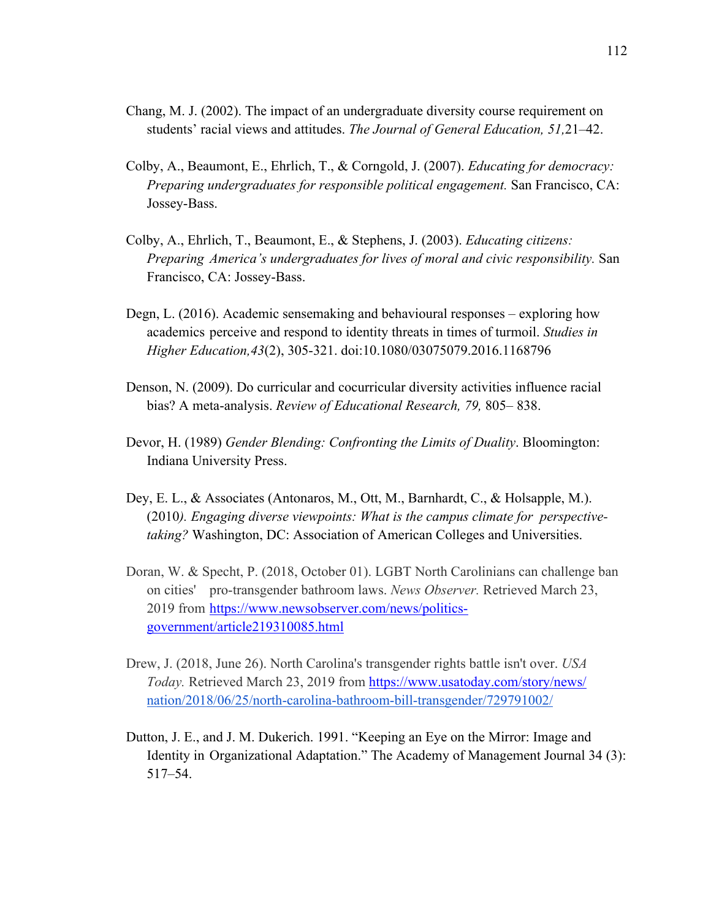Chang, M. J. (2002). The impact of an undergraduate diversity course requirement on students' racial views and attitudes. *The Journal of General Education, 51,*21–42.

Colby, A., Beaumont, E., Ehrlich, T., & Corngold, J. (2007). *Educating for democracy: Preparing undergraduates for responsible political engagement.* San Francisco, CA: Jossey-Bass.

Colby, A., Ehrlich, T., Beaumont, E., & Stephens, J. (2003). *Educating citizens: Preparing America's undergraduates for lives of moral and civic responsibility.* San Francisco, CA: Jossey-Bass.

Degn, L. (2016). Academic sensemaking and behavioural responses – exploring how academics perceive and respond to identity threats in times of turmoil. *Studies in Higher Education,43*(2), 305-321. doi:10.1080/03075079.2016.1168796

Denson, N. (2009). Do curricular and cocurricular diversity activities influence racial bias? A meta-analysis. *Review of Educational Research, 79,* 805– 838.

Devor, H. (1989) *Gender Blending: Confronting the Limits of Duality*. Bloomington: Indiana University Press.

Dey, E. L., & Associates (Antonaros, M., Ott, M., Barnhardt, C., & Holsapple, M.). (2010*). Engaging diverse viewpoints: What is the campus climate for perspective-taking?* Washington, DC: Association of American Colleges and Universities.

Doran, W. & Specht, P. (2018, October 01). LGBT North Carolinians can challenge ban on cities' pro-transgender bathroom laws. *News Observer.* Retrieved March 23, 2019 from https://www.newsobserver.com/news/politics-government/article219310085.html

Drew, J. (2018, June 26). North Carolina's transgender rights battle isn't over. *USA Today.* Retrieved March 23, 2019 from https://www.usatoday.com/story/news/nation/2018/06/25/north-carolina-bathroom-bill-transgender/729791002/

Dutton, J. E., and J. M. Dukerich. 1991. "Keeping an Eye on the Mirror: Image and Identity in Organizational Adaptation." The Academy of Management Journal 34 (3): 517–54.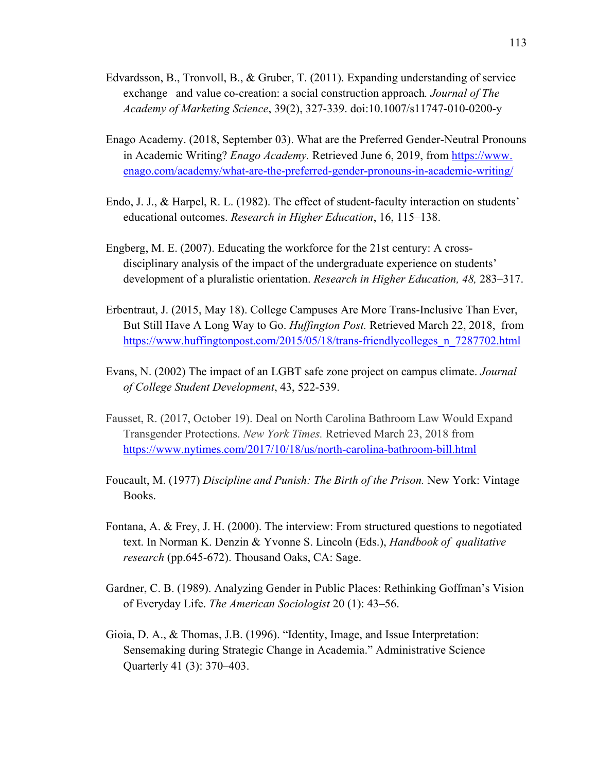Edvardsson, B., Tronvoll, B., & Gruber, T. (2011). Expanding understanding of service exchange and value co-creation: a social construction approach. *Journal of The Academy of Marketing Science*, 39(2), 327-339. doi:10.1007/s11747-010-0200-y

Enago Academy. (2018, September 03). What are the Preferred Gender-Neutral Pronouns in Academic Writing? *Enago Academy.* Retrieved June 6, 2019, from https://www.enago.com/academy/what-are-the-preferred-gender-pronouns-in-academic-writing/

Endo, J. J., & Harpel, R. L. (1982). The effect of student-faculty interaction on students' educational outcomes. *Research in Higher Education*, 16, 115–138.

Engberg, M. E. (2007). Educating the workforce for the 21st century: A cross-disciplinary analysis of the impact of the undergraduate experience on students' development of a pluralistic orientation. *Research in Higher Education, 48,* 283–317.

Erbentraut, J. (2015, May 18). College Campuses Are More Trans-Inclusive Than Ever, But Still Have A Long Way to Go. *Huffington Post.* Retrieved March 22, 2018, from https://www.huffingtonpost.com/2015/05/18/trans-friendlycolleges_n_7287702.html

Evans, N. (2002) The impact of an LGBT safe zone project on campus climate. *Journal of College Student Development*, 43, 522-539.

Fausset, R. (2017, October 19). Deal on North Carolina Bathroom Law Would Expand Transgender Protections. *New York Times.* Retrieved March 23, 2018 from https://www.nytimes.com/2017/10/18/us/north-carolina-bathroom-bill.html

Foucault, M. (1977) *Discipline and Punish: The Birth of the Prison.* New York: Vintage Books.

Fontana, A. & Frey, J. H. (2000). The interview: From structured questions to negotiated text. In Norman K. Denzin & Yvonne S. Lincoln (Eds.), *Handbook of qualitative research* (pp.645-672). Thousand Oaks, CA: Sage.

Gardner, C. B. (1989). Analyzing Gender in Public Places: Rethinking Goffman's Vision of Everyday Life. *The American Sociologist* 20 (1): 43–56.

Gioia, D. A., & Thomas, J.B. (1996). "Identity, Image, and Issue Interpretation: Sensemaking during Strategic Change in Academia." Administrative Science Quarterly 41 (3): 370–403.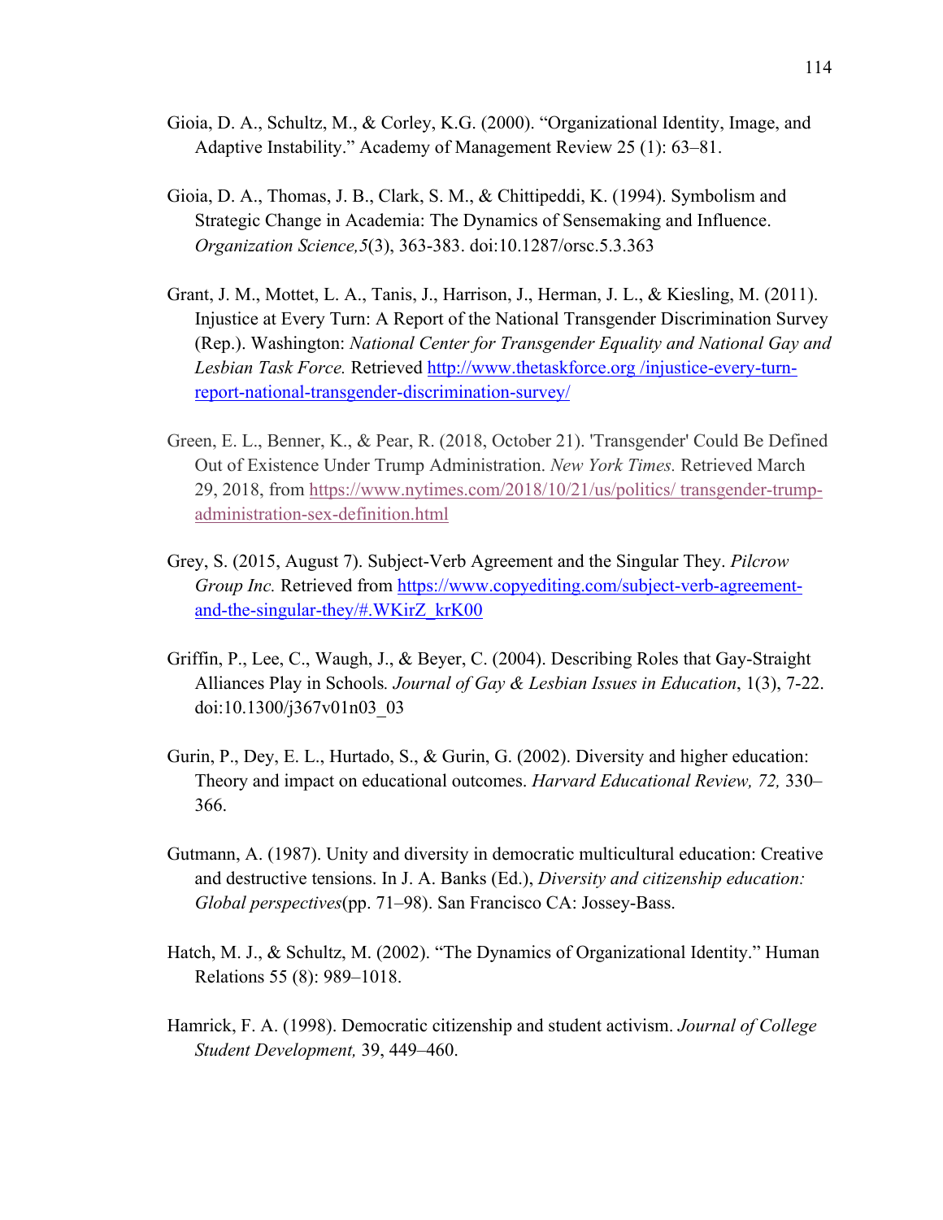Gioia, D. A., Schultz, M., & Corley, K.G. (2000). "Organizational Identity, Image, and Adaptive Instability." Academy of Management Review 25 (1): 63–81.

Gioia, D. A., Thomas, J. B., Clark, S. M., & Chittipeddi, K. (1994). Symbolism and Strategic Change in Academia: The Dynamics of Sensemaking and Influence. *Organization Science,5*(3), 363-383. doi:10.1287/orsc.5.3.363

Grant, J. M., Mottet, L. A., Tanis, J., Harrison, J., Herman, J. L., & Kiesling, M. (2011). Injustice at Every Turn: A Report of the National Transgender Discrimination Survey (Rep.). Washington: *National Center for Transgender Equality and National Gay and Lesbian Task Force.* Retrieved [http://www.thetaskforce.org /injustice-every-turn-report-national-transgender-discrimination-survey/](http://www.thetaskforce.org/injustice-every-turn-report-national-transgender-discrimination-survey/)

Green, E. L., Benner, K., & Pear, R. (2018, October 21). 'Transgender' Could Be Defined Out of Existence Under Trump Administration. *New York Times.* Retrieved March 29, 2018, from [https://www.nytimes.com/2018/10/21/us/politics/ transgender-trump-administration-sex-definition.html](https://www.nytimes.com/2018/10/21/us/politics/transgender-trump-administration-sex-definition.html)

Grey, S. (2015, August 7). Subject-Verb Agreement and the Singular They. *Pilcrow Group Inc.* Retrieved from [https://www.copyediting.com/subject-verb-agreement-and-the-singular-they/#.WKirZ_krK00](https://www.copyediting.com/subject-verb-agreement-and-the-singular-they/#.WKirZ_krK00)

Griffin, P., Lee, C., Waugh, J., & Beyer, C. (2004). Describing Roles that Gay-Straight Alliances Play in Schools*. Journal of Gay & Lesbian Issues in Education*, 1(3), 7-22. doi:10.1300/j367v01n03_03

Gurin, P., Dey, E. L., Hurtado, S., & Gurin, G. (2002). Diversity and higher education: Theory and impact on educational outcomes. *Harvard Educational Review, 72,* 330–366.

Gutmann, A. (1987). Unity and diversity in democratic multicultural education: Creative and destructive tensions. In J. A. Banks (Ed.), *Diversity and citizenship education: Global perspectives*(pp. 71–98). San Francisco CA: Jossey-Bass.

Hatch, M. J., & Schultz, M. (2002). "The Dynamics of Organizational Identity." Human Relations 55 (8): 989–1018.

Hamrick, F. A. (1998). Democratic citizenship and student activism. *Journal of College Student Development,* 39, 449–460.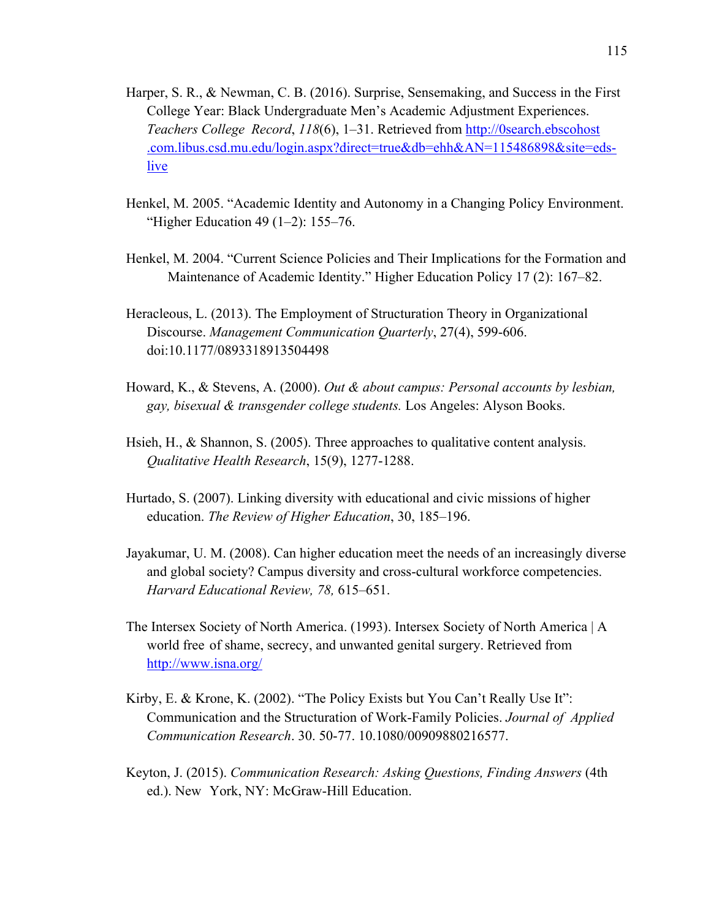Harper, S. R., & Newman, C. B. (2016). Surprise, Sensemaking, and Success in the First College Year: Black Undergraduate Men's Academic Adjustment Experiences. *Teachers College Record*, *118*(6), 1–31. Retrieved from http://0search.ebscohost.com.libus.csd.mu.edu/login.aspx?direct=true&db=ehh&AN=115486898&site=eds-live

Henkel, M. 2005. "Academic Identity and Autonomy in a Changing Policy Environment. "Higher Education 49 (1–2): 155–76.

Henkel, M. 2004. "Current Science Policies and Their Implications for the Formation and Maintenance of Academic Identity." Higher Education Policy 17 (2): 167–82.

Heracleous, L. (2013). The Employment of Structuration Theory in Organizational Discourse. *Management Communication Quarterly*, 27(4), 599-606. doi:10.1177/0893318913504498

Howard, K., & Stevens, A. (2000). *Out & about campus: Personal accounts by lesbian, gay, bisexual & transgender college students.* Los Angeles: Alyson Books.

Hsieh, H., & Shannon, S. (2005). Three approaches to qualitative content analysis. *Qualitative Health Research*, 15(9), 1277-1288.

Hurtado, S. (2007). Linking diversity with educational and civic missions of higher education. *The Review of Higher Education*, 30, 185–196.

Jayakumar, U. M. (2008). Can higher education meet the needs of an increasingly diverse and global society? Campus diversity and cross-cultural workforce competencies. *Harvard Educational Review, 78,* 615–651.

The Intersex Society of North America. (1993). Intersex Society of North America | A world free of shame, secrecy, and unwanted genital surgery. Retrieved from http://www.isna.org/

Kirby, E. & Krone, K. (2002). "The Policy Exists but You Can't Really Use It": Communication and the Structuration of Work-Family Policies. *Journal of Applied Communication Research*. 30. 50-77. 10.1080/00909880216577.

Keyton, J. (2015). *Communication Research: Asking Questions, Finding Answers* (4th ed.). New York, NY: McGraw-Hill Education.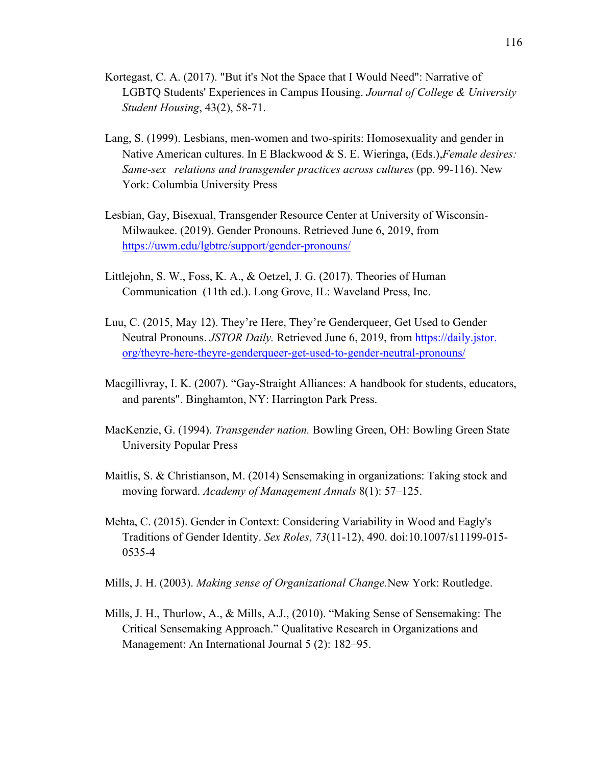Kortegast, C. A. (2017). "But it's Not the Space that I Would Need": Narrative of LGBTQ Students' Experiences in Campus Housing. *Journal of College & University Student Housing*, 43(2), 58-71.

Lang, S. (1999). Lesbians, men-women and two-spirits: Homosexuality and gender in Native American cultures. In E Blackwood & S. E. Wieringa, (Eds.),*Female desires: Same-sex relations and transgender practices across cultures* (pp. 99-116). New York: Columbia University Press

Lesbian, Gay, Bisexual, Transgender Resource Center at University of Wisconsin-Milwaukee. (2019). Gender Pronouns. Retrieved June 6, 2019, from https://uwm.edu/lgbtrc/support/gender-pronouns/

Littlejohn, S. W., Foss, K. A., & Oetzel, J. G. (2017). Theories of Human Communication (11th ed.). Long Grove, IL: Waveland Press, Inc.

Luu, C. (2015, May 12). They're Here, They're Genderqueer, Get Used to Gender Neutral Pronouns. *JSTOR Daily.* Retrieved June 6, 2019, from https://daily.jstor.org/theyre-here-theyre-genderqueer-get-used-to-gender-neutral-pronouns/

Macgillivray, I. K. (2007). "Gay-Straight Alliances: A handbook for students, educators, and parents". Binghamton, NY: Harrington Park Press.

MacKenzie, G. (1994). *Transgender nation.* Bowling Green, OH: Bowling Green State University Popular Press

Maitlis, S. & Christianson, M. (2014) Sensemaking in organizations: Taking stock and moving forward. *Academy of Management Annals* 8(1): 57–125.

Mehta, C. (2015). Gender in Context: Considering Variability in Wood and Eagly's Traditions of Gender Identity. *Sex Roles*, *73*(11-12), 490. doi:10.1007/s11199-015-0535-4

Mills, J. H. (2003). *Making sense of Organizational Change.*New York: Routledge.

Mills, J. H., Thurlow, A., & Mills, A.J., (2010). "Making Sense of Sensemaking: The Critical Sensemaking Approach." Qualitative Research in Organizations and Management: An International Journal 5 (2): 182–95.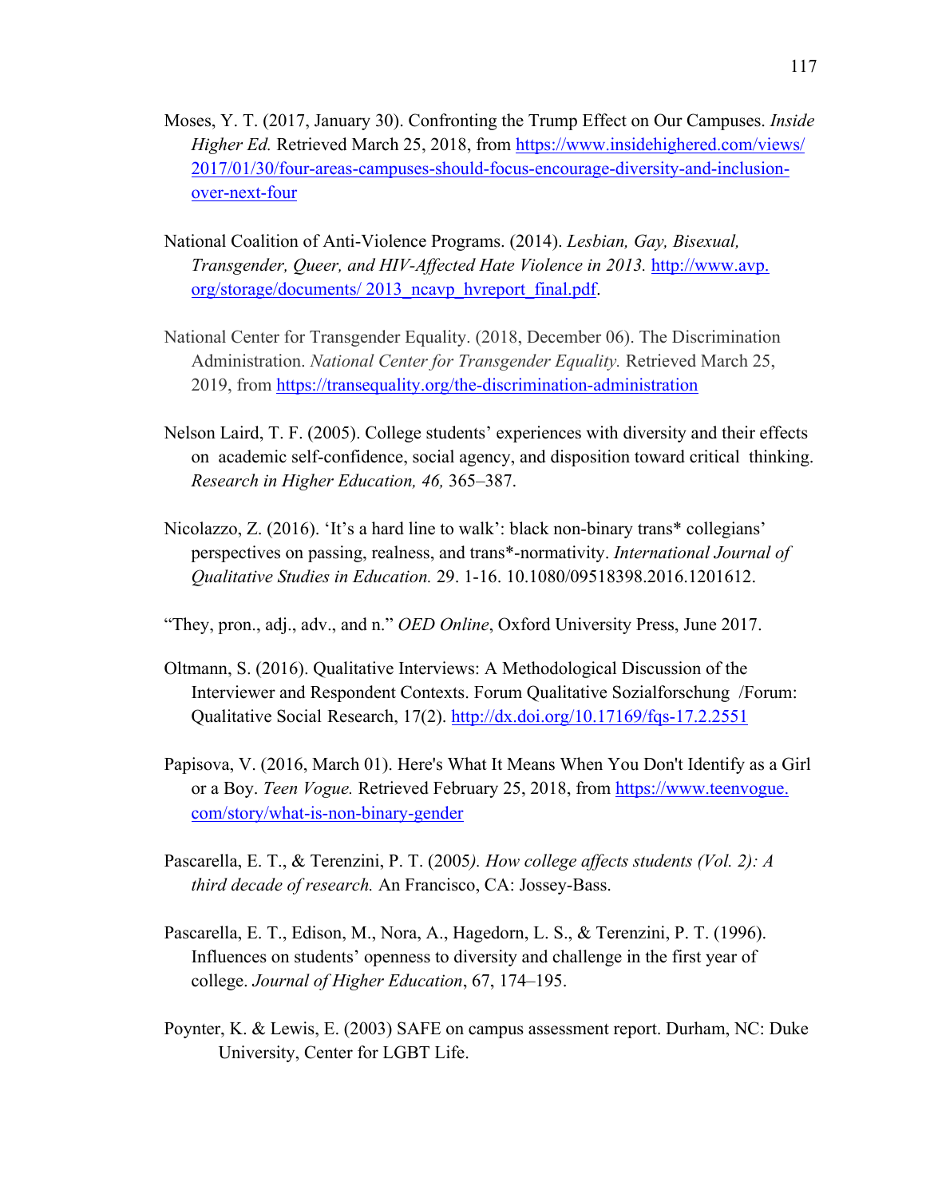Moses, Y. T. (2017, January 30). Confronting the Trump Effect on Our Campuses. *Inside Higher Ed.* Retrieved March 25, 2018, from https://www.insidehighered.com/views/2017/01/30/four-areas-campuses-should-focus-encourage-diversity-and-inclusion-over-next-four

National Coalition of Anti-Violence Programs. (2014). *Lesbian, Gay, Bisexual, Transgender, Queer, and HIV-Affected Hate Violence in 2013.* http://www.avp.org/storage/documents/ 2013_ncavp_hvreport_final.pdf.

National Center for Transgender Equality. (2018, December 06). The Discrimination Administration. *National Center for Transgender Equality.* Retrieved March 25, 2019, from https://transequality.org/the-discrimination-administration

Nelson Laird, T. F. (2005). College students' experiences with diversity and their effects on academic self-confidence, social agency, and disposition toward critical thinking. *Research in Higher Education, 46,* 365–387.

Nicolazzo, Z. (2016). 'It's a hard line to walk': black non-binary trans* collegians' perspectives on passing, realness, and trans*-normativity. *International Journal of Qualitative Studies in Education.* 29. 1-16. 10.1080/09518398.2016.1201612.

"They, pron., adj., adv., and n." *OED Online*, Oxford University Press, June 2017.

Oltmann, S. (2016). Qualitative Interviews: A Methodological Discussion of the Interviewer and Respondent Contexts. Forum Qualitative Sozialforschung /Forum: Qualitative Social Research, 17(2). http://dx.doi.org/10.17169/fqs-17.2.2551

Papisova, V. (2016, March 01). Here's What It Means When You Don't Identify as a Girl or a Boy. *Teen Vogue.* Retrieved February 25, 2018, from https://www.teenvogue.com/story/what-is-non-binary-gender

Pascarella, E. T., & Terenzini, P. T. (2005*). How college affects students (Vol. 2): A third decade of research.* An Francisco, CA: Jossey-Bass.

Pascarella, E. T., Edison, M., Nora, A., Hagedorn, L. S., & Terenzini, P. T. (1996). Influences on students' openness to diversity and challenge in the first year of college. *Journal of Higher Education*, 67, 174–195.

Poynter, K. & Lewis, E. (2003) SAFE on campus assessment report. Durham, NC: Duke University, Center for LGBT Life.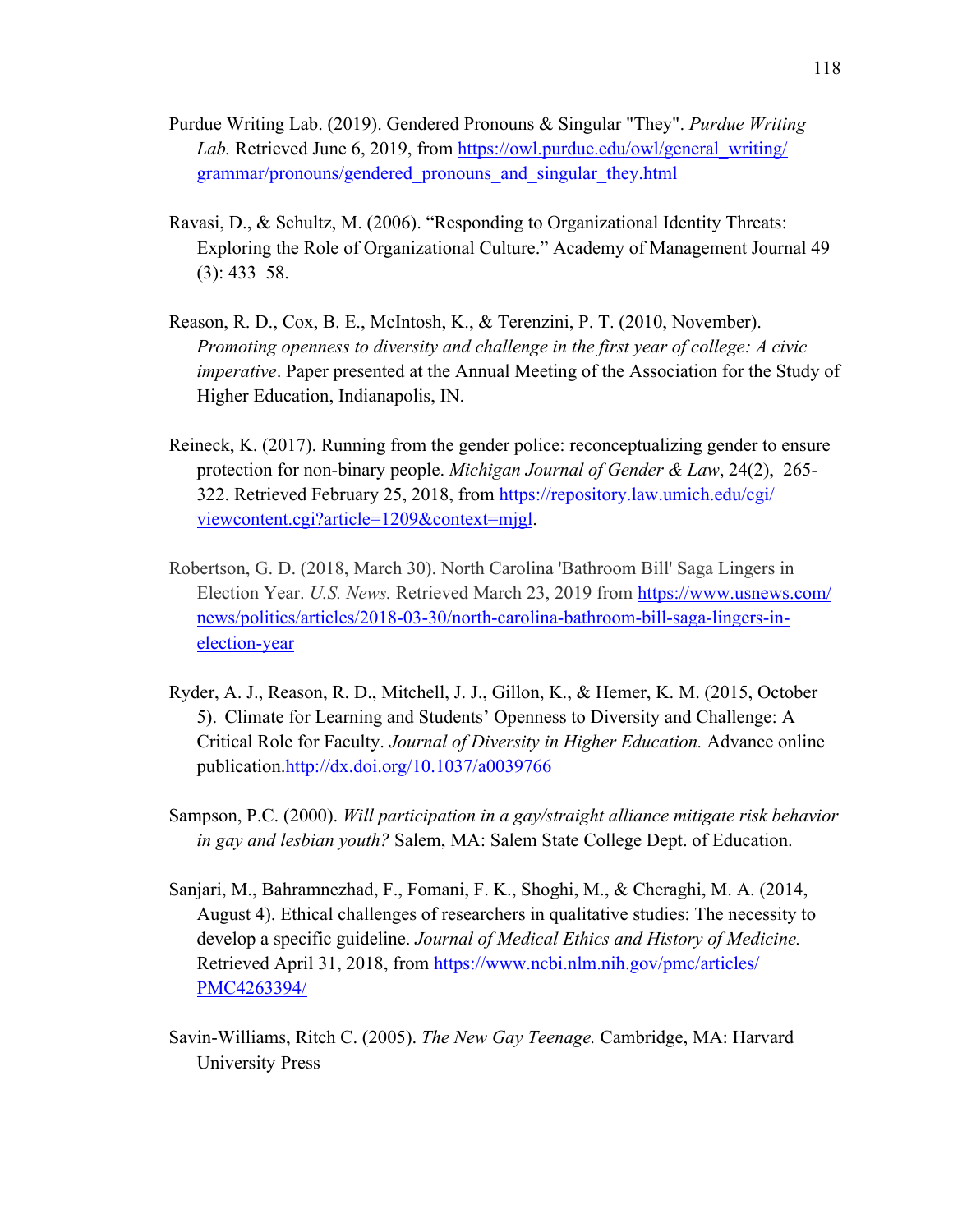Purdue Writing Lab. (2019). Gendered Pronouns & Singular "They". *Purdue Writing Lab.* Retrieved June 6, 2019, from https://owl.purdue.edu/owl/general_writing/grammar/pronouns/gendered_pronouns_and_singular_they.html

Ravasi, D., & Schultz, M. (2006). "Responding to Organizational Identity Threats: Exploring the Role of Organizational Culture." Academy of Management Journal 49 (3): 433–58.

Reason, R. D., Cox, B. E., McIntosh, K., & Terenzini, P. T. (2010, November). *Promoting openness to diversity and challenge in the first year of college: A civic imperative*. Paper presented at the Annual Meeting of the Association for the Study of Higher Education, Indianapolis, IN.

Reineck, K. (2017). Running from the gender police: reconceptualizing gender to ensure protection for non-binary people. *Michigan Journal of Gender & Law*, 24(2), 265-322. Retrieved February 25, 2018, from https://repository.law.umich.edu/cgi/viewcontent.cgi?article=1209&context=mjgl.

Robertson, G. D. (2018, March 30). North Carolina 'Bathroom Bill' Saga Lingers in Election Year. *U.S. News.* Retrieved March 23, 2019 from https://www.usnews.com/news/politics/articles/2018-03-30/north-carolina-bathroom-bill-saga-lingers-in-election-year

Ryder, A. J., Reason, R. D., Mitchell, J. J., Gillon, K., & Hemer, K. M. (2015, October 5). Climate for Learning and Students' Openness to Diversity and Challenge: A Critical Role for Faculty. *Journal of Diversity in Higher Education.* Advance online publication.http://dx.doi.org/10.1037/a0039766

Sampson, P.C. (2000). *Will participation in a gay/straight alliance mitigate risk behavior in gay and lesbian youth?* Salem, MA: Salem State College Dept. of Education.

Sanjari, M., Bahramnezhad, F., Fomani, F. K., Shoghi, M., & Cheraghi, M. A. (2014, August 4). Ethical challenges of researchers in qualitative studies: The necessity to develop a specific guideline. *Journal of Medical Ethics and History of Medicine.* Retrieved April 31, 2018, from https://www.ncbi.nlm.nih.gov/pmc/articles/PMC4263394/

Savin-Williams, Ritch C. (2005). *The New Gay Teenage.* Cambridge, MA: Harvard University Press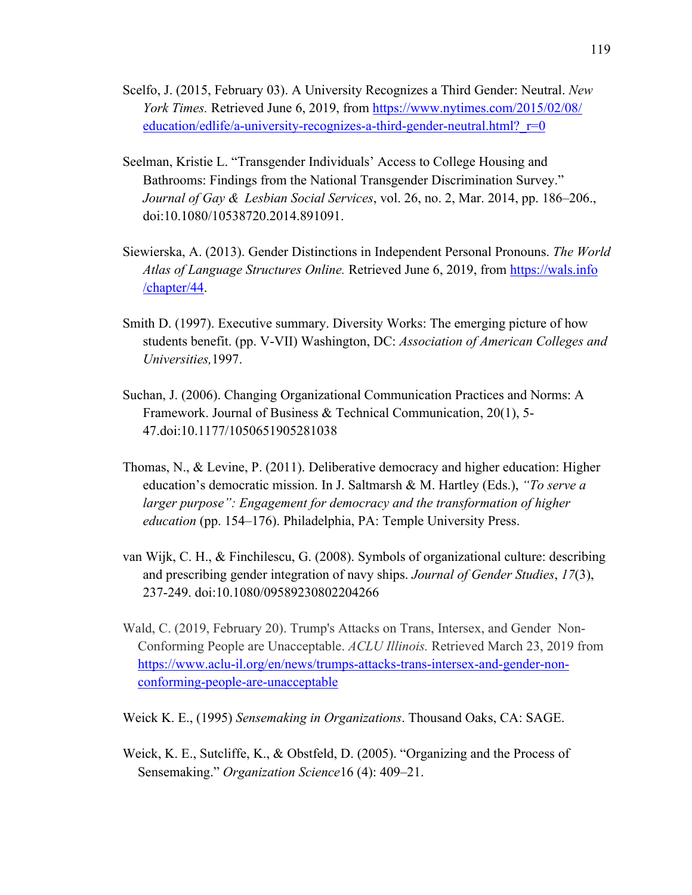Scelfo, J. (2015, February 03). A University Recognizes a Third Gender: Neutral. *New York Times.* Retrieved June 6, 2019, from [https://www.nytimes.com/2015/02/08/education/edlife/a-university-recognizes-a-third-gender-neutral.html?_r=0](https://www.nytimes.com/2015/02/08/education/edlife/a-university-recognizes-a-third-gender-neutral.html?_r=0)

Seelman, Kristie L. "Transgender Individuals' Access to College Housing and Bathrooms: Findings from the National Transgender Discrimination Survey." *Journal of Gay & Lesbian Social Services*, vol. 26, no. 2, Mar. 2014, pp. 186–206., doi:10.1080/10538720.2014.891091.

Siewierska, A. (2013). Gender Distinctions in Independent Personal Pronouns. *The World Atlas of Language Structures Online.* Retrieved June 6, 2019, from [https://wals.info/chapter/44](https://wals.info/chapter/44).

Smith D. (1997). Executive summary. Diversity Works: The emerging picture of how students benefit. (pp. V-VII) Washington, DC: *Association of American Colleges and Universities,*1997.

Suchan, J. (2006). Changing Organizational Communication Practices and Norms: A Framework. Journal of Business & Technical Communication, 20(1), 5-47.doi:10.1177/1050651905281038

Thomas, N., & Levine, P. (2011). Deliberative democracy and higher education: Higher education's democratic mission. In J. Saltmarsh & M. Hartley (Eds.), *"To serve a larger purpose": Engagement for democracy and the transformation of higher education* (pp. 154–176). Philadelphia, PA: Temple University Press.

van Wijk, C. H., & Finchilescu, G. (2008). Symbols of organizational culture: describing and prescribing gender integration of navy ships. *Journal of Gender Studies*, *17*(3), 237-249. doi:10.1080/09589230802204266

Wald, C. (2019, February 20). Trump's Attacks on Trans, Intersex, and Gender Non-Conforming People are Unacceptable. *ACLU Illinois.* Retrieved March 23, 2019 from [https://www.aclu-il.org/en/news/trumps-attacks-trans-intersex-and-gender-non-conforming-people-are-unacceptable](https://www.aclu-il.org/en/news/trumps-attacks-trans-intersex-and-gender-non-conforming-people-are-unacceptable)

Weick K. E., (1995) *Sensemaking in Organizations*. Thousand Oaks, CA: SAGE.

Weick, K. E., Sutcliffe, K., & Obstfeld, D. (2005). "Organizing and the Process of Sensemaking." *Organization Science*16 (4): 409–21.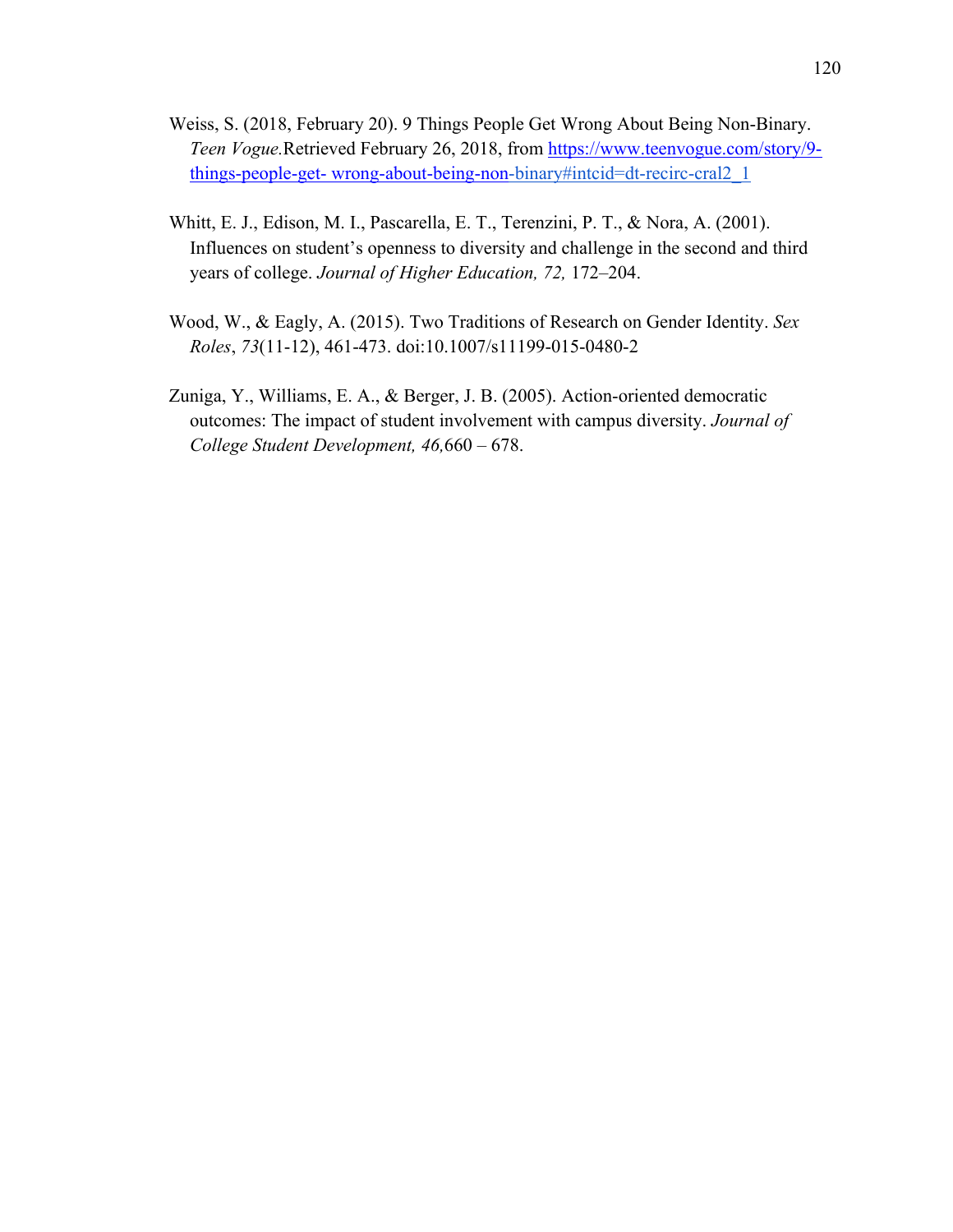Weiss, S. (2018, February 20). 9 Things People Get Wrong About Being Non-Binary. *Teen Vogue.*Retrieved February 26, 2018, from https://www.teenvogue.com/story/9-things-people-get- wrong-about-being-non-binary#intcid=dt-recirc-cral2_1

Whitt, E. J., Edison, M. I., Pascarella, E. T., Terenzini, P. T., & Nora, A. (2001). Influences on student's openness to diversity and challenge in the second and third years of college. *Journal of Higher Education, 72,* 172–204.

Wood, W., & Eagly, A. (2015). Two Traditions of Research on Gender Identity. *Sex Roles*, *73*(11-12), 461-473. doi:10.1007/s11199-015-0480-2

Zuniga, Y., Williams, E. A., & Berger, J. B. (2005). Action-oriented democratic outcomes: The impact of student involvement with campus diversity. *Journal of College Student Development, 46,*660 – 678.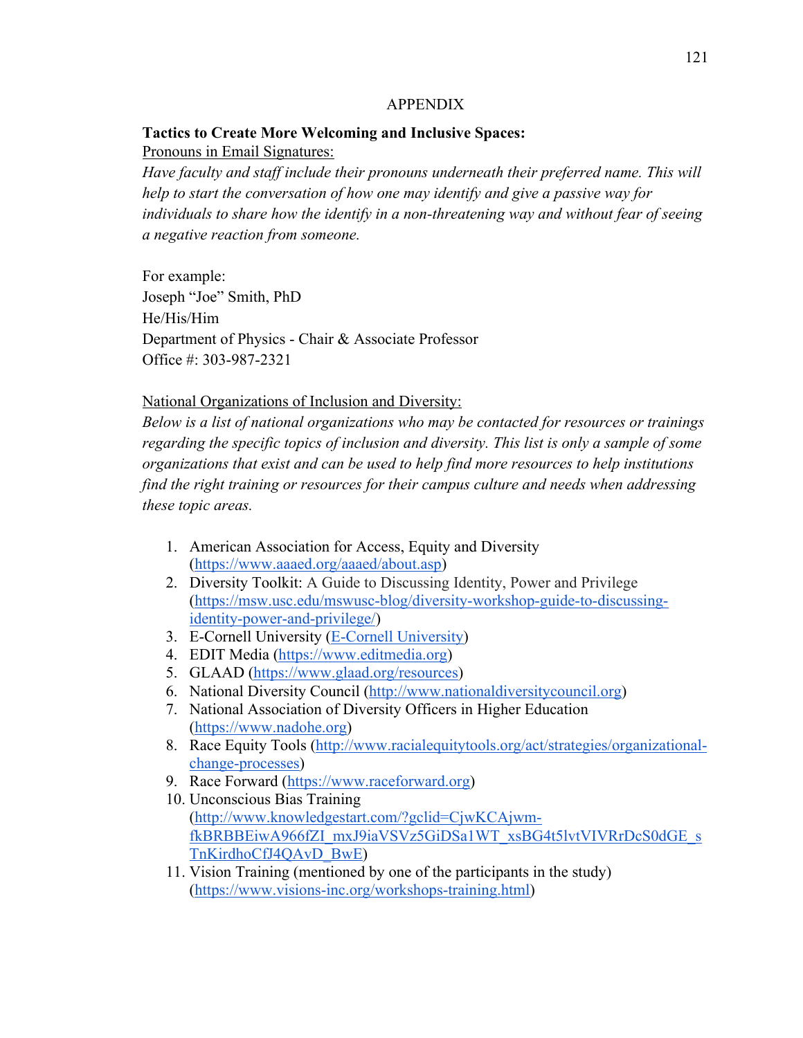# APPENDIX

**Tactics to Create More Welcoming and Inclusive Spaces:**

<u>Pronouns in Email Signatures:</u>

*Have faculty and staff include their pronouns underneath their preferred name. This will help to start the conversation of how one may identify and give a passive way for individuals to share how the identify in a non-threatening way and without fear of seeing a negative reaction from someone.*

For example:
Joseph "Joe" Smith, PhD
He/His/Him
Department of Physics - Chair & Associate Professor
Office #: 303-987-2321

<u>National Organizations of Inclusion and Diversity:</u>

*Below is a list of national organizations who may be contacted for resources or trainings regarding the specific topics of inclusion and diversity. This list is only a sample of some organizations that exist and can be used to help find more resources to help institutions find the right training or resources for their campus culture and needs when addressing these topic areas.*

1. American Association for Access, Equity and Diversity (https://www.aaaed.org/aaaed/about.asp)
2. Diversity Toolkit: A Guide to Discussing Identity, Power and Privilege (https://msw.usc.edu/mswusc-blog/diversity-workshop-guide-to-discussing-identity-power-and-privilege/)
3. E-Cornell University (E-Cornell University)
4. EDIT Media (https://www.editmedia.org)
5. GLAAD (https://www.glaad.org/resources)
6. National Diversity Council (http://www.nationaldiversitycouncil.org)
7. National Association of Diversity Officers in Higher Education (https://www.nadohe.org)
8. Race Equity Tools (http://www.racialequitytools.org/act/strategies/organizational-change-processes)
9. Race Forward (https://www.raceforward.org)
10. Unconscious Bias Training (http://www.knowledgestart.com/?gclid=CjwKCAjwm-fkBRBBEiwA966fZI_mxJ9iaVSVz5GiDSa1WT_xsBG4t5lvtVIVRrDcS0dGE_sTnKirdhoCfJ4QAvD_BwE)
11. Vision Training (mentioned by one of the participants in the study) (https://www.visions-inc.org/workshops-training.html)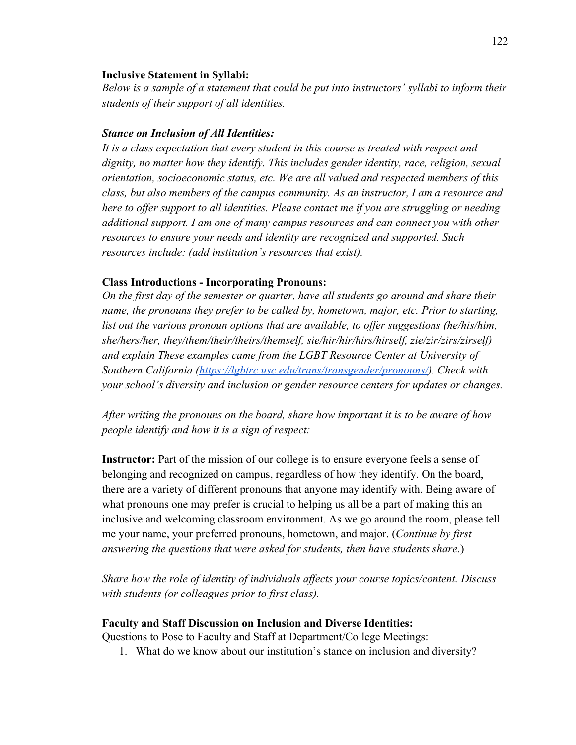**Inclusive Statement in Syllabi:**

*Below is a sample of a statement that could be put into instructors' syllabi to inform their students of their support of all identities.*

***Stance on Inclusion of All Identities:***

*It is a class expectation that every student in this course is treated with respect and dignity, no matter how they identify. This includes gender identity, race, religion, sexual orientation, socioeconomic status, etc. We are all valued and respected members of this class, but also members of the campus community. As an instructor, I am a resource and here to offer support to all identities. Please contact me if you are struggling or needing additional support. I am one of many campus resources and can connect you with other resources to ensure your needs and identity are recognized and supported. Such resources include: (add institution's resources that exist).*

**Class Introductions - Incorporating Pronouns:**

*On the first day of the semester or quarter, have all students go around and share their name, the pronouns they prefer to be called by, hometown, major, etc. Prior to starting, list out the various pronoun options that are available, to offer suggestions (he/his/him, she/hers/her, they/them/their/theirs/themself, sie/hir/hir/hirs/hirself, zie/zir/zirs/zirself) and explain These examples came from the LGBT Resource Center at University of Southern California ([https://lgbtrc.usc.edu/trans/transgender/pronouns/](https://lgbtrc.usc.edu/trans/transgender/pronouns/)). Check with your school's diversity and inclusion or gender resource centers for updates or changes.*

*After writing the pronouns on the board, share how important it is to be aware of how people identify and how it is a sign of respect:*

**Instructor:** Part of the mission of our college is to ensure everyone feels a sense of belonging and recognized on campus, regardless of how they identify. On the board, there are a variety of different pronouns that anyone may identify with. Being aware of what pronouns one may prefer is crucial to helping us all be a part of making this an inclusive and welcoming classroom environment. As we go around the room, please tell me your name, your preferred pronouns, hometown, and major. (*Continue by first answering the questions that were asked for students, then have students share.*)

*Share how the role of identity of individuals affects your course topics/content. Discuss with students (or colleagues prior to first class).*

**Faculty and Staff Discussion on Inclusion and Diverse Identities:**

<u>Questions to Pose to Faculty and Staff at Department/College Meetings:</u>

1. What do we know about our institution's stance on inclusion and diversity?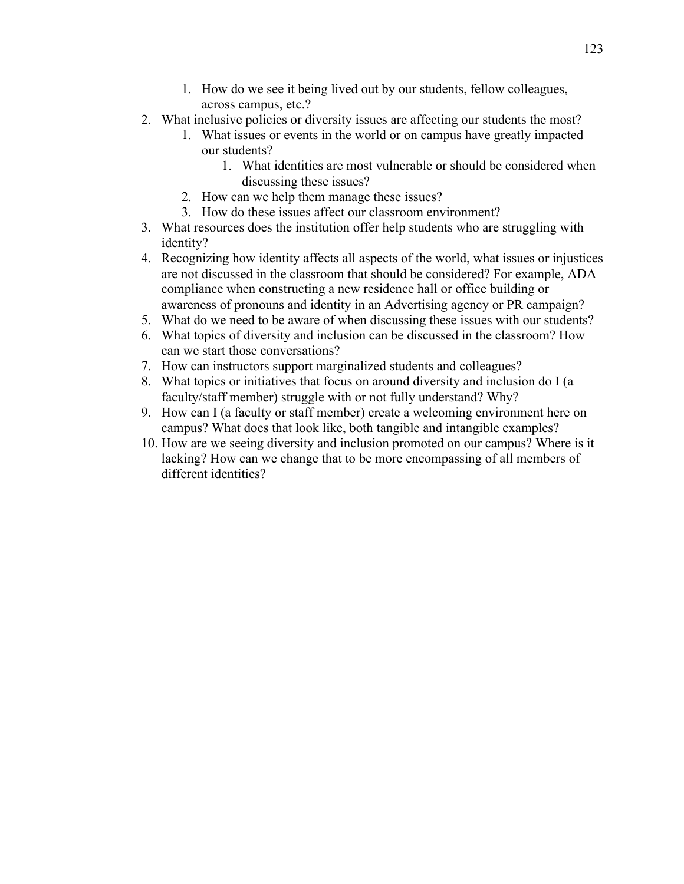1. How do we see it being lived out by our students, fellow colleagues, across campus, etc.?
2. What inclusive policies or diversity issues are affecting our students the most?
    1. What issues or events in the world or on campus have greatly impacted our students?
        1. What identities are most vulnerable or should be considered when discussing these issues?
    2. How can we help them manage these issues?
    3. How do these issues affect our classroom environment?
3. What resources does the institution offer help students who are struggling with identity?
4. Recognizing how identity affects all aspects of the world, what issues or injustices are not discussed in the classroom that should be considered? For example, ADA compliance when constructing a new residence hall or office building or awareness of pronouns and identity in an Advertising agency or PR campaign?
5. What do we need to be aware of when discussing these issues with our students?
6. What topics of diversity and inclusion can be discussed in the classroom? How can we start those conversations?
7. How can instructors support marginalized students and colleagues?
8. What topics or initiatives that focus on around diversity and inclusion do I (a faculty/staff member) struggle with or not fully understand? Why?
9. How can I (a faculty or staff member) create a welcoming environment here on campus? What does that look like, both tangible and intangible examples?
10. How are we seeing diversity and inclusion promoted on our campus? Where is it lacking? How can we change that to be more encompassing of all members of different identities?